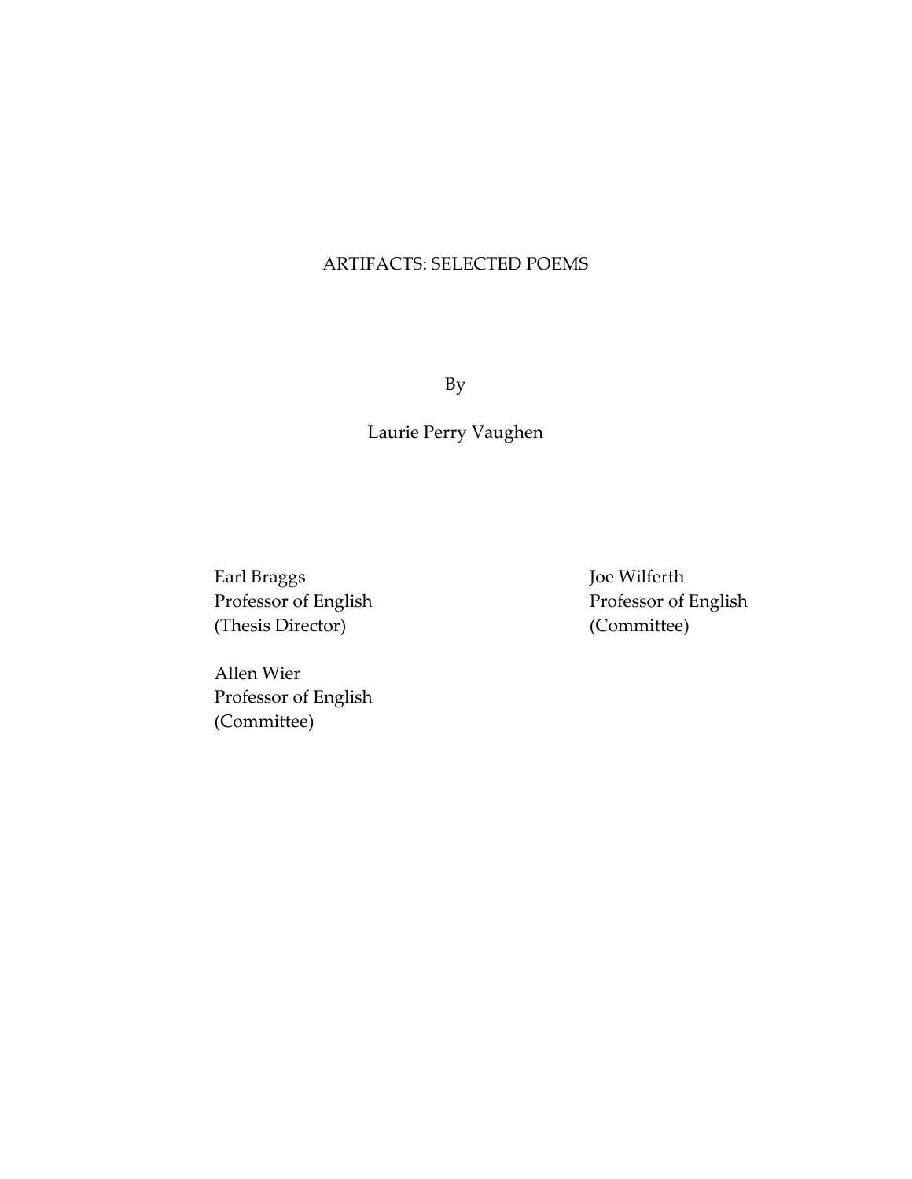# ARTIFACTS: SELECTED POEMS

By

Laurie Perry Vaughen

Earl Braggs
Professor of English
(Thesis Director)

Joe Wilferth
Professor of English
(Committee)

Allen Wier
Professor of English
(Committee)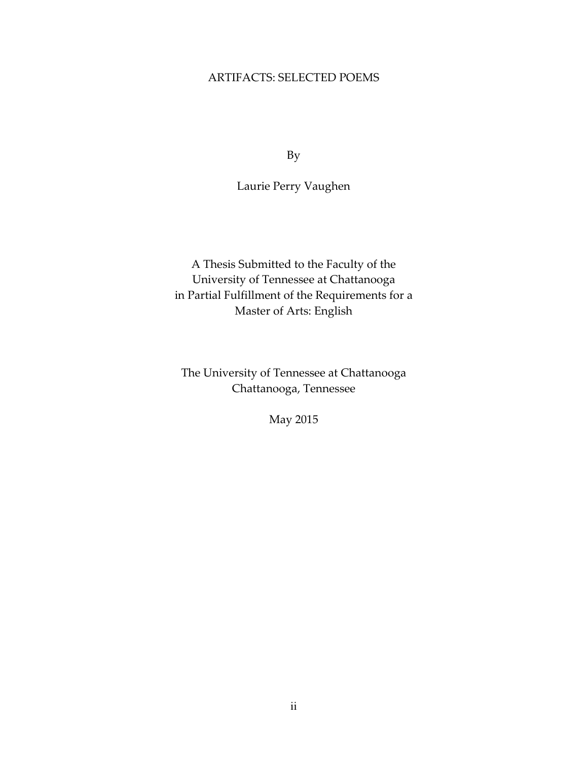# ARTIFACTS: SELECTED POEMS

By

Laurie Perry Vaughen

A Thesis Submitted to the Faculty of the
University of Tennessee at Chattanooga
in Partial Fulfillment of the Requirements for a
Master of Arts: English

The University of Tennessee at Chattanooga
Chattanooga, Tennessee

May 2015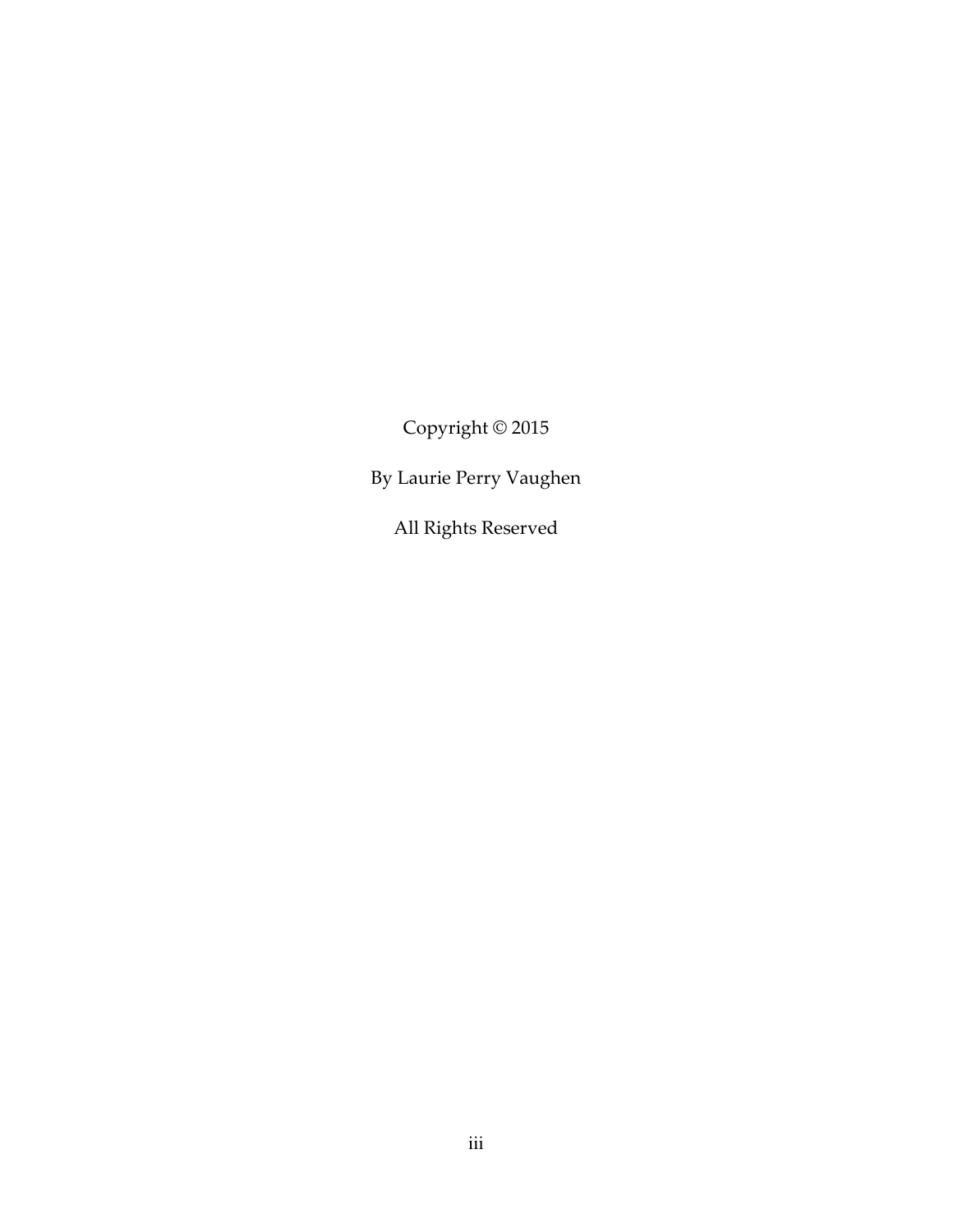Copyright © 2015

By Laurie Perry Vaughen

All Rights Reserved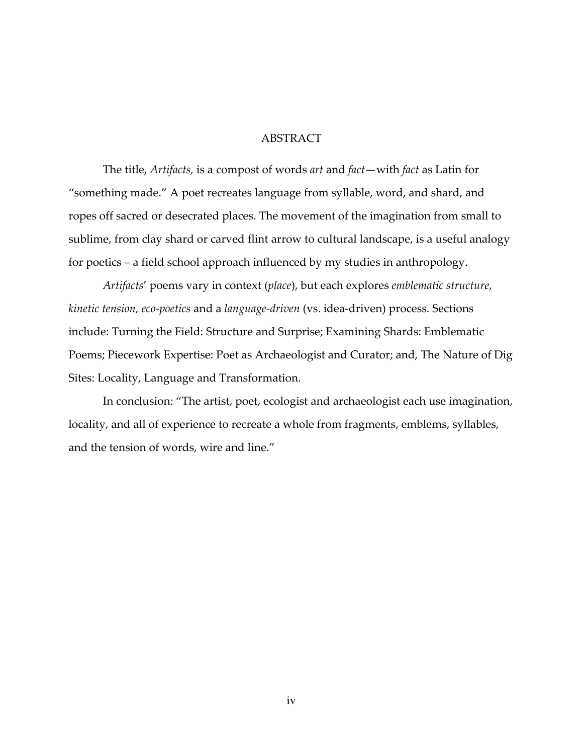# ABSTRACT

The title, *Artifacts,* is a compost of words *art* and *fact*—with *fact* as Latin for "something made." A poet recreates language from syllable, word, and shard, and ropes off sacred or desecrated places. The movement of the imagination from small to sublime, from clay shard or carved flint arrow to cultural landscape, is a useful analogy for poetics – a field school approach influenced by my studies in anthropology.

*Artifacts*' poems vary in context (*place*), but each explores *emblematic structure*, *kinetic tension, eco-poetics* and a *language-driven* (vs. idea-driven) process. Sections include: Turning the Field: Structure and Surprise; Examining Shards: Emblematic Poems; Piecework Expertise: Poet as Archaeologist and Curator; and, The Nature of Dig Sites: Locality, Language and Transformation.

In conclusion: "The artist, poet, ecologist and archaeologist each use imagination, locality, and all of experience to recreate a whole from fragments, emblems, syllables, and the tension of words, wire and line."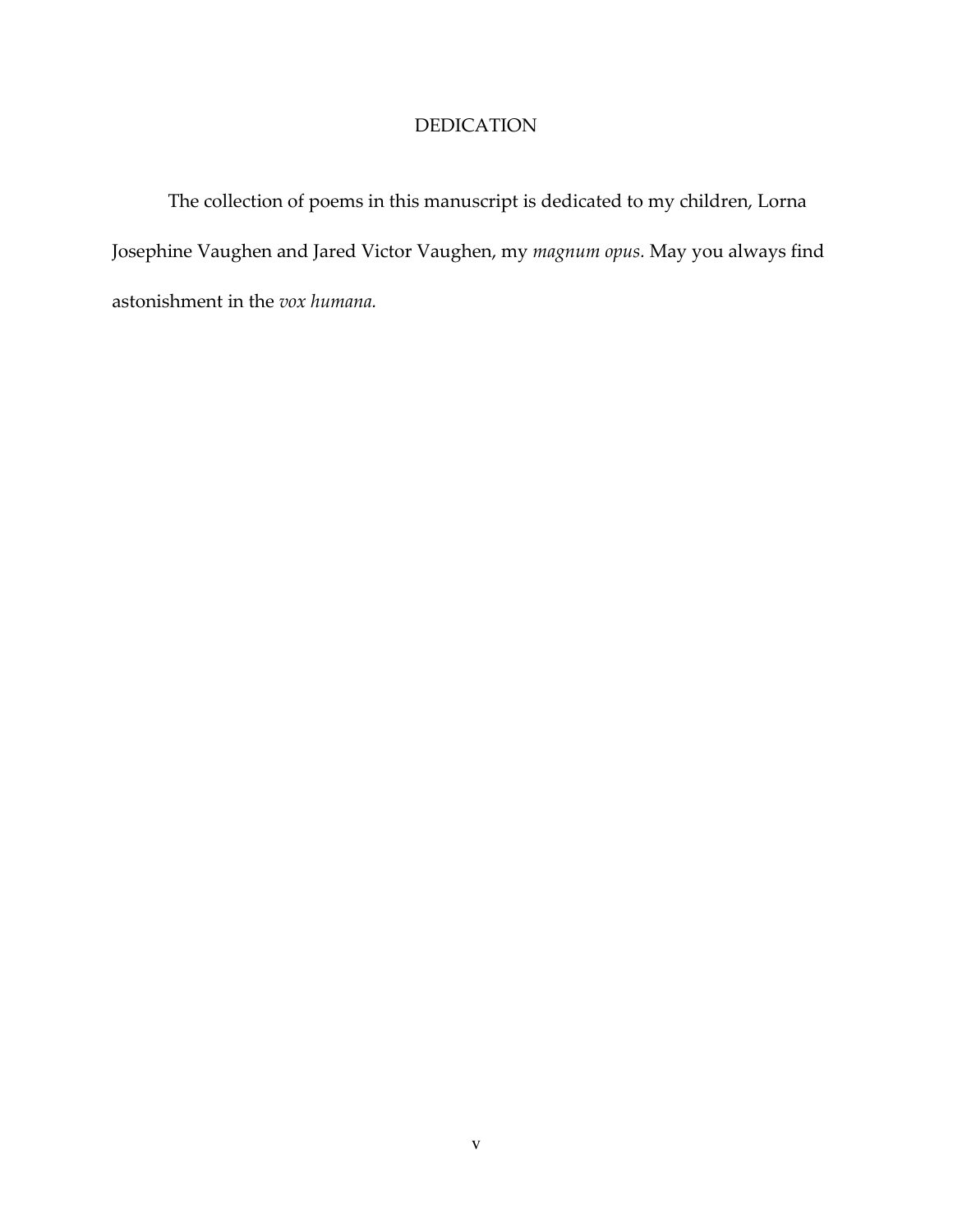# DEDICATION

The collection of poems in this manuscript is dedicated to my children, Lorna Josephine Vaughen and Jared Victor Vaughen, my *magnum opus.* May you always find astonishment in the *vox humana.*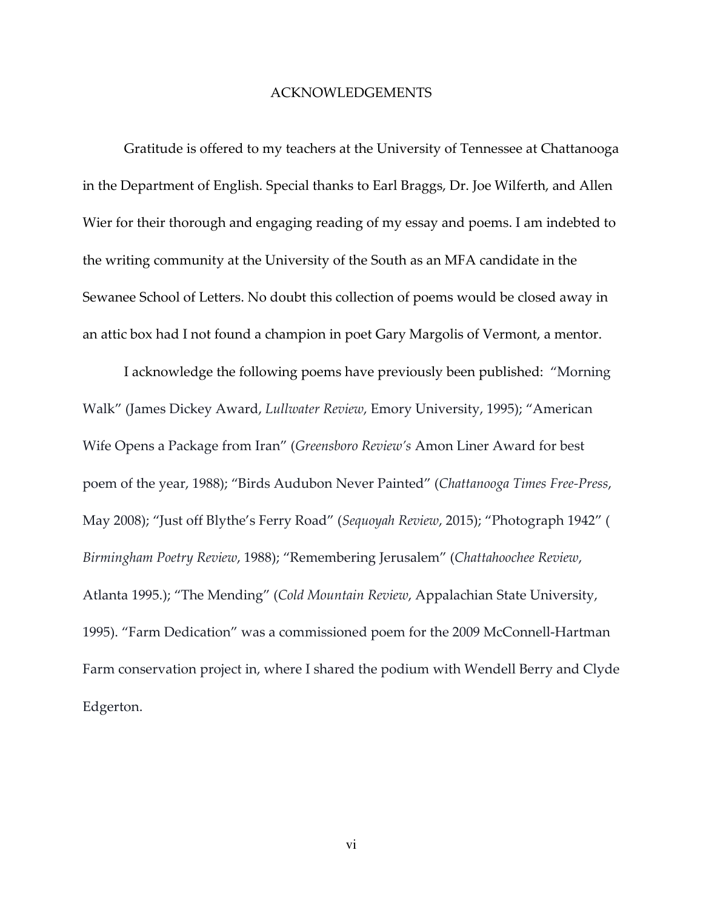# ACKNOWLEDGEMENTS

Gratitude is offered to my teachers at the University of Tennessee at Chattanooga in the Department of English. Special thanks to Earl Braggs, Dr. Joe Wilferth, and Allen Wier for their thorough and engaging reading of my essay and poems. I am indebted to the writing community at the University of the South as an MFA candidate in the Sewanee School of Letters. No doubt this collection of poems would be closed away in an attic box had I not found a champion in poet Gary Margolis of Vermont, a mentor.

I acknowledge the following poems have previously been published: "Morning Walk" (James Dickey Award, *Lullwater Review*, Emory University, 1995); "American Wife Opens a Package from Iran" (*Greensboro Review's* Amon Liner Award for best poem of the year, 1988); "Birds Audubon Never Painted" (*Chattanooga Times Free-Press*, May 2008); "Just off Blythe's Ferry Road" (*Sequoyah Review*, 2015); "Photograph 1942" ( *Birmingham Poetry Review*, 1988); "Remembering Jerusalem" (*Chattahoochee Review*, Atlanta 1995.); "The Mending" (*Cold Mountain Review*, Appalachian State University, 1995). "Farm Dedication" was a commissioned poem for the 2009 McConnell-Hartman Farm conservation project in, where I shared the podium with Wendell Berry and Clyde Edgerton.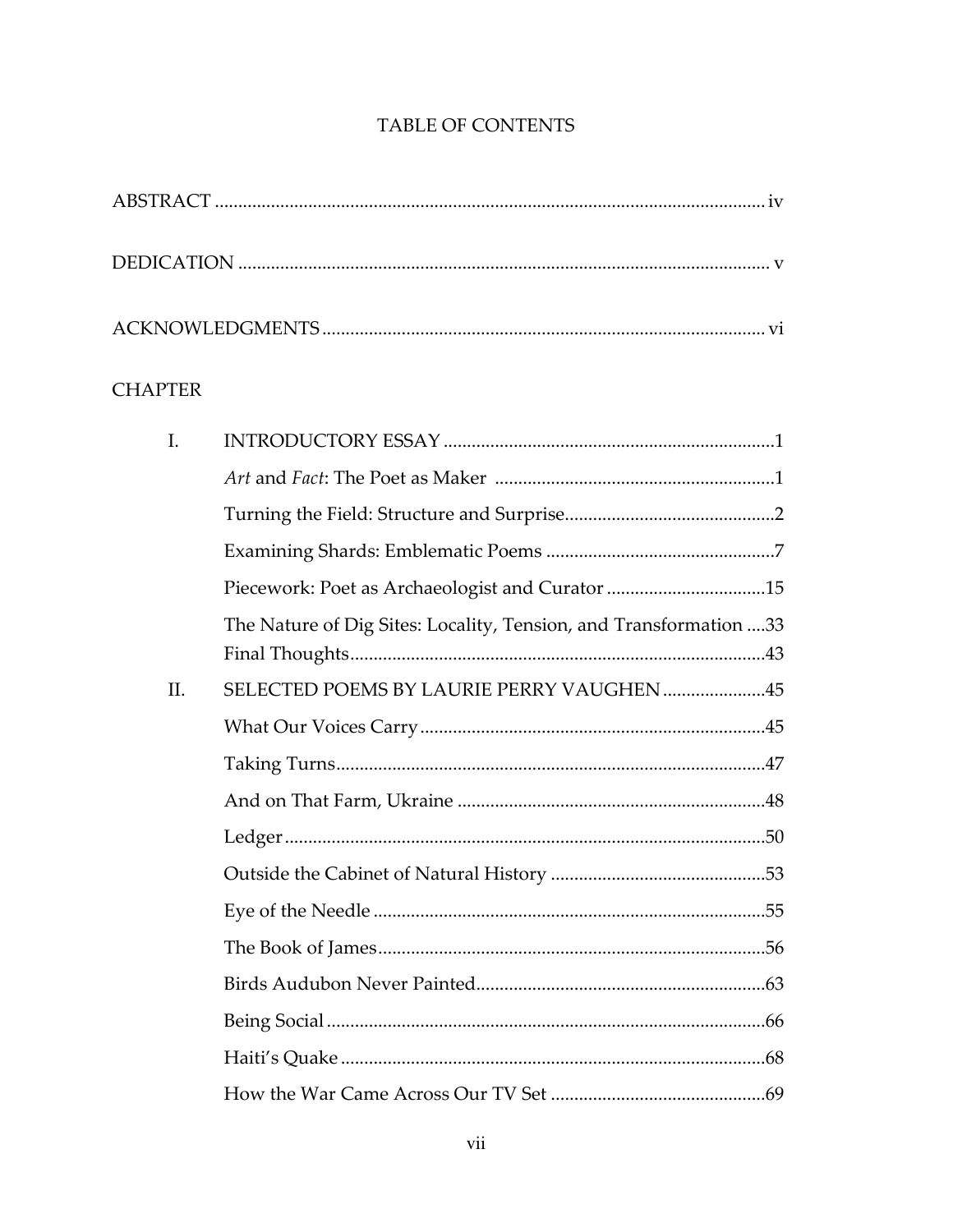# TABLE OF CONTENTS

ABSTRACT .................................................................................................................. iv

DEDICATION ............................................................................................................. v

ACKNOWLEDGMENTS ............................................................................................ vi

CHAPTER

I. INTRODUCTORY ESSAY .......................................................................1

*Art* and *Fact*: The Poet as Maker ............................................................1

Turning the Field: Structure and Surprise.............................................2

Examining Shards: Emblematic Poems .................................................7

Piecework: Poet as Archaeologist and Curator ..................................15

The Nature of Dig Sites: Locality, Tension, and Transformation ....33

Final Thoughts.........................................................................................43

II. SELECTED POEMS BY LAURIE PERRY VAUGHEN ......................45

What Our Voices Carry..........................................................................45

Taking Turns............................................................................................47

And on That Farm, Ukraine ..................................................................48

Ledger.......................................................................................................50

Outside the Cabinet of Natural History ..............................................53

Eye of the Needle ....................................................................................55

The Book of James...................................................................................56

Birds Audubon Never Painted..............................................................63

Being Social..............................................................................................66

Haiti's Quake ...........................................................................................68

How the War Came Across Our TV Set ..............................................69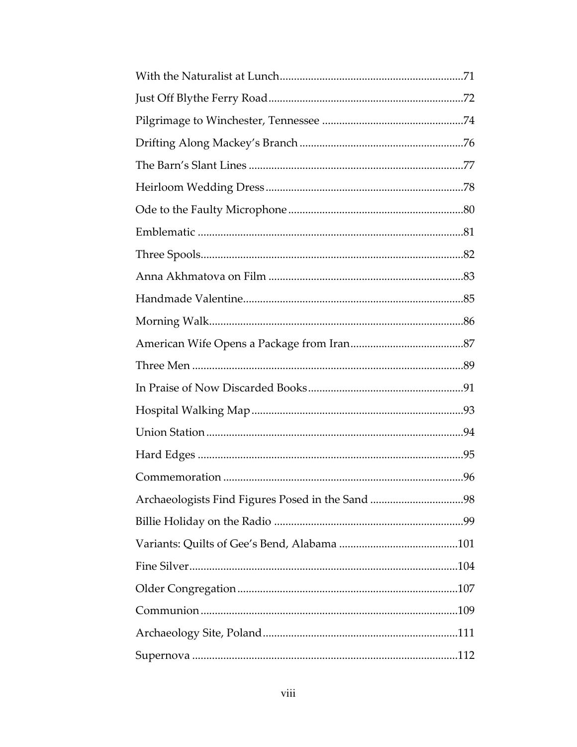With the Naturalist at Lunch....71

Just Off Blythe Ferry Road....72

Pilgrimage to Winchester, Tennessee....74

Drifting Along Mackey's Branch....76

The Barn's Slant Lines....77

Heirloom Wedding Dress....78

Ode to the Faulty Microphone....80

Emblematic....81

Three Spools....82

Anna Akhmatova on Film....83

Handmade Valentine....85

Morning Walk....86

American Wife Opens a Package from Iran....87

Three Men....89

In Praise of Now Discarded Books....91

Hospital Walking Map....93

Union Station....94

Hard Edges....95

Commemoration....96

Archaeologists Find Figures Posed in the Sand....98

Billie Holiday on the Radio....99

Variants: Quilts of Gee's Bend, Alabama....101

Fine Silver....104

Older Congregation....107

Communion....109

Archaeology Site, Poland....111

Supernova....112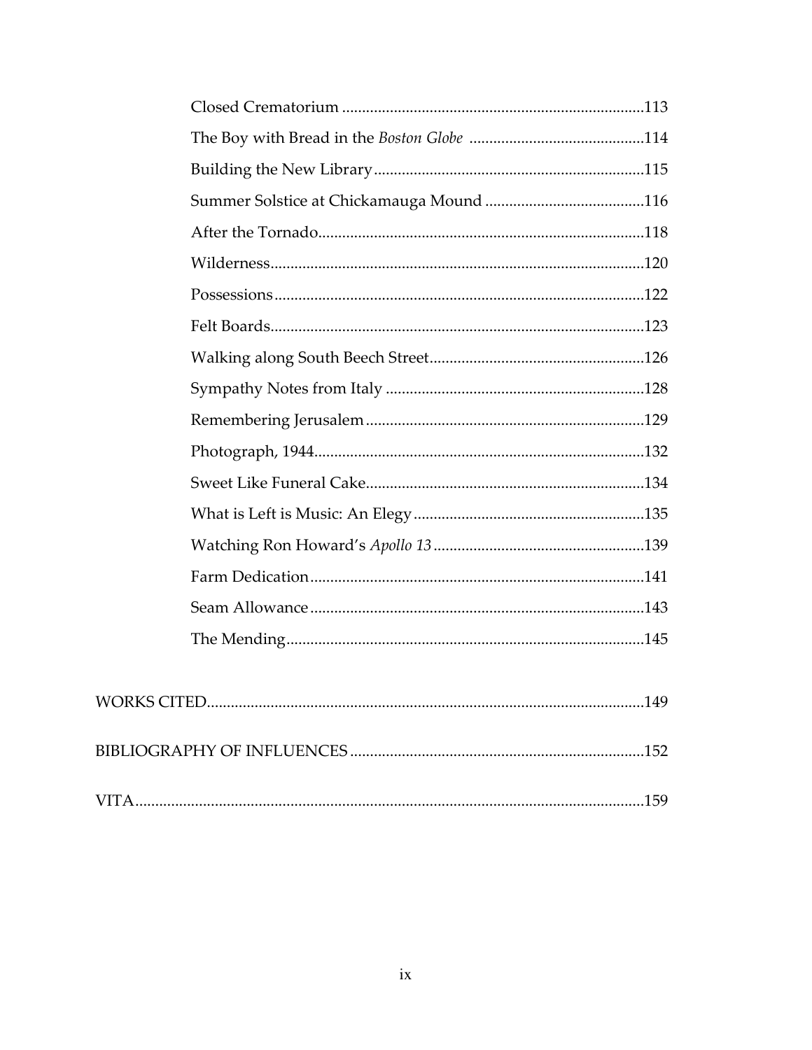Closed Crematorium ....................................................................113

The Boy with Bread in the *Boston Globe* ...........................................114

Building the New Library...................................................................115

Summer Solstice at Chickamauga Mound ........................................116

After the Tornado................................................................................118

Wilderness............................................................................................120

Possessions...........................................................................................122

Felt Boards............................................................................................123

Walking along South Beech Street.....................................................126

Sympathy Notes from Italy ................................................................128

Remembering Jerusalem.....................................................................129

Photograph, 1944..................................................................................132

Sweet Like Funeral Cake.....................................................................134

What is Left is Music: An Elegy.........................................................135

Watching Ron Howard's *Apollo 13*....................................................139

Farm Dedication...................................................................................141

Seam Allowance...................................................................................143

The Mending.........................................................................................145

WORKS CITED............................................................................................149

BIBLIOGRAPHY OF INFLUENCES.........................................................152

VITA..............................................................................................................159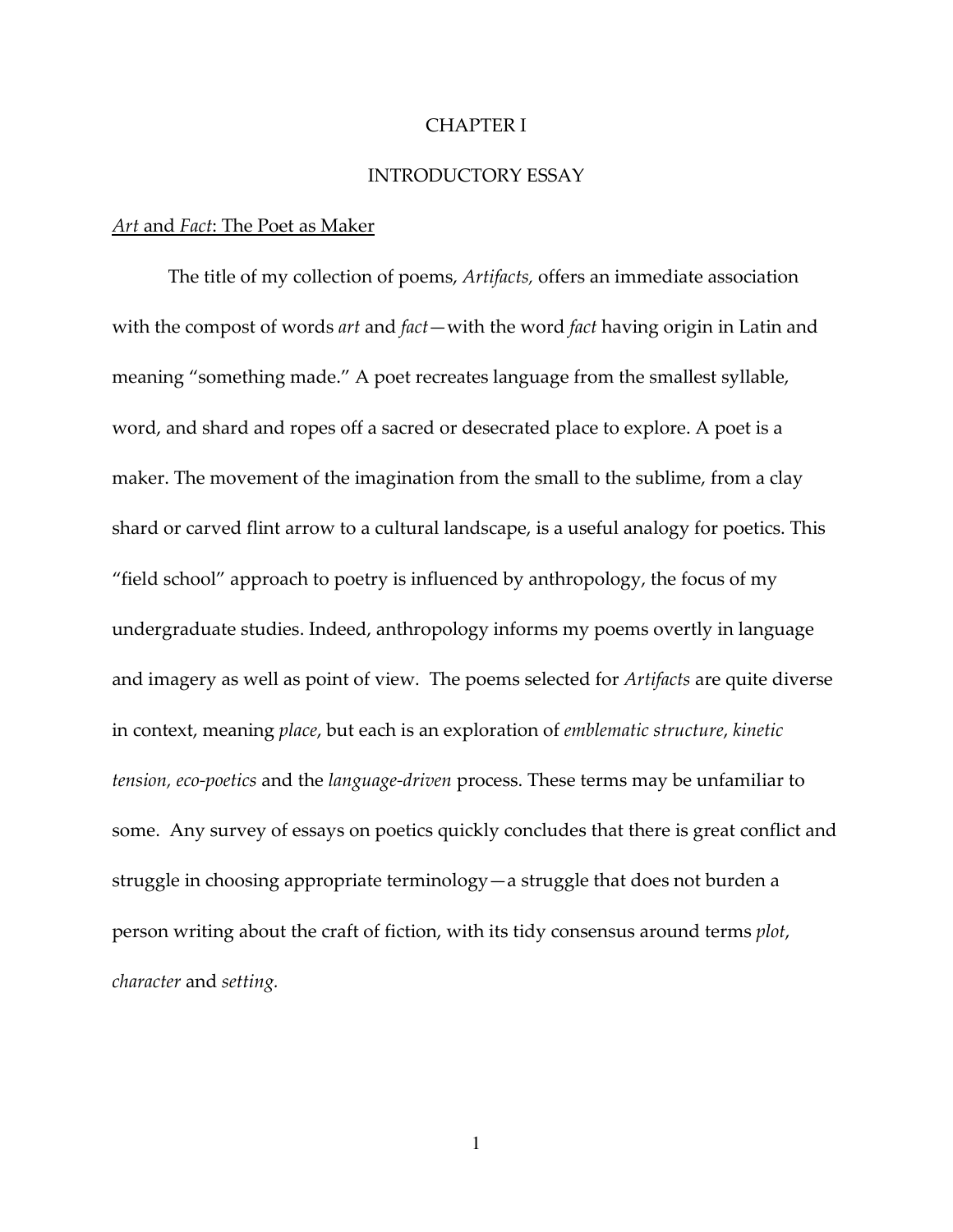# CHAPTER I

## INTRODUCTORY ESSAY

### *Art* and *Fact*: The Poet as Maker

The title of my collection of poems, *Artifacts,* offers an immediate association with the compost of words *art* and *fact*—with the word *fact* having origin in Latin and meaning "something made." A poet recreates language from the smallest syllable, word, and shard and ropes off a sacred or desecrated place to explore. A poet is a maker. The movement of the imagination from the small to the sublime, from a clay shard or carved flint arrow to a cultural landscape, is a useful analogy for poetics. This "field school" approach to poetry is influenced by anthropology, the focus of my undergraduate studies. Indeed, anthropology informs my poems overtly in language and imagery as well as point of view. The poems selected for *Artifacts* are quite diverse in context, meaning *place*, but each is an exploration of *emblematic structure*, *kinetic tension, eco-poetics* and the *language-driven* process. These terms may be unfamiliar to some. Any survey of essays on poetics quickly concludes that there is great conflict and struggle in choosing appropriate terminology—a struggle that does not burden a person writing about the craft of fiction, with its tidy consensus around terms *plot*, *character* and *setting.*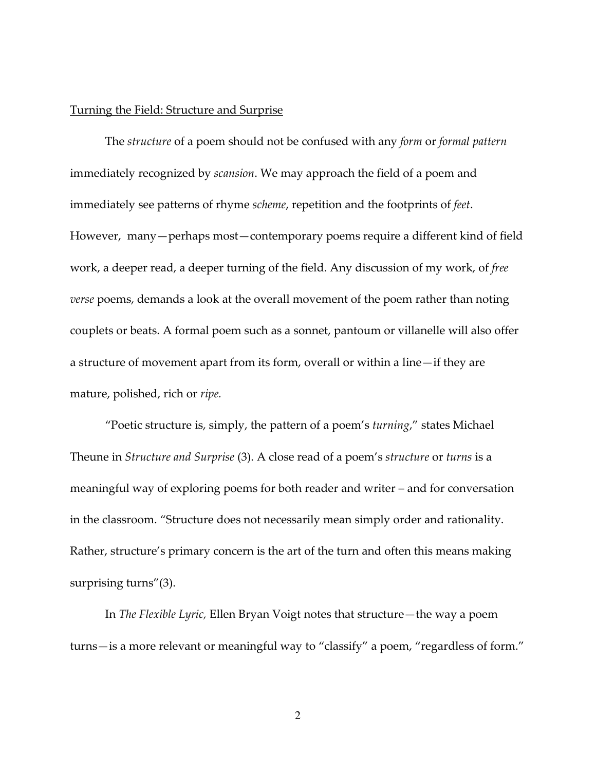<u>Turning the Field: Structure and Surprise</u>

The *structure* of a poem should not be confused with any *form* or *formal pattern* immediately recognized by *scansion*. We may approach the field of a poem and immediately see patterns of rhyme *scheme*, repetition and the footprints of *feet*. However, many—perhaps most—contemporary poems require a different kind of field work, a deeper read, a deeper turning of the field. Any discussion of my work, of *free verse* poems, demands a look at the overall movement of the poem rather than noting couplets or beats. A formal poem such as a sonnet, pantoum or villanelle will also offer a structure of movement apart from its form, overall or within a line—if they are mature, polished, rich or *ripe.*

"Poetic structure is, simply, the pattern of a poem's *turning*," states Michael Theune in *Structure and Surprise* (3). A close read of a poem's *structure* or *turns* is a meaningful way of exploring poems for both reader and writer – and for conversation in the classroom. "Structure does not necessarily mean simply order and rationality. Rather, structure's primary concern is the art of the turn and often this means making surprising turns"(3).

In *The Flexible Lyric,* Ellen Bryan Voigt notes that structure—the way a poem turns—is a more relevant or meaningful way to "classify" a poem, "regardless of form."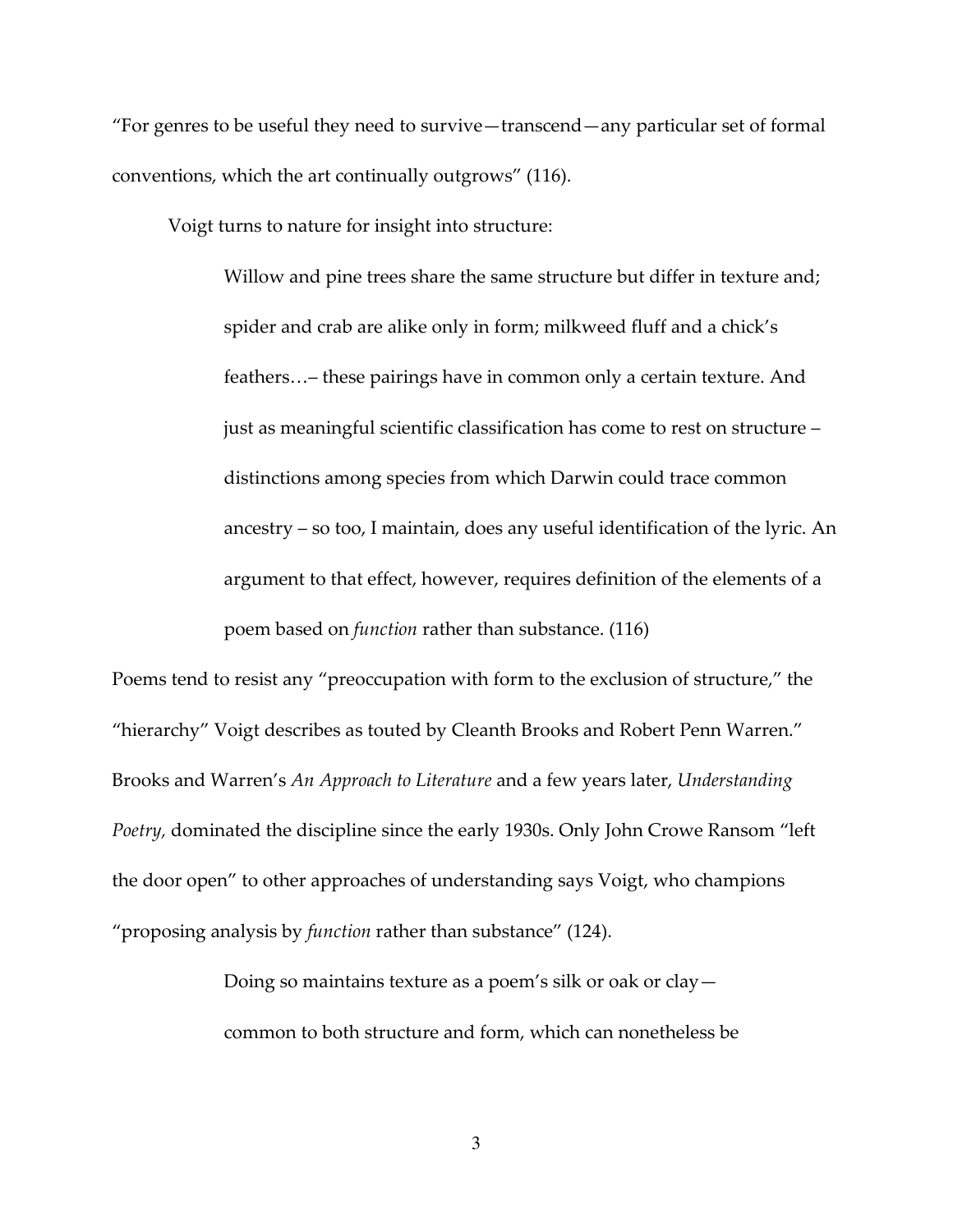"For genres to be useful they need to survive—transcend—any particular set of formal conventions, which the art continually outgrows" (116).

Voigt turns to nature for insight into structure:

> Willow and pine trees share the same structure but differ in texture and; spider and crab are alike only in form; milkweed fluff and a chick's feathers…– these pairings have in common only a certain texture. And just as meaningful scientific classification has come to rest on structure – distinctions among species from which Darwin could trace common ancestry – so too, I maintain, does any useful identification of the lyric. An argument to that effect, however, requires definition of the elements of a poem based on *function* rather than substance. (116)

Poems tend to resist any "preoccupation with form to the exclusion of structure," the "hierarchy" Voigt describes as touted by Cleanth Brooks and Robert Penn Warren." Brooks and Warren's *An Approach to Literature* and a few years later, *Understanding Poetry,* dominated the discipline since the early 1930s. Only John Crowe Ransom "left the door open" to other approaches of understanding says Voigt, who champions "proposing analysis by *function* rather than substance" (124).

> Doing so maintains texture as a poem's silk or oak or clay—
> common to both structure and form, which can nonetheless be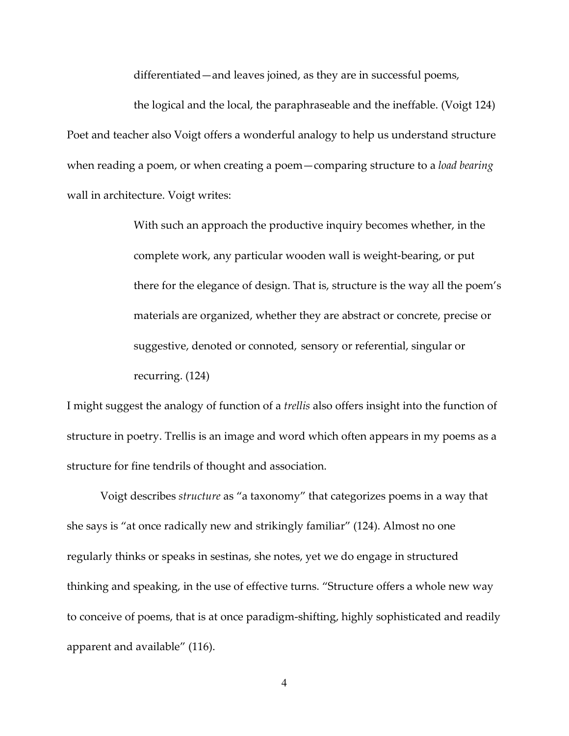> differentiated—and leaves joined, as they are in successful poems,
>
> the logical and the local, the paraphraseable and the ineffable. (Voigt 124)

Poet and teacher also Voigt offers a wonderful analogy to help us understand structure when reading a poem, or when creating a poem—comparing structure to a *load bearing* wall in architecture. Voigt writes:

> With such an approach the productive inquiry becomes whether, in the complete work, any particular wooden wall is weight-bearing, or put there for the elegance of design. That is, structure is the way all the poem's materials are organized, whether they are abstract or concrete, precise or suggestive, denoted or connoted, sensory or referential, singular or recurring. (124)

I might suggest the analogy of function of a *trellis* also offers insight into the function of structure in poetry. Trellis is an image and word which often appears in my poems as a structure for fine tendrils of thought and association.

Voigt describes *structure* as "a taxonomy" that categorizes poems in a way that she says is "at once radically new and strikingly familiar" (124). Almost no one regularly thinks or speaks in sestinas, she notes, yet we do engage in structured thinking and speaking, in the use of effective turns. "Structure offers a whole new way to conceive of poems, that is at once paradigm-shifting, highly sophisticated and readily apparent and available" (116).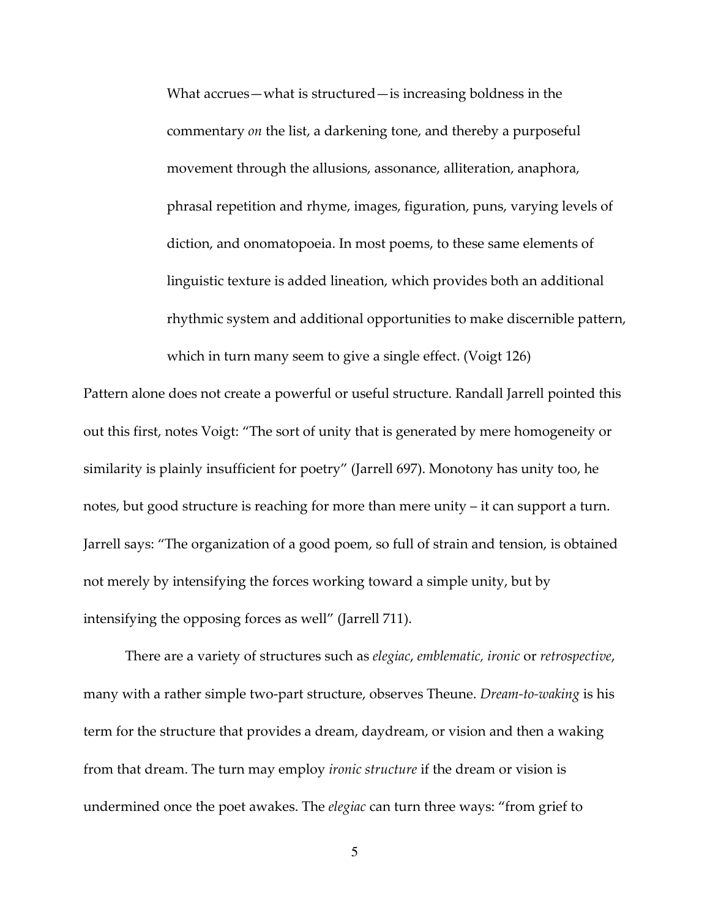> What accrues—what is structured—is increasing boldness in the commentary *on* the list, a darkening tone, and thereby a purposeful movement through the allusions, assonance, alliteration, anaphora, phrasal repetition and rhyme, images, figuration, puns, varying levels of diction, and onomatopoeia. In most poems, to these same elements of linguistic texture is added lineation, which provides both an additional rhythmic system and additional opportunities to make discernible pattern, which in turn many seem to give a single effect. (Voigt 126)

Pattern alone does not create a powerful or useful structure. Randall Jarrell pointed this out this first, notes Voigt: "The sort of unity that is generated by mere homogeneity or similarity is plainly insufficient for poetry" (Jarrell 697). Monotony has unity too, he notes, but good structure is reaching for more than mere unity – it can support a turn. Jarrell says: "The organization of a good poem, so full of strain and tension, is obtained not merely by intensifying the forces working toward a simple unity, but by intensifying the opposing forces as well" (Jarrell 711).

There are a variety of structures such as *elegiac*, *emblematic, ironic* or *retrospective*, many with a rather simple two-part structure, observes Theune. *Dream-to-waking* is his term for the structure that provides a dream, daydream, or vision and then a waking from that dream. The turn may employ *ironic structure* if the dream or vision is undermined once the poet awakes. The *elegiac* can turn three ways: "from grief to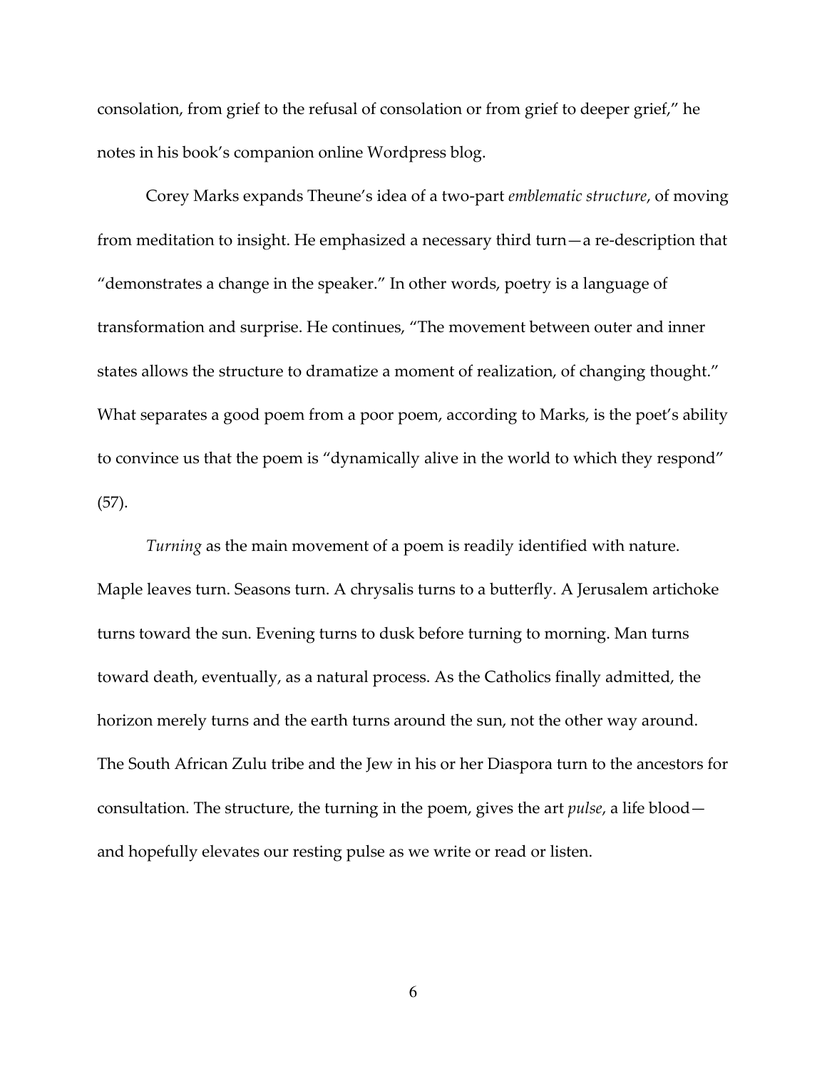consolation, from grief to the refusal of consolation or from grief to deeper grief," he notes in his book's companion online Wordpress blog.

Corey Marks expands Theune's idea of a two-part *emblematic structure*, of moving from meditation to insight. He emphasized a necessary third turn—a re-description that "demonstrates a change in the speaker." In other words, poetry is a language of transformation and surprise. He continues, "The movement between outer and inner states allows the structure to dramatize a moment of realization, of changing thought." What separates a good poem from a poor poem, according to Marks, is the poet's ability to convince us that the poem is "dynamically alive in the world to which they respond" (57).

*Turning* as the main movement of a poem is readily identified with nature. Maple leaves turn. Seasons turn. A chrysalis turns to a butterfly. A Jerusalem artichoke turns toward the sun. Evening turns to dusk before turning to morning. Man turns toward death, eventually, as a natural process. As the Catholics finally admitted, the horizon merely turns and the earth turns around the sun, not the other way around. The South African Zulu tribe and the Jew in his or her Diaspora turn to the ancestors for consultation. The structure, the turning in the poem, gives the art *pulse*, a life blood—and hopefully elevates our resting pulse as we write or read or listen.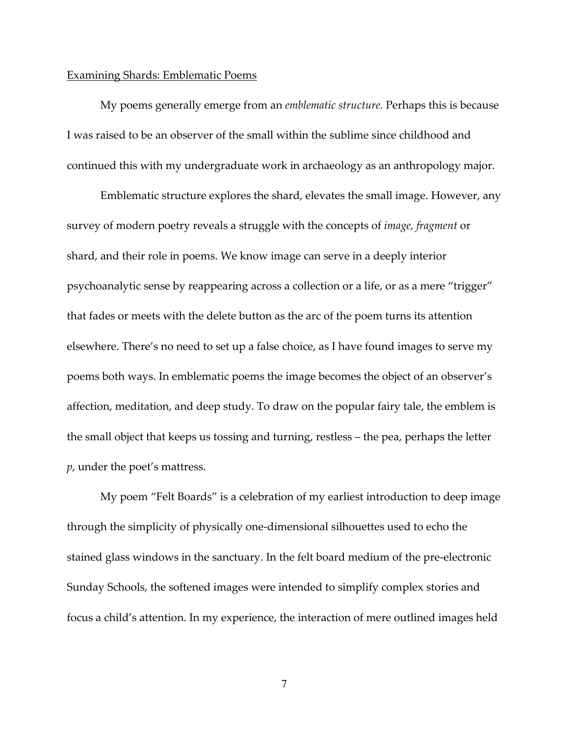## Examining Shards: Emblematic Poems

My poems generally emerge from an *emblematic structure.* Perhaps this is because I was raised to be an observer of the small within the sublime since childhood and continued this with my undergraduate work in archaeology as an anthropology major.

Emblematic structure explores the shard, elevates the small image. However, any survey of modern poetry reveals a struggle with the concepts of *image, fragment* or shard, and their role in poems. We know image can serve in a deeply interior psychoanalytic sense by reappearing across a collection or a life, or as a mere "trigger" that fades or meets with the delete button as the arc of the poem turns its attention elsewhere. There's no need to set up a false choice, as I have found images to serve my poems both ways. In emblematic poems the image becomes the object of an observer's affection, meditation, and deep study. To draw on the popular fairy tale, the emblem is the small object that keeps us tossing and turning, restless – the pea, perhaps the letter *p*, under the poet's mattress.

My poem "Felt Boards" is a celebration of my earliest introduction to deep image through the simplicity of physically one-dimensional silhouettes used to echo the stained glass windows in the sanctuary. In the felt board medium of the pre-electronic Sunday Schools, the softened images were intended to simplify complex stories and focus a child's attention. In my experience, the interaction of mere outlined images held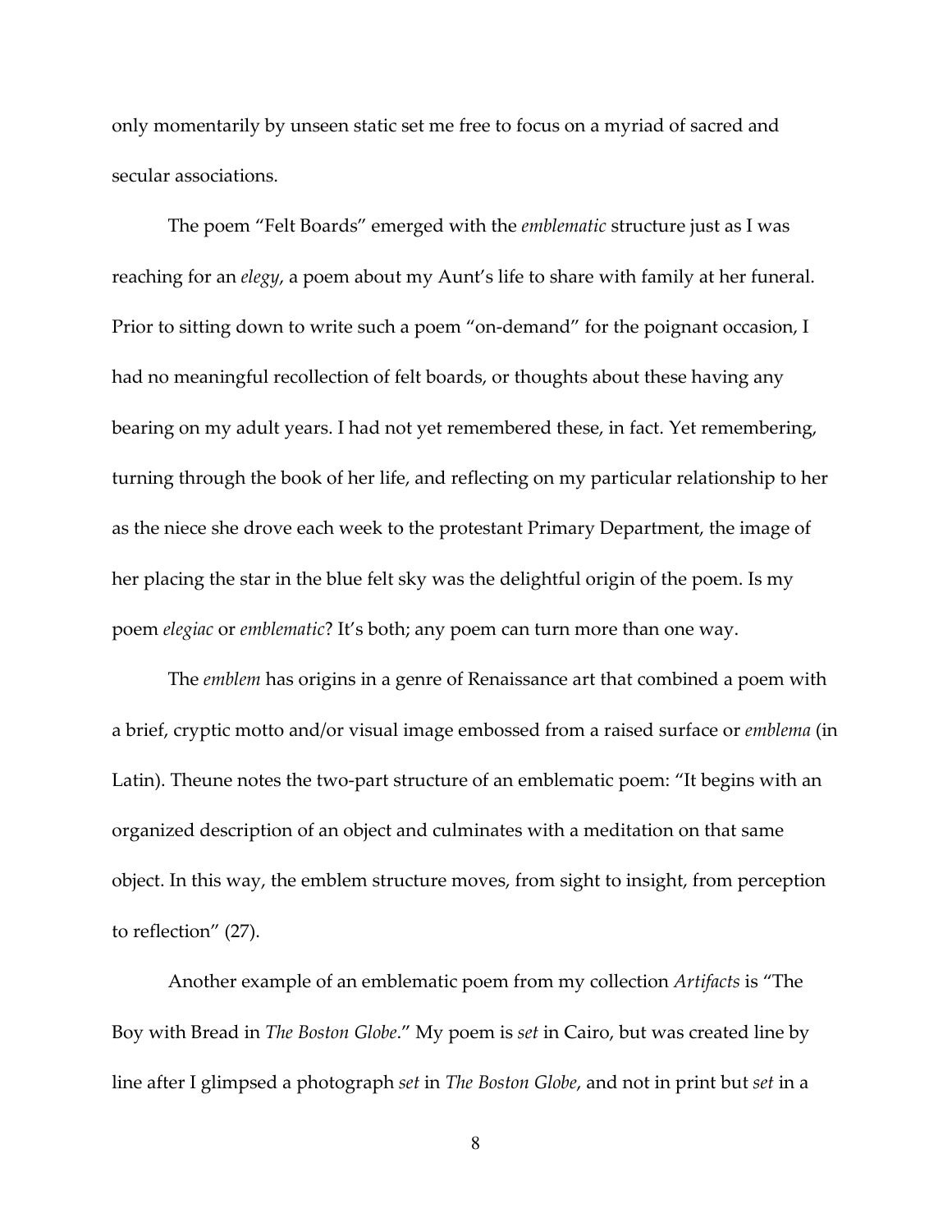only momentarily by unseen static set me free to focus on a myriad of sacred and secular associations.

The poem "Felt Boards" emerged with the *emblematic* structure just as I was reaching for an *elegy*, a poem about my Aunt's life to share with family at her funeral. Prior to sitting down to write such a poem "on-demand" for the poignant occasion, I had no meaningful recollection of felt boards, or thoughts about these having any bearing on my adult years. I had not yet remembered these, in fact. Yet remembering, turning through the book of her life, and reflecting on my particular relationship to her as the niece she drove each week to the protestant Primary Department, the image of her placing the star in the blue felt sky was the delightful origin of the poem. Is my poem *elegiac* or *emblematic*? It's both; any poem can turn more than one way.

The *emblem* has origins in a genre of Renaissance art that combined a poem with a brief, cryptic motto and/or visual image embossed from a raised surface or *emblema* (in Latin). Theune notes the two-part structure of an emblematic poem: "It begins with an organized description of an object and culminates with a meditation on that same object. In this way, the emblem structure moves, from sight to insight, from perception to reflection" (27).

Another example of an emblematic poem from my collection *Artifacts* is "The Boy with Bread in *The Boston Globe*." My poem is *set* in Cairo, but was created line by line after I glimpsed a photograph *set* in *The Boston Globe*, and not in print but *set* in a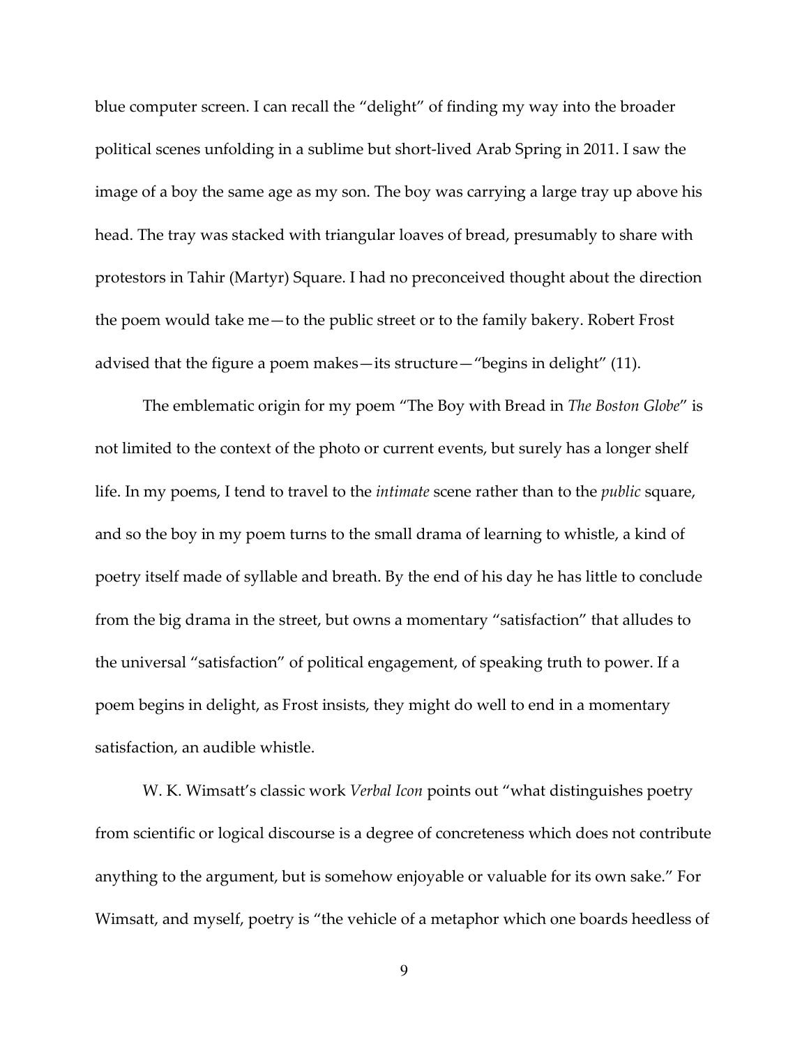blue computer screen. I can recall the "delight" of finding my way into the broader political scenes unfolding in a sublime but short-lived Arab Spring in 2011. I saw the image of a boy the same age as my son. The boy was carrying a large tray up above his head. The tray was stacked with triangular loaves of bread, presumably to share with protestors in Tahir (Martyr) Square. I had no preconceived thought about the direction the poem would take me—to the public street or to the family bakery. Robert Frost advised that the figure a poem makes—its structure—"begins in delight" (11).

The emblematic origin for my poem "The Boy with Bread in *The Boston Globe*" is not limited to the context of the photo or current events, but surely has a longer shelf life. In my poems, I tend to travel to the *intimate* scene rather than to the *public* square, and so the boy in my poem turns to the small drama of learning to whistle, a kind of poetry itself made of syllable and breath. By the end of his day he has little to conclude from the big drama in the street, but owns a momentary "satisfaction" that alludes to the universal "satisfaction" of political engagement, of speaking truth to power. If a poem begins in delight, as Frost insists, they might do well to end in a momentary satisfaction, an audible whistle.

W. K. Wimsatt's classic work *Verbal Icon* points out "what distinguishes poetry from scientific or logical discourse is a degree of concreteness which does not contribute anything to the argument, but is somehow enjoyable or valuable for its own sake." For Wimsatt, and myself, poetry is "the vehicle of a metaphor which one boards heedless of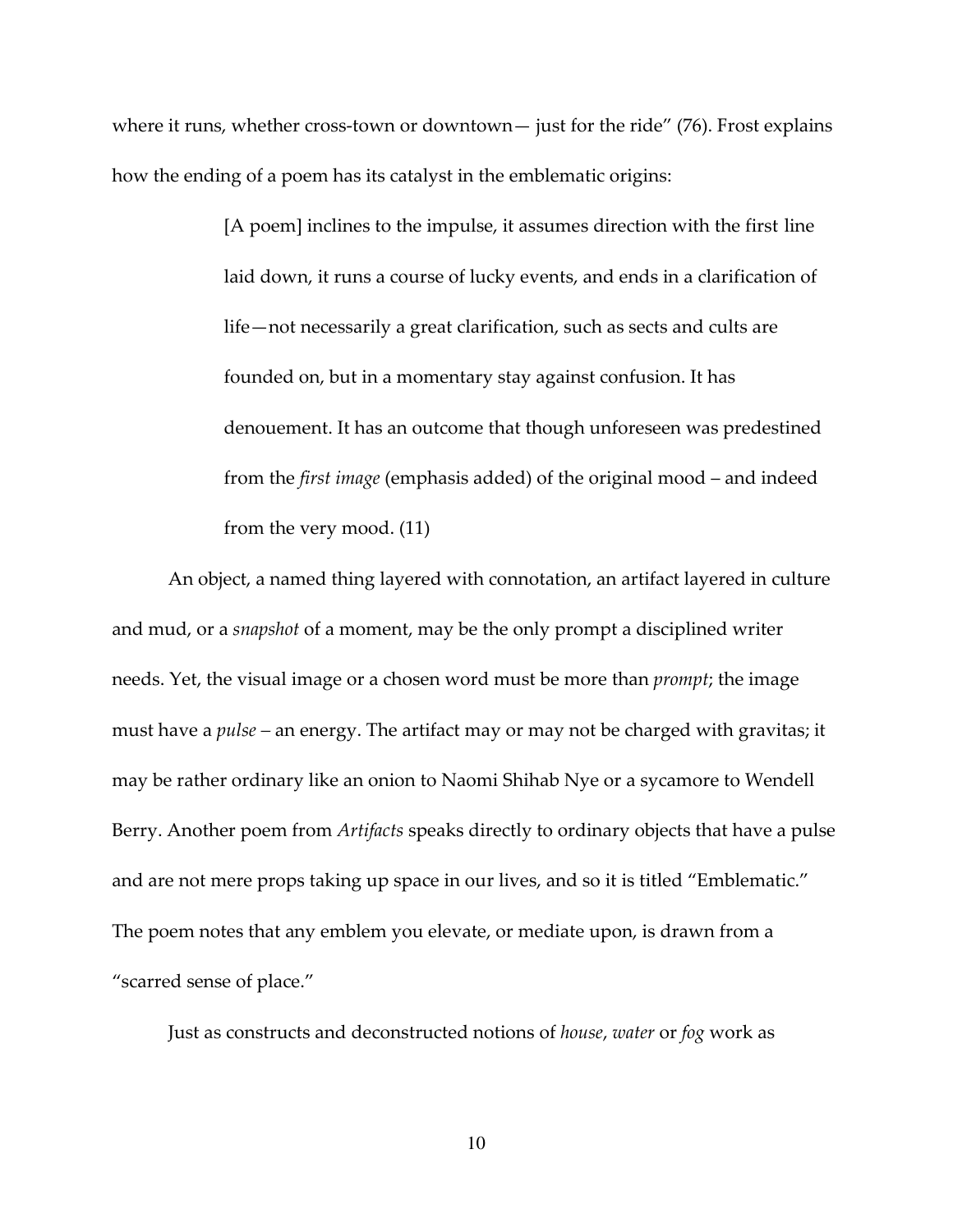where it runs, whether cross-town or downtown— just for the ride" (76). Frost explains how the ending of a poem has its catalyst in the emblematic origins:

> [A poem] inclines to the impulse, it assumes direction with the first line laid down, it runs a course of lucky events, and ends in a clarification of life—not necessarily a great clarification, such as sects and cults are founded on, but in a momentary stay against confusion. It has denouement. It has an outcome that though unforeseen was predestined from the *first image* (emphasis added) of the original mood – and indeed from the very mood. (11)

An object, a named thing layered with connotation, an artifact layered in culture and mud, or a *snapshot* of a moment, may be the only prompt a disciplined writer needs. Yet, the visual image or a chosen word must be more than *prompt*; the image must have a *pulse* – an energy. The artifact may or may not be charged with gravitas; it may be rather ordinary like an onion to Naomi Shihab Nye or a sycamore to Wendell Berry. Another poem from *Artifacts* speaks directly to ordinary objects that have a pulse and are not mere props taking up space in our lives, and so it is titled "Emblematic." The poem notes that any emblem you elevate, or mediate upon, is drawn from a "scarred sense of place."

Just as constructs and deconstructed notions of *house*, *water* or *fog* work as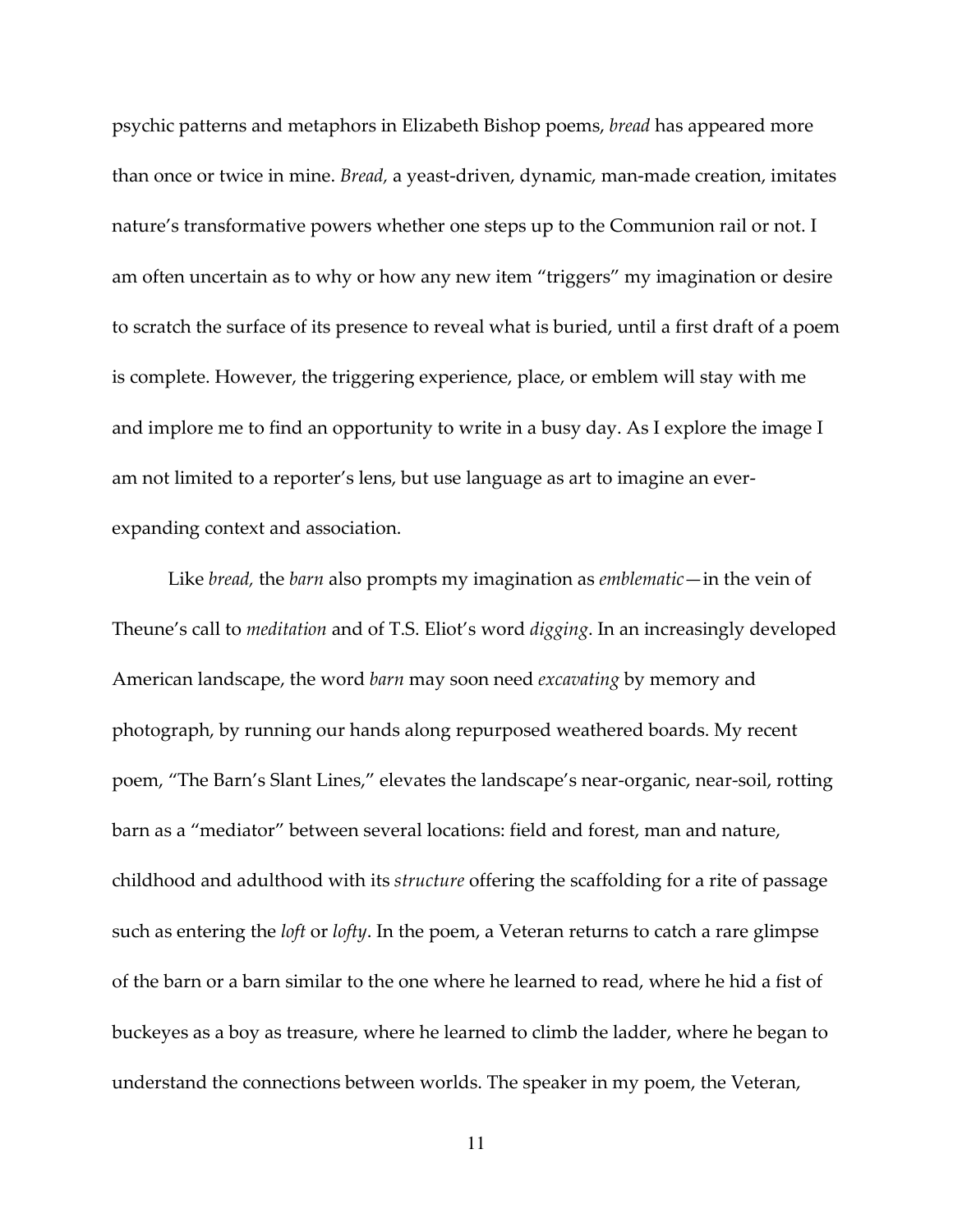psychic patterns and metaphors in Elizabeth Bishop poems, *bread* has appeared more than once or twice in mine. *Bread,* a yeast-driven, dynamic, man-made creation, imitates nature's transformative powers whether one steps up to the Communion rail or not. I am often uncertain as to why or how any new item "triggers" my imagination or desire to scratch the surface of its presence to reveal what is buried, until a first draft of a poem is complete. However, the triggering experience, place, or emblem will stay with me and implore me to find an opportunity to write in a busy day. As I explore the image I am not limited to a reporter's lens, but use language as art to imagine an ever-expanding context and association.

Like *bread,* the *barn* also prompts my imagination as *emblematic*—in the vein of Theune's call to *meditation* and of T.S. Eliot's word *digging*. In an increasingly developed American landscape, the word *barn* may soon need *excavating* by memory and photograph, by running our hands along repurposed weathered boards. My recent poem, "The Barn's Slant Lines," elevates the landscape's near-organic, near-soil, rotting barn as a "mediator" between several locations: field and forest, man and nature, childhood and adulthood with its *structure* offering the scaffolding for a rite of passage such as entering the *loft* or *lofty*. In the poem, a Veteran returns to catch a rare glimpse of the barn or a barn similar to the one where he learned to read, where he hid a fist of buckeyes as a boy as treasure, where he learned to climb the ladder, where he began to understand the connections between worlds. The speaker in my poem, the Veteran,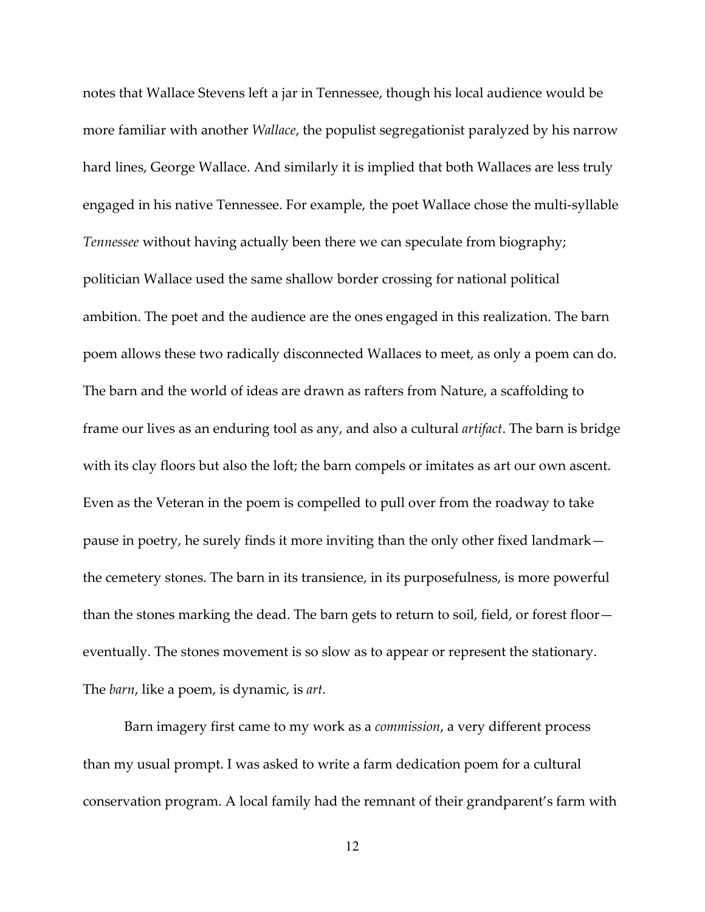notes that Wallace Stevens left a jar in Tennessee, though his local audience would be more familiar with another *Wallace*, the populist segregationist paralyzed by his narrow hard lines, George Wallace. And similarly it is implied that both Wallaces are less truly engaged in his native Tennessee. For example, the poet Wallace chose the multi-syllable *Tennessee* without having actually been there we can speculate from biography; politician Wallace used the same shallow border crossing for national political ambition. The poet and the audience are the ones engaged in this realization. The barn poem allows these two radically disconnected Wallaces to meet, as only a poem can do. The barn and the world of ideas are drawn as rafters from Nature, a scaffolding to frame our lives as an enduring tool as any, and also a cultural *artifact*. The barn is bridge with its clay floors but also the loft; the barn compels or imitates as art our own ascent. Even as the Veteran in the poem is compelled to pull over from the roadway to take pause in poetry, he surely finds it more inviting than the only other fixed landmark—the cemetery stones. The barn in its transience, in its purposefulness, is more powerful than the stones marking the dead. The barn gets to return to soil, field, or forest floor—eventually. The stones movement is so slow as to appear or represent the stationary. The *barn*, like a poem, is dynamic, is *art.*

Barn imagery first came to my work as a *commission*, a very different process than my usual prompt. I was asked to write a farm dedication poem for a cultural conservation program. A local family had the remnant of their grandparent's farm with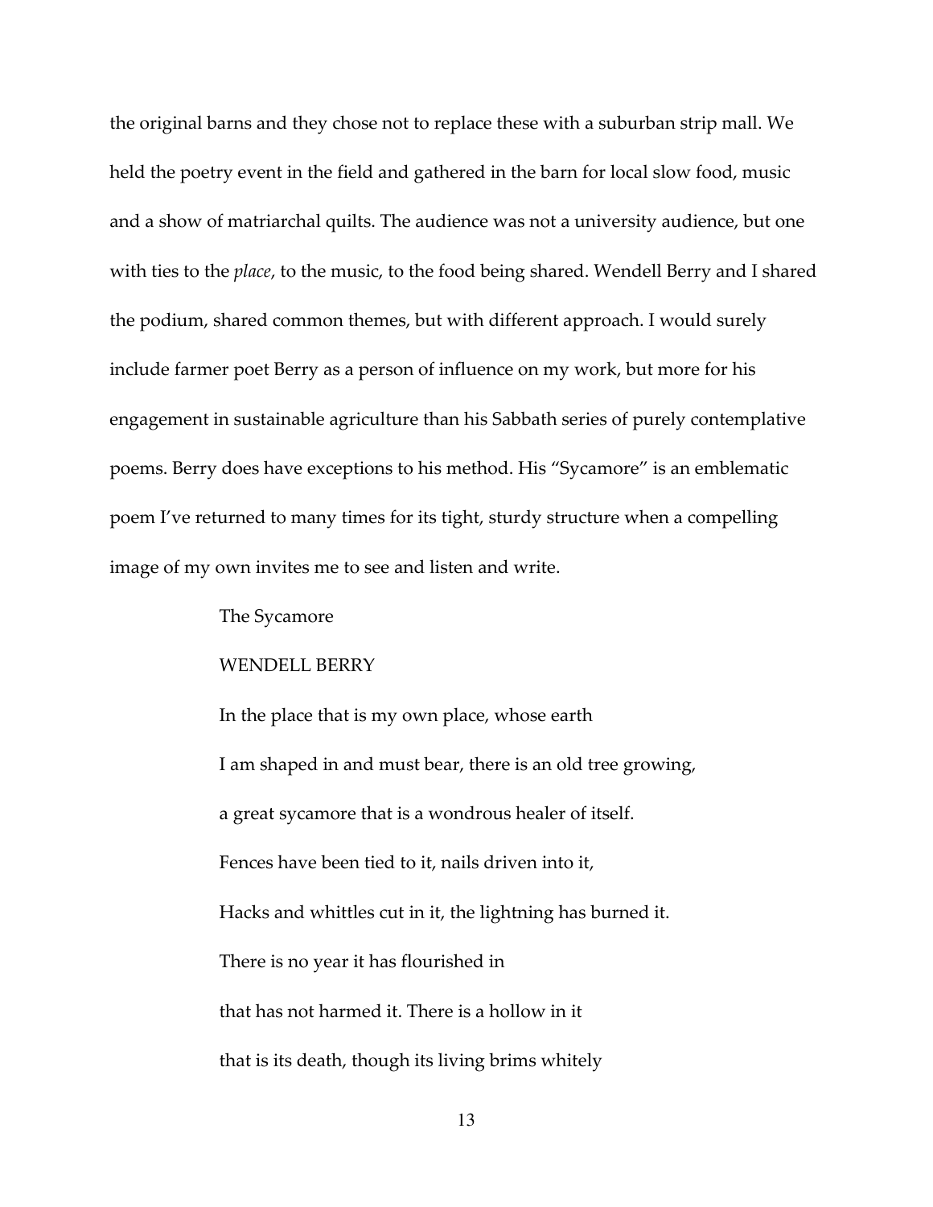the original barns and they chose not to replace these with a suburban strip mall. We held the poetry event in the field and gathered in the barn for local slow food, music and a show of matriarchal quilts. The audience was not a university audience, but one with ties to the *place*, to the music, to the food being shared. Wendell Berry and I shared the podium, shared common themes, but with different approach. I would surely include farmer poet Berry as a person of influence on my work, but more for his engagement in sustainable agriculture than his Sabbath series of purely contemplative poems. Berry does have exceptions to his method. His "Sycamore" is an emblematic poem I've returned to many times for its tight, sturdy structure when a compelling image of my own invites me to see and listen and write.

The Sycamore

WENDELL BERRY

In the place that is my own place, whose earth
I am shaped in and must bear, there is an old tree growing,
a great sycamore that is a wondrous healer of itself.
Fences have been tied to it, nails driven into it,
Hacks and whittles cut in it, the lightning has burned it.
There is no year it has flourished in
that has not harmed it. There is a hollow in it
that is its death, though its living brims whitely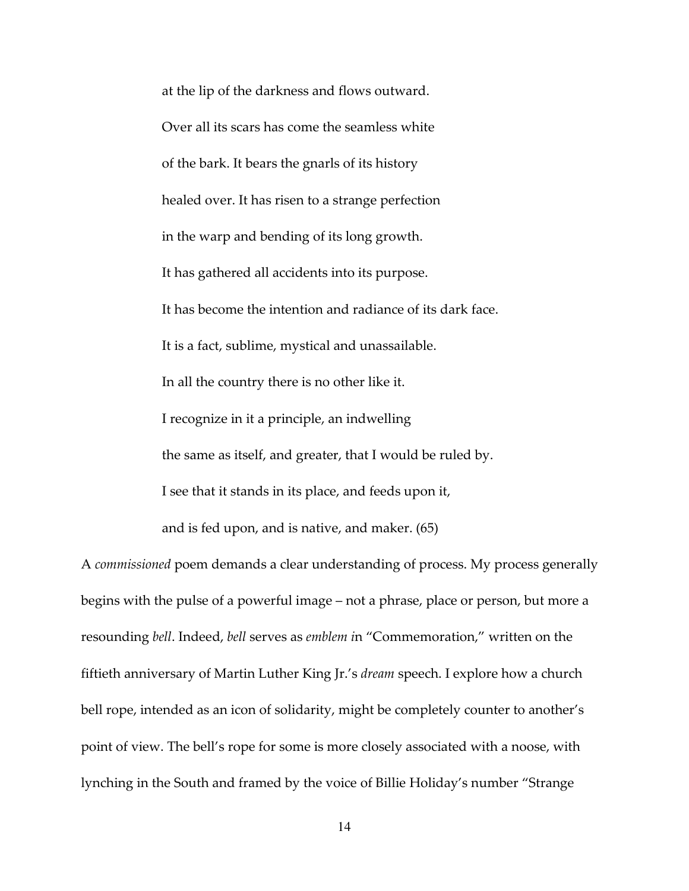at the lip of the darkness and flows outward.

Over all its scars has come the seamless white

of the bark. It bears the gnarls of its history

healed over. It has risen to a strange perfection

in the warp and bending of its long growth.

It has gathered all accidents into its purpose.

It has become the intention and radiance of its dark face.

It is a fact, sublime, mystical and unassailable.

In all the country there is no other like it.

I recognize in it a principle, an indwelling

the same as itself, and greater, that I would be ruled by.

I see that it stands in its place, and feeds upon it,

and is fed upon, and is native, and maker. (65)

A *commissioned* poem demands a clear understanding of process. My process generally begins with the pulse of a powerful image – not a phrase, place or person, but more a resounding *bell*. Indeed, *bell* serves as *emblem i*n "Commemoration," written on the fiftieth anniversary of Martin Luther King Jr.'s *dream* speech. I explore how a church bell rope, intended as an icon of solidarity, might be completely counter to another's point of view. The bell's rope for some is more closely associated with a noose, with lynching in the South and framed by the voice of Billie Holiday's number "Strange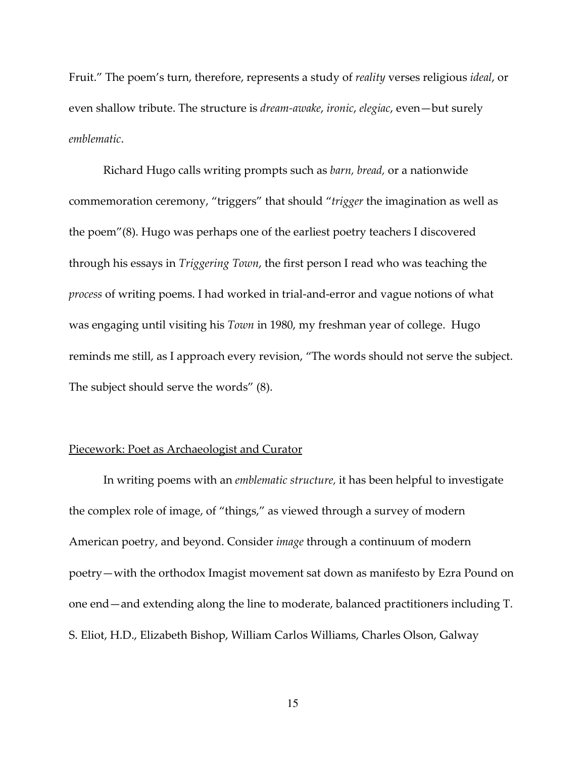Fruit." The poem's turn, therefore, represents a study of *reality* verses religious *ideal*, or even shallow tribute. The structure is *dream-awake*, *ironic*, *elegiac*, even—but surely *emblematic*.

Richard Hugo calls writing prompts such as *barn, bread,* or a nationwide commemoration ceremony, "triggers" that should "*trigger* the imagination as well as the poem"(8). Hugo was perhaps one of the earliest poetry teachers I discovered through his essays in *Triggering Town*, the first person I read who was teaching the *process* of writing poems. I had worked in trial-and-error and vague notions of what was engaging until visiting his *Town* in 1980, my freshman year of college. Hugo reminds me still, as I approach every revision, "The words should not serve the subject. The subject should serve the words" (8).

## Piecework: Poet as Archaeologist and Curator

In writing poems with an *emblematic structure,* it has been helpful to investigate the complex role of image, of "things," as viewed through a survey of modern American poetry, and beyond. Consider *image* through a continuum of modern poetry—with the orthodox Imagist movement sat down as manifesto by Ezra Pound on one end—and extending along the line to moderate, balanced practitioners including T. S. Eliot, H.D., Elizabeth Bishop, William Carlos Williams, Charles Olson, Galway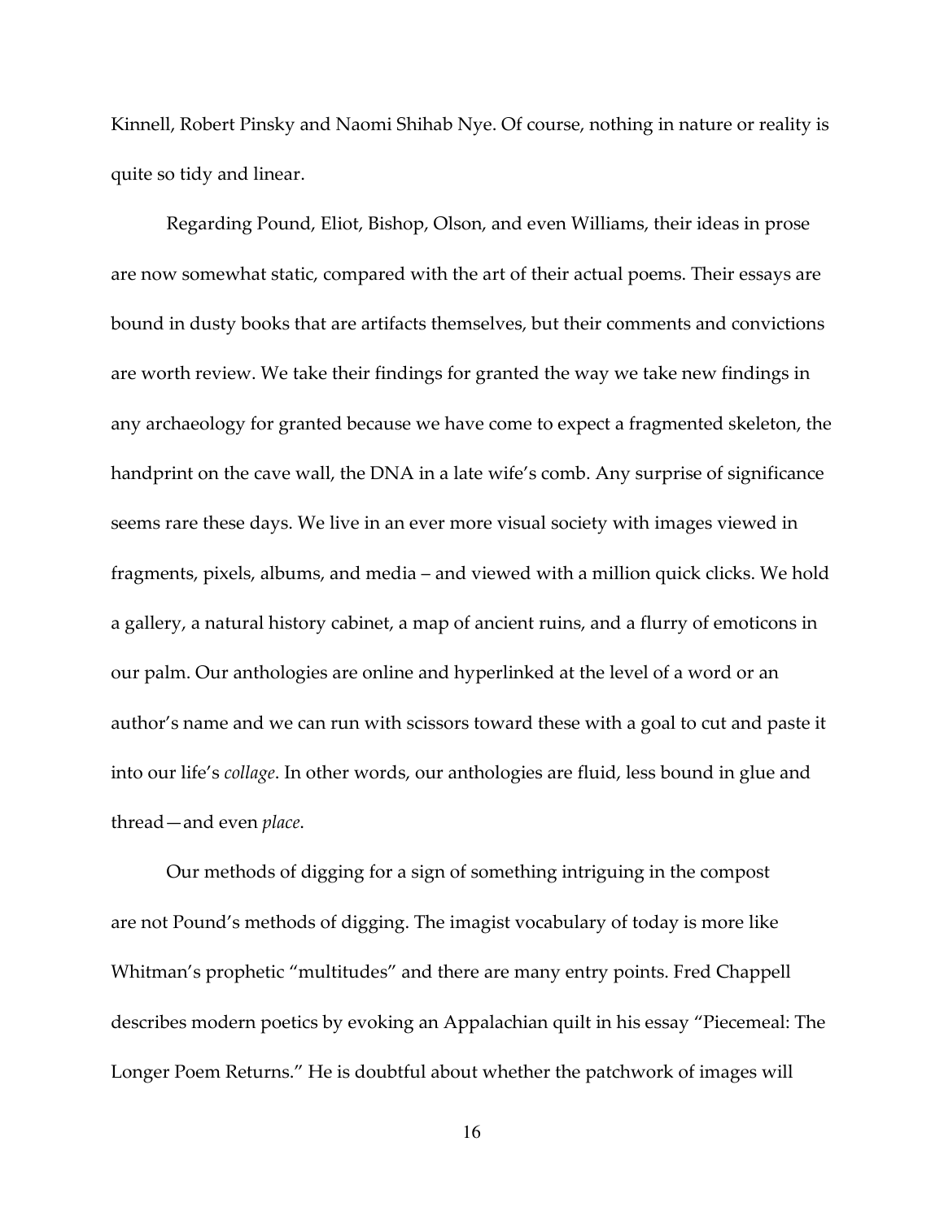Kinnell, Robert Pinsky and Naomi Shihab Nye. Of course, nothing in nature or reality is quite so tidy and linear.

Regarding Pound, Eliot, Bishop, Olson, and even Williams, their ideas in prose are now somewhat static, compared with the art of their actual poems. Their essays are bound in dusty books that are artifacts themselves, but their comments and convictions are worth review. We take their findings for granted the way we take new findings in any archaeology for granted because we have come to expect a fragmented skeleton, the handprint on the cave wall, the DNA in a late wife's comb. Any surprise of significance seems rare these days. We live in an ever more visual society with images viewed in fragments, pixels, albums, and media – and viewed with a million quick clicks. We hold a gallery, a natural history cabinet, a map of ancient ruins, and a flurry of emoticons in our palm. Our anthologies are online and hyperlinked at the level of a word or an author's name and we can run with scissors toward these with a goal to cut and paste it into our life's *collage*. In other words, our anthologies are fluid, less bound in glue and thread—and even *place*.

Our methods of digging for a sign of something intriguing in the compost are not Pound's methods of digging. The imagist vocabulary of today is more like Whitman's prophetic "multitudes" and there are many entry points. Fred Chappell describes modern poetics by evoking an Appalachian quilt in his essay "Piecemeal: The Longer Poem Returns." He is doubtful about whether the patchwork of images will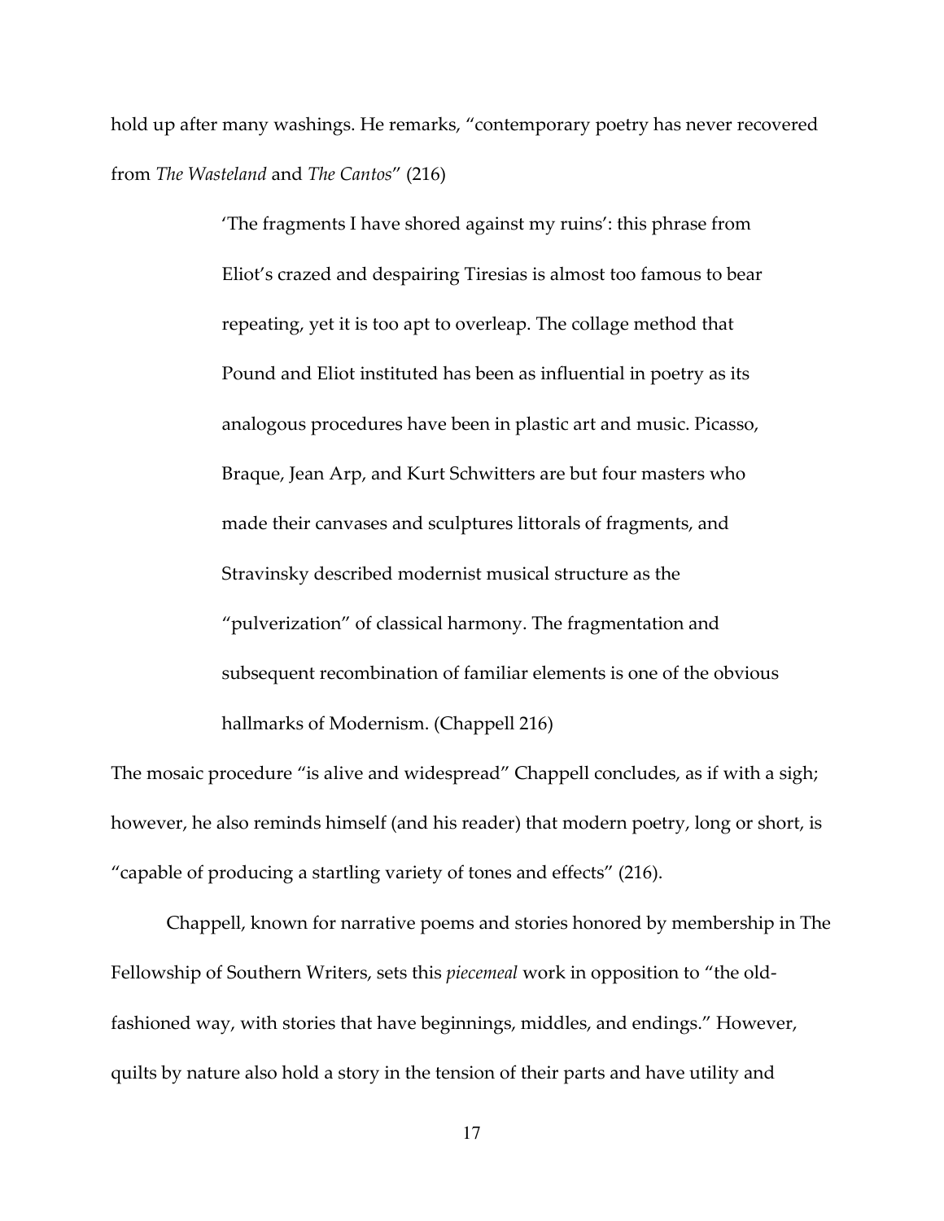hold up after many washings. He remarks, "contemporary poetry has never recovered from *The Wasteland* and *The Cantos*" (216)

> 'The fragments I have shored against my ruins': this phrase from Eliot's crazed and despairing Tiresias is almost too famous to bear repeating, yet it is too apt to overleap. The collage method that Pound and Eliot instituted has been as influential in poetry as its analogous procedures have been in plastic art and music. Picasso, Braque, Jean Arp, and Kurt Schwitters are but four masters who made their canvases and sculptures littorals of fragments, and Stravinsky described modernist musical structure as the "pulverization" of classical harmony. The fragmentation and subsequent recombination of familiar elements is one of the obvious hallmarks of Modernism. (Chappell 216)

The mosaic procedure "is alive and widespread" Chappell concludes, as if with a sigh; however, he also reminds himself (and his reader) that modern poetry, long or short, is "capable of producing a startling variety of tones and effects" (216).

Chappell, known for narrative poems and stories honored by membership in The Fellowship of Southern Writers, sets this *piecemeal* work in opposition to "the old-fashioned way, with stories that have beginnings, middles, and endings." However, quilts by nature also hold a story in the tension of their parts and have utility and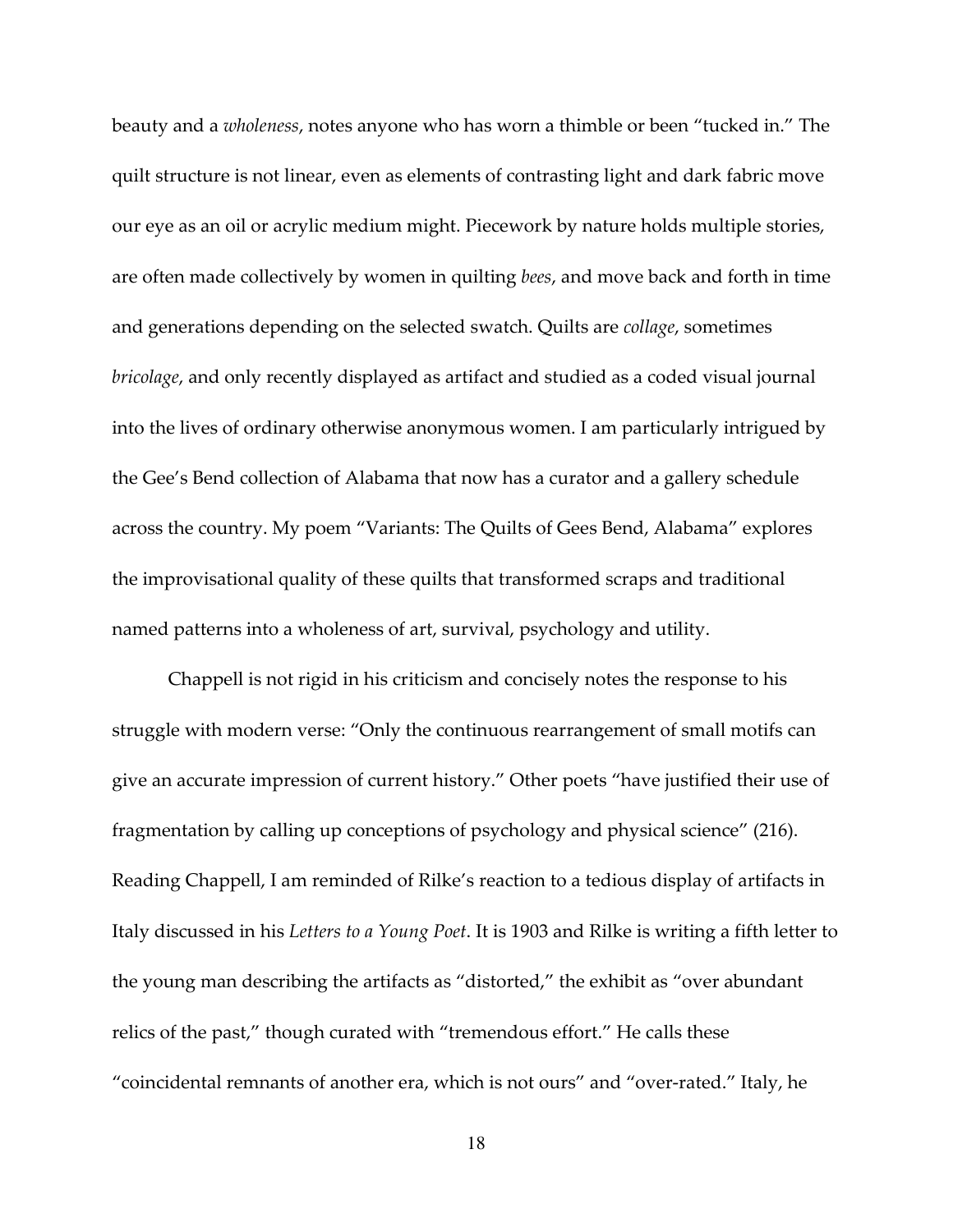beauty and a *wholeness*, notes anyone who has worn a thimble or been "tucked in." The quilt structure is not linear, even as elements of contrasting light and dark fabric move our eye as an oil or acrylic medium might. Piecework by nature holds multiple stories, are often made collectively by women in quilting *bees*, and move back and forth in time and generations depending on the selected swatch. Quilts are *collage*, sometimes *bricolage*, and only recently displayed as artifact and studied as a coded visual journal into the lives of ordinary otherwise anonymous women. I am particularly intrigued by the Gee's Bend collection of Alabama that now has a curator and a gallery schedule across the country. My poem "Variants: The Quilts of Gees Bend, Alabama" explores the improvisational quality of these quilts that transformed scraps and traditional named patterns into a wholeness of art, survival, psychology and utility.

Chappell is not rigid in his criticism and concisely notes the response to his struggle with modern verse: "Only the continuous rearrangement of small motifs can give an accurate impression of current history." Other poets "have justified their use of fragmentation by calling up conceptions of psychology and physical science" (216). Reading Chappell, I am reminded of Rilke's reaction to a tedious display of artifacts in Italy discussed in his *Letters to a Young Poet*. It is 1903 and Rilke is writing a fifth letter to the young man describing the artifacts as "distorted," the exhibit as "over abundant relics of the past," though curated with "tremendous effort." He calls these "coincidental remnants of another era, which is not ours" and "over-rated." Italy, he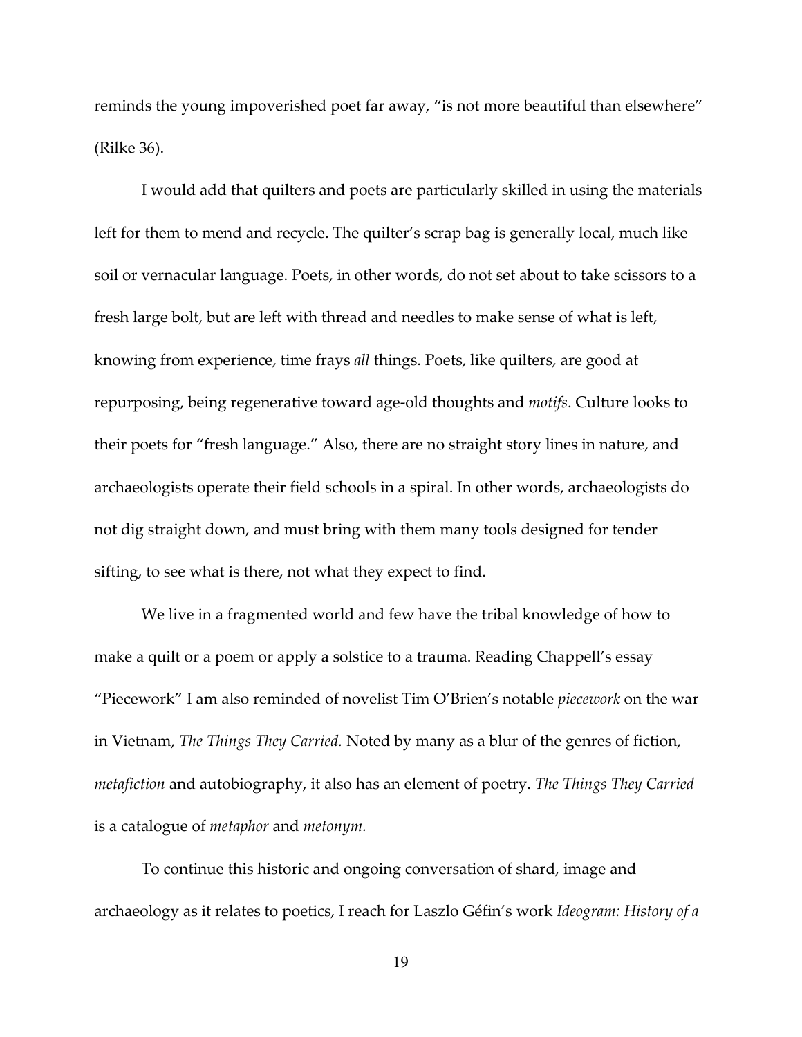reminds the young impoverished poet far away, "is not more beautiful than elsewhere" (Rilke 36).

I would add that quilters and poets are particularly skilled in using the materials left for them to mend and recycle. The quilter's scrap bag is generally local, much like soil or vernacular language. Poets, in other words, do not set about to take scissors to a fresh large bolt, but are left with thread and needles to make sense of what is left, knowing from experience, time frays *all* things. Poets, like quilters, are good at repurposing, being regenerative toward age-old thoughts and *motifs*. Culture looks to their poets for "fresh language." Also, there are no straight story lines in nature, and archaeologists operate their field schools in a spiral. In other words, archaeologists do not dig straight down, and must bring with them many tools designed for tender sifting, to see what is there, not what they expect to find.

We live in a fragmented world and few have the tribal knowledge of how to make a quilt or a poem or apply a solstice to a trauma. Reading Chappell's essay "Piecework" I am also reminded of novelist Tim O'Brien's notable *piecework* on the war in Vietnam, *The Things They Carried.* Noted by many as a blur of the genres of fiction, *metafiction* and autobiography, it also has an element of poetry. *The Things They Carried* is a catalogue of *metaphor* and *metonym.*

To continue this historic and ongoing conversation of shard, image and archaeology as it relates to poetics, I reach for Laszlo Géfin's work *Ideogram: History of a*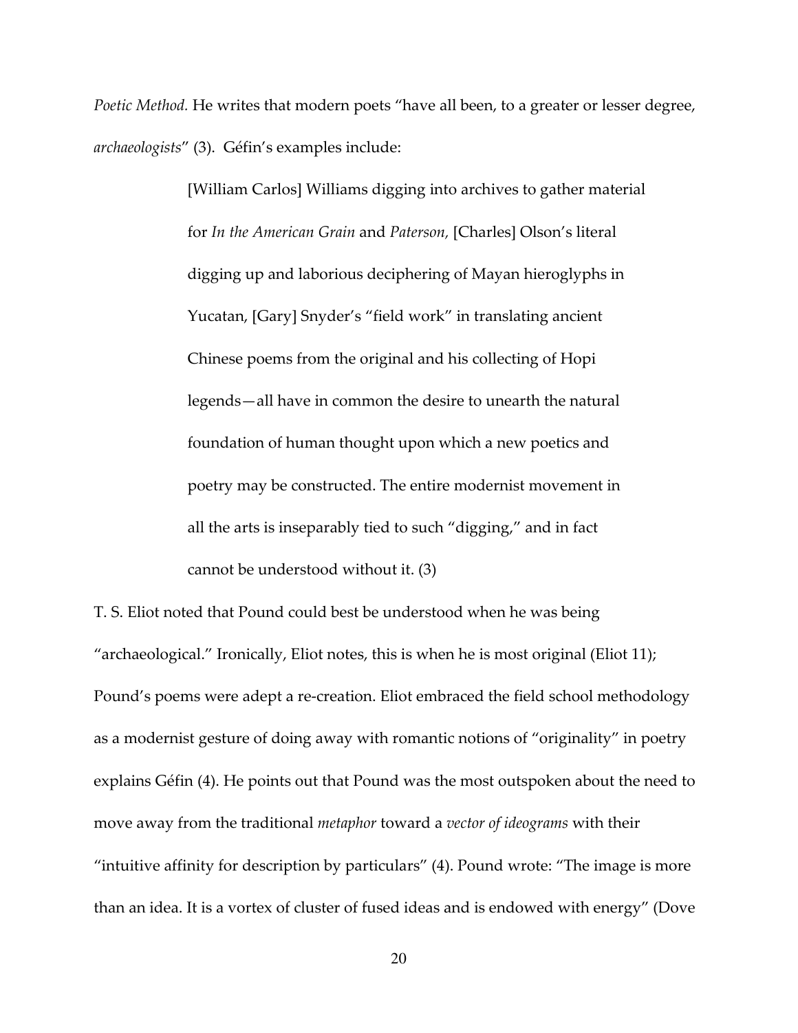*Poetic Method.* He writes that modern poets "have all been, to a greater or lesser degree, *archaeologists*" (3). Géfin's examples include:

> [William Carlos] Williams digging into archives to gather material for *In the American Grain* and *Paterson,* [Charles] Olson's literal digging up and laborious deciphering of Mayan hieroglyphs in Yucatan, [Gary] Snyder's "field work" in translating ancient Chinese poems from the original and his collecting of Hopi legends—all have in common the desire to unearth the natural foundation of human thought upon which a new poetics and poetry may be constructed. The entire modernist movement in all the arts is inseparably tied to such "digging," and in fact cannot be understood without it. (3)

T. S. Eliot noted that Pound could best be understood when he was being "archaeological." Ironically, Eliot notes, this is when he is most original (Eliot 11); Pound's poems were adept a re-creation. Eliot embraced the field school methodology as a modernist gesture of doing away with romantic notions of "originality" in poetry explains Géfin (4). He points out that Pound was the most outspoken about the need to move away from the traditional *metaphor* toward a *vector of ideograms* with their "intuitive affinity for description by particulars" (4). Pound wrote: "The image is more than an idea. It is a vortex of cluster of fused ideas and is endowed with energy" (Dove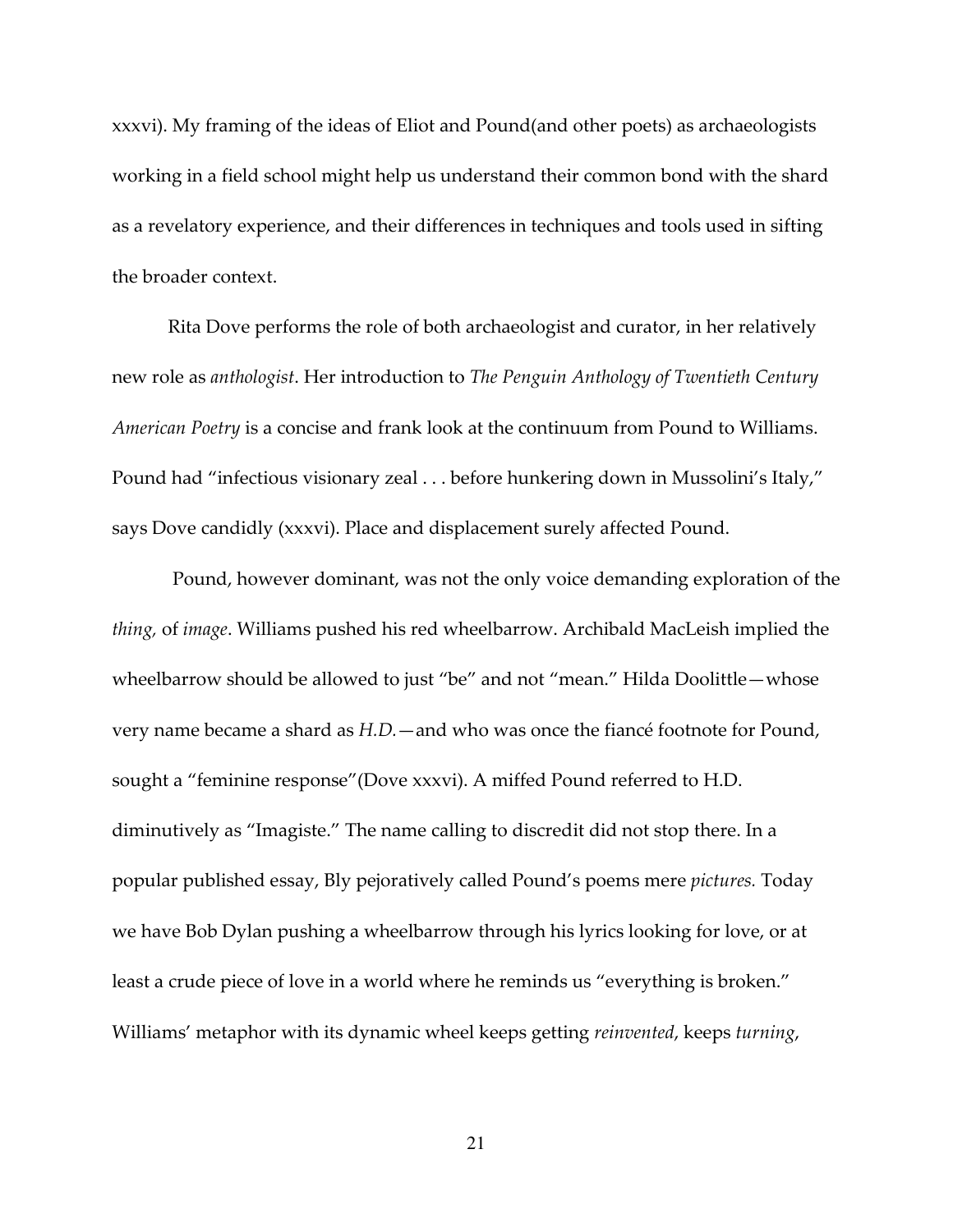xxxvi). My framing of the ideas of Eliot and Pound(and other poets) as archaeologists working in a field school might help us understand their common bond with the shard as a revelatory experience, and their differences in techniques and tools used in sifting the broader context.

Rita Dove performs the role of both archaeologist and curator, in her relatively new role as *anthologist*. Her introduction to *The Penguin Anthology of Twentieth Century American Poetry* is a concise and frank look at the continuum from Pound to Williams. Pound had "infectious visionary zeal . . . before hunkering down in Mussolini's Italy," says Dove candidly (xxxvi). Place and displacement surely affected Pound.

Pound, however dominant, was not the only voice demanding exploration of the *thing,* of *image*. Williams pushed his red wheelbarrow. Archibald MacLeish implied the wheelbarrow should be allowed to just "be" and not "mean." Hilda Doolittle—whose very name became a shard as *H.D.*—and who was once the fiancé footnote for Pound, sought a "feminine response"(Dove xxxvi). A miffed Pound referred to H.D. diminutively as "Imagiste." The name calling to discredit did not stop there. In a popular published essay, Bly pejoratively called Pound's poems mere *pictures.* Today we have Bob Dylan pushing a wheelbarrow through his lyrics looking for love, or at least a crude piece of love in a world where he reminds us "everything is broken." Williams' metaphor with its dynamic wheel keeps getting *reinvented*, keeps *turning*,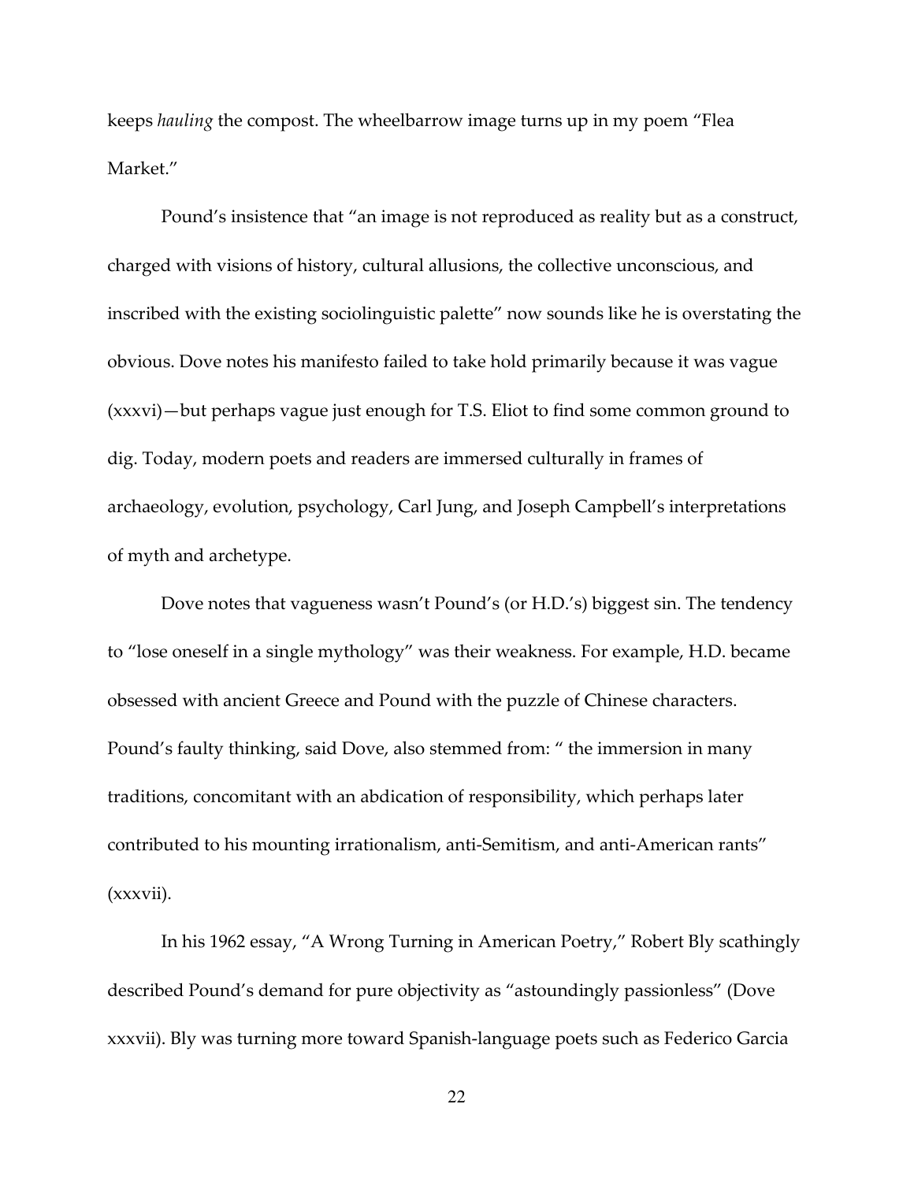keeps *hauling* the compost. The wheelbarrow image turns up in my poem "Flea Market."

Pound's insistence that "an image is not reproduced as reality but as a construct, charged with visions of history, cultural allusions, the collective unconscious, and inscribed with the existing sociolinguistic palette" now sounds like he is overstating the obvious. Dove notes his manifesto failed to take hold primarily because it was vague (xxxvi)—but perhaps vague just enough for T.S. Eliot to find some common ground to dig. Today, modern poets and readers are immersed culturally in frames of archaeology, evolution, psychology, Carl Jung, and Joseph Campbell's interpretations of myth and archetype.

Dove notes that vagueness wasn't Pound's (or H.D.'s) biggest sin. The tendency to "lose oneself in a single mythology" was their weakness. For example, H.D. became obsessed with ancient Greece and Pound with the puzzle of Chinese characters. Pound's faulty thinking, said Dove, also stemmed from: " the immersion in many traditions, concomitant with an abdication of responsibility, which perhaps later contributed to his mounting irrationalism, anti-Semitism, and anti-American rants" (xxxvii).

In his 1962 essay, "A Wrong Turning in American Poetry," Robert Bly scathingly described Pound's demand for pure objectivity as "astoundingly passionless" (Dove xxxvii). Bly was turning more toward Spanish-language poets such as Federico Garcia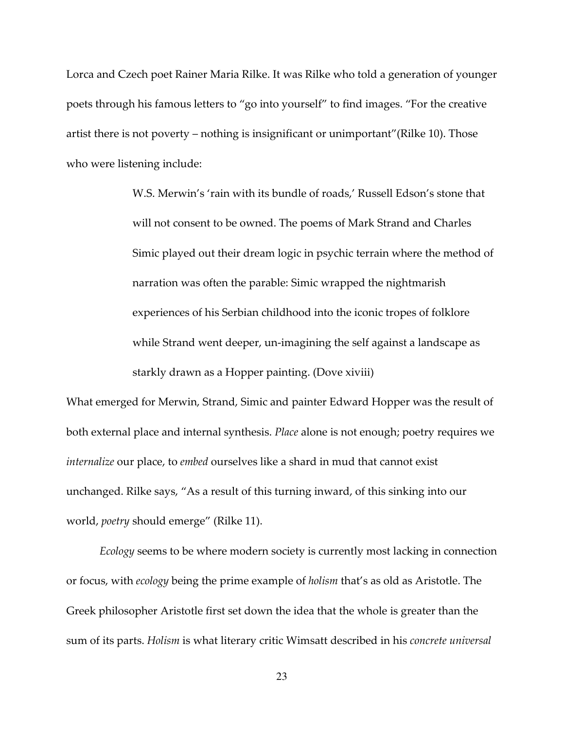Lorca and Czech poet Rainer Maria Rilke. It was Rilke who told a generation of younger poets through his famous letters to "go into yourself" to find images. "For the creative artist there is not poverty – nothing is insignificant or unimportant"(Rilke 10). Those who were listening include:

> W.S. Merwin's 'rain with its bundle of roads,' Russell Edson's stone that will not consent to be owned. The poems of Mark Strand and Charles Simic played out their dream logic in psychic terrain where the method of narration was often the parable: Simic wrapped the nightmarish experiences of his Serbian childhood into the iconic tropes of folklore while Strand went deeper, un-imagining the self against a landscape as starkly drawn as a Hopper painting. (Dove xiviii)

What emerged for Merwin, Strand, Simic and painter Edward Hopper was the result of both external place and internal synthesis. *Place* alone is not enough; poetry requires we *internalize* our place, to *embed* ourselves like a shard in mud that cannot exist unchanged. Rilke says, "As a result of this turning inward, of this sinking into our world, *poetry* should emerge" (Rilke 11).

*Ecology* seems to be where modern society is currently most lacking in connection or focus, with *ecology* being the prime example of *holism* that's as old as Aristotle. The Greek philosopher Aristotle first set down the idea that the whole is greater than the sum of its parts. *Holism* is what literary critic Wimsatt described in his *concrete universal*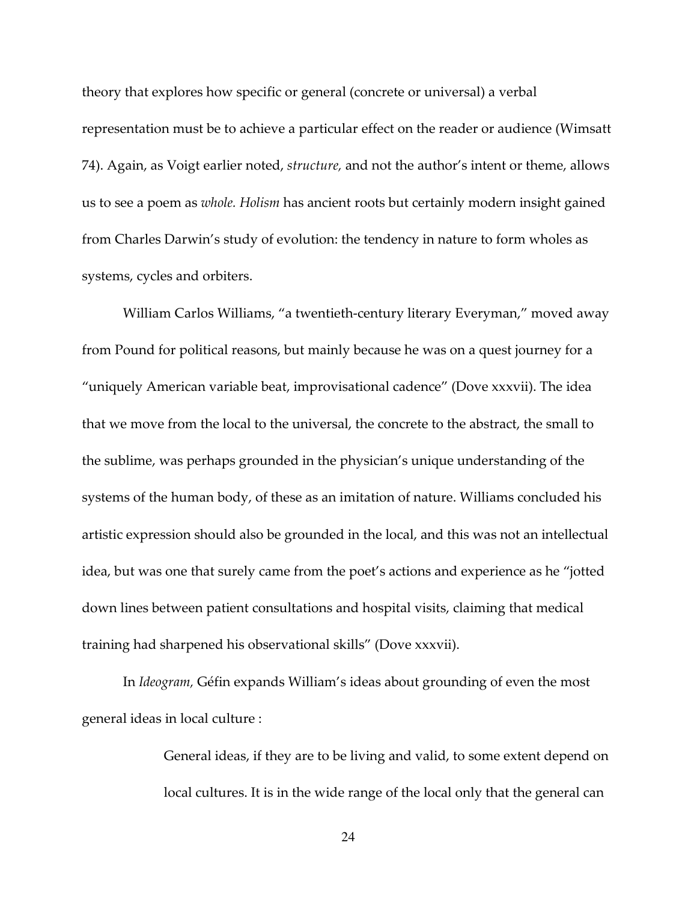theory that explores how specific or general (concrete or universal) a verbal representation must be to achieve a particular effect on the reader or audience (Wimsatt 74). Again, as Voigt earlier noted, *structure,* and not the author's intent or theme, allows us to see a poem as *whole. Holism* has ancient roots but certainly modern insight gained from Charles Darwin's study of evolution: the tendency in nature to form wholes as systems, cycles and orbiters.

William Carlos Williams, "a twentieth-century literary Everyman," moved away from Pound for political reasons, but mainly because he was on a quest journey for a "uniquely American variable beat, improvisational cadence" (Dove xxxvii). The idea that we move from the local to the universal, the concrete to the abstract, the small to the sublime, was perhaps grounded in the physician's unique understanding of the systems of the human body, of these as an imitation of nature. Williams concluded his artistic expression should also be grounded in the local, and this was not an intellectual idea, but was one that surely came from the poet's actions and experience as he "jotted down lines between patient consultations and hospital visits, claiming that medical training had sharpened his observational skills" (Dove xxxvii).

In *Ideogram,* Géfin expands William's ideas about grounding of even the most general ideas in local culture :

> General ideas, if they are to be living and valid, to some extent depend on local cultures. It is in the wide range of the local only that the general can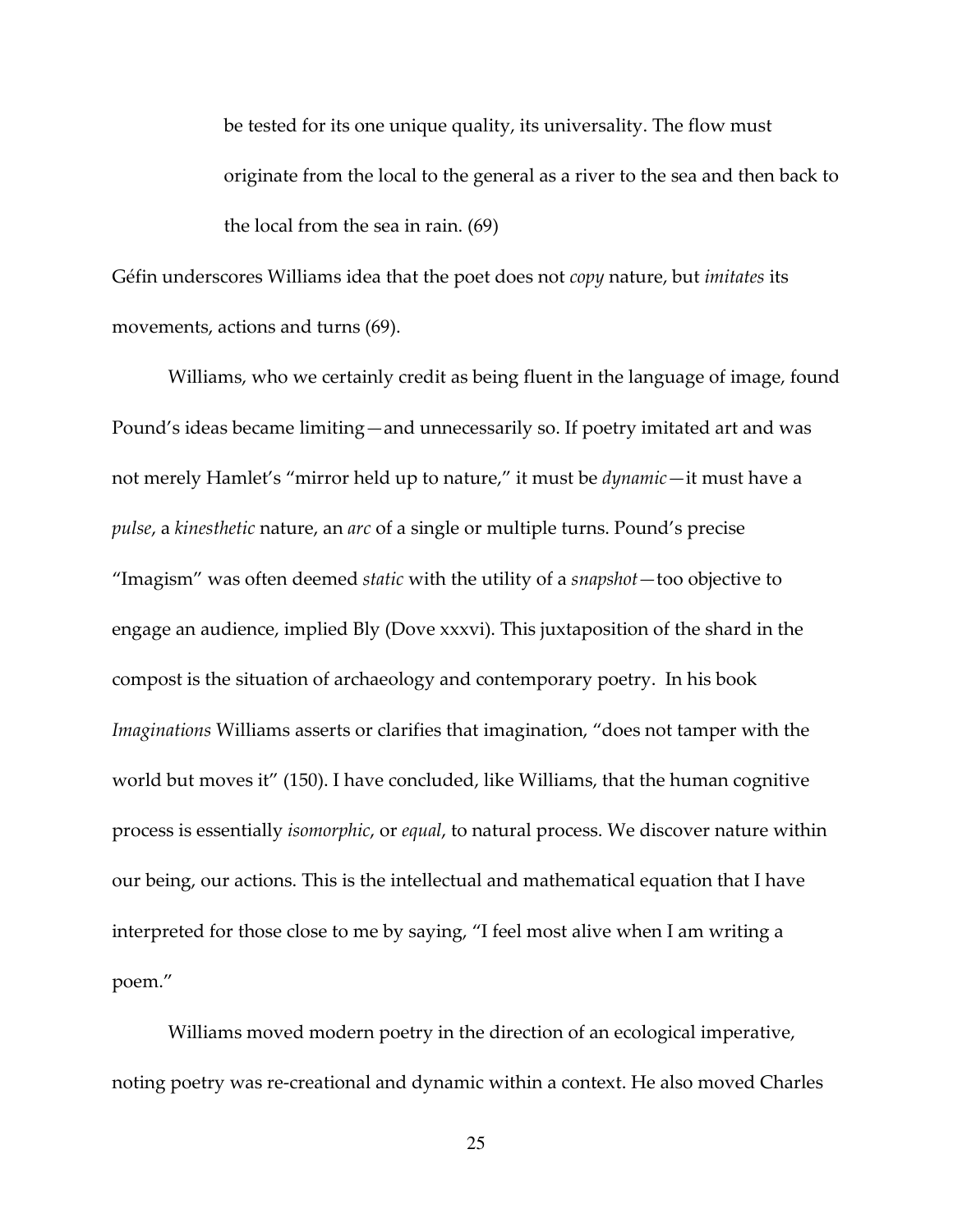> be tested for its one unique quality, its universality. The flow must originate from the local to the general as a river to the sea and then back to the local from the sea in rain. (69)

Géfin underscores Williams idea that the poet does not *copy* nature, but *imitates* its movements, actions and turns (69).

Williams, who we certainly credit as being fluent in the language of image, found Pound's ideas became limiting—and unnecessarily so. If poetry imitated art and was not merely Hamlet's "mirror held up to nature," it must be *dynamic*—it must have a *pulse*, a *kinesthetic* nature, an *arc* of a single or multiple turns. Pound's precise "Imagism" was often deemed *static* with the utility of a *snapshot*—too objective to engage an audience, implied Bly (Dove xxxvi). This juxtaposition of the shard in the compost is the situation of archaeology and contemporary poetry. In his book *Imaginations* Williams asserts or clarifies that imagination, "does not tamper with the world but moves it" (150). I have concluded, like Williams, that the human cognitive process is essentially *isomorphic*, or *equal*, to natural process. We discover nature within our being, our actions. This is the intellectual and mathematical equation that I have interpreted for those close to me by saying, "I feel most alive when I am writing a poem."

Williams moved modern poetry in the direction of an ecological imperative, noting poetry was re-creational and dynamic within a context. He also moved Charles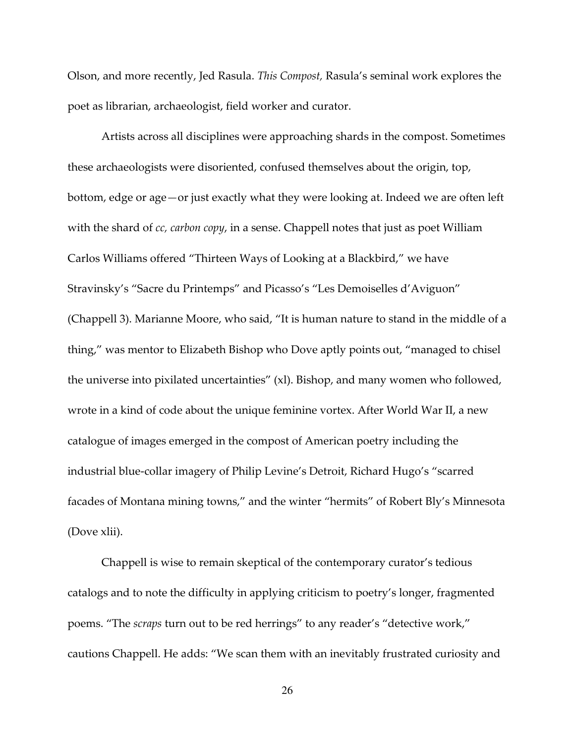Olson, and more recently, Jed Rasula. *This Compost,* Rasula's seminal work explores the poet as librarian, archaeologist, field worker and curator.

Artists across all disciplines were approaching shards in the compost. Sometimes these archaeologists were disoriented, confused themselves about the origin, top, bottom, edge or age—or just exactly what they were looking at. Indeed we are often left with the shard of *cc, carbon copy*, in a sense. Chappell notes that just as poet William Carlos Williams offered "Thirteen Ways of Looking at a Blackbird," we have Stravinsky's "Sacre du Printemps" and Picasso's "Les Demoiselles d'Aviguon" (Chappell 3). Marianne Moore, who said, "It is human nature to stand in the middle of a thing," was mentor to Elizabeth Bishop who Dove aptly points out, "managed to chisel the universe into pixilated uncertainties" (xl). Bishop, and many women who followed, wrote in a kind of code about the unique feminine vortex. After World War II, a new catalogue of images emerged in the compost of American poetry including the industrial blue-collar imagery of Philip Levine's Detroit, Richard Hugo's "scarred facades of Montana mining towns," and the winter "hermits" of Robert Bly's Minnesota (Dove xlii).

Chappell is wise to remain skeptical of the contemporary curator's tedious catalogs and to note the difficulty in applying criticism to poetry's longer, fragmented poems. "The *scraps* turn out to be red herrings" to any reader's "detective work," cautions Chappell. He adds: "We scan them with an inevitably frustrated curiosity and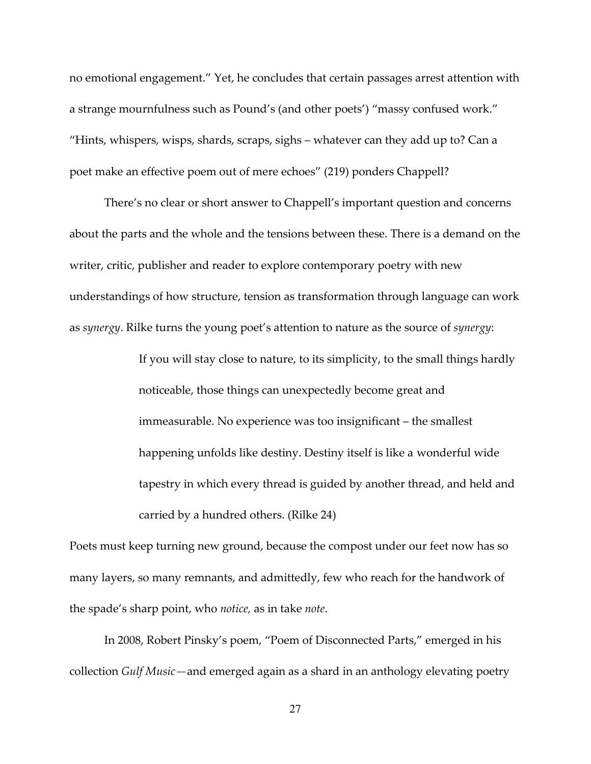no emotional engagement." Yet, he concludes that certain passages arrest attention with a strange mournfulness such as Pound's (and other poets') "massy confused work." "Hints, whispers, wisps, shards, scraps, sighs – whatever can they add up to? Can a poet make an effective poem out of mere echoes" (219) ponders Chappell?

There's no clear or short answer to Chappell's important question and concerns about the parts and the whole and the tensions between these. There is a demand on the writer, critic, publisher and reader to explore contemporary poetry with new understandings of how structure, tension as transformation through language can work as *synergy*. Rilke turns the young poet's attention to nature as the source of *synergy*:

> If you will stay close to nature, to its simplicity, to the small things hardly noticeable, those things can unexpectedly become great and immeasurable. No experience was too insignificant – the smallest happening unfolds like destiny. Destiny itself is like a wonderful wide tapestry in which every thread is guided by another thread, and held and carried by a hundred others. (Rilke 24)

Poets must keep turning new ground, because the compost under our feet now has so many layers, so many remnants, and admittedly, few who reach for the handwork of the spade's sharp point, who *notice,* as in take *note*.

In 2008, Robert Pinsky's poem, "Poem of Disconnected Parts," emerged in his collection *Gulf Music*—and emerged again as a shard in an anthology elevating poetry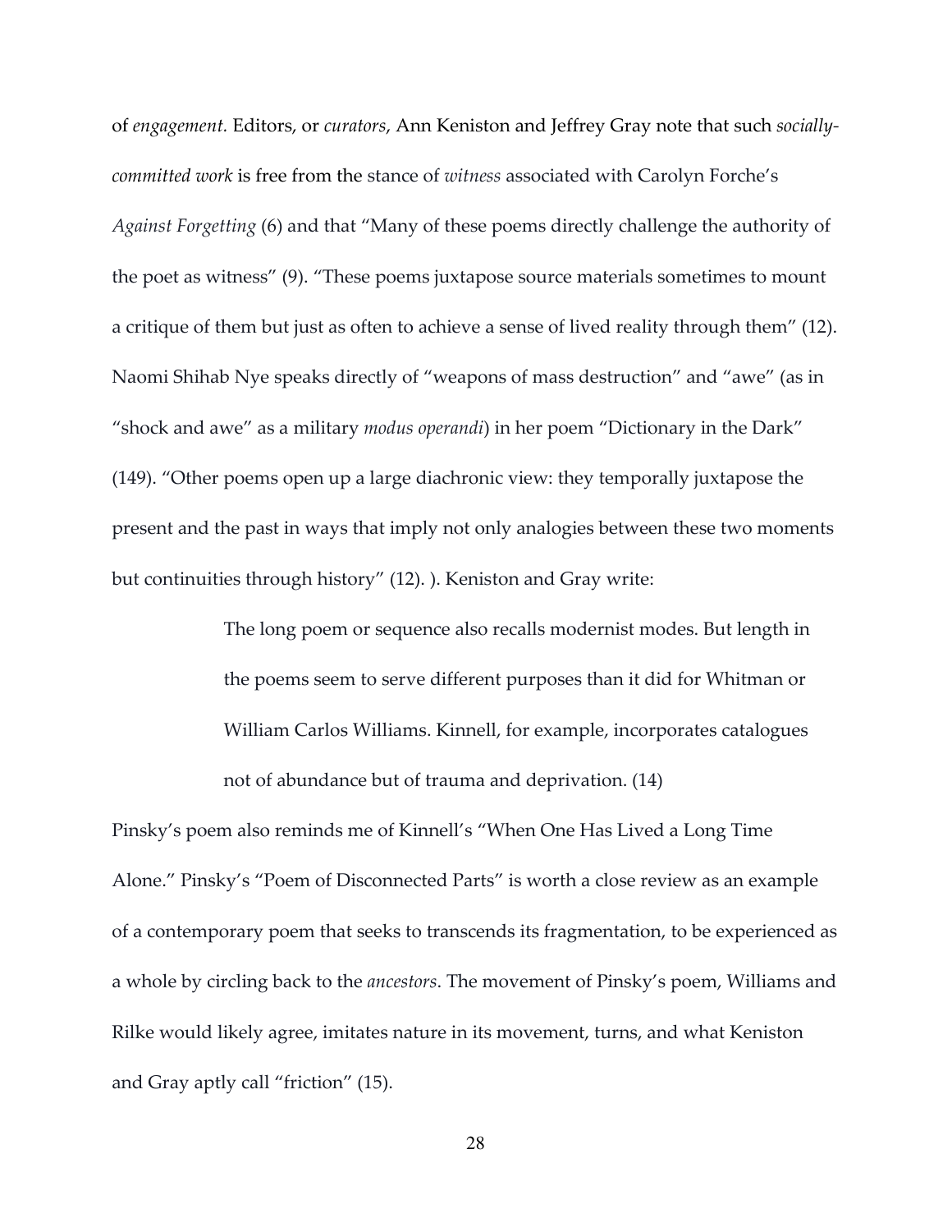of *engagement*. Editors, or *curators*, Ann Keniston and Jeffrey Gray note that such *socially-committed work* is free from the stance of *witness* associated with Carolyn Forche's *Against Forgetting* (6) and that "Many of these poems directly challenge the authority of the poet as witness" (9). "These poems juxtapose source materials sometimes to mount a critique of them but just as often to achieve a sense of lived reality through them" (12). Naomi Shihab Nye speaks directly of "weapons of mass destruction" and "awe" (as in "shock and awe" as a military *modus operandi*) in her poem "Dictionary in the Dark" (149). "Other poems open up a large diachronic view: they temporally juxtapose the present and the past in ways that imply not only analogies between these two moments but continuities through history" (12). ). Keniston and Gray write:

> The long poem or sequence also recalls modernist modes. But length in the poems seem to serve different purposes than it did for Whitman or William Carlos Williams. Kinnell, for example, incorporates catalogues not of abundance but of trauma and deprivation. (14)

Pinsky's poem also reminds me of Kinnell's "When One Has Lived a Long Time Alone." Pinsky's "Poem of Disconnected Parts" is worth a close review as an example of a contemporary poem that seeks to transcends its fragmentation, to be experienced as a whole by circling back to the *ancestors*. The movement of Pinsky's poem, Williams and Rilke would likely agree, imitates nature in its movement, turns, and what Keniston and Gray aptly call "friction" (15).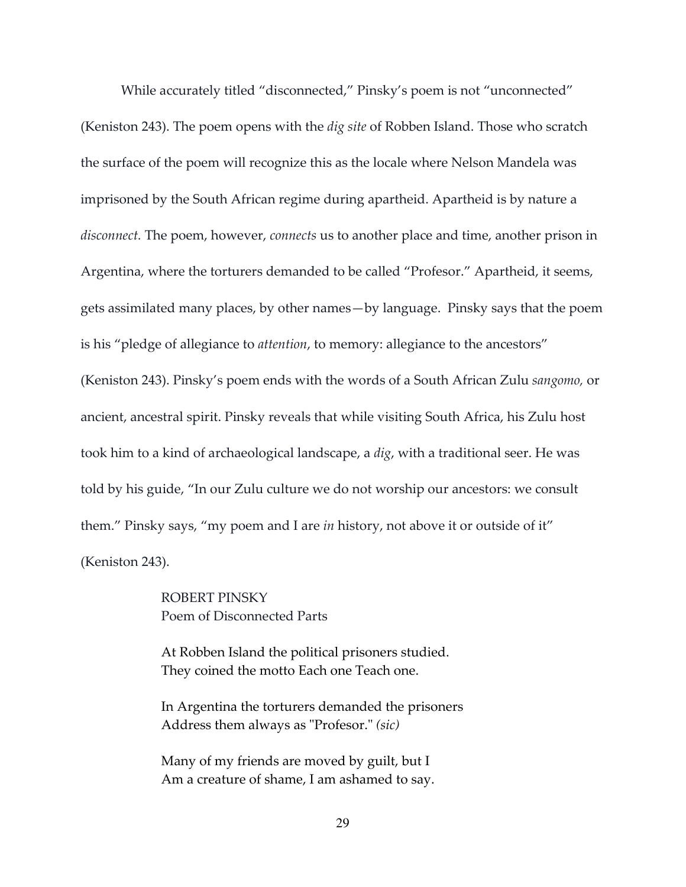While accurately titled "disconnected," Pinsky's poem is not "unconnected" (Keniston 243). The poem opens with the *dig site* of Robben Island. Those who scratch the surface of the poem will recognize this as the locale where Nelson Mandela was imprisoned by the South African regime during apartheid. Apartheid is by nature a *disconnect.* The poem, however, *connects* us to another place and time, another prison in Argentina, where the torturers demanded to be called "Profesor." Apartheid, it seems, gets assimilated many places, by other names—by language. Pinsky says that the poem is his "pledge of allegiance to *attention*, to memory: allegiance to the ancestors" (Keniston 243). Pinsky's poem ends with the words of a South African Zulu *sangomo,* or ancient, ancestral spirit. Pinsky reveals that while visiting South Africa, his Zulu host took him to a kind of archaeological landscape, a *dig*, with a traditional seer. He was told by his guide, "In our Zulu culture we do not worship our ancestors: we consult them." Pinsky says, "my poem and I are *in* history, not above it or outside of it" (Keniston 243).

> ROBERT PINSKY
> Poem of Disconnected Parts
>
> At Robben Island the political prisoners studied.
> They coined the motto Each one Teach one.
>
> In Argentina the torturers demanded the prisoners
> Address them always as "Profesor." *(sic)*
>
> Many of my friends are moved by guilt, but I
> Am a creature of shame, I am ashamed to say.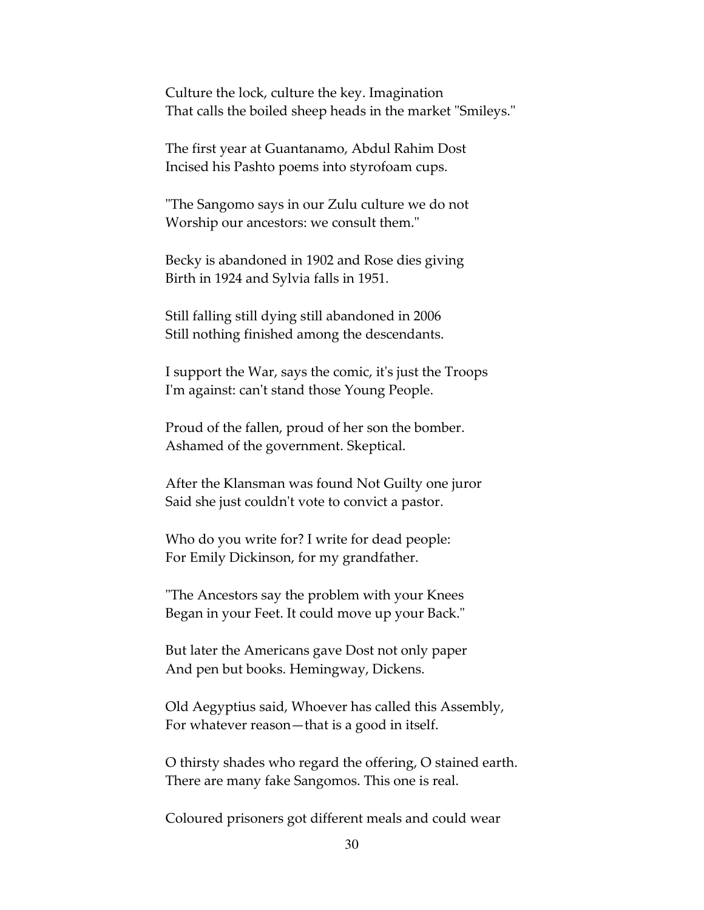Culture the lock, culture the key. Imagination
That calls the boiled sheep heads in the market "Smileys."

The first year at Guantanamo, Abdul Rahim Dost
Incised his Pashto poems into styrofoam cups.

"The Sangomo says in our Zulu culture we do not
Worship our ancestors: we consult them."

Becky is abandoned in 1902 and Rose dies giving
Birth in 1924 and Sylvia falls in 1951.

Still falling still dying still abandoned in 2006
Still nothing finished among the descendants.

I support the War, says the comic, it's just the Troops
I'm against: can't stand those Young People.

Proud of the fallen, proud of her son the bomber.
Ashamed of the government. Skeptical.

After the Klansman was found Not Guilty one juror
Said she just couldn't vote to convict a pastor.

Who do you write for? I write for dead people:
For Emily Dickinson, for my grandfather.

"The Ancestors say the problem with your Knees
Began in your Feet. It could move up your Back."

But later the Americans gave Dost not only paper
And pen but books. Hemingway, Dickens.

Old Aegyptius said, Whoever has called this Assembly,
For whatever reason—that is a good in itself.

O thirsty shades who regard the offering, O stained earth.
There are many fake Sangomos. This one is real.

Coloured prisoners got different meals and could wear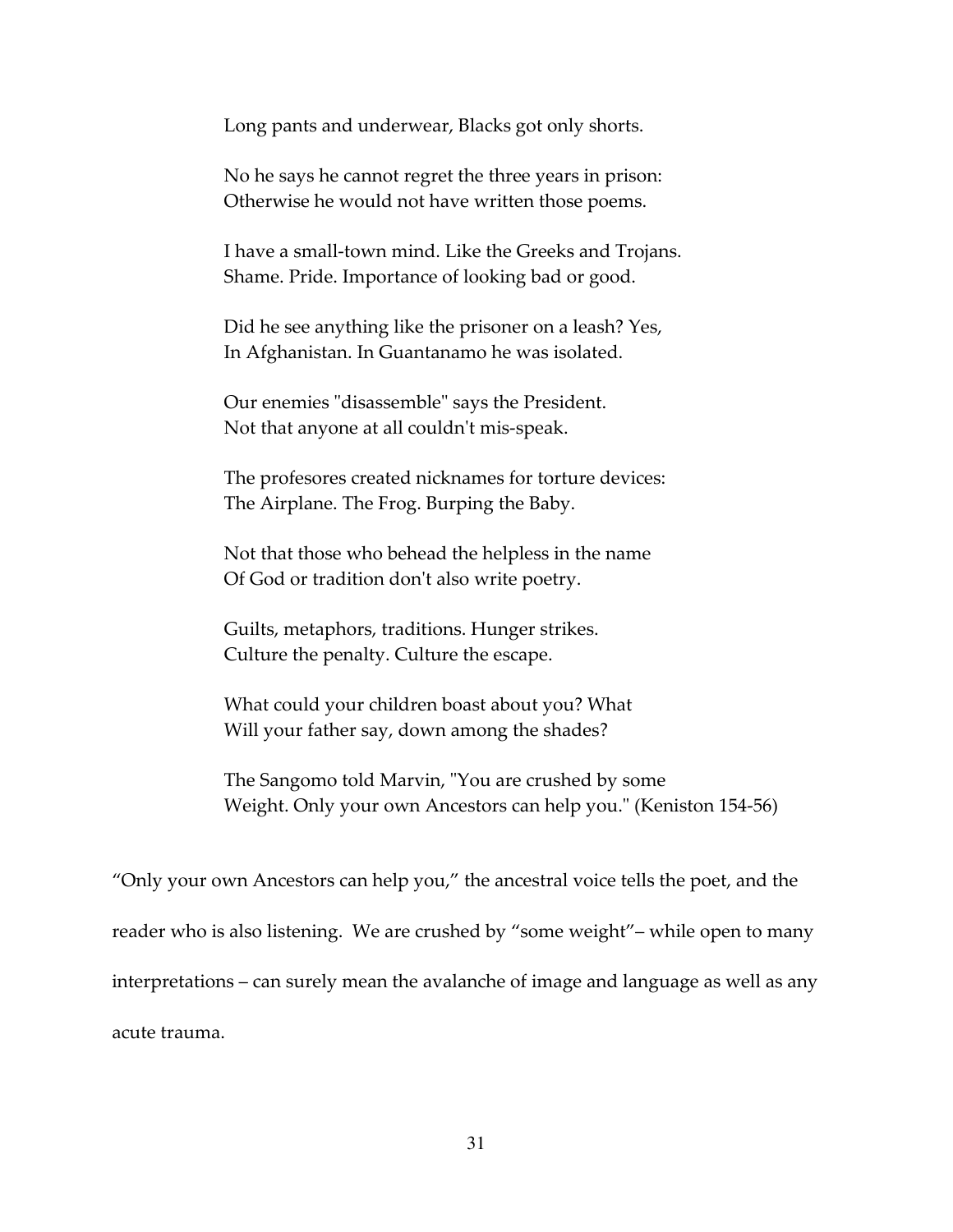Long pants and underwear, Blacks got only shorts.

No he says he cannot regret the three years in prison:
Otherwise he would not have written those poems.

I have a small-town mind. Like the Greeks and Trojans.
Shame. Pride. Importance of looking bad or good.

Did he see anything like the prisoner on a leash? Yes,
In Afghanistan. In Guantanamo he was isolated.

Our enemies "disassemble" says the President.
Not that anyone at all couldn't mis-speak.

The profesores created nicknames for torture devices:
The Airplane. The Frog. Burping the Baby.

Not that those who behead the helpless in the name
Of God or tradition don't also write poetry.

Guilts, metaphors, traditions. Hunger strikes.
Culture the penalty. Culture the escape.

What could your children boast about you? What
Will your father say, down among the shades?

The Sangomo told Marvin, "You are crushed by some
Weight. Only your own Ancestors can help you." (Keniston 154-56)

"Only your own Ancestors can help you," the ancestral voice tells the poet, and the reader who is also listening. We are crushed by "some weight"– while open to many interpretations – can surely mean the avalanche of image and language as well as any acute trauma.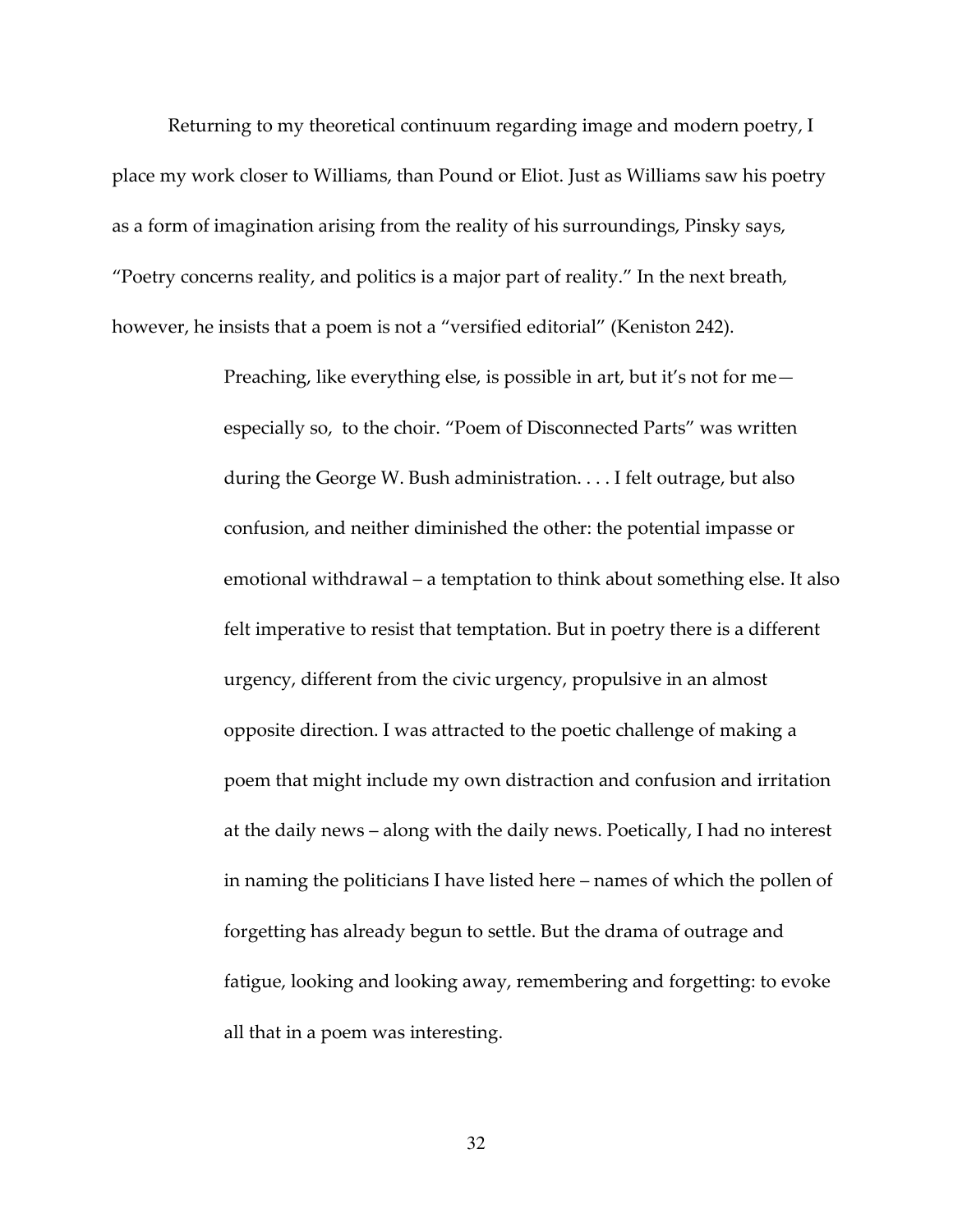Returning to my theoretical continuum regarding image and modern poetry, I place my work closer to Williams, than Pound or Eliot. Just as Williams saw his poetry as a form of imagination arising from the reality of his surroundings, Pinsky says, "Poetry concerns reality, and politics is a major part of reality." In the next breath, however, he insists that a poem is not a "versified editorial" (Keniston 242).

> Preaching, like everything else, is possible in art, but it's not for me—especially so, to the choir. "Poem of Disconnected Parts" was written during the George W. Bush administration. . . . I felt outrage, but also confusion, and neither diminished the other: the potential impasse or emotional withdrawal – a temptation to think about something else. It also felt imperative to resist that temptation. But in poetry there is a different urgency, different from the civic urgency, propulsive in an almost opposite direction. I was attracted to the poetic challenge of making a poem that might include my own distraction and confusion and irritation at the daily news – along with the daily news. Poetically, I had no interest in naming the politicians I have listed here – names of which the pollen of forgetting has already begun to settle. But the drama of outrage and fatigue, looking and looking away, remembering and forgetting: to evoke all that in a poem was interesting.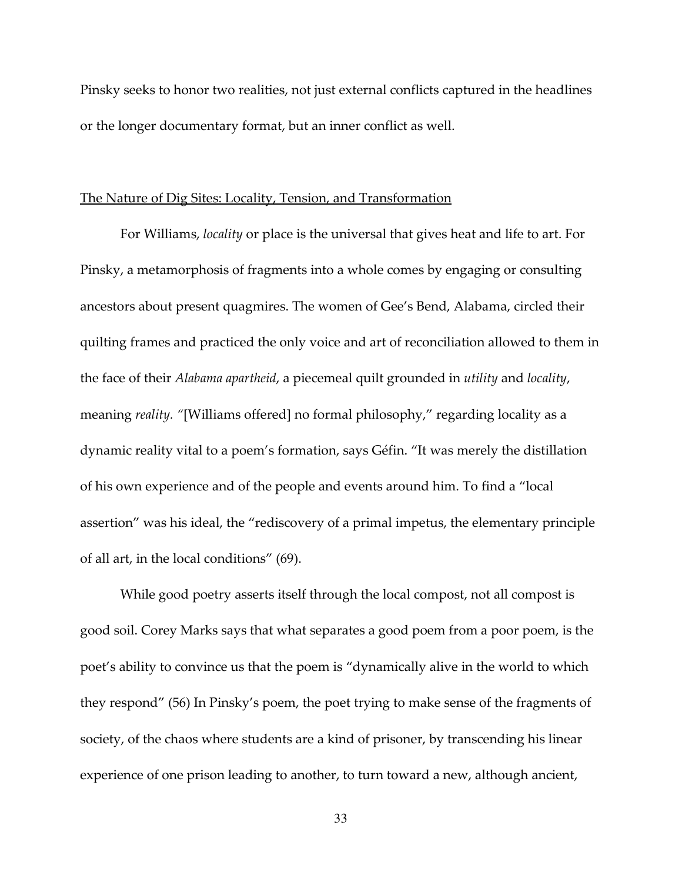Pinsky seeks to honor two realities, not just external conflicts captured in the headlines or the longer documentary format, but an inner conflict as well.

## The Nature of Dig Sites: Locality, Tension, and Transformation

For Williams, *locality* or place is the universal that gives heat and life to art. For Pinsky, a metamorphosis of fragments into a whole comes by engaging or consulting ancestors about present quagmires. The women of Gee's Bend, Alabama, circled their quilting frames and practiced the only voice and art of reconciliation allowed to them in the face of their *Alabama apartheid*, a piecemeal quilt grounded in *utility* and *locality*, meaning *reality.* "[Williams offered] no formal philosophy," regarding locality as a dynamic reality vital to a poem's formation, says Géfin. "It was merely the distillation of his own experience and of the people and events around him. To find a "local assertion" was his ideal, the "rediscovery of a primal impetus, the elementary principle of all art, in the local conditions" (69).

While good poetry asserts itself through the local compost, not all compost is good soil. Corey Marks says that what separates a good poem from a poor poem, is the poet's ability to convince us that the poem is "dynamically alive in the world to which they respond" (56) In Pinsky's poem, the poet trying to make sense of the fragments of society, of the chaos where students are a kind of prisoner, by transcending his linear experience of one prison leading to another, to turn toward a new, although ancient,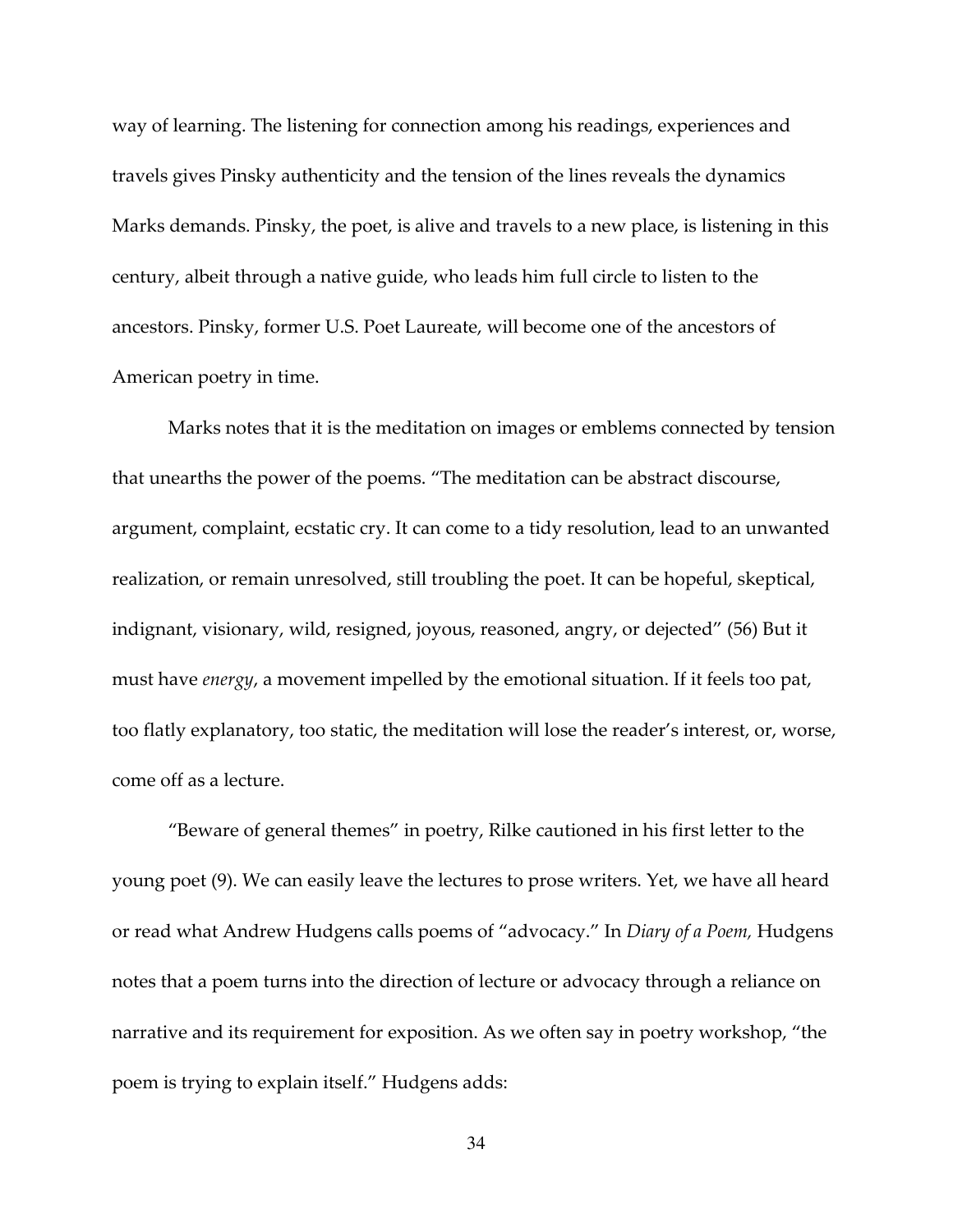way of learning. The listening for connection among his readings, experiences and travels gives Pinsky authenticity and the tension of the lines reveals the dynamics Marks demands. Pinsky, the poet, is alive and travels to a new place, is listening in this century, albeit through a native guide, who leads him full circle to listen to the ancestors. Pinsky, former U.S. Poet Laureate, will become one of the ancestors of American poetry in time.

Marks notes that it is the meditation on images or emblems connected by tension that unearths the power of the poems. "The meditation can be abstract discourse, argument, complaint, ecstatic cry. It can come to a tidy resolution, lead to an unwanted realization, or remain unresolved, still troubling the poet. It can be hopeful, skeptical, indignant, visionary, wild, resigned, joyous, reasoned, angry, or dejected" (56) But it must have *energy*, a movement impelled by the emotional situation. If it feels too pat, too flatly explanatory, too static, the meditation will lose the reader's interest, or, worse, come off as a lecture.

"Beware of general themes" in poetry, Rilke cautioned in his first letter to the young poet (9). We can easily leave the lectures to prose writers. Yet, we have all heard or read what Andrew Hudgens calls poems of "advocacy." In *Diary of a Poem,* Hudgens notes that a poem turns into the direction of lecture or advocacy through a reliance on narrative and its requirement for exposition. As we often say in poetry workshop, "the poem is trying to explain itself." Hudgens adds: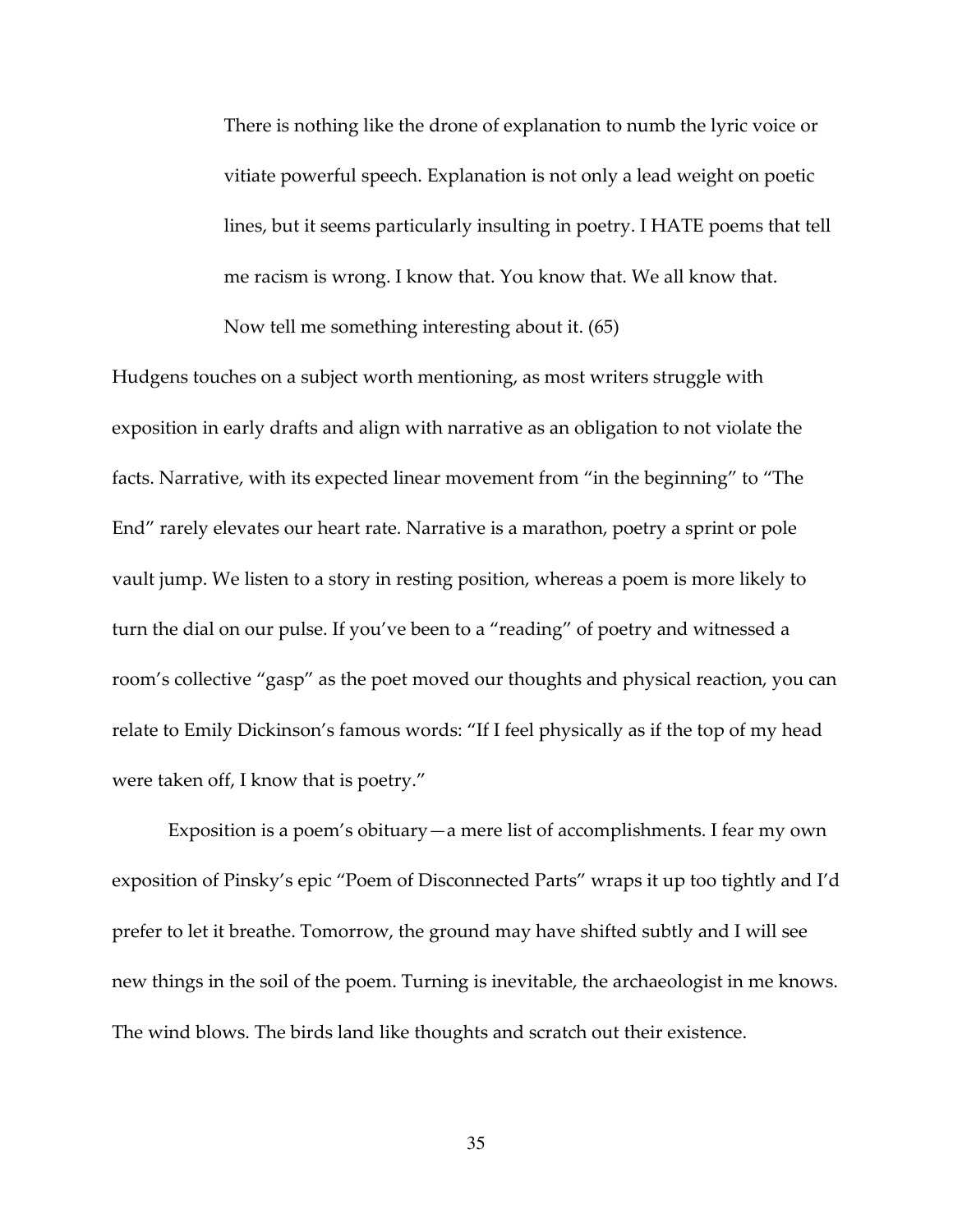> There is nothing like the drone of explanation to numb the lyric voice or vitiate powerful speech. Explanation is not only a lead weight on poetic lines, but it seems particularly insulting in poetry. I HATE poems that tell me racism is wrong. I know that. You know that. We all know that. Now tell me something interesting about it. (65)

Hudgens touches on a subject worth mentioning, as most writers struggle with exposition in early drafts and align with narrative as an obligation to not violate the facts. Narrative, with its expected linear movement from "in the beginning" to "The End" rarely elevates our heart rate. Narrative is a marathon, poetry a sprint or pole vault jump. We listen to a story in resting position, whereas a poem is more likely to turn the dial on our pulse. If you've been to a "reading" of poetry and witnessed a room's collective "gasp" as the poet moved our thoughts and physical reaction, you can relate to Emily Dickinson's famous words: "If I feel physically as if the top of my head were taken off, I know that is poetry."

Exposition is a poem's obituary—a mere list of accomplishments. I fear my own exposition of Pinsky's epic "Poem of Disconnected Parts" wraps it up too tightly and I'd prefer to let it breathe. Tomorrow, the ground may have shifted subtly and I will see new things in the soil of the poem. Turning is inevitable, the archaeologist in me knows. The wind blows. The birds land like thoughts and scratch out their existence.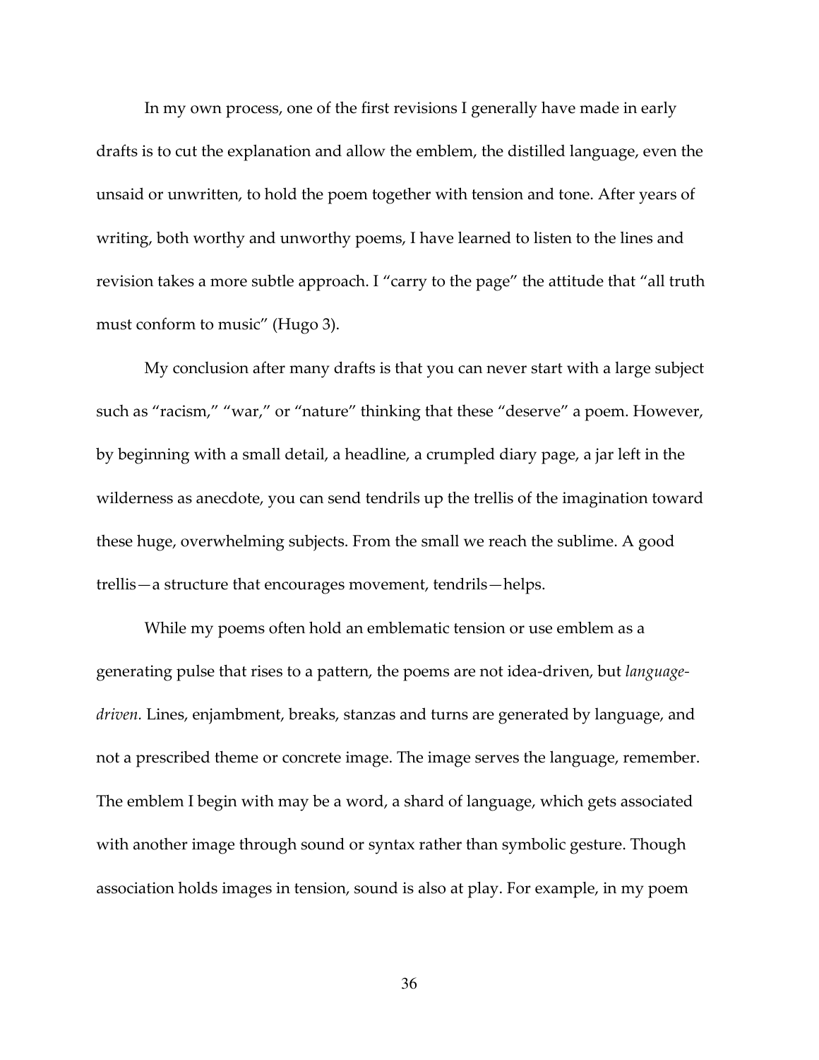In my own process, one of the first revisions I generally have made in early drafts is to cut the explanation and allow the emblem, the distilled language, even the unsaid or unwritten, to hold the poem together with tension and tone. After years of writing, both worthy and unworthy poems, I have learned to listen to the lines and revision takes a more subtle approach. I "carry to the page" the attitude that "all truth must conform to music" (Hugo 3).

My conclusion after many drafts is that you can never start with a large subject such as "racism," "war," or "nature" thinking that these "deserve" a poem. However, by beginning with a small detail, a headline, a crumpled diary page, a jar left in the wilderness as anecdote, you can send tendrils up the trellis of the imagination toward these huge, overwhelming subjects. From the small we reach the sublime. A good trellis—a structure that encourages movement, tendrils—helps.

While my poems often hold an emblematic tension or use emblem as a generating pulse that rises to a pattern, the poems are not idea-driven, but *language-driven.* Lines, enjambment, breaks, stanzas and turns are generated by language, and not a prescribed theme or concrete image. The image serves the language, remember. The emblem I begin with may be a word, a shard of language, which gets associated with another image through sound or syntax rather than symbolic gesture. Though association holds images in tension, sound is also at play. For example, in my poem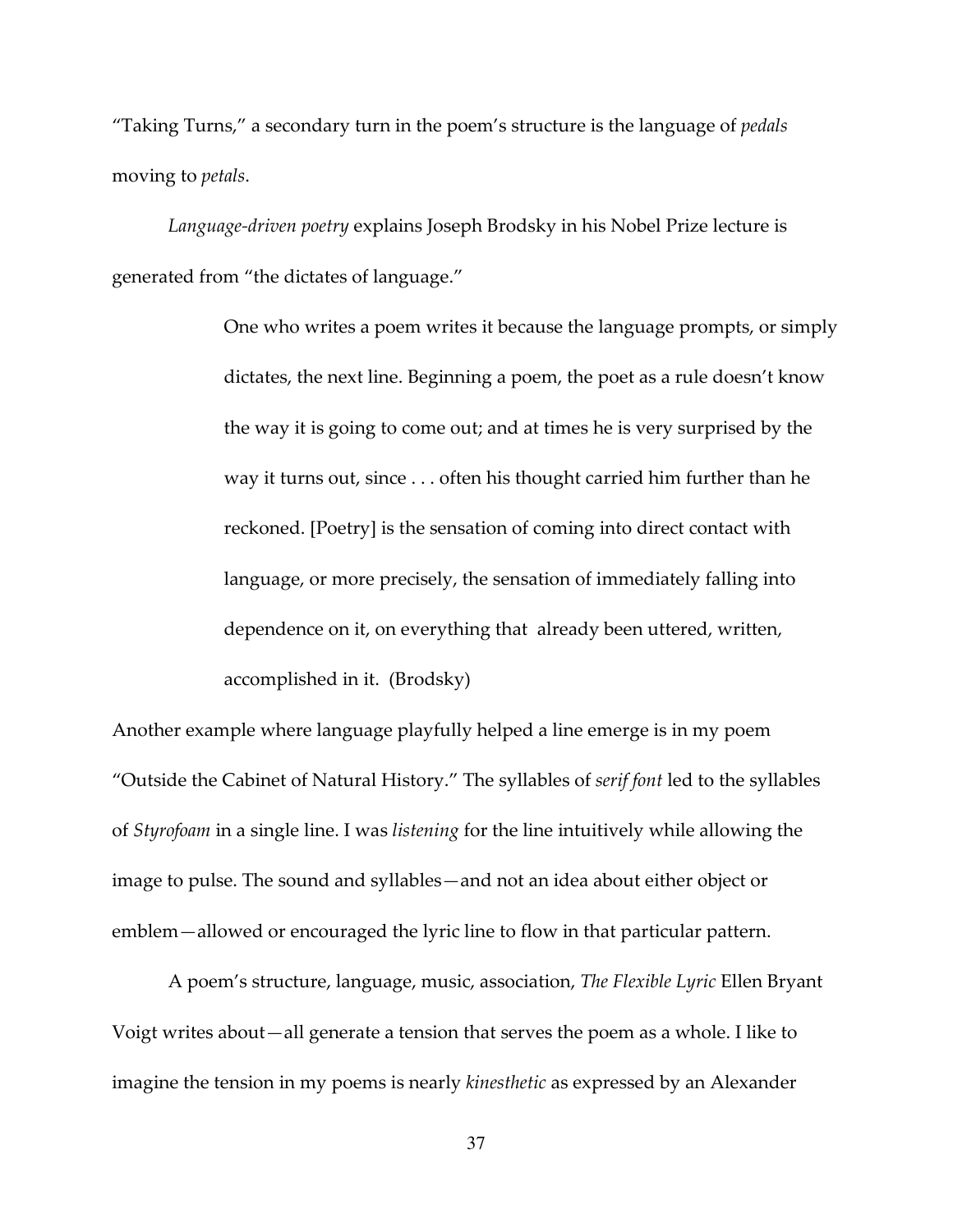"Taking Turns," a secondary turn in the poem's structure is the language of *pedals* moving to *petals*.

*Language-driven poetry* explains Joseph Brodsky in his Nobel Prize lecture is generated from "the dictates of language."

> One who writes a poem writes it because the language prompts, or simply dictates, the next line. Beginning a poem, the poet as a rule doesn't know the way it is going to come out; and at times he is very surprised by the way it turns out, since . . . often his thought carried him further than he reckoned. [Poetry] is the sensation of coming into direct contact with language, or more precisely, the sensation of immediately falling into dependence on it, on everything that  already been uttered, written, accomplished in it.  (Brodsky)

Another example where language playfully helped a line emerge is in my poem "Outside the Cabinet of Natural History." The syllables of *serif font* led to the syllables of *Styrofoam* in a single line. I was *listening* for the line intuitively while allowing the image to pulse. The sound and syllables—and not an idea about either object or emblem—allowed or encouraged the lyric line to flow in that particular pattern.

A poem's structure, language, music, association, *The Flexible Lyric* Ellen Bryant Voigt writes about—all generate a tension that serves the poem as a whole. I like to imagine the tension in my poems is nearly *kinesthetic* as expressed by an Alexander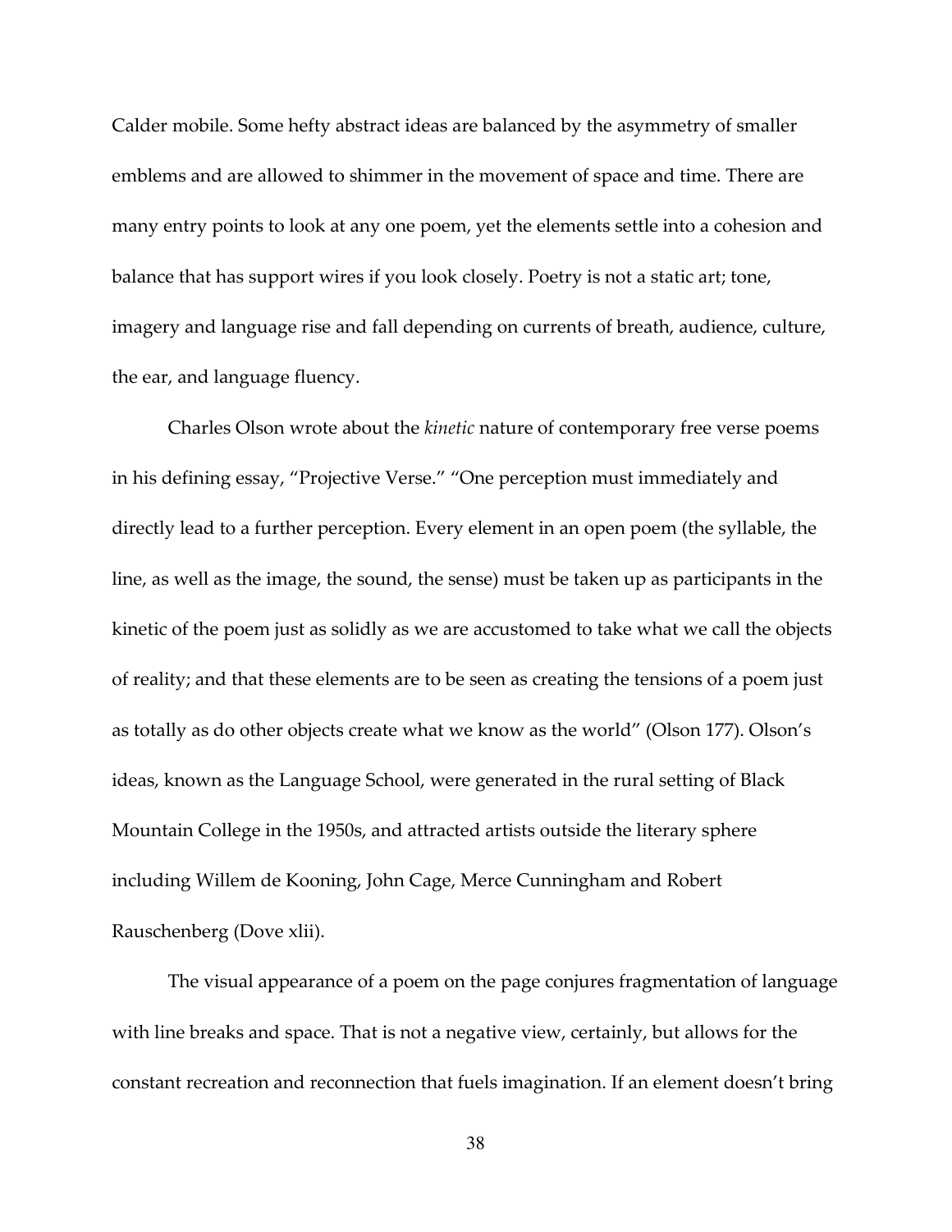Calder mobile. Some hefty abstract ideas are balanced by the asymmetry of smaller emblems and are allowed to shimmer in the movement of space and time. There are many entry points to look at any one poem, yet the elements settle into a cohesion and balance that has support wires if you look closely. Poetry is not a static art; tone, imagery and language rise and fall depending on currents of breath, audience, culture, the ear, and language fluency.

Charles Olson wrote about the *kinetic* nature of contemporary free verse poems in his defining essay, "Projective Verse." "One perception must immediately and directly lead to a further perception. Every element in an open poem (the syllable, the line, as well as the image, the sound, the sense) must be taken up as participants in the kinetic of the poem just as solidly as we are accustomed to take what we call the objects of reality; and that these elements are to be seen as creating the tensions of a poem just as totally as do other objects create what we know as the world" (Olson 177). Olson's ideas, known as the Language School, were generated in the rural setting of Black Mountain College in the 1950s, and attracted artists outside the literary sphere including Willem de Kooning, John Cage, Merce Cunningham and Robert Rauschenberg (Dove xlii).

The visual appearance of a poem on the page conjures fragmentation of language with line breaks and space. That is not a negative view, certainly, but allows for the constant recreation and reconnection that fuels imagination. If an element doesn't bring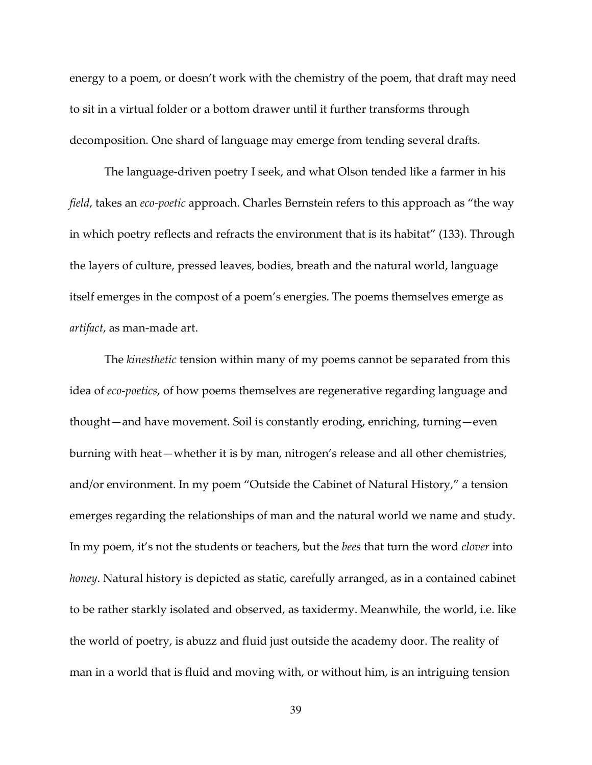energy to a poem, or doesn't work with the chemistry of the poem, that draft may need to sit in a virtual folder or a bottom drawer until it further transforms through decomposition. One shard of language may emerge from tending several drafts.

The language-driven poetry I seek, and what Olson tended like a farmer in his *field*, takes an *eco-poetic* approach. Charles Bernstein refers to this approach as "the way in which poetry reflects and refracts the environment that is its habitat" (133). Through the layers of culture, pressed leaves, bodies, breath and the natural world, language itself emerges in the compost of a poem's energies. The poems themselves emerge as *artifact*, as man-made art.

The *kinesthetic* tension within many of my poems cannot be separated from this idea of *eco-poetics*, of how poems themselves are regenerative regarding language and thought—and have movement. Soil is constantly eroding, enriching, turning—even burning with heat—whether it is by man, nitrogen's release and all other chemistries, and/or environment. In my poem "Outside the Cabinet of Natural History," a tension emerges regarding the relationships of man and the natural world we name and study. In my poem, it's not the students or teachers, but the *bees* that turn the word *clover* into *honey*. Natural history is depicted as static, carefully arranged, as in a contained cabinet to be rather starkly isolated and observed, as taxidermy. Meanwhile, the world, i.e. like the world of poetry, is abuzz and fluid just outside the academy door. The reality of man in a world that is fluid and moving with, or without him, is an intriguing tension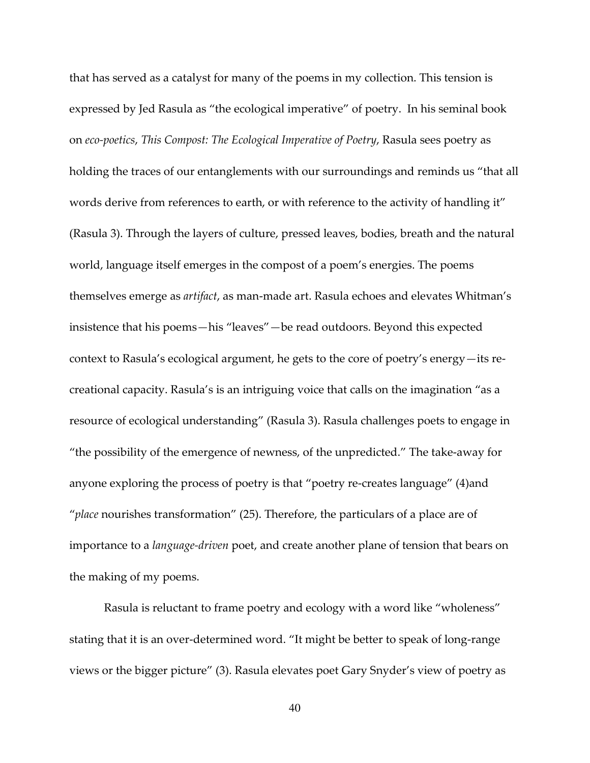that has served as a catalyst for many of the poems in my collection. This tension is expressed by Jed Rasula as "the ecological imperative" of poetry. In his seminal book on *eco-poetics*, *This Compost: The Ecological Imperative of Poetry*, Rasula sees poetry as holding the traces of our entanglements with our surroundings and reminds us "that all words derive from references to earth, or with reference to the activity of handling it" (Rasula 3). Through the layers of culture, pressed leaves, bodies, breath and the natural world, language itself emerges in the compost of a poem's energies. The poems themselves emerge as *artifact*, as man-made art. Rasula echoes and elevates Whitman's insistence that his poems—his "leaves"—be read outdoors. Beyond this expected context to Rasula's ecological argument, he gets to the core of poetry's energy—its re-creational capacity. Rasula's is an intriguing voice that calls on the imagination "as a resource of ecological understanding" (Rasula 3). Rasula challenges poets to engage in "the possibility of the emergence of newness, of the unpredicted." The take-away for anyone exploring the process of poetry is that "poetry re-creates language" (4)and "*place* nourishes transformation" (25). Therefore, the particulars of a place are of importance to a *language-driven* poet, and create another plane of tension that bears on the making of my poems.

Rasula is reluctant to frame poetry and ecology with a word like "wholeness" stating that it is an over-determined word. "It might be better to speak of long-range views or the bigger picture" (3). Rasula elevates poet Gary Snyder's view of poetry as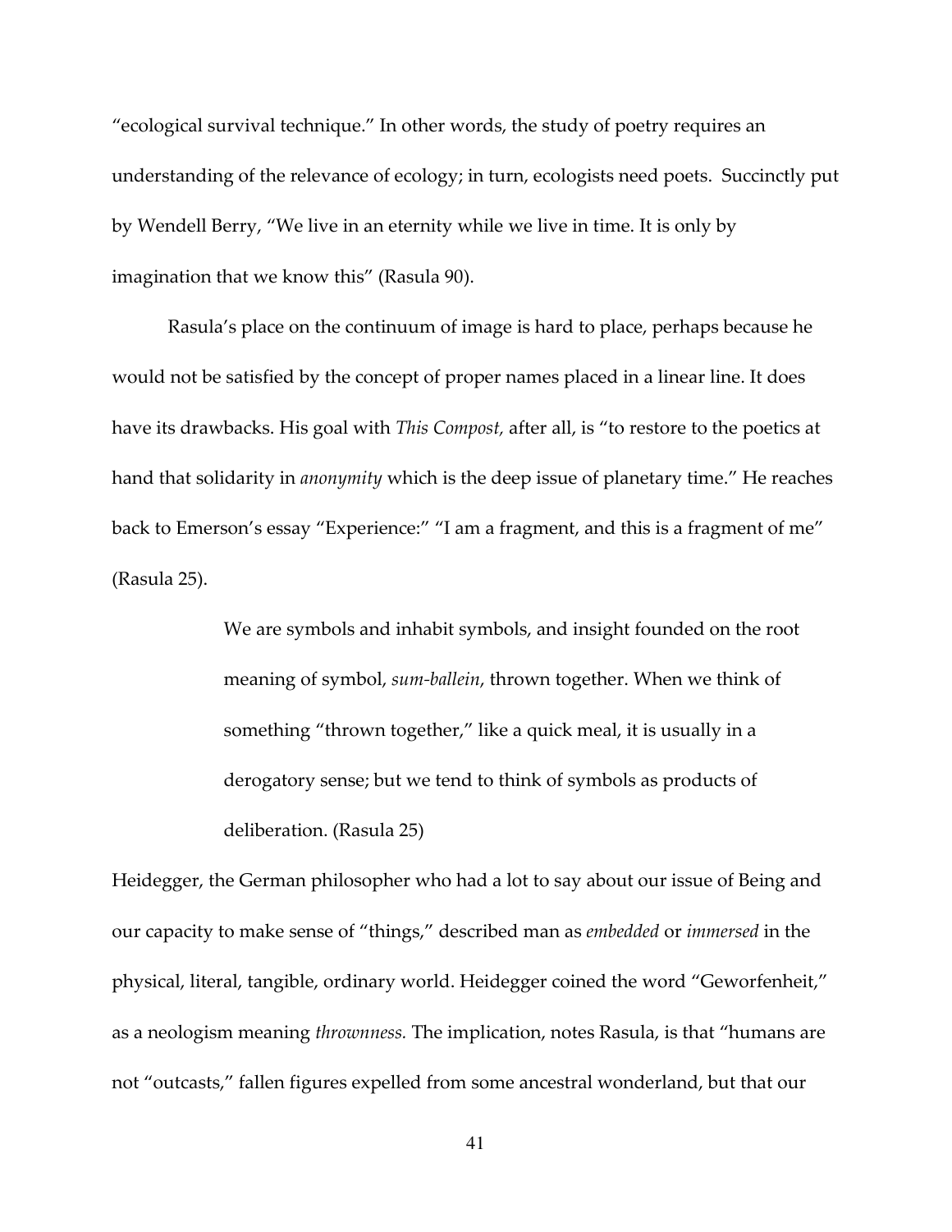"ecological survival technique." In other words, the study of poetry requires an understanding of the relevance of ecology; in turn, ecologists need poets. Succinctly put by Wendell Berry, "We live in an eternity while we live in time. It is only by imagination that we know this" (Rasula 90).

Rasula's place on the continuum of image is hard to place, perhaps because he would not be satisfied by the concept of proper names placed in a linear line. It does have its drawbacks. His goal with *This Compost,* after all, is "to restore to the poetics at hand that solidarity in *anonymity* which is the deep issue of planetary time." He reaches back to Emerson's essay "Experience:" "I am a fragment, and this is a fragment of me" (Rasula 25).

> We are symbols and inhabit symbols, and insight founded on the root meaning of symbol, *sum-ballein*, thrown together. When we think of something "thrown together," like a quick meal, it is usually in a derogatory sense; but we tend to think of symbols as products of deliberation. (Rasula 25)

Heidegger, the German philosopher who had a lot to say about our issue of Being and our capacity to make sense of "things," described man as *embedded* or *immersed* in the physical, literal, tangible, ordinary world. Heidegger coined the word "Geworfenheit," as a neologism meaning *thrownness.* The implication, notes Rasula, is that "humans are not "outcasts," fallen figures expelled from some ancestral wonderland, but that our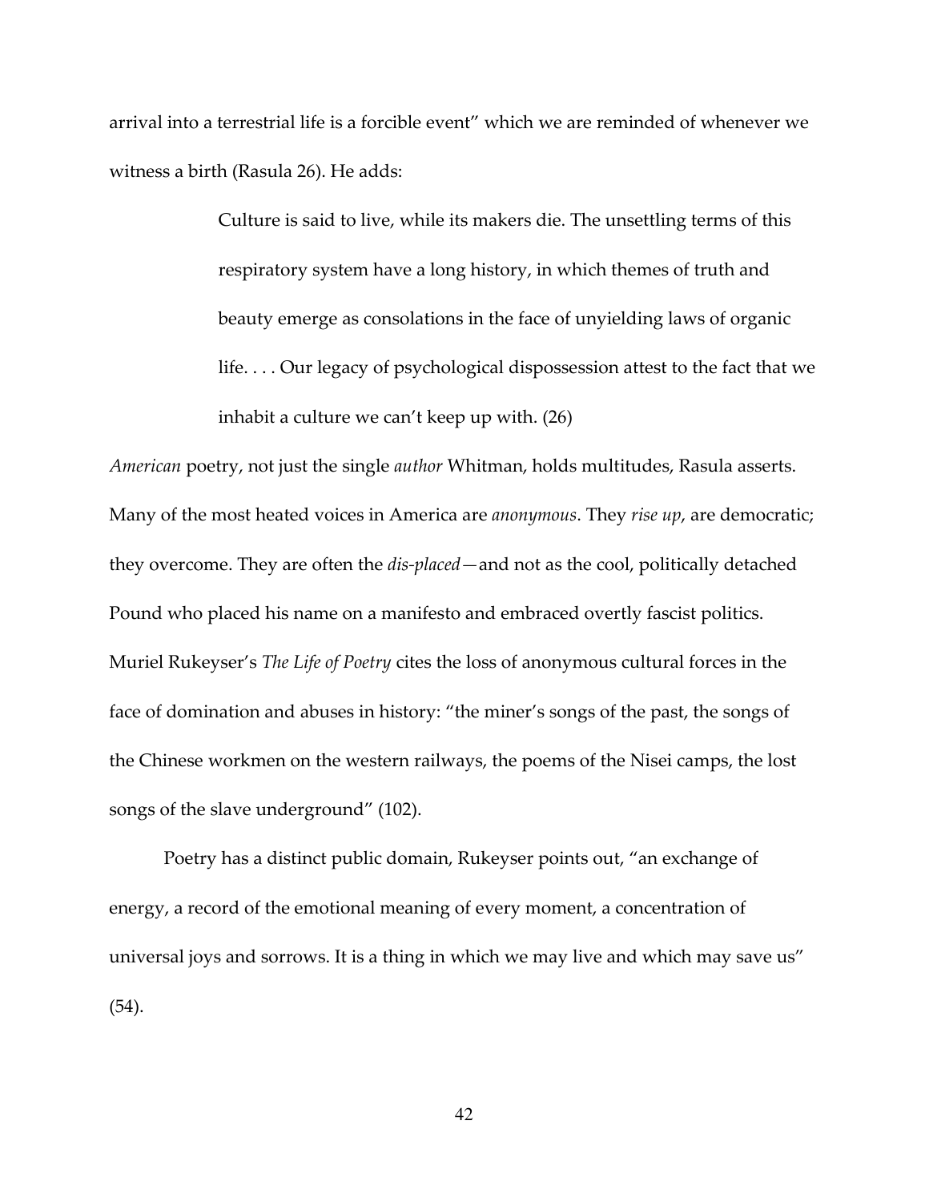arrival into a terrestrial life is a forcible event" which we are reminded of whenever we witness a birth (Rasula 26). He adds:

> Culture is said to live, while its makers die. The unsettling terms of this respiratory system have a long history, in which themes of truth and beauty emerge as consolations in the face of unyielding laws of organic life. . . . Our legacy of psychological dispossession attest to the fact that we inhabit a culture we can't keep up with. (26)

*American* poetry, not just the single *author* Whitman, holds multitudes, Rasula asserts. Many of the most heated voices in America are *anonymous*. They *rise up*, are democratic; they overcome. They are often the *dis-placed*—and not as the cool, politically detached Pound who placed his name on a manifesto and embraced overtly fascist politics. Muriel Rukeyser's *The Life of Poetry* cites the loss of anonymous cultural forces in the face of domination and abuses in history: "the miner's songs of the past, the songs of the Chinese workmen on the western railways, the poems of the Nisei camps, the lost songs of the slave underground" (102).

Poetry has a distinct public domain, Rukeyser points out, "an exchange of energy, a record of the emotional meaning of every moment, a concentration of universal joys and sorrows. It is a thing in which we may live and which may save us" (54).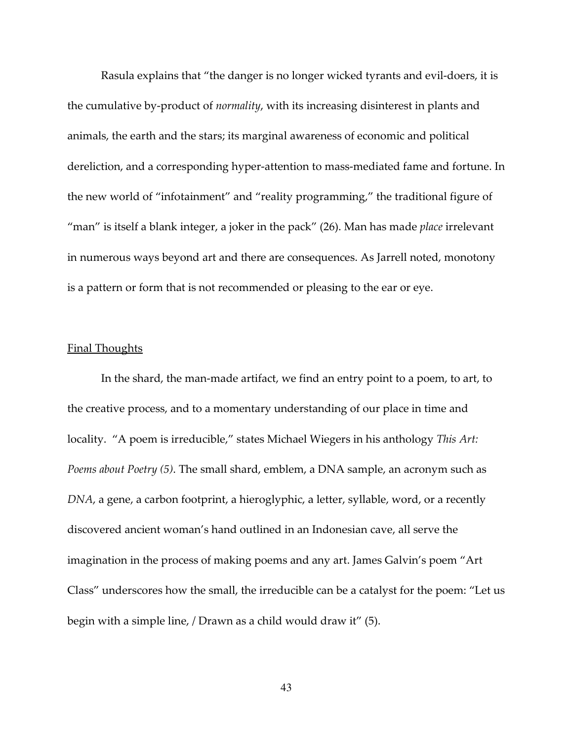Rasula explains that "the danger is no longer wicked tyrants and evil-doers, it is the cumulative by-product of *normality*, with its increasing disinterest in plants and animals, the earth and the stars; its marginal awareness of economic and political dereliction, and a corresponding hyper-attention to mass-mediated fame and fortune. In the new world of "infotainment" and "reality programming," the traditional figure of "man" is itself a blank integer, a joker in the pack" (26). Man has made *place* irrelevant in numerous ways beyond art and there are consequences. As Jarrell noted, monotony is a pattern or form that is not recommended or pleasing to the ear or eye.

## Final Thoughts

In the shard, the man-made artifact, we find an entry point to a poem, to art, to the creative process, and to a momentary understanding of our place in time and locality. "A poem is irreducible," states Michael Wiegers in his anthology *This Art: Poems about Poetry (5)*. The small shard, emblem, a DNA sample, an acronym such as *DNA*, a gene, a carbon footprint, a hieroglyphic, a letter, syllable, word, or a recently discovered ancient woman's hand outlined in an Indonesian cave, all serve the imagination in the process of making poems and any art. James Galvin's poem "Art Class" underscores how the small, the irreducible can be a catalyst for the poem: "Let us begin with a simple line, / Drawn as a child would draw it" (5).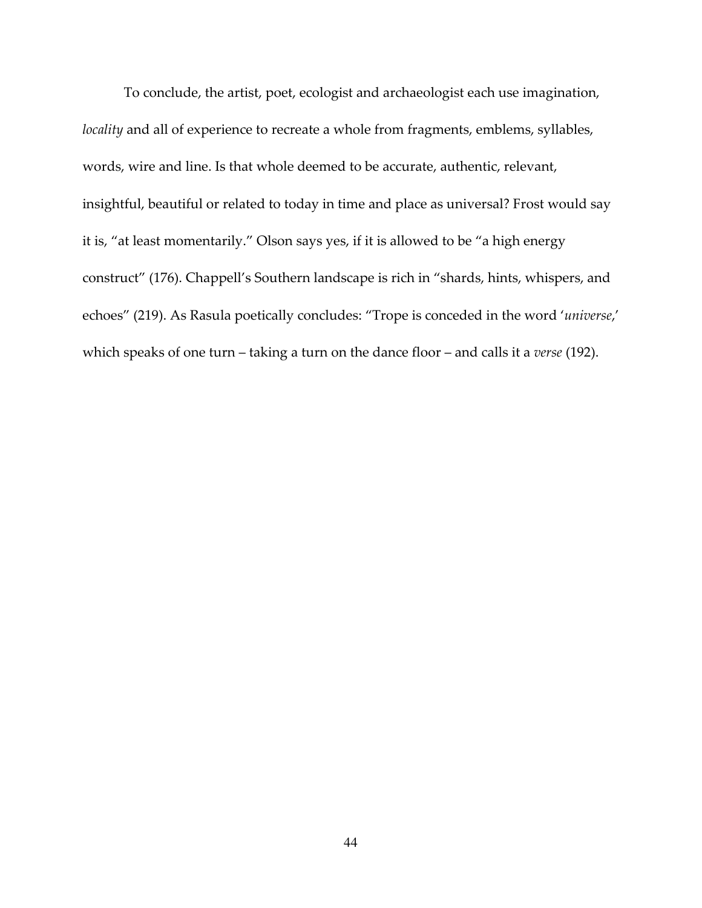To conclude, the artist, poet, ecologist and archaeologist each use imagination, *locality* and all of experience to recreate a whole from fragments, emblems, syllables, words, wire and line. Is that whole deemed to be accurate, authentic, relevant, insightful, beautiful or related to today in time and place as universal? Frost would say it is, "at least momentarily." Olson says yes, if it is allowed to be "a high energy construct" (176). Chappell's Southern landscape is rich in "shards, hints, whispers, and echoes" (219). As Rasula poetically concludes: "Trope is conceded in the word '*universe*,' which speaks of one turn – taking a turn on the dance floor – and calls it a *verse* (192).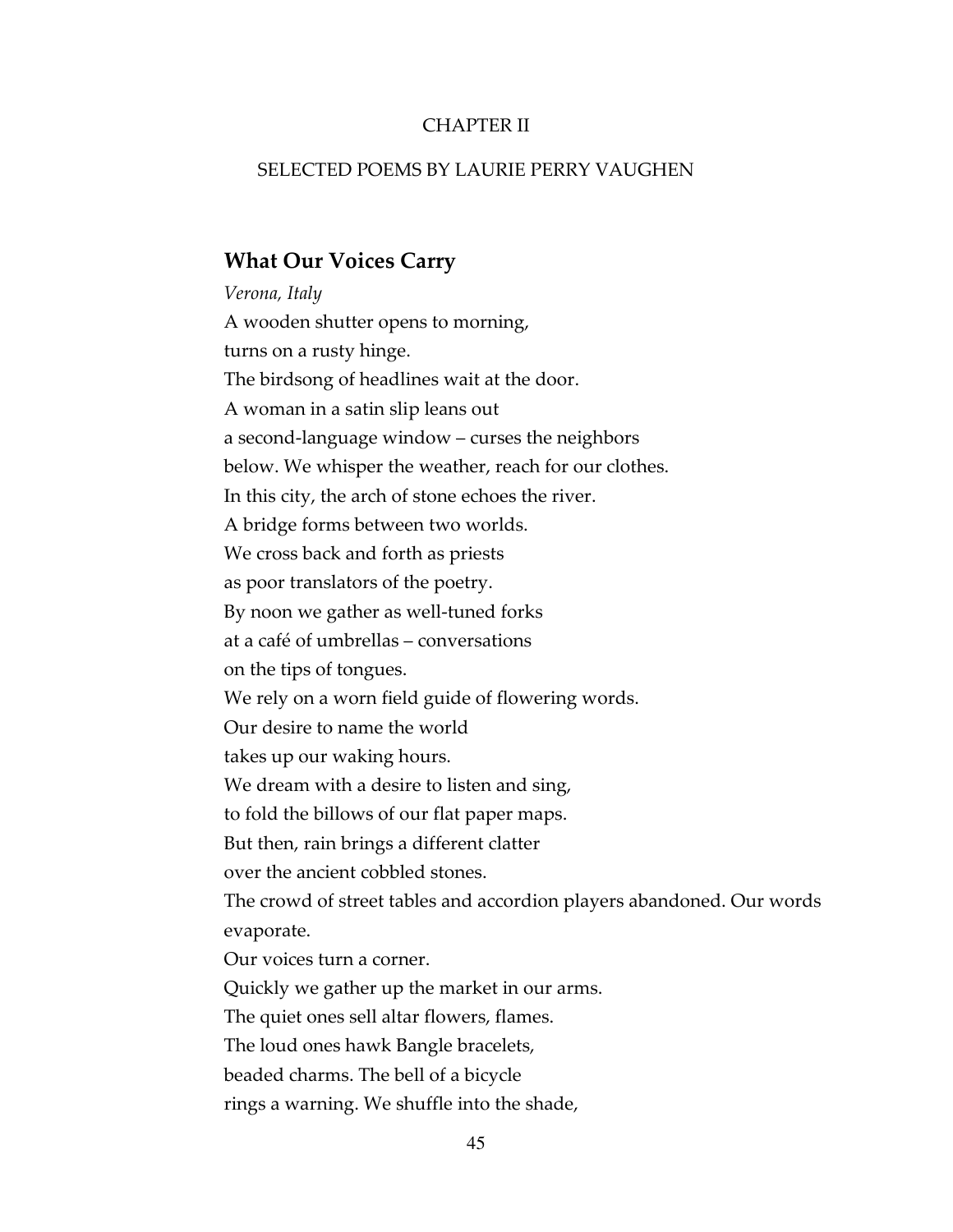CHAPTER II

SELECTED POEMS BY LAURIE PERRY VAUGHEN

## What Our Voices Carry

*Verona, Italy*

A wooden shutter opens to morning,  
turns on a rusty hinge.  
The birdsong of headlines wait at the door.  
A woman in a satin slip leans out  
a second-language window – curses the neighbors  
below. We whisper the weather, reach for our clothes.  
In this city, the arch of stone echoes the river.  
A bridge forms between two worlds.  
We cross back and forth as priests  
as poor translators of the poetry.  
By noon we gather as well-tuned forks  
at a café of umbrellas – conversations  
on the tips of tongues.  
We rely on a worn field guide of flowering words.  
Our desire to name the world  
takes up our waking hours.  
We dream with a desire to listen and sing,  
to fold the billows of our flat paper maps.  
But then, rain brings a different clatter  
over the ancient cobbled stones.  
The crowd of street tables and accordion players abandoned. Our words evaporate.  
Our voices turn a corner.  
Quickly we gather up the market in our arms.  
The quiet ones sell altar flowers, flames.  
The loud ones hawk Bangle bracelets,  
beaded charms. The bell of a bicycle  
rings a warning. We shuffle into the shade,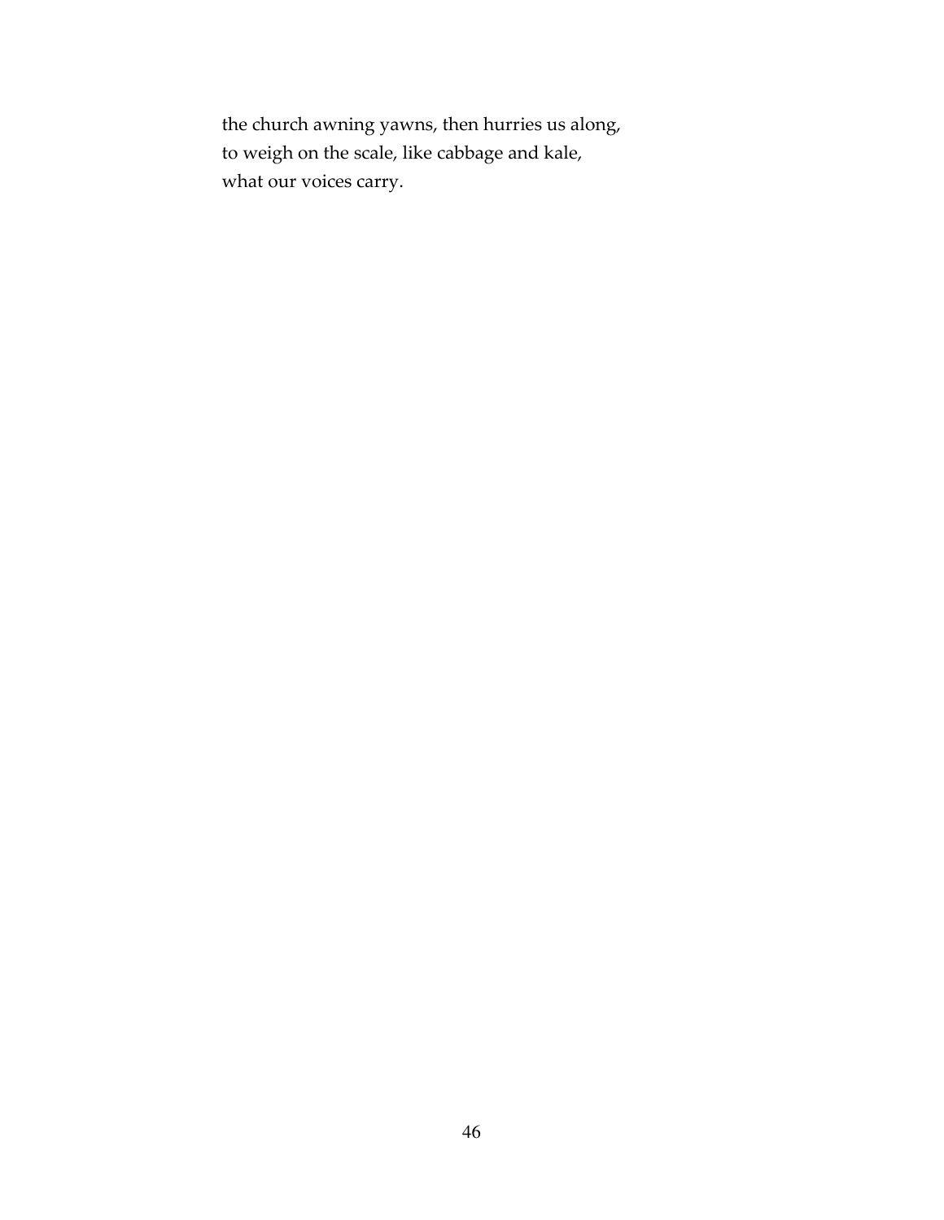the church awning yawns, then hurries us along,  
to weigh on the scale, like cabbage and kale,  
what our voices carry.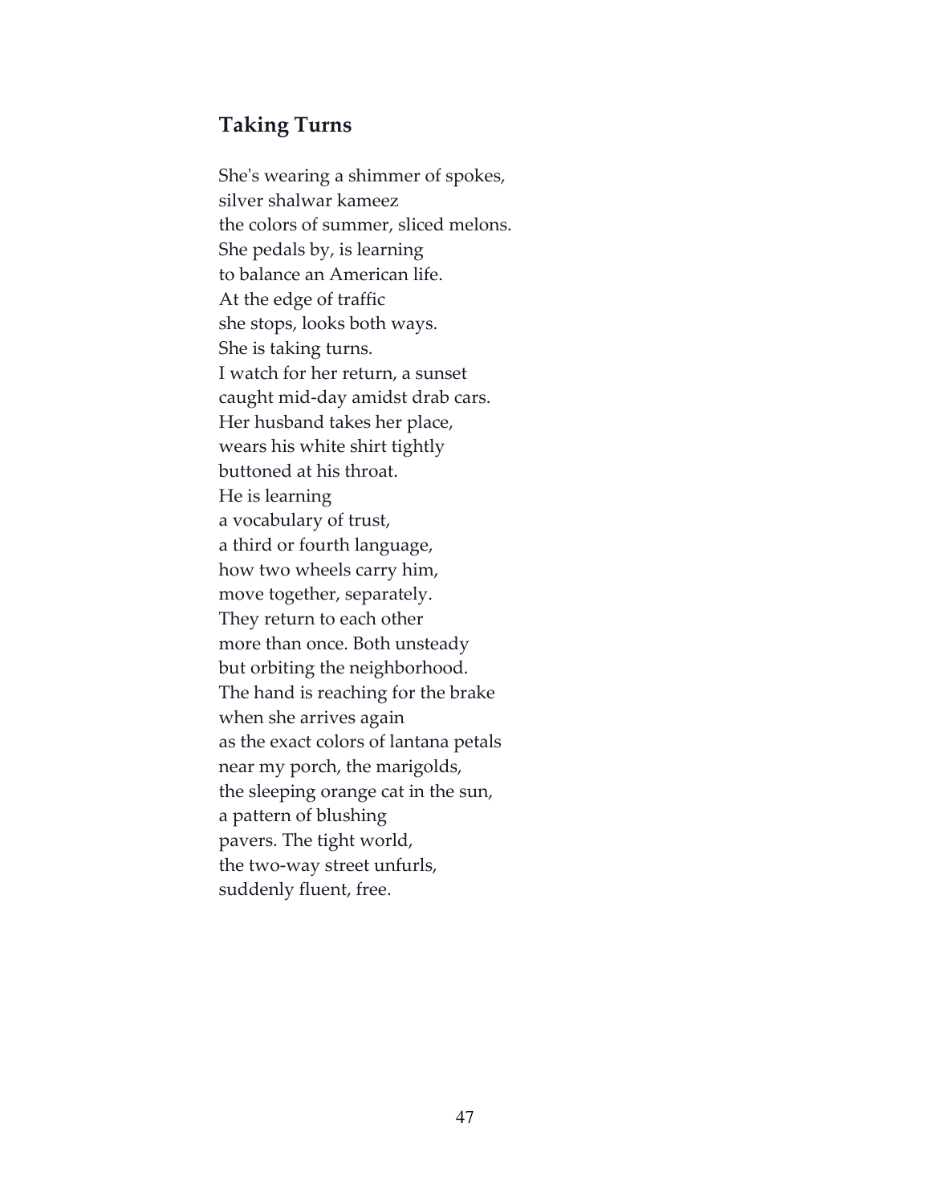## Taking Turns

She's wearing a shimmer of spokes,  
silver shalwar kameez  
the colors of summer, sliced melons.  
She pedals by, is learning  
to balance an American life.  
At the edge of traffic  
she stops, looks both ways.  
She is taking turns.  
I watch for her return, a sunset  
caught mid-day amidst drab cars.  
Her husband takes her place,  
wears his white shirt tightly  
buttoned at his throat.  
He is learning  
a vocabulary of trust,  
a third or fourth language,  
how two wheels carry him,  
move together, separately.  
They return to each other  
more than once. Both unsteady  
but orbiting the neighborhood.  
The hand is reaching for the brake  
when she arrives again  
as the exact colors of lantana petals  
near my porch, the marigolds,  
the sleeping orange cat in the sun,  
a pattern of blushing  
pavers. The tight world,  
the two-way street unfurls,  
suddenly fluent, free.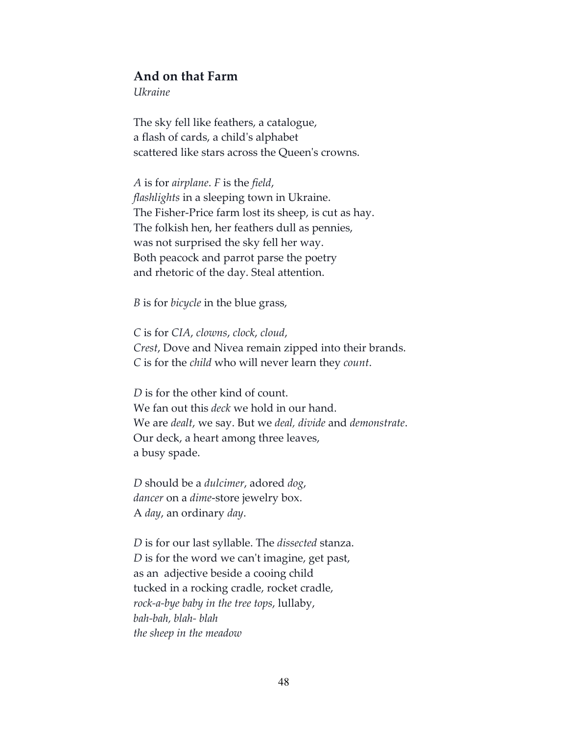### And on that Farm

*Ukraine*

The sky fell like feathers, a catalogue,  
a flash of cards, a child's alphabet  
scattered like stars across the Queen's crowns.

*A* is for *airplane*. *F* is the *field*,  
*flashlights* in a sleeping town in Ukraine.  
The Fisher-Price farm lost its sheep, is cut as hay.  
The folkish hen, her feathers dull as pennies,  
was not surprised the sky fell her way.  
Both peacock and parrot parse the poetry  
and rhetoric of the day. Steal attention.

*B* is for *bicycle* in the blue grass,

*C* is for *CIA*, *clowns*, *clock*, *cloud*,  
*Crest*, Dove and Nivea remain zipped into their brands.  
*C* is for the *child* who will never learn they *count*.

*D* is for the other kind of count.  
We fan out this *deck* we hold in our hand.  
We are *dealt*, we say. But we *deal, divide* and *demonstrate*.  
Our deck, a heart among three leaves,  
a busy spade.

*D* should be a *dulcimer*, adored *dog*,  
*dancer* on a *dime*-store jewelry box.  
A *day*, an ordinary *day*.

*D* is for our last syllable. The *dissected* stanza.  
*D* is for the word we can't imagine, get past,  
as an adjective beside a cooing child  
tucked in a rocking cradle, rocket cradle,  
*rock-a-bye baby in the tree tops*, lullaby,  
*bah-bah, blah- blah*  
*the sheep in the meadow*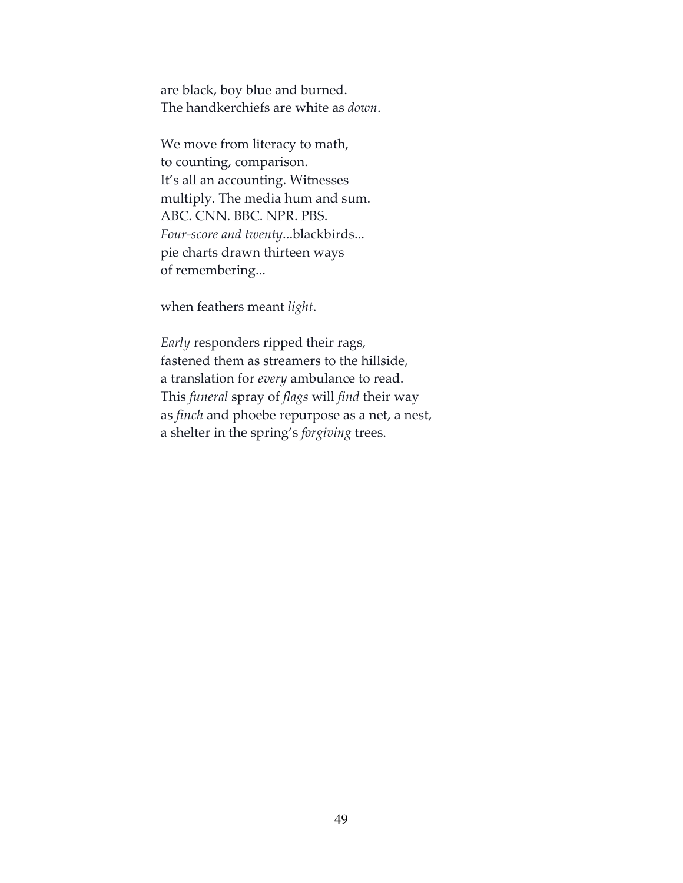are black, boy blue and burned.  
The handkerchiefs are white as *down*.

We move from literacy to math,  
to counting, comparison.  
It's all an accounting. Witnesses  
multiply. The media hum and sum.  
ABC. CNN. BBC. NPR. PBS.  
*Four-score and twenty*...blackbirds...  
pie charts drawn thirteen ways  
of remembering...

when feathers meant *light*.

*Early* responders ripped their rags,  
fastened them as streamers to the hillside,  
a translation for *every* ambulance to read.  
This *funeral* spray of *flags* will *find* their way  
as *finch* and phoebe repurpose as a net, a nest,  
a shelter in the spring's *forgiving* trees.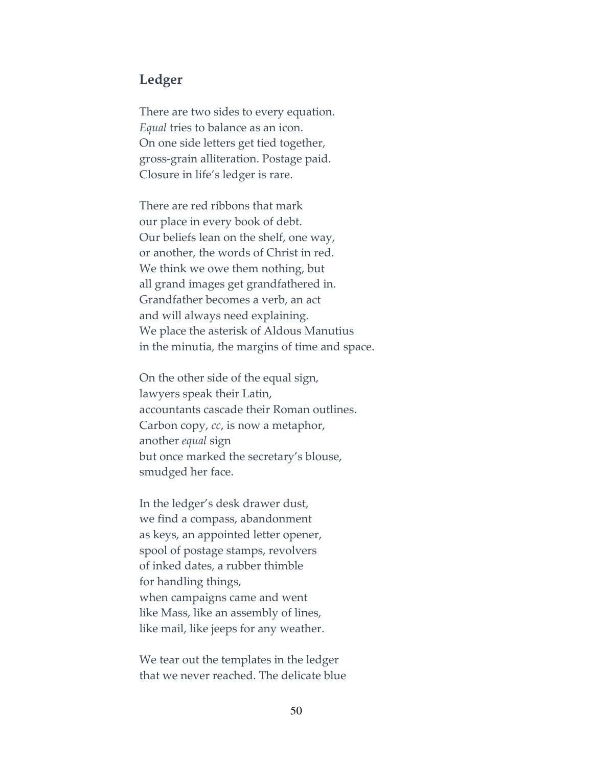## Ledger

There are two sides to every equation.  
*Equal* tries to balance as an icon.  
On one side letters get tied together,  
gross-grain alliteration. Postage paid.  
Closure in life's ledger is rare.

There are red ribbons that mark  
our place in every book of debt.  
Our beliefs lean on the shelf, one way,  
or another, the words of Christ in red.  
We think we owe them nothing, but  
all grand images get grandfathered in.  
Grandfather becomes a verb, an act  
and will always need explaining.  
We place the asterisk of Aldous Manutius  
in the minutia, the margins of time and space.

On the other side of the equal sign,  
lawyers speak their Latin,  
accountants cascade their Roman outlines.  
Carbon copy, *cc*, is now a metaphor,  
another *equal* sign  
but once marked the secretary's blouse,  
smudged her face.

In the ledger's desk drawer dust,  
we find a compass, abandonment  
as keys, an appointed letter opener,  
spool of postage stamps, revolvers  
of inked dates, a rubber thimble  
for handling things,  
when campaigns came and went  
like Mass, like an assembly of lines,  
like mail, like jeeps for any weather.

We tear out the templates in the ledger  
that we never reached. The delicate blue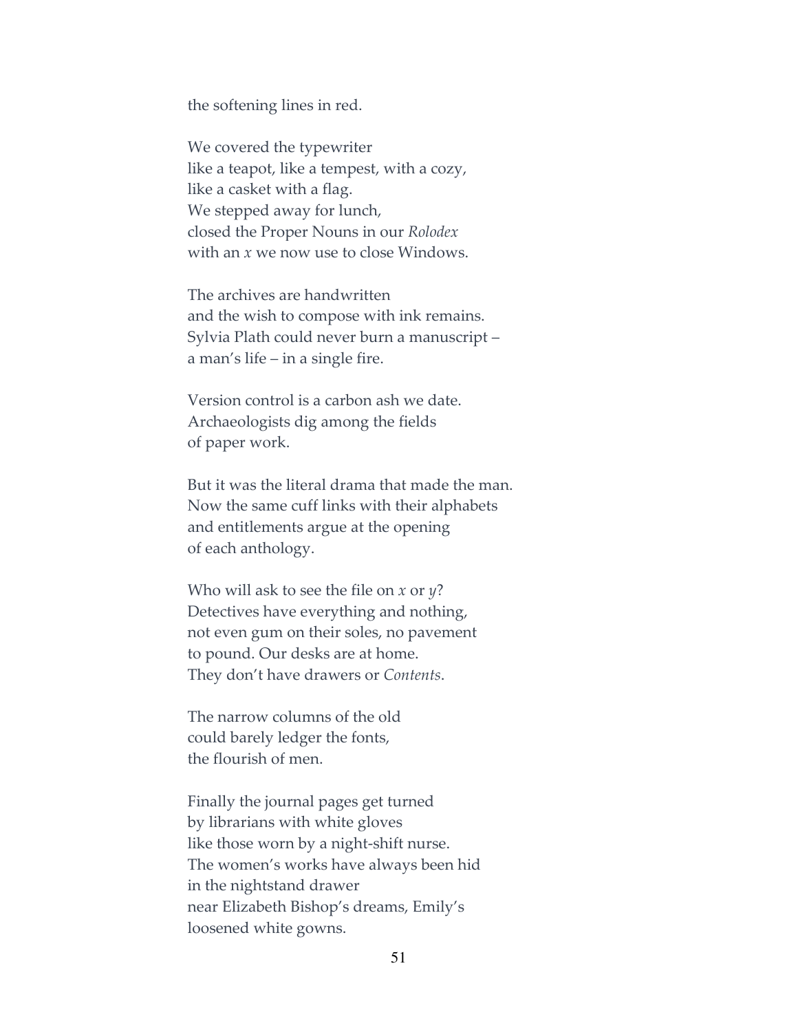the softening lines in red.

We covered the typewriter  
like a teapot, like a tempest, with a cozy,  
like a casket with a flag.  
We stepped away for lunch,  
closed the Proper Nouns in our *Rolodex*  
with an *x* we now use to close Windows.

The archives are handwritten  
and the wish to compose with ink remains.  
Sylvia Plath could never burn a manuscript –  
a man's life – in a single fire.

Version control is a carbon ash we date.  
Archaeologists dig among the fields  
of paper work.

But it was the literal drama that made the man.  
Now the same cuff links with their alphabets  
and entitlements argue at the opening  
of each anthology.

Who will ask to see the file on *x* or *y*?  
Detectives have everything and nothing,  
not even gum on their soles, no pavement  
to pound. Our desks are at home.  
They don't have drawers or *Contents*.

The narrow columns of the old  
could barely ledger the fonts,  
the flourish of men.

Finally the journal pages get turned  
by librarians with white gloves  
like those worn by a night-shift nurse.  
The women's works have always been hid  
in the nightstand drawer  
near Elizabeth Bishop's dreams, Emily's  
loosened white gowns.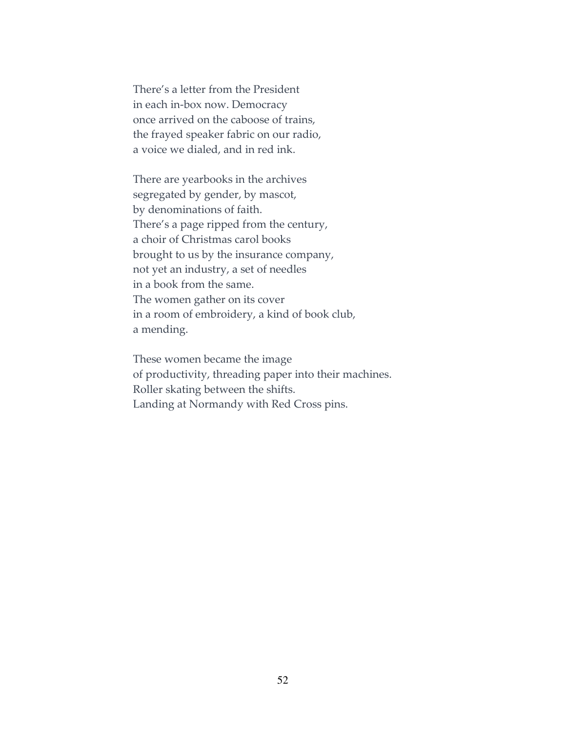There's a letter from the President
in each in-box now. Democracy
once arrived on the caboose of trains,
the frayed speaker fabric on our radio,
a voice we dialed, and in red ink.

There are yearbooks in the archives
segregated by gender, by mascot,
by denominations of faith.
There's a page ripped from the century,
a choir of Christmas carol books
brought to us by the insurance company,
not yet an industry, a set of needles
in a book from the same.
The women gather on its cover
in a room of embroidery, a kind of book club,
a mending.

These women became the image
of productivity, threading paper into their machines.
Roller skating between the shifts.
Landing at Normandy with Red Cross pins.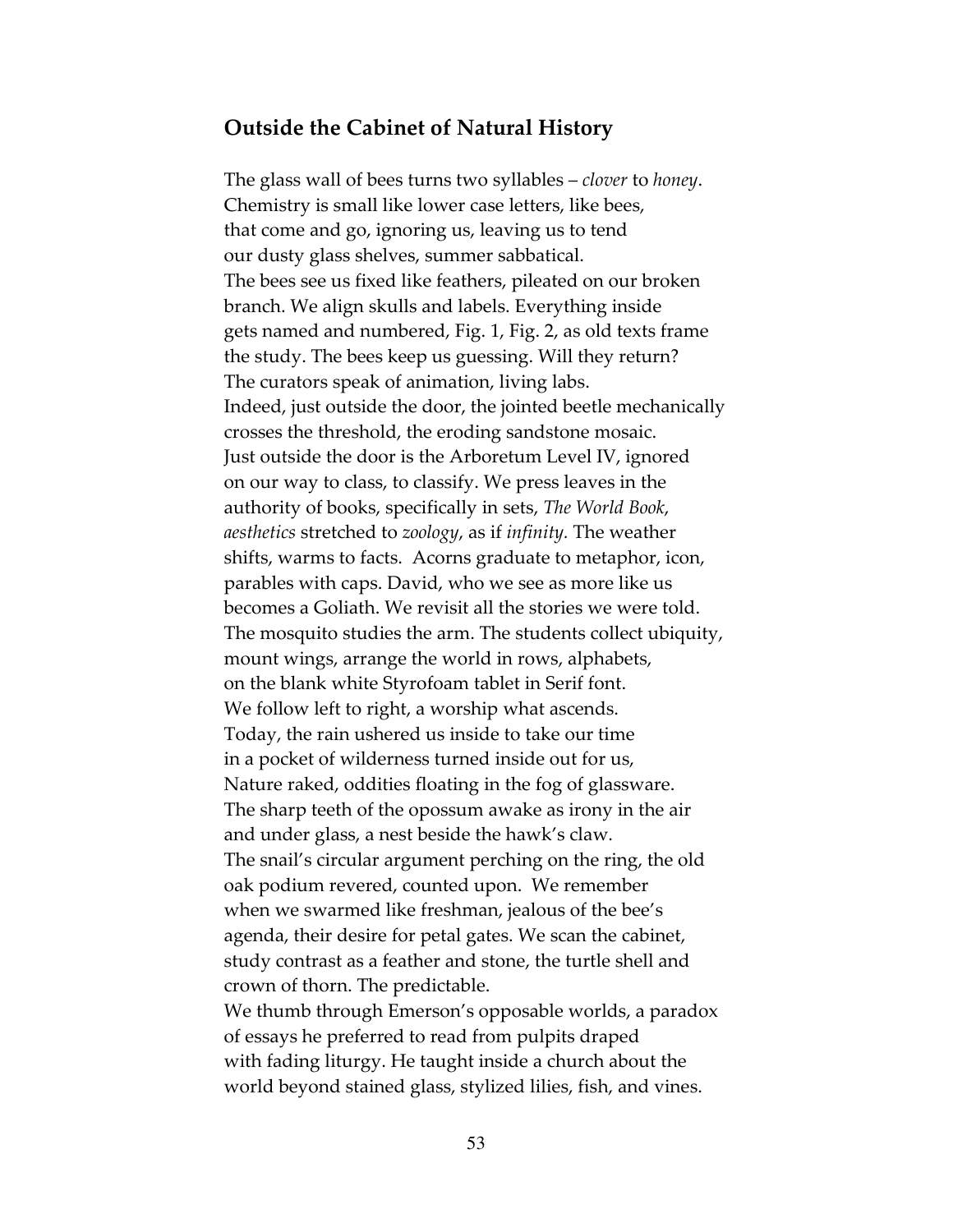## Outside the Cabinet of Natural History

The glass wall of bees turns two syllables – *clover* to *honey*.  
Chemistry is small like lower case letters, like bees,  
that come and go, ignoring us, leaving us to tend  
our dusty glass shelves, summer sabbatical.  
The bees see us fixed like feathers, pileated on our broken  
branch. We align skulls and labels. Everything inside  
gets named and numbered, Fig. 1, Fig. 2, as old texts frame  
the study. The bees keep us guessing. Will they return?  
The curators speak of animation, living labs.  
Indeed, just outside the door, the jointed beetle mechanically  
crosses the threshold, the eroding sandstone mosaic.  
Just outside the door is the Arboretum Level IV, ignored  
on our way to class, to classify. We press leaves in the  
authority of books, specifically in sets, *The World Book*,  
*aesthetics* stretched to *zoology*, as if *infinity.* The weather  
shifts, warms to facts.  Acorns graduate to metaphor, icon,  
parables with caps. David, who we see as more like us  
becomes a Goliath. We revisit all the stories we were told.  
The mosquito studies the arm. The students collect ubiquity,  
mount wings, arrange the world in rows, alphabets,  
on the blank white Styrofoam tablet in Serif font.  
We follow left to right, a worship what ascends.  
Today, the rain ushered us inside to take our time  
in a pocket of wilderness turned inside out for us,  
Nature raked, oddities floating in the fog of glassware.  
The sharp teeth of the opossum awake as irony in the air  
and under glass, a nest beside the hawk's claw.  
The snail's circular argument perching on the ring, the old  
oak podium revered, counted upon.  We remember  
when we swarmed like freshman, jealous of the bee's  
agenda, their desire for petal gates. We scan the cabinet,  
study contrast as a feather and stone, the turtle shell and  
crown of thorn. The predictable.  
We thumb through Emerson's opposable worlds, a paradox  
of essays he preferred to read from pulpits draped  
with fading liturgy. He taught inside a church about the  
world beyond stained glass, stylized lilies, fish, and vines.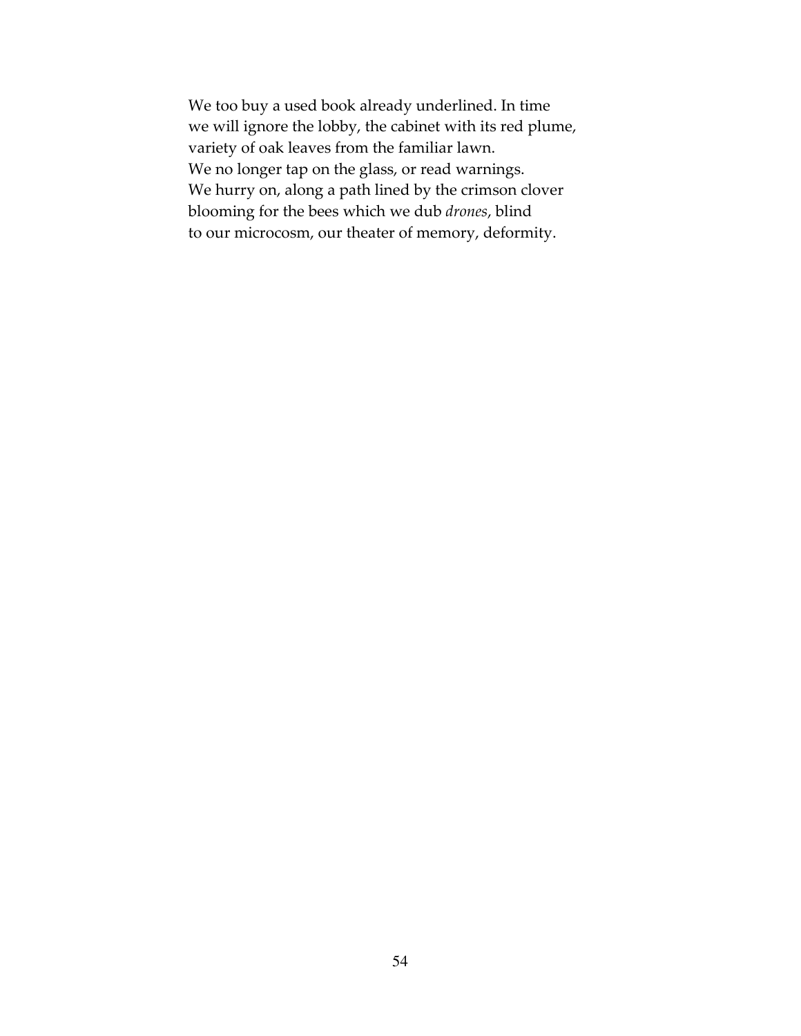We too buy a used book already underlined. In time  
we will ignore the lobby, the cabinet with its red plume,  
variety of oak leaves from the familiar lawn.  
We no longer tap on the glass, or read warnings.  
We hurry on, along a path lined by the crimson clover  
blooming for the bees which we dub *drones*, blind  
to our microcosm, our theater of memory, deformity.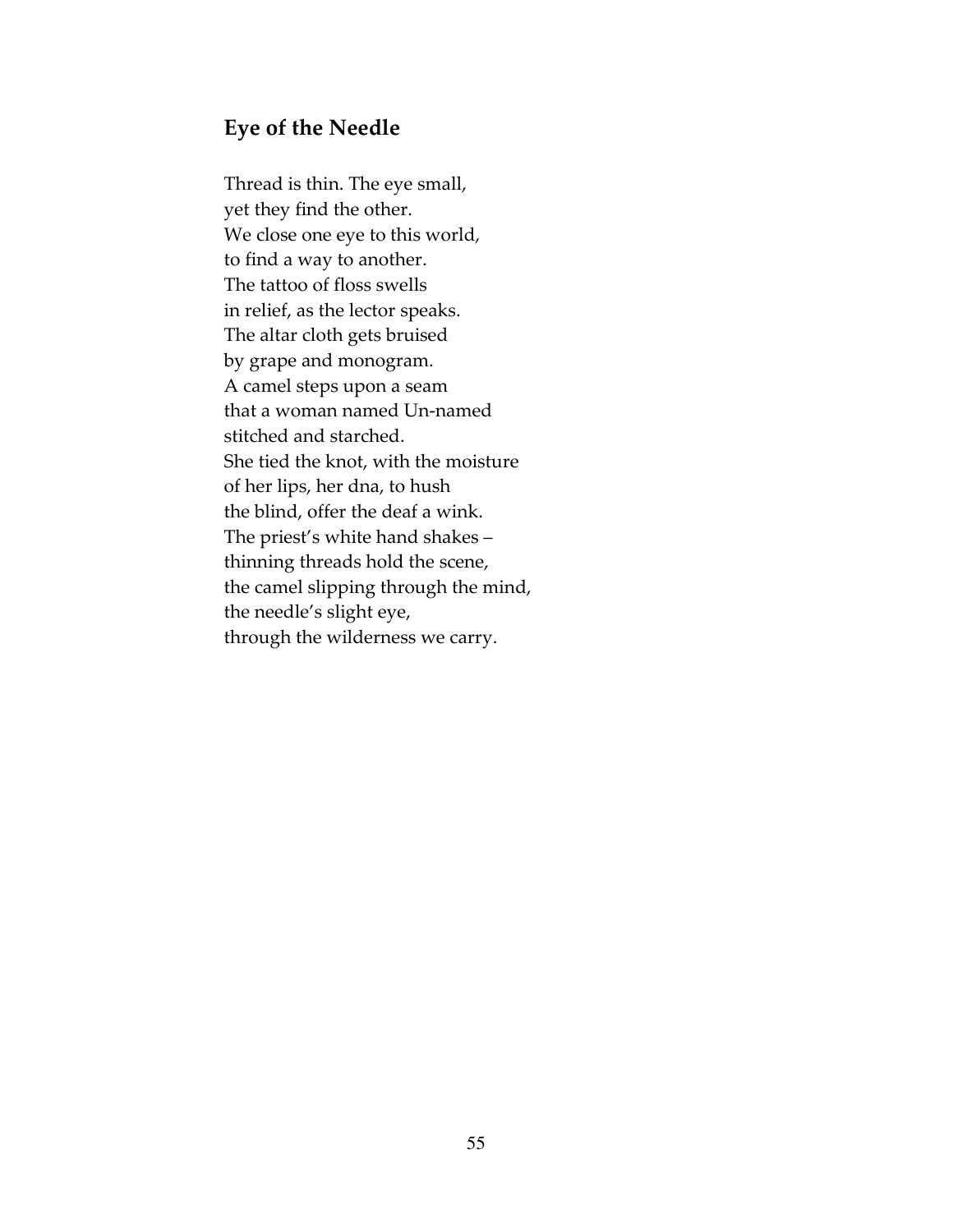## Eye of the Needle

Thread is thin. The eye small,  
yet they find the other.  
We close one eye to this world,  
to find a way to another.  
The tattoo of floss swells  
in relief, as the lector speaks.  
The altar cloth gets bruised  
by grape and monogram.  
A camel steps upon a seam  
that a woman named Un-named  
stitched and starched.  
She tied the knot, with the moisture  
of her lips, her dna, to hush  
the blind, offer the deaf a wink.  
The priest's white hand shakes –  
thinning threads hold the scene,  
the camel slipping through the mind,  
the needle's slight eye,  
through the wilderness we carry.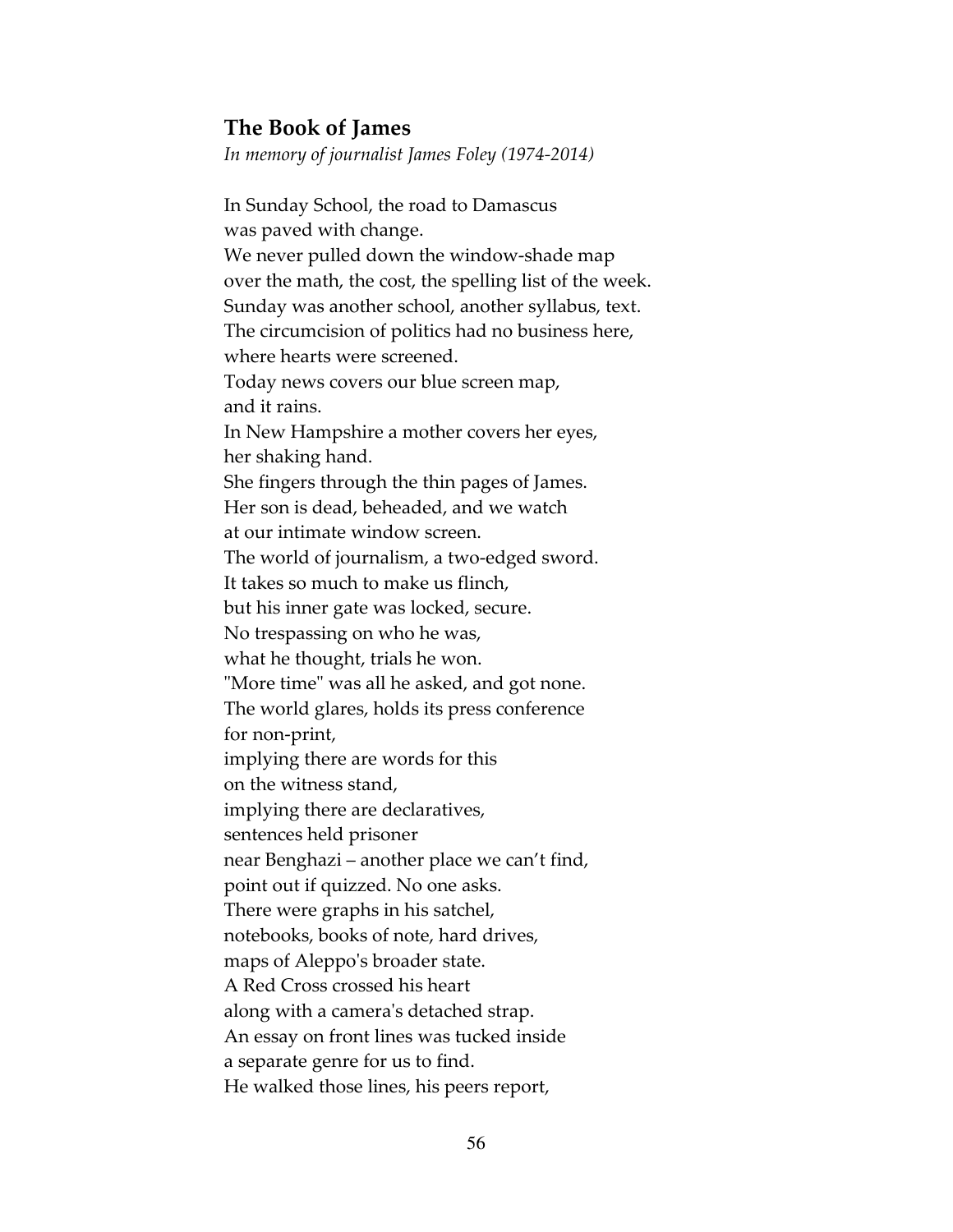### The Book of James

*In memory of journalist James Foley (1974-2014)*

In Sunday School, the road to Damascus  
was paved with change.  
We never pulled down the window-shade map  
over the math, the cost, the spelling list of the week.  
Sunday was another school, another syllabus, text.  
The circumcision of politics had no business here,  
where hearts were screened.  
Today news covers our blue screen map,  
and it rains.  
In New Hampshire a mother covers her eyes,  
her shaking hand.  
She fingers through the thin pages of James.  
Her son is dead, beheaded, and we watch  
at our intimate window screen.  
The world of journalism, a two-edged sword.  
It takes so much to make us flinch,  
but his inner gate was locked, secure.  
No trespassing on who he was,  
what he thought, trials he won.  
"More time" was all he asked, and got none.  
The world glares, holds its press conference  
for non-print,  
implying there are words for this  
on the witness stand,  
implying there are declaratives,  
sentences held prisoner  
near Benghazi – another place we can't find,  
point out if quizzed. No one asks.  
There were graphs in his satchel,  
notebooks, books of note, hard drives,  
maps of Aleppo's broader state.  
A Red Cross crossed his heart  
along with a camera's detached strap.  
An essay on front lines was tucked inside  
a separate genre for us to find.  
He walked those lines, his peers report,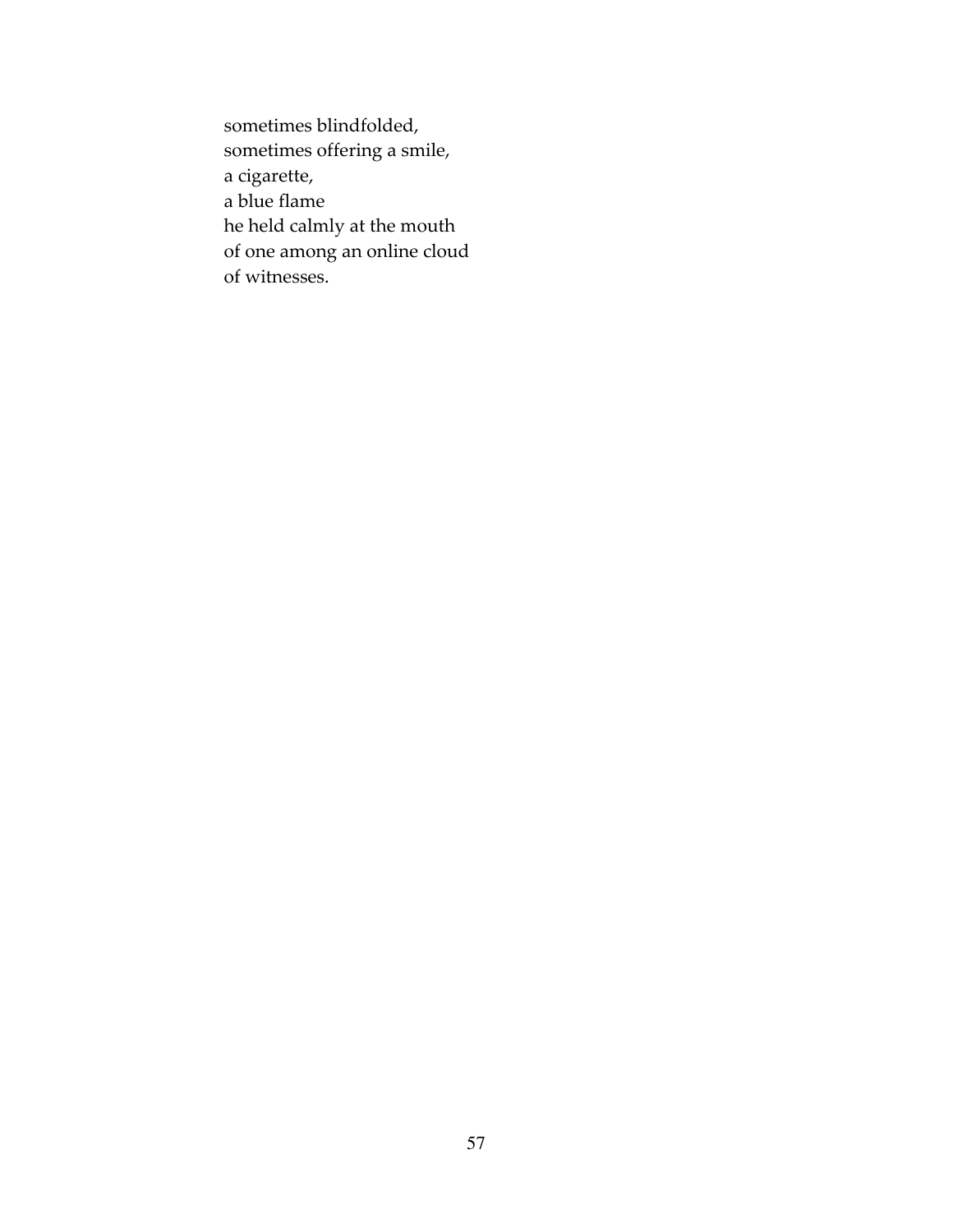sometimes blindfolded,  
sometimes offering a smile,  
a cigarette,  
a blue flame  
he held calmly at the mouth  
of one among an online cloud  
of witnesses.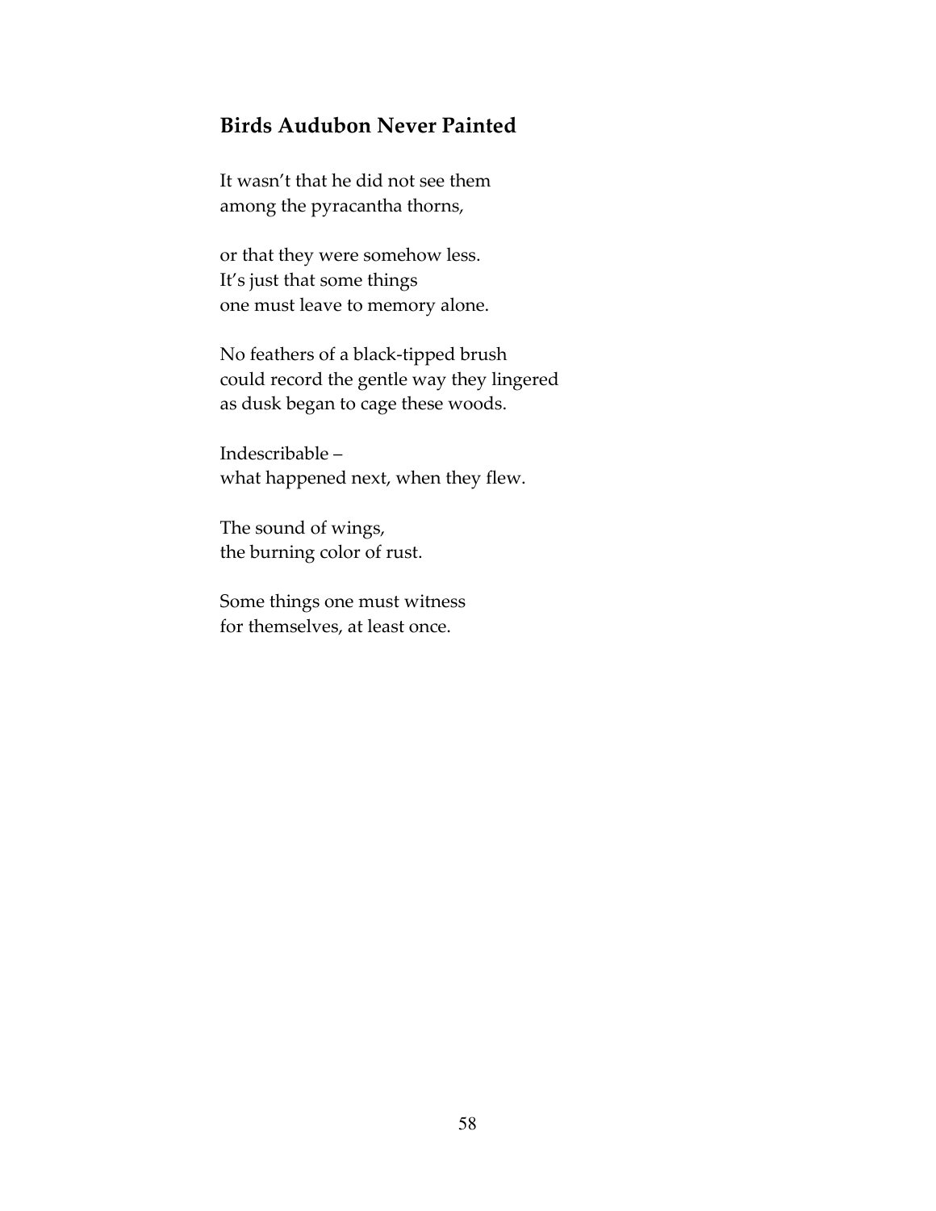## Birds Audubon Never Painted

It wasn't that he did not see them  
among the pyracantha thorns,

or that they were somehow less.  
It's just that some things  
one must leave to memory alone.

No feathers of a black-tipped brush  
could record the gentle way they lingered  
as dusk began to cage these woods.

Indescribable –  
what happened next, when they flew.

The sound of wings,  
the burning color of rust.

Some things one must witness  
for themselves, at least once.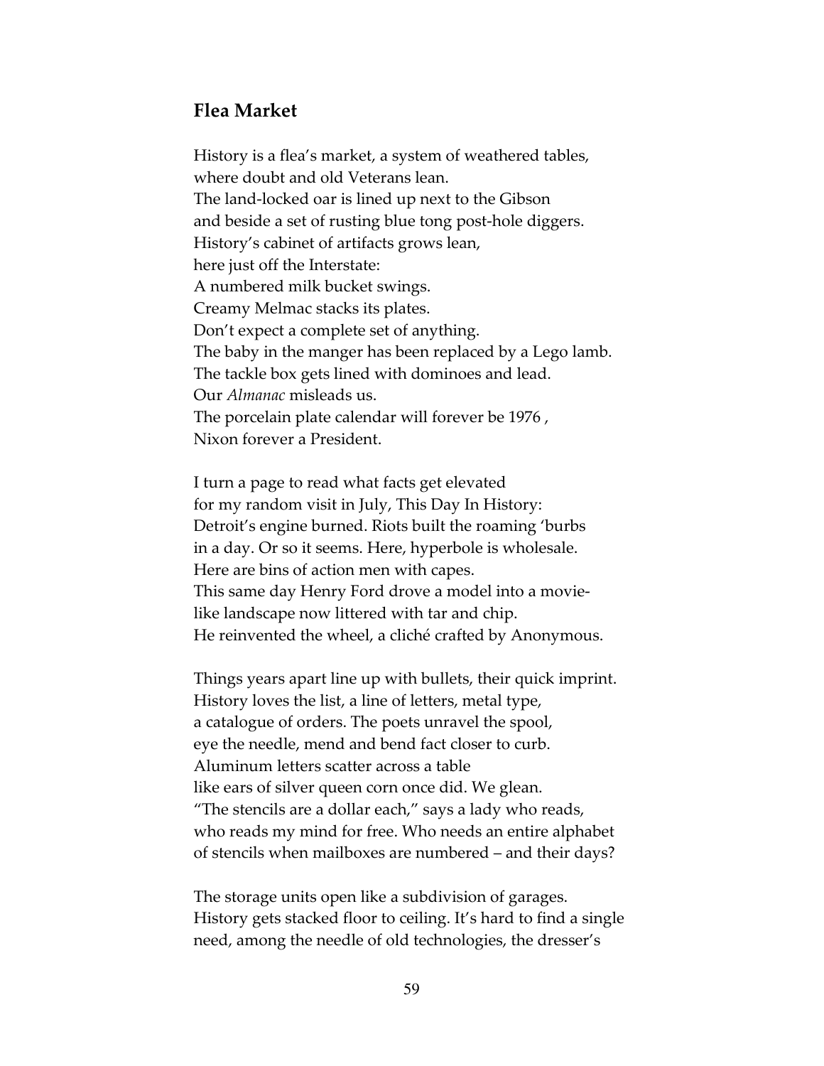## Flea Market

History is a flea's market, a system of weathered tables,  
where doubt and old Veterans lean.  
The land-locked oar is lined up next to the Gibson  
and beside a set of rusting blue tong post-hole diggers.  
History's cabinet of artifacts grows lean,  
here just off the Interstate:  
A numbered milk bucket swings.  
Creamy Melmac stacks its plates.  
Don't expect a complete set of anything.  
The baby in the manger has been replaced by a Lego lamb.  
The tackle box gets lined with dominoes and lead.  
Our *Almanac* misleads us.  
The porcelain plate calendar will forever be 1976 ,  
Nixon forever a President.

I turn a page to read what facts get elevated  
for my random visit in July, This Day In History:  
Detroit's engine burned. Riots built the roaming 'burbs  
in a day. Or so it seems. Here, hyperbole is wholesale.  
Here are bins of action men with capes.  
This same day Henry Ford drove a model into a movie-  
like landscape now littered with tar and chip.  
He reinvented the wheel, a cliché crafted by Anonymous.

Things years apart line up with bullets, their quick imprint.  
History loves the list, a line of letters, metal type,  
a catalogue of orders. The poets unravel the spool,  
eye the needle, mend and bend fact closer to curb.  
Aluminum letters scatter across a table  
like ears of silver queen corn once did. We glean.  
"The stencils are a dollar each," says a lady who reads,  
who reads my mind for free. Who needs an entire alphabet  
of stencils when mailboxes are numbered – and their days?

The storage units open like a subdivision of garages.  
History gets stacked floor to ceiling. It's hard to find a single  
need, among the needle of old technologies, the dresser's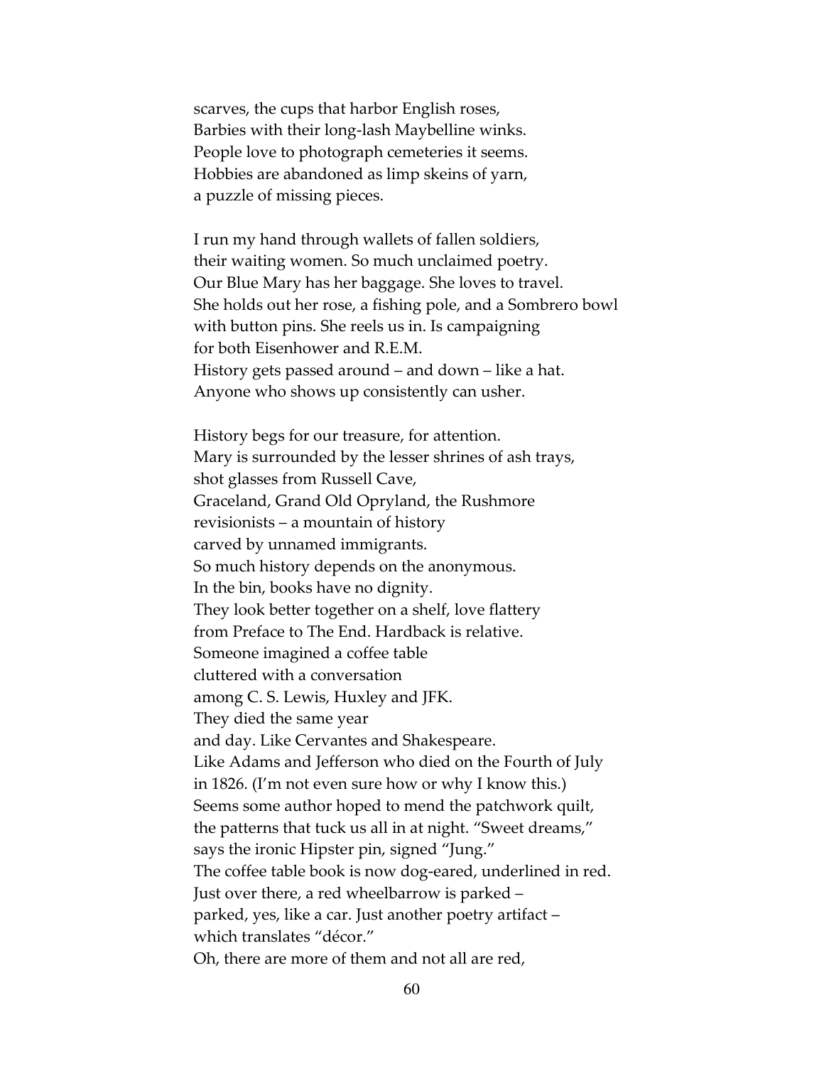scarves, the cups that harbor English roses,  
Barbies with their long-lash Maybelline winks.  
People love to photograph cemeteries it seems.  
Hobbies are abandoned as limp skeins of yarn,  
a puzzle of missing pieces.

I run my hand through wallets of fallen soldiers,  
their waiting women. So much unclaimed poetry.  
Our Blue Mary has her baggage. She loves to travel.  
She holds out her rose, a fishing pole, and a Sombrero bowl  
with button pins. She reels us in. Is campaigning  
for both Eisenhower and R.E.M.  
History gets passed around – and down – like a hat.  
Anyone who shows up consistently can usher.

History begs for our treasure, for attention.  
Mary is surrounded by the lesser shrines of ash trays,  
shot glasses from Russell Cave,  
Graceland, Grand Old Opryland, the Rushmore  
revisionists – a mountain of history  
carved by unnamed immigrants.  
So much history depends on the anonymous.  
In the bin, books have no dignity.  
They look better together on a shelf, love flattery  
from Preface to The End. Hardback is relative.  
Someone imagined a coffee table  
cluttered with a conversation  
among C. S. Lewis, Huxley and JFK.  
They died the same year  
and day. Like Cervantes and Shakespeare.  
Like Adams and Jefferson who died on the Fourth of July  
in 1826. (I'm not even sure how or why I know this.)  
Seems some author hoped to mend the patchwork quilt,  
the patterns that tuck us all in at night. "Sweet dreams,"  
says the ironic Hipster pin, signed "Jung."  
The coffee table book is now dog-eared, underlined in red.  
Just over there, a red wheelbarrow is parked –  
parked, yes, like a car. Just another poetry artifact –  
which translates "décor."  
Oh, there are more of them and not all are red,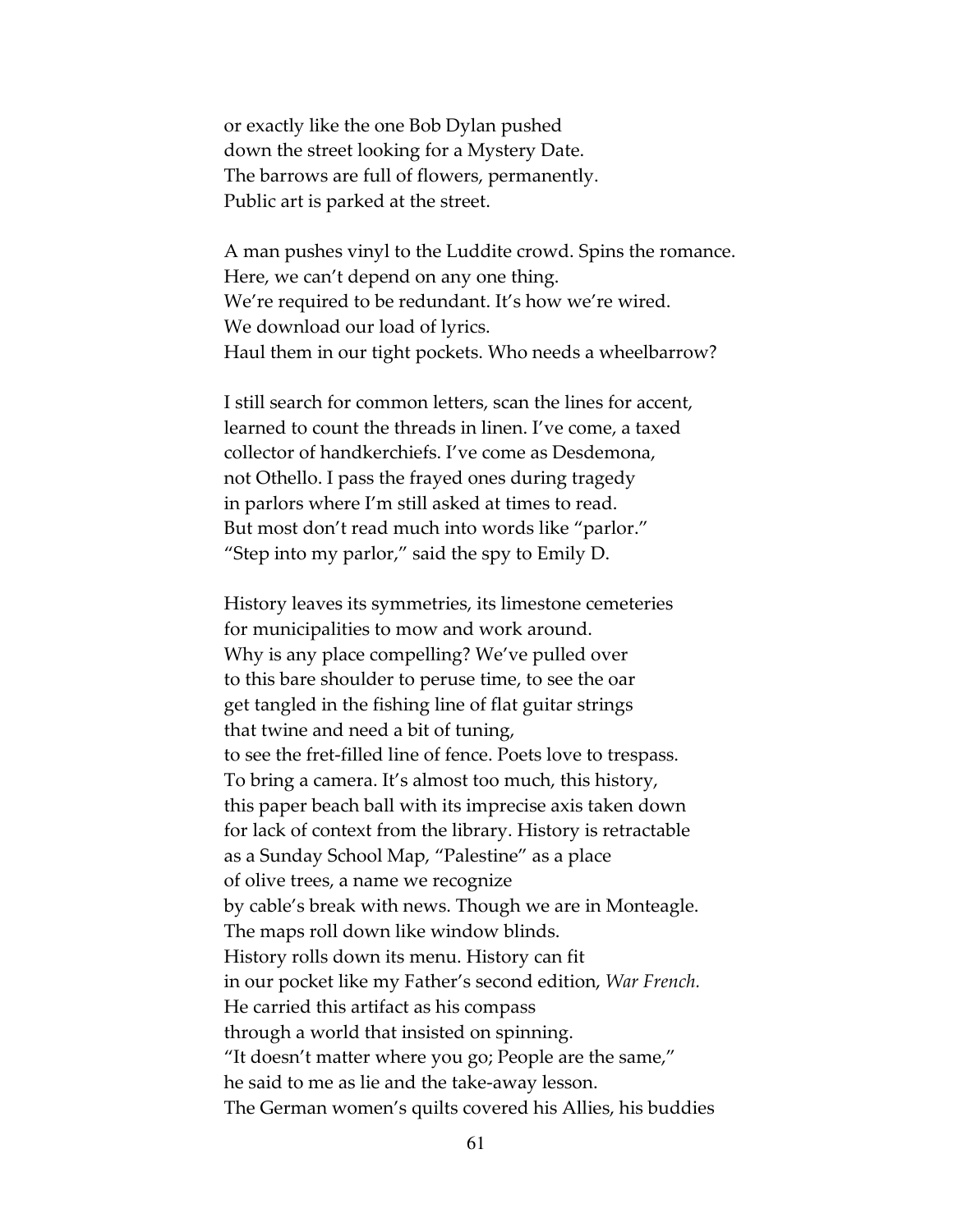or exactly like the one Bob Dylan pushed  
down the street looking for a Mystery Date.  
The barrows are full of flowers, permanently.  
Public art is parked at the street.

A man pushes vinyl to the Luddite crowd. Spins the romance.  
Here, we can't depend on any one thing.  
We're required to be redundant. It's how we're wired.  
We download our load of lyrics.  
Haul them in our tight pockets. Who needs a wheelbarrow?

I still search for common letters, scan the lines for accent,  
learned to count the threads in linen. I've come, a taxed  
collector of handkerchiefs. I've come as Desdemona,  
not Othello. I pass the frayed ones during tragedy  
in parlors where I'm still asked at times to read.  
But most don't read much into words like "parlor."  
"Step into my parlor," said the spy to Emily D.

History leaves its symmetries, its limestone cemeteries  
for municipalities to mow and work around.  
Why is any place compelling? We've pulled over  
to this bare shoulder to peruse time, to see the oar  
get tangled in the fishing line of flat guitar strings  
that twine and need a bit of tuning,  
to see the fret-filled line of fence. Poets love to trespass.  
To bring a camera. It's almost too much, this history,  
this paper beach ball with its imprecise axis taken down  
for lack of context from the library. History is retractable  
as a Sunday School Map, "Palestine" as a place  
of olive trees, a name we recognize  
by cable's break with news. Though we are in Monteagle.  
The maps roll down like window blinds.  
History rolls down its menu. History can fit  
in our pocket like my Father's second edition, *War French.*  
He carried this artifact as his compass  
through a world that insisted on spinning.  
"It doesn't matter where you go; People are the same,"  
he said to me as lie and the take-away lesson.  
The German women's quilts covered his Allies, his buddies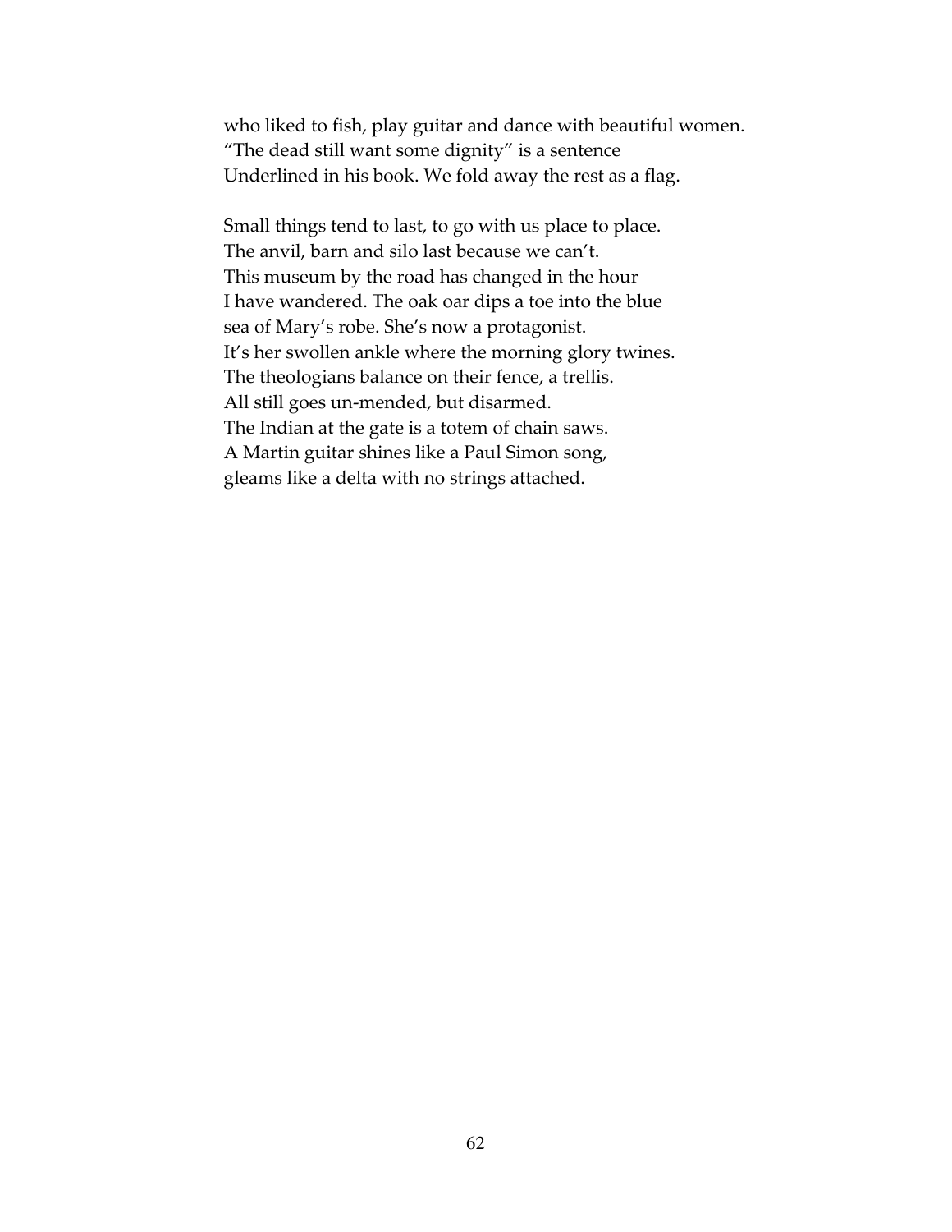who liked to fish, play guitar and dance with beautiful women.  
"The dead still want some dignity" is a sentence  
Underlined in his book. We fold away the rest as a flag.

Small things tend to last, to go with us place to place.  
The anvil, barn and silo last because we can't.  
This museum by the road has changed in the hour  
I have wandered. The oak oar dips a toe into the blue  
sea of Mary's robe. She's now a protagonist.  
It's her swollen ankle where the morning glory twines.  
The theologians balance on their fence, a trellis.  
All still goes un-mended, but disarmed.  
The Indian at the gate is a totem of chain saws.  
A Martin guitar shines like a Paul Simon song,  
gleams like a delta with no strings attached.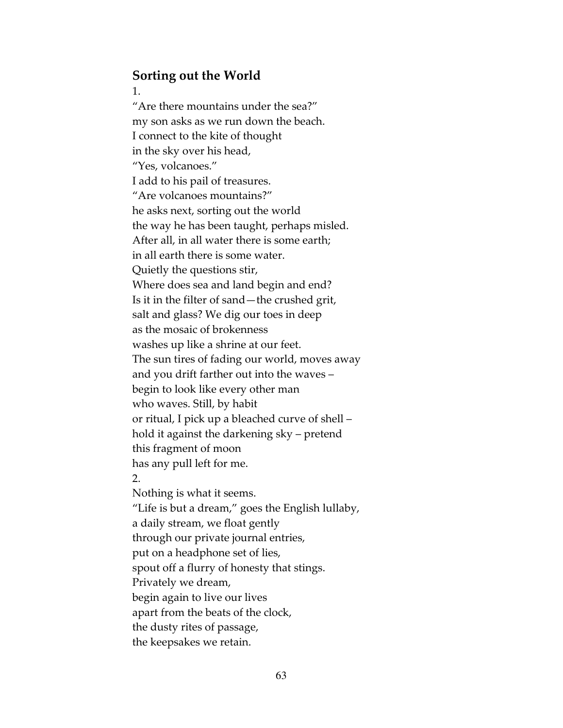## Sorting out the World

1.

"Are there mountains under the sea?"
my son asks as we run down the beach.
I connect to the kite of thought
in the sky over his head,
"Yes, volcanoes."
I add to his pail of treasures.
"Are volcanoes mountains?"
he asks next, sorting out the world
the way he has been taught, perhaps misled.
After all, in all water there is some earth;
in all earth there is some water.
Quietly the questions stir,
Where does sea and land begin and end?
Is it in the filter of sand—the crushed grit,
salt and glass? We dig our toes in deep
as the mosaic of brokenness
washes up like a shrine at our feet.
The sun tires of fading our world, moves away
and you drift farther out into the waves –
begin to look like every other man
who waves. Still, by habit
or ritual, I pick up a bleached curve of shell –
hold it against the darkening sky – pretend
this fragment of moon
has any pull left for me.

2.

Nothing is what it seems.
"Life is but a dream," goes the English lullaby,
a daily stream, we float gently
through our private journal entries,
put on a headphone set of lies,
spout off a flurry of honesty that stings.
Privately we dream,
begin again to live our lives
apart from the beats of the clock,
the dusty rites of passage,
the keepsakes we retain.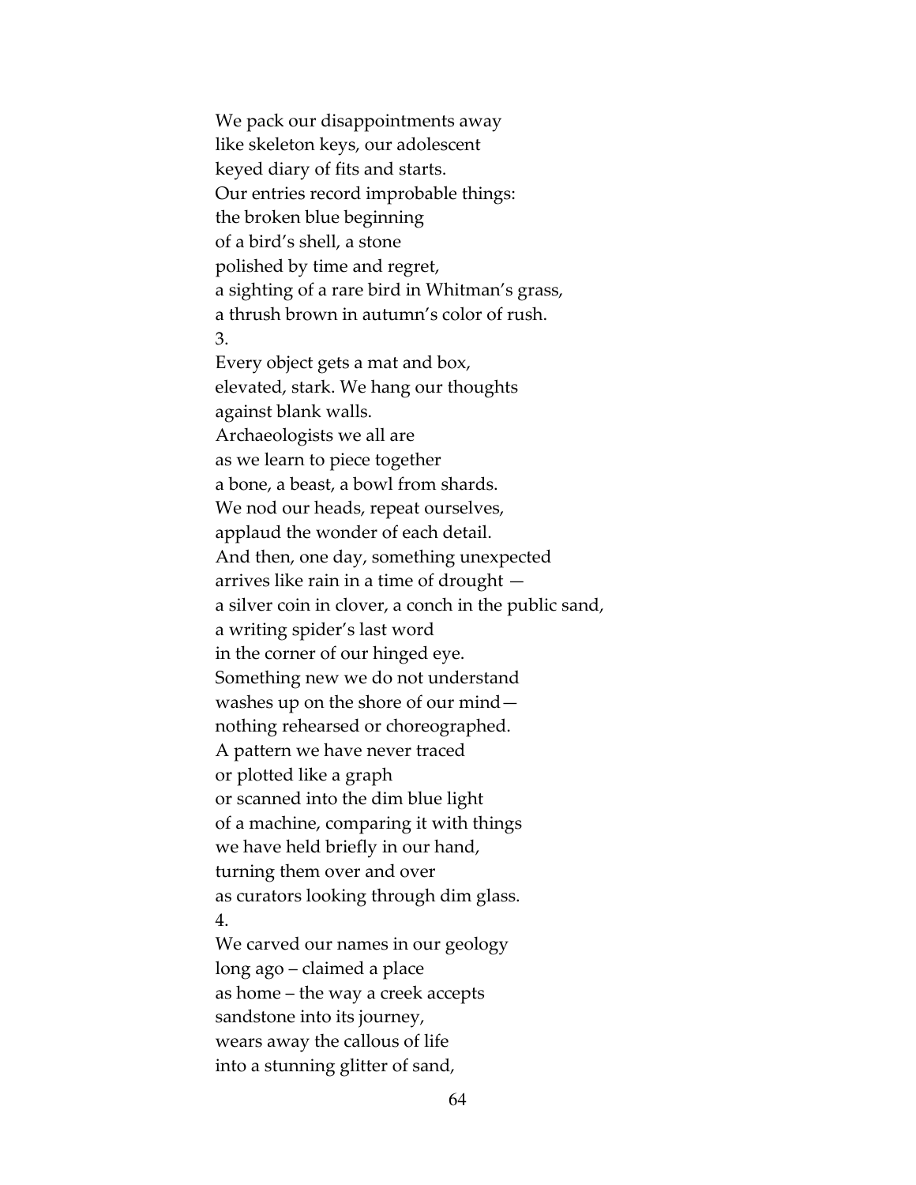We pack our disappointments away  
like skeleton keys, our adolescent  
keyed diary of fits and starts.  
Our entries record improbable things:  
the broken blue beginning  
of a bird's shell, a stone  
polished by time and regret,  
a sighting of a rare bird in Whitman's grass,  
a thrush brown in autumn's color of rush.

3.

Every object gets a mat and box,  
elevated, stark. We hang our thoughts  
against blank walls.  
Archaeologists we all are  
as we learn to piece together  
a bone, a beast, a bowl from shards.  
We nod our heads, repeat ourselves,  
applaud the wonder of each detail.  
And then, one day, something unexpected  
arrives like rain in a time of drought —  
a silver coin in clover, a conch in the public sand,  
a writing spider's last word  
in the corner of our hinged eye.  
Something new we do not understand  
washes up on the shore of our mind—  
nothing rehearsed or choreographed.  
A pattern we have never traced  
or plotted like a graph  
or scanned into the dim blue light  
of a machine, comparing it with things  
we have held briefly in our hand,  
turning them over and over  
as curators looking through dim glass.

4.

We carved our names in our geology  
long ago – claimed a place  
as home – the way a creek accepts  
sandstone into its journey,  
wears away the callous of life  
into a stunning glitter of sand,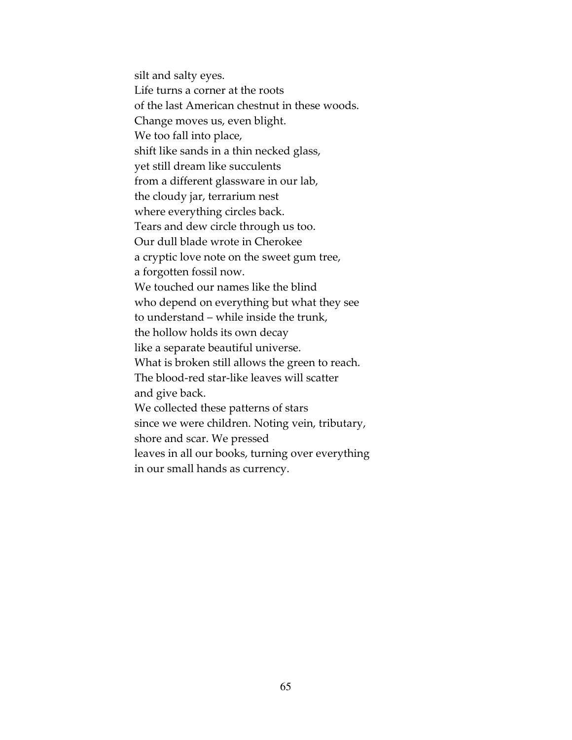silt and salty eyes.  
Life turns a corner at the roots  
of the last American chestnut in these woods.  
Change moves us, even blight.  
We too fall into place,  
shift like sands in a thin necked glass,  
yet still dream like succulents  
from a different glassware in our lab,  
the cloudy jar, terrarium nest  
where everything circles back.  
Tears and dew circle through us too.  
Our dull blade wrote in Cherokee  
a cryptic love note on the sweet gum tree,  
a forgotten fossil now.  
We touched our names like the blind  
who depend on everything but what they see  
to understand – while inside the trunk,  
the hollow holds its own decay  
like a separate beautiful universe.  
What is broken still allows the green to reach.  
The blood-red star-like leaves will scatter  
and give back.  
We collected these patterns of stars  
since we were children. Noting vein, tributary,  
shore and scar. We pressed  
leaves in all our books, turning over everything  
in our small hands as currency.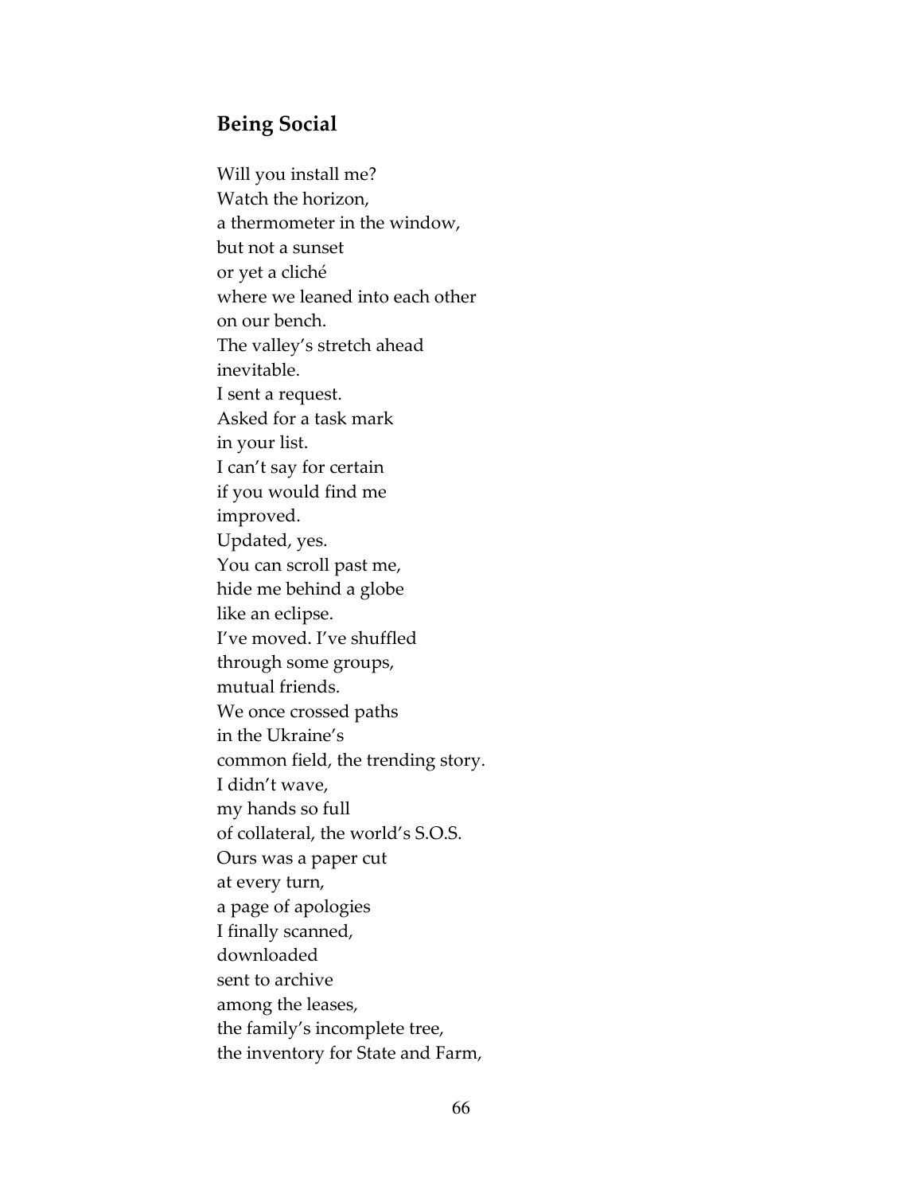## Being Social

Will you install me?  
Watch the horizon,  
a thermometer in the window,  
but not a sunset  
or yet a cliché  
where we leaned into each other  
on our bench.  
The valley's stretch ahead  
inevitable.  
I sent a request.  
Asked for a task mark  
in your list.  
I can't say for certain  
if you would find me  
improved.  
Updated, yes.  
You can scroll past me,  
hide me behind a globe  
like an eclipse.  
I've moved. I've shuffled  
through some groups,  
mutual friends.  
We once crossed paths  
in the Ukraine's  
common field, the trending story.  
I didn't wave,  
my hands so full  
of collateral, the world's S.O.S.  
Ours was a paper cut  
at every turn,  
a page of apologies  
I finally scanned,  
downloaded  
sent to archive  
among the leases,  
the family's incomplete tree,  
the inventory for State and Farm,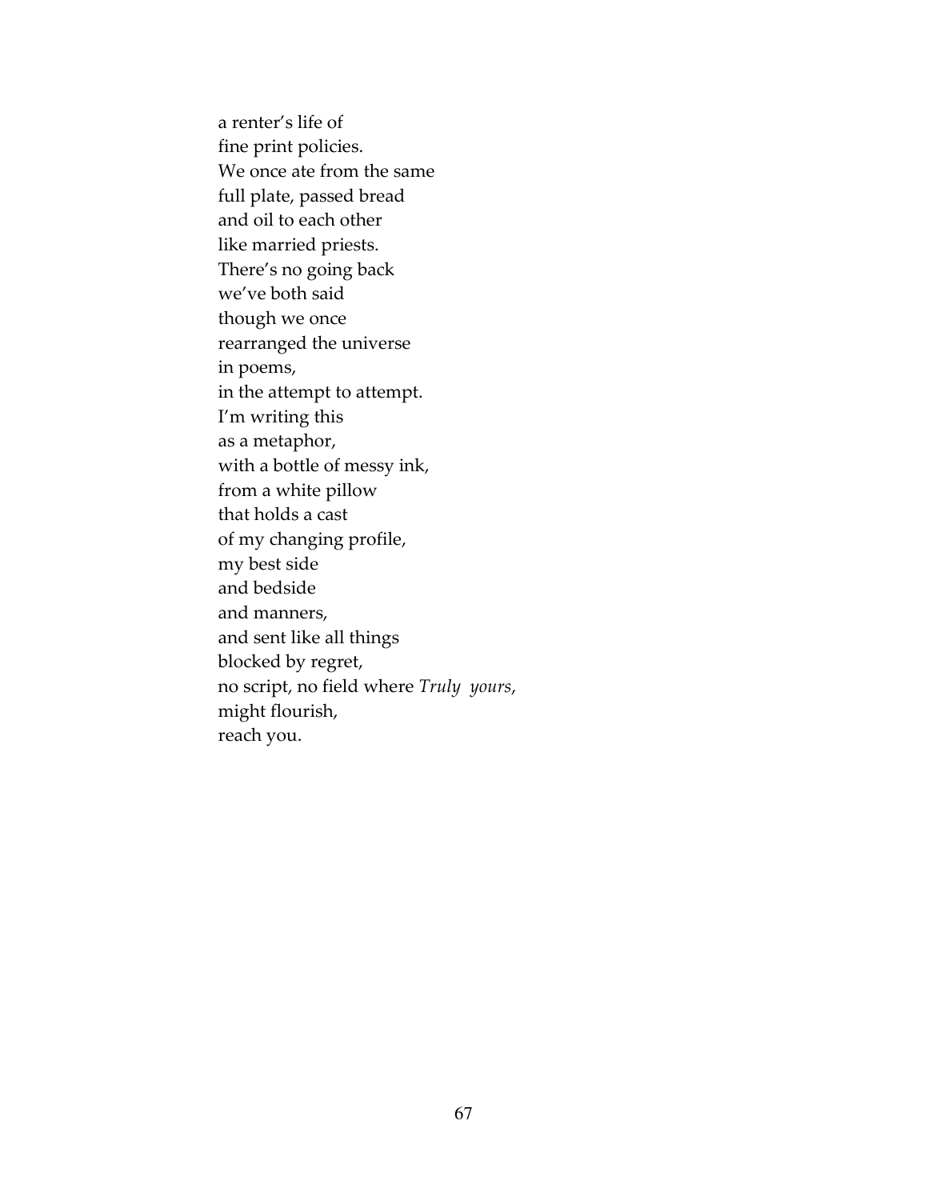a renter's life of  
fine print policies.  
We once ate from the same  
full plate, passed bread  
and oil to each other  
like married priests.  
There's no going back  
we've both said  
though we once  
rearranged the universe  
in poems,  
in the attempt to attempt.  
I'm writing this  
as a metaphor,  
with a bottle of messy ink,  
from a white pillow  
that holds a cast  
of my changing profile,  
my best side  
and bedside  
and manners,  
and sent like all things  
blocked by regret,  
no script, no field where *Truly yours*,  
might flourish,  
reach you.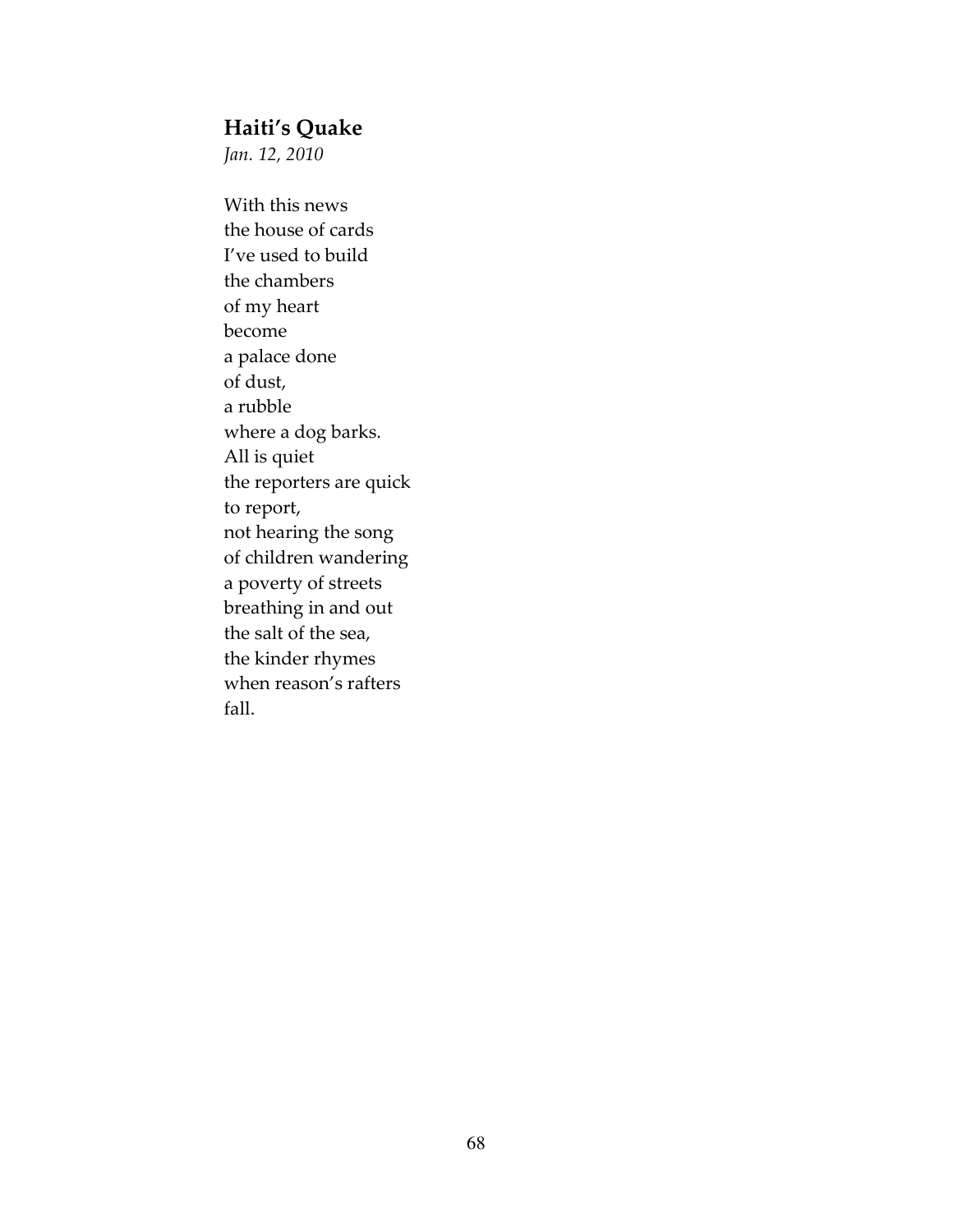### **Haiti's Quake**

*Jan. 12, 2010*

With this news  
the house of cards  
I've used to build  
the chambers  
of my heart  
become  
a palace done  
of dust,  
a rubble  
where a dog barks.  
All is quiet  
the reporters are quick  
to report,  
not hearing the song  
of children wandering  
a poverty of streets  
breathing in and out  
the salt of the sea,  
the kinder rhymes  
when reason's rafters  
fall.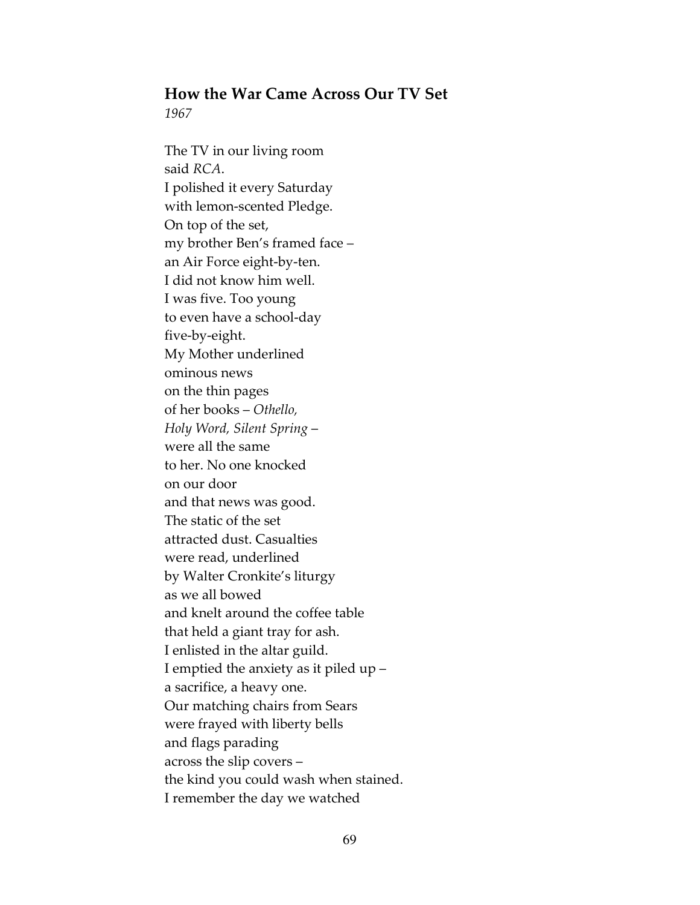### How the War Came Across Our TV Set

*1967*

The TV in our living room  
said *RCA*.  
I polished it every Saturday  
with lemon-scented Pledge.  
On top of the set,  
my brother Ben's framed face –  
an Air Force eight-by-ten.  
I did not know him well.  
I was five. Too young  
to even have a school-day  
five-by-eight.  
My Mother underlined  
ominous news  
on the thin pages  
of her books – *Othello,*  
*Holy Word, Silent Spring* –  
were all the same  
to her. No one knocked  
on our door  
and that news was good.  
The static of the set  
attracted dust. Casualties  
were read, underlined  
by Walter Cronkite's liturgy  
as we all bowed  
and knelt around the coffee table  
that held a giant tray for ash.  
I enlisted in the altar guild.  
I emptied the anxiety as it piled up –  
a sacrifice, a heavy one.  
Our matching chairs from Sears  
were frayed with liberty bells  
and flags parading  
across the slip covers –  
the kind you could wash when stained.  
I remember the day we watched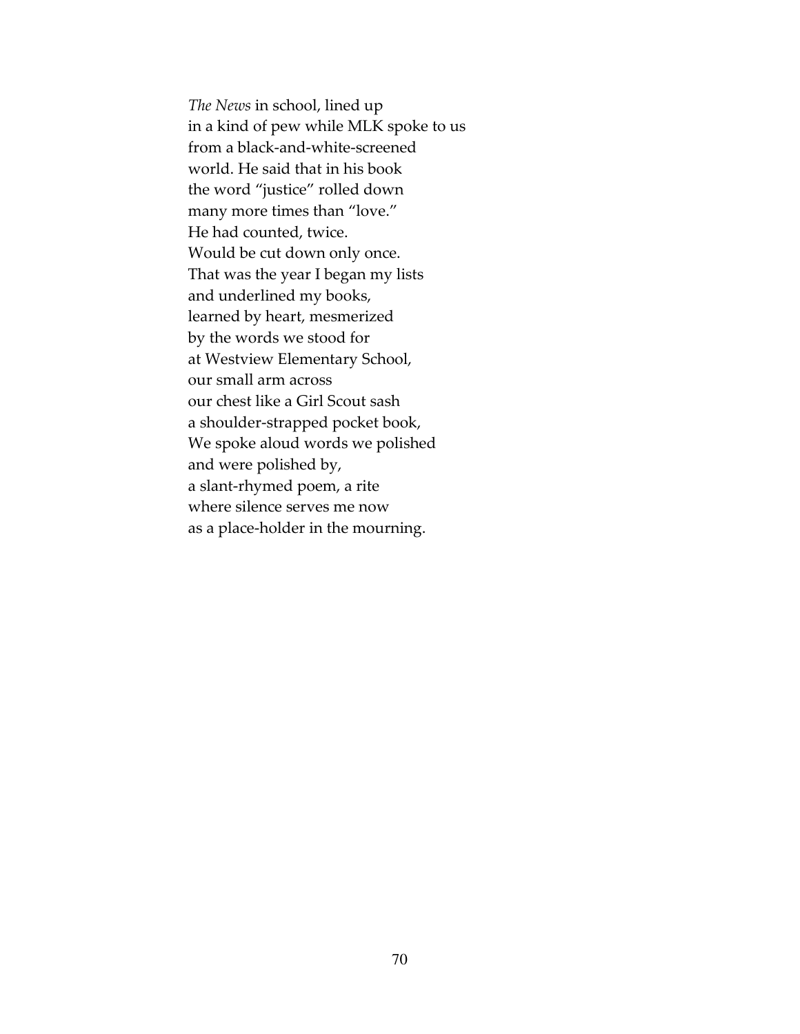*The News* in school, lined up  
in a kind of pew while MLK spoke to us  
from a black-and-white-screened  
world. He said that in his book  
the word "justice" rolled down  
many more times than "love."  
He had counted, twice.  
Would be cut down only once.  
That was the year I began my lists  
and underlined my books,  
learned by heart, mesmerized  
by the words we stood for  
at Westview Elementary School,  
our small arm across  
our chest like a Girl Scout sash  
a shoulder-strapped pocket book,  
We spoke aloud words we polished  
and were polished by,  
a slant-rhymed poem, a rite  
where silence serves me now  
as a place-holder in the mourning.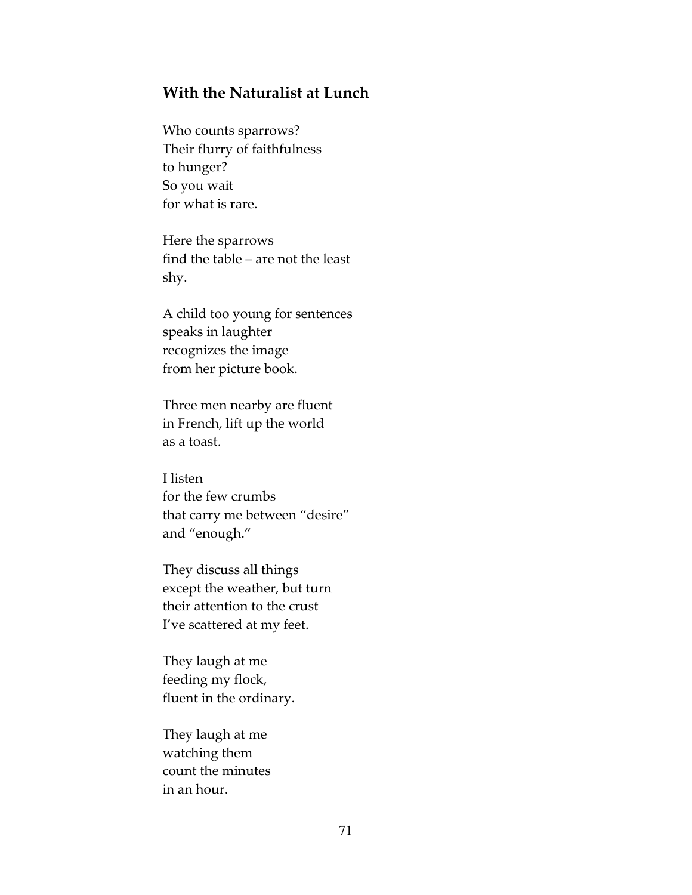## With the Naturalist at Lunch

Who counts sparrows?  
Their flurry of faithfulness  
to hunger?  
So you wait  
for what is rare.

Here the sparrows  
find the table – are not the least  
shy.

A child too young for sentences  
speaks in laughter  
recognizes the image  
from her picture book.

Three men nearby are fluent  
in French, lift up the world  
as a toast.

I listen  
for the few crumbs  
that carry me between "desire"  
and "enough."

They discuss all things  
except the weather, but turn  
their attention to the crust  
I've scattered at my feet.

They laugh at me  
feeding my flock,  
fluent in the ordinary.

They laugh at me  
watching them  
count the minutes  
in an hour.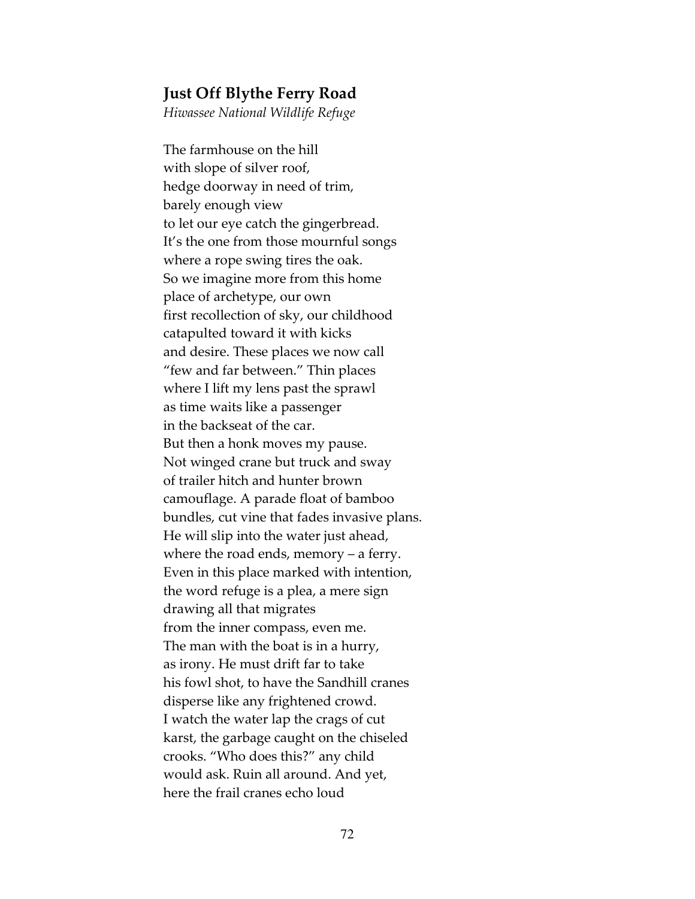## **Just Off Blythe Ferry Road**

*Hiwassee National Wildlife Refuge*

The farmhouse on the hill  
with slope of silver roof,  
hedge doorway in need of trim,  
barely enough view  
to let our eye catch the gingerbread.  
It's the one from those mournful songs  
where a rope swing tires the oak.  
So we imagine more from this home  
place of archetype, our own  
first recollection of sky, our childhood  
catapulted toward it with kicks  
and desire. These places we now call  
"few and far between." Thin places  
where I lift my lens past the sprawl  
as time waits like a passenger  
in the backseat of the car.  
But then a honk moves my pause.  
Not winged crane but truck and sway  
of trailer hitch and hunter brown  
camouflage. A parade float of bamboo  
bundles, cut vine that fades invasive plans.  
He will slip into the water just ahead,  
where the road ends, memory – a ferry.  
Even in this place marked with intention,  
the word refuge is a plea, a mere sign  
drawing all that migrates  
from the inner compass, even me.  
The man with the boat is in a hurry,  
as irony. He must drift far to take  
his fowl shot, to have the Sandhill cranes  
disperse like any frightened crowd.  
I watch the water lap the crags of cut  
karst, the garbage caught on the chiseled  
crooks. "Who does this?" any child  
would ask. Ruin all around. And yet,  
here the frail cranes echo loud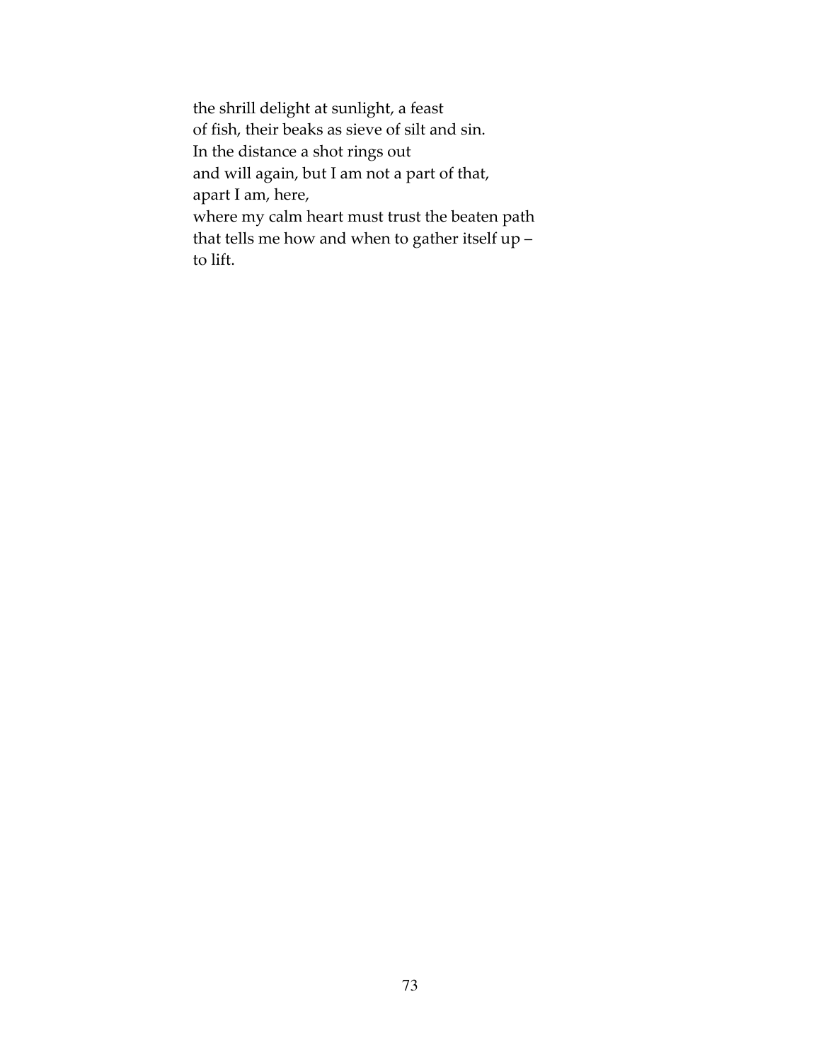the shrill delight at sunlight, a feast  
of fish, their beaks as sieve of silt and sin.  
In the distance a shot rings out  
and will again, but I am not a part of that,  
apart I am, here,  
where my calm heart must trust the beaten path  
that tells me how and when to gather itself up –  
to lift.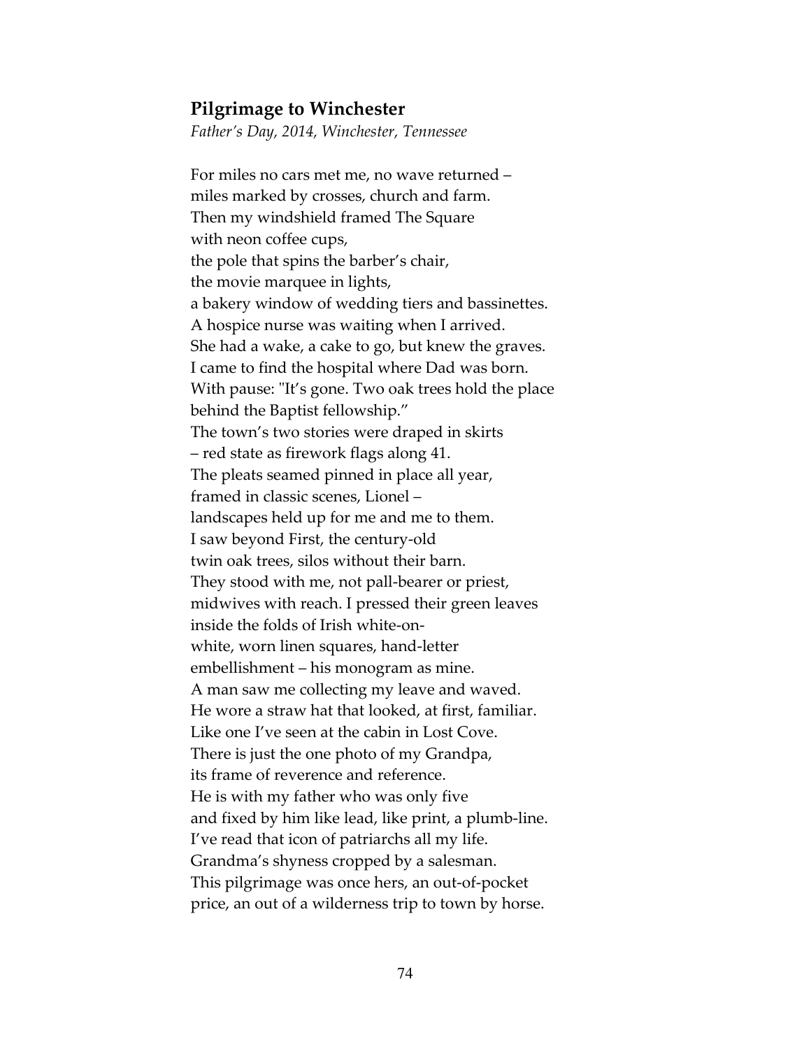## Pilgrimage to Winchester

*Father's Day, 2014, Winchester, Tennessee*

For miles no cars met me, no wave returned –
miles marked by crosses, church and farm.
Then my windshield framed The Square
with neon coffee cups,
the pole that spins the barber's chair,
the movie marquee in lights,
a bakery window of wedding tiers and bassinettes.
A hospice nurse was waiting when I arrived.
She had a wake, a cake to go, but knew the graves.
I came to find the hospital where Dad was born.
With pause: "It's gone. Two oak trees hold the place
behind the Baptist fellowship."
The town's two stories were draped in skirts
– red state as firework flags along 41.
The pleats seamed pinned in place all year,
framed in classic scenes, Lionel –
landscapes held up for me and me to them.
I saw beyond First, the century-old
twin oak trees, silos without their barn.
They stood with me, not pall-bearer or priest,
midwives with reach. I pressed their green leaves
inside the folds of Irish white-on-
white, worn linen squares, hand-letter
embellishment – his monogram as mine.
A man saw me collecting my leave and waved.
He wore a straw hat that looked, at first, familiar.
Like one I've seen at the cabin in Lost Cove.
There is just the one photo of my Grandpa,
its frame of reverence and reference.
He is with my father who was only five
and fixed by him like lead, like print, a plumb-line.
I've read that icon of patriarchs all my life.
Grandma's shyness cropped by a salesman.
This pilgrimage was once hers, an out-of-pocket
price, an out of a wilderness trip to town by horse.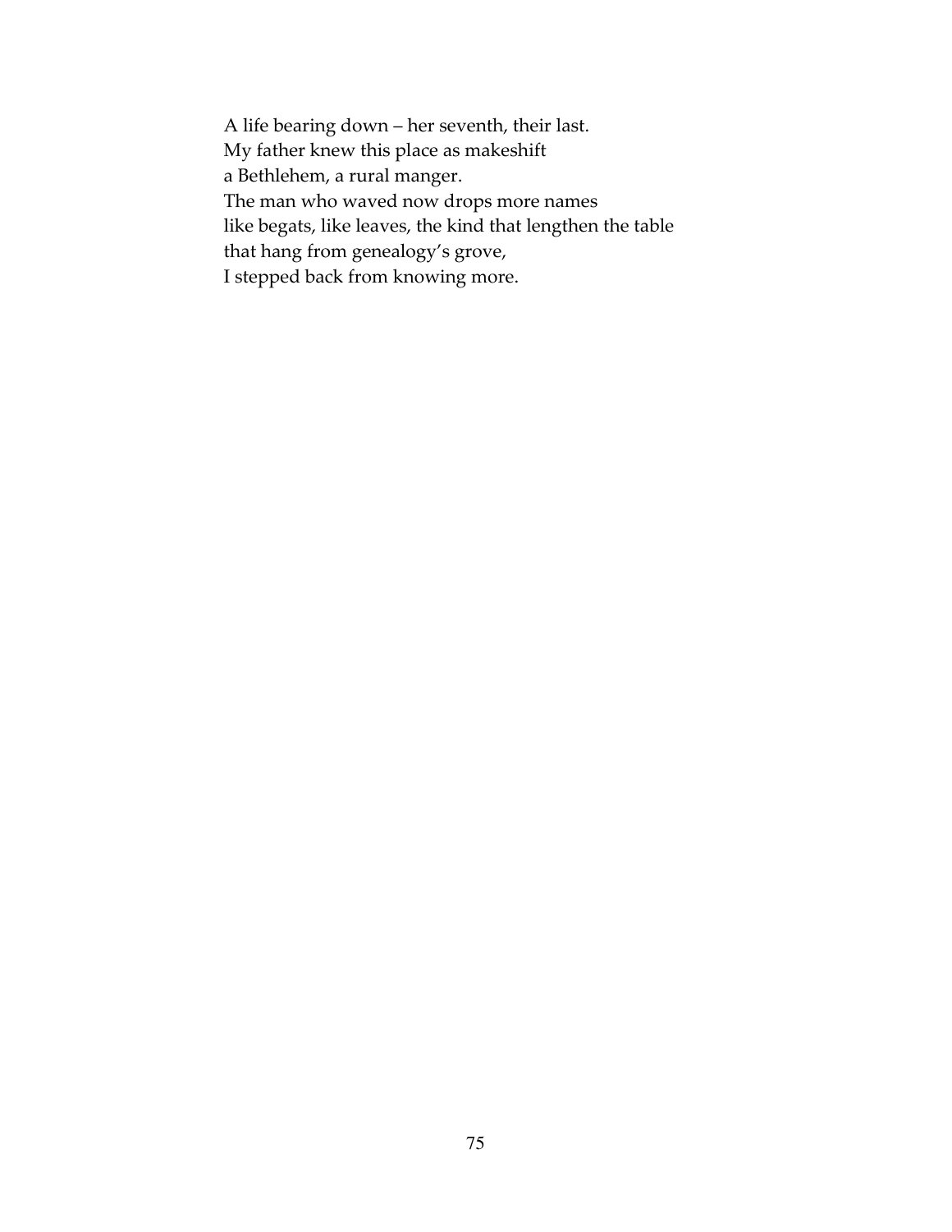A life bearing down – her seventh, their last.  
My father knew this place as makeshift  
a Bethlehem, a rural manger.  
The man who waved now drops more names  
like begats, like leaves, the kind that lengthen the table  
that hang from genealogy's grove,  
I stepped back from knowing more.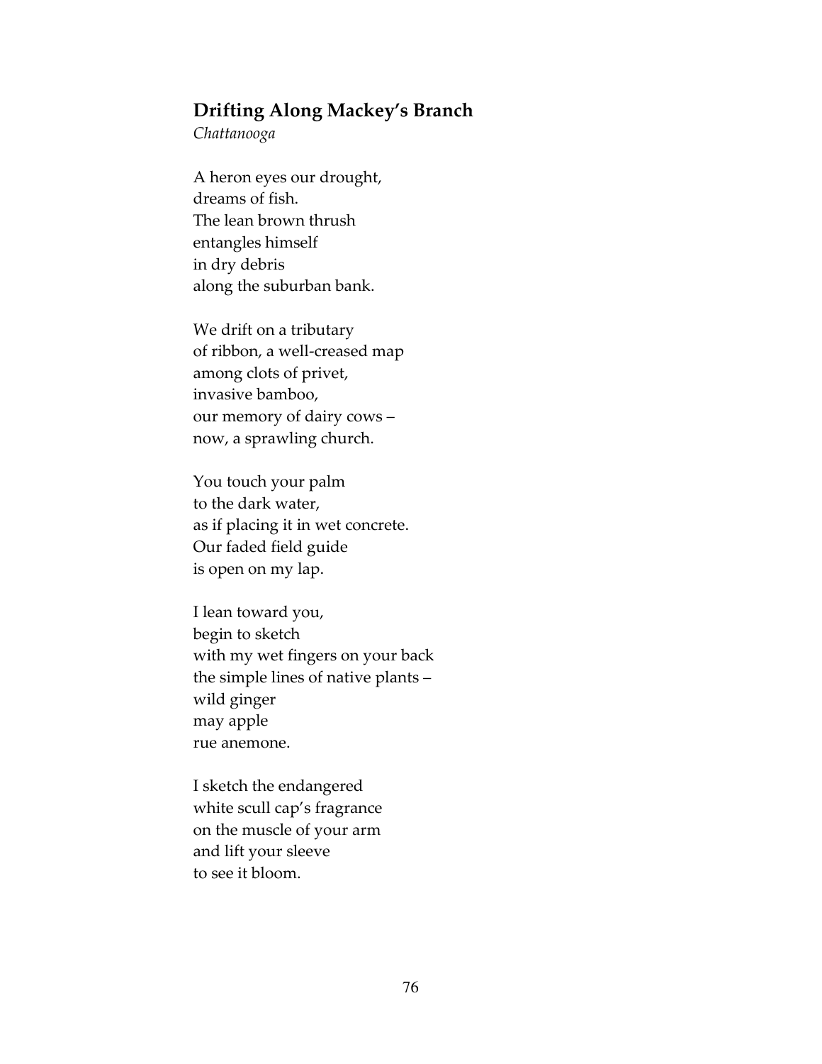## Drifting Along Mackey's Branch

*Chattanooga*

A heron eyes our drought,
dreams of fish.
The lean brown thrush
entangles himself
in dry debris
along the suburban bank.

We drift on a tributary
of ribbon, a well-creased map
among clots of privet,
invasive bamboo,
our memory of dairy cows –
now, a sprawling church.

You touch your palm
to the dark water,
as if placing it in wet concrete.
Our faded field guide
is open on my lap.

I lean toward you,
begin to sketch
with my wet fingers on your back
the simple lines of native plants –
wild ginger
may apple
rue anemone.

I sketch the endangered
white scull cap's fragrance
on the muscle of your arm
and lift your sleeve
to see it bloom.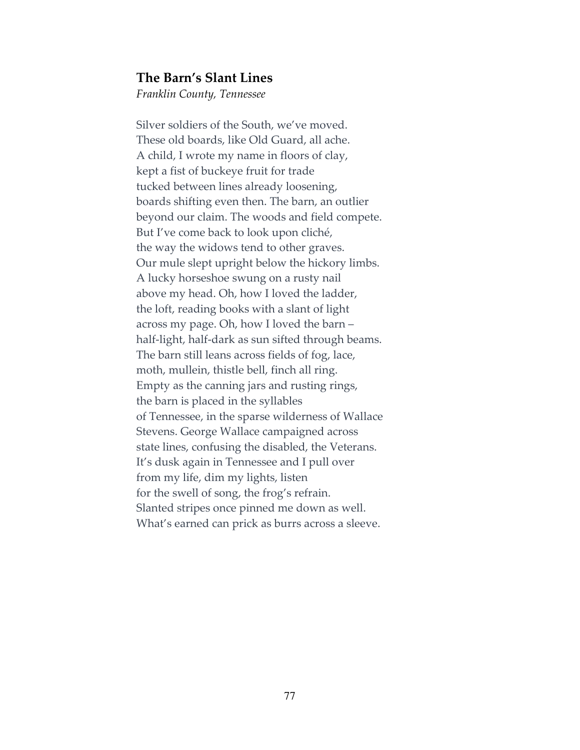### The Barn's Slant Lines

*Franklin County, Tennessee*

Silver soldiers of the South, we've moved.
These old boards, like Old Guard, all ache.
A child, I wrote my name in floors of clay,
kept a fist of buckeye fruit for trade
tucked between lines already loosening,
boards shifting even then. The barn, an outlier
beyond our claim. The woods and field compete.
But I've come back to look upon cliché,
the way the widows tend to other graves.
Our mule slept upright below the hickory limbs.
A lucky horseshoe swung on a rusty nail
above my head. Oh, how I loved the ladder,
the loft, reading books with a slant of light
across my page. Oh, how I loved the barn –
half-light, half-dark as sun sifted through beams.
The barn still leans across fields of fog, lace,
moth, mullein, thistle bell, finch all ring.
Empty as the canning jars and rusting rings,
the barn is placed in the syllables
of Tennessee, in the sparse wilderness of Wallace
Stevens. George Wallace campaigned across
state lines, confusing the disabled, the Veterans.
It's dusk again in Tennessee and I pull over
from my life, dim my lights, listen
for the swell of song, the frog's refrain.
Slanted stripes once pinned me down as well.
What's earned can prick as burrs across a sleeve.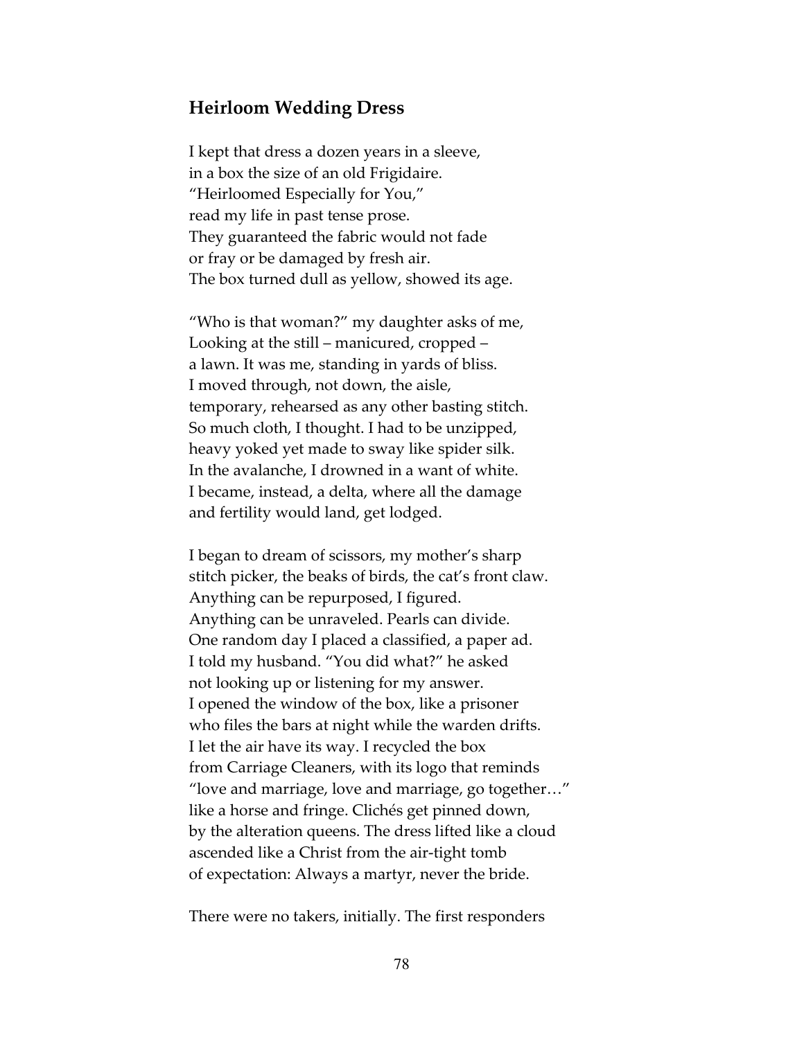## Heirloom Wedding Dress

I kept that dress a dozen years in a sleeve,  
in a box the size of an old Frigidaire.  
"Heirloomed Especially for You,"  
read my life in past tense prose.  
They guaranteed the fabric would not fade  
or fray or be damaged by fresh air.  
The box turned dull as yellow, showed its age.

"Who is that woman?" my daughter asks of me,  
Looking at the still – manicured, cropped –  
a lawn. It was me, standing in yards of bliss.  
I moved through, not down, the aisle,  
temporary, rehearsed as any other basting stitch.  
So much cloth, I thought. I had to be unzipped,  
heavy yoked yet made to sway like spider silk.  
In the avalanche, I drowned in a want of white.  
I became, instead, a delta, where all the damage  
and fertility would land, get lodged.

I began to dream of scissors, my mother's sharp  
stitch picker, the beaks of birds, the cat's front claw.  
Anything can be repurposed, I figured.  
Anything can be unraveled. Pearls can divide.  
One random day I placed a classified, a paper ad.  
I told my husband. "You did what?" he asked  
not looking up or listening for my answer.  
I opened the window of the box, like a prisoner  
who files the bars at night while the warden drifts.  
I let the air have its way. I recycled the box  
from Carriage Cleaners, with its logo that reminds  
"love and marriage, love and marriage, go together…"  
like a horse and fringe. Clichés get pinned down,  
by the alteration queens. The dress lifted like a cloud  
ascended like a Christ from the air-tight tomb  
of expectation: Always a martyr, never the bride.

There were no takers, initially. The first responders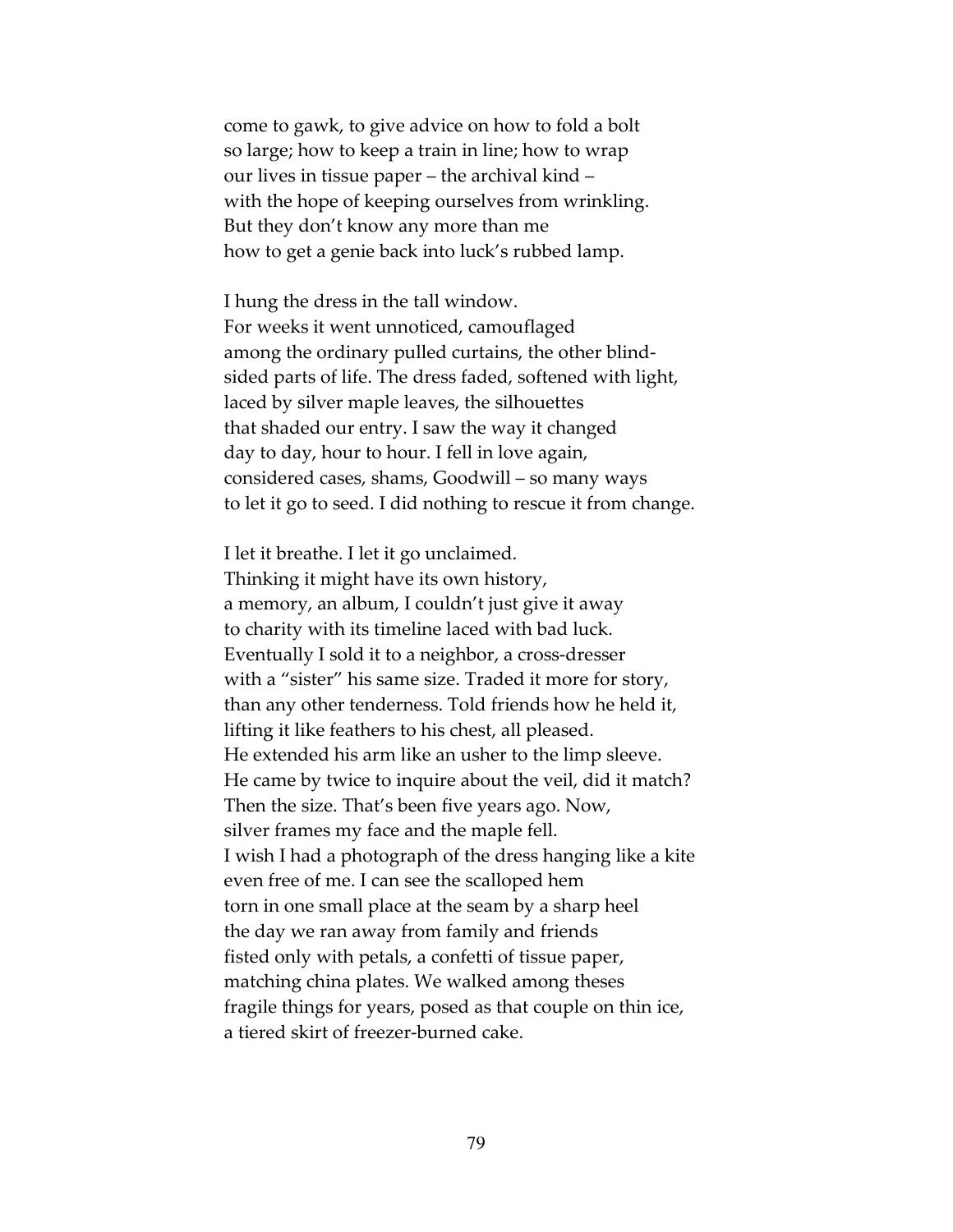come to gawk, to give advice on how to fold a bolt  
so large; how to keep a train in line; how to wrap  
our lives in tissue paper – the archival kind –  
with the hope of keeping ourselves from wrinkling.  
But they don't know any more than me  
how to get a genie back into luck's rubbed lamp.

I hung the dress in the tall window.  
For weeks it went unnoticed, camouflaged  
among the ordinary pulled curtains, the other blind-  
sided parts of life. The dress faded, softened with light,  
laced by silver maple leaves, the silhouettes  
that shaded our entry. I saw the way it changed  
day to day, hour to hour. I fell in love again,  
considered cases, shams, Goodwill – so many ways  
to let it go to seed. I did nothing to rescue it from change.

I let it breathe. I let it go unclaimed.  
Thinking it might have its own history,  
a memory, an album, I couldn't just give it away  
to charity with its timeline laced with bad luck.  
Eventually I sold it to a neighbor, a cross-dresser  
with a "sister" his same size. Traded it more for story,  
than any other tenderness. Told friends how he held it,  
lifting it like feathers to his chest, all pleased.  
He extended his arm like an usher to the limp sleeve.  
He came by twice to inquire about the veil, did it match?  
Then the size. That's been five years ago. Now,  
silver frames my face and the maple fell.  
I wish I had a photograph of the dress hanging like a kite  
even free of me. I can see the scalloped hem  
torn in one small place at the seam by a sharp heel  
the day we ran away from family and friends  
fisted only with petals, a confetti of tissue paper,  
matching china plates. We walked among theses  
fragile things for years, posed as that couple on thin ice,  
a tiered skirt of freezer-burned cake.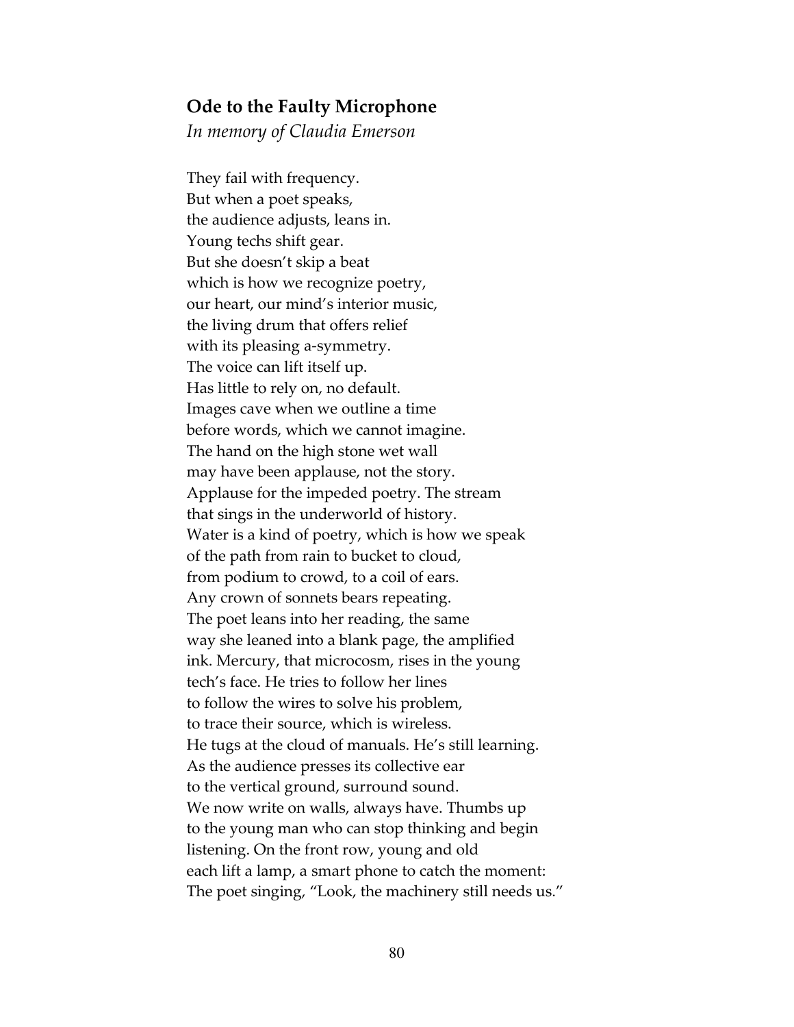## Ode to the Faulty Microphone

*In memory of Claudia Emerson*

They fail with frequency.  
But when a poet speaks,  
the audience adjusts, leans in.  
Young techs shift gear.  
But she doesn't skip a beat  
which is how we recognize poetry,  
our heart, our mind's interior music,  
the living drum that offers relief  
with its pleasing a-symmetry.  
The voice can lift itself up.  
Has little to rely on, no default.  
Images cave when we outline a time  
before words, which we cannot imagine.  
The hand on the high stone wet wall  
may have been applause, not the story.  
Applause for the impeded poetry. The stream  
that sings in the underworld of history.  
Water is a kind of poetry, which is how we speak  
of the path from rain to bucket to cloud,  
from podium to crowd, to a coil of ears.  
Any crown of sonnets bears repeating.  
The poet leans into her reading, the same  
way she leaned into a blank page, the amplified  
ink. Mercury, that microcosm, rises in the young  
tech's face. He tries to follow her lines  
to follow the wires to solve his problem,  
to trace their source, which is wireless.  
He tugs at the cloud of manuals. He's still learning.  
As the audience presses its collective ear  
to the vertical ground, surround sound.  
We now write on walls, always have. Thumbs up  
to the young man who can stop thinking and begin  
listening. On the front row, young and old  
each lift a lamp, a smart phone to catch the moment:  
The poet singing, "Look, the machinery still needs us."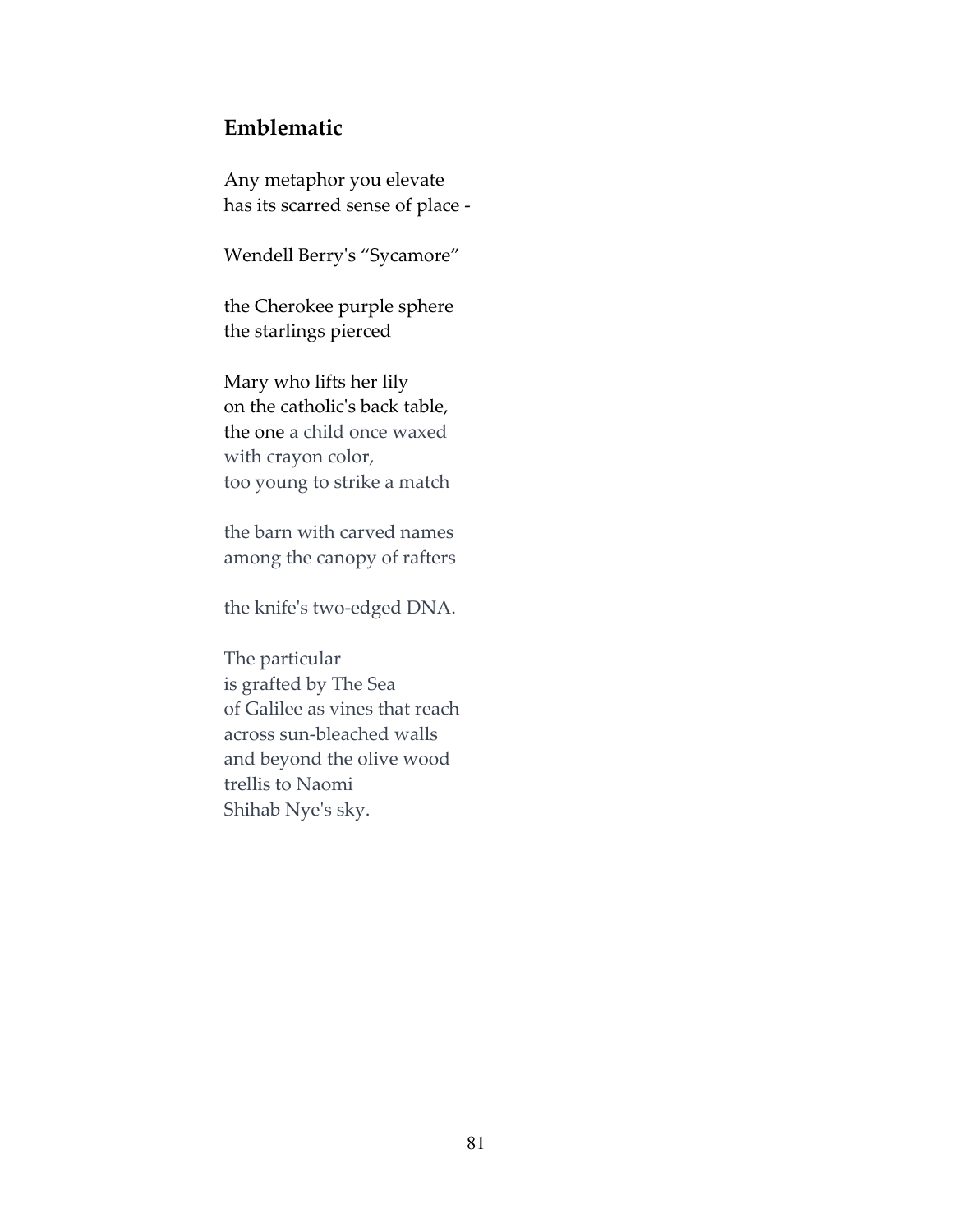## Emblematic

Any metaphor you elevate  
has its scarred sense of place -

Wendell Berry's "Sycamore"

the Cherokee purple sphere  
the starlings pierced

Mary who lifts her lily  
on the catholic's back table,  
the one a child once waxed  
with crayon color,  
too young to strike a match

the barn with carved names  
among the canopy of rafters

the knife's two-edged DNA.

The particular  
is grafted by The Sea  
of Galilee as vines that reach  
across sun-bleached walls  
and beyond the olive wood  
trellis to Naomi  
Shihab Nye's sky.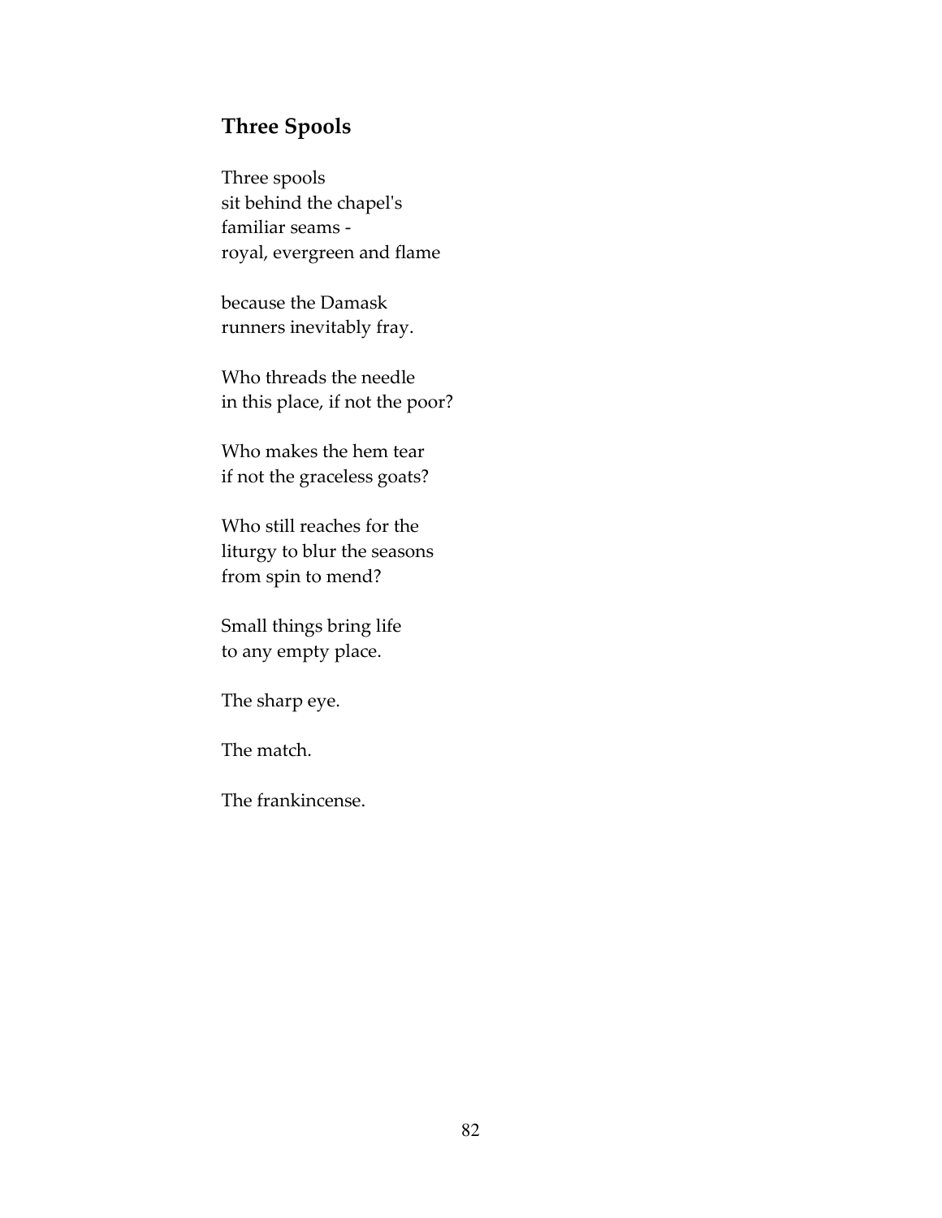## Three Spools

Three spools  
sit behind the chapel's  
familiar seams -  
royal, evergreen and flame

because the Damask  
runners inevitably fray.

Who threads the needle  
in this place, if not the poor?

Who makes the hem tear  
if not the graceless goats?

Who still reaches for the  
liturgy to blur the seasons  
from spin to mend?

Small things bring life  
to any empty place.

The sharp eye.

The match.

The frankincense.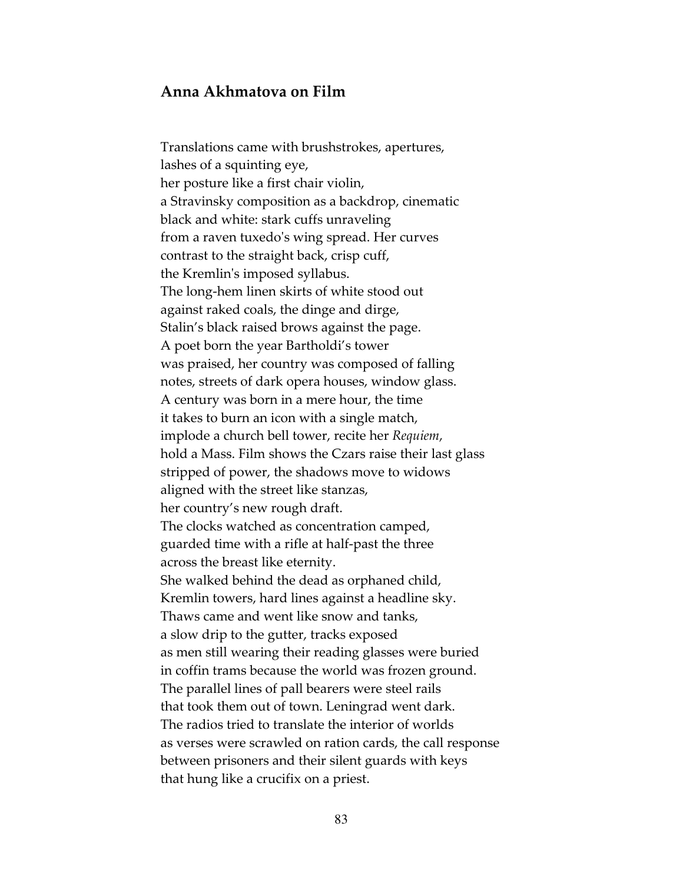## Anna Akhmatova on Film

Translations came with brushstrokes, apertures,  
lashes of a squinting eye,  
her posture like a first chair violin,  
a Stravinsky composition as a backdrop, cinematic  
black and white: stark cuffs unraveling  
from a raven tuxedo's wing spread. Her curves  
contrast to the straight back, crisp cuff,  
the Kremlin's imposed syllabus.  
The long-hem linen skirts of white stood out  
against raked coals, the dinge and dirge,  
Stalin's black raised brows against the page.  
A poet born the year Bartholdi's tower  
was praised, her country was composed of falling  
notes, streets of dark opera houses, window glass.  
A century was born in a mere hour, the time  
it takes to burn an icon with a single match,  
implode a church bell tower, recite her *Requiem*,  
hold a Mass. Film shows the Czars raise their last glass  
stripped of power, the shadows move to widows  
aligned with the street like stanzas,  
her country's new rough draft.  
The clocks watched as concentration camped,  
guarded time with a rifle at half-past the three  
across the breast like eternity.  
She walked behind the dead as orphaned child,  
Kremlin towers, hard lines against a headline sky.  
Thaws came and went like snow and tanks,  
a slow drip to the gutter, tracks exposed  
as men still wearing their reading glasses were buried  
in coffin trams because the world was frozen ground.  
The parallel lines of pall bearers were steel rails  
that took them out of town. Leningrad went dark.  
The radios tried to translate the interior of worlds  
as verses were scrawled on ration cards, the call response  
between prisoners and their silent guards with keys  
that hung like a crucifix on a priest.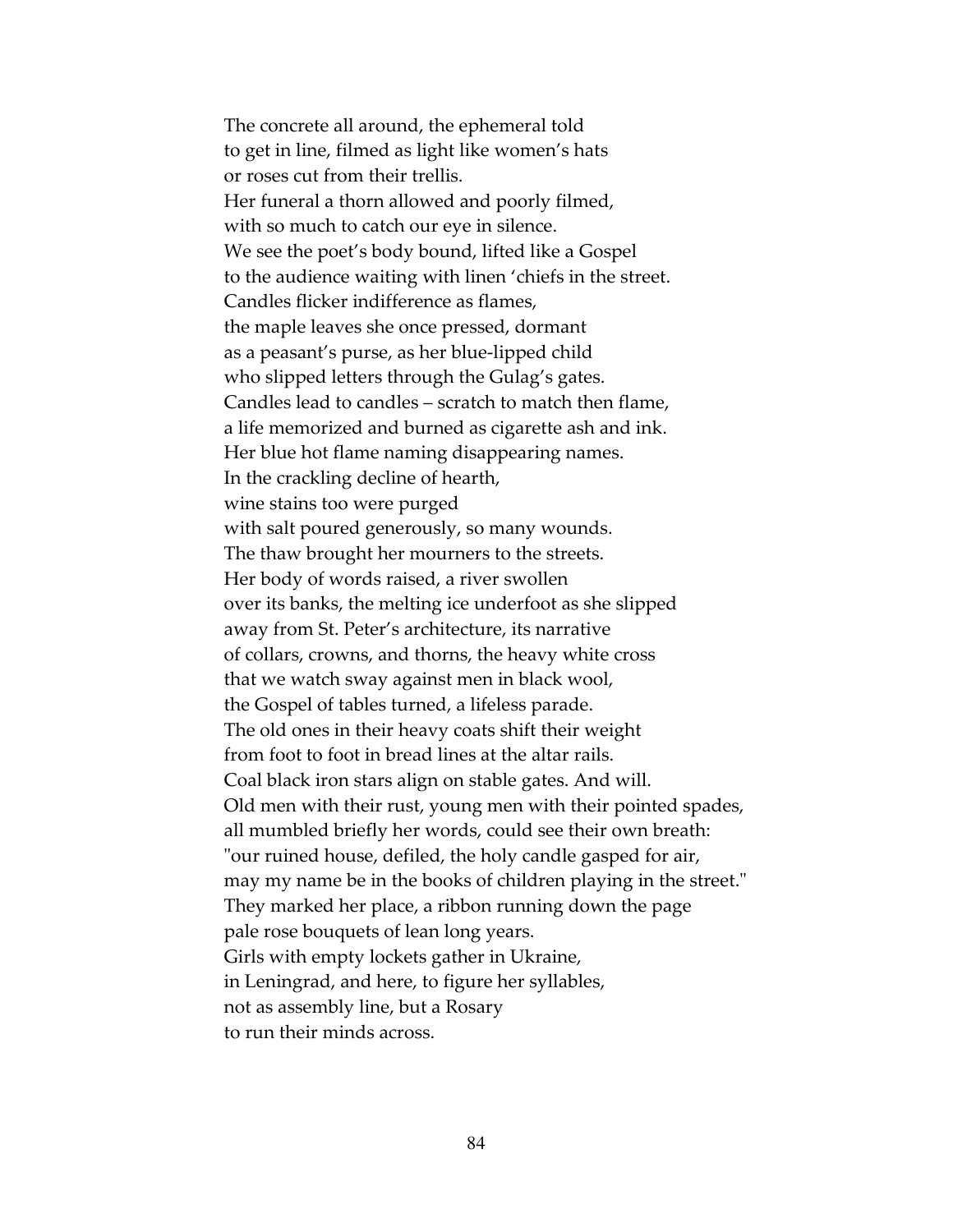The concrete all around, the ephemeral told  
to get in line, filmed as light like women's hats  
or roses cut from their trellis.  
Her funeral a thorn allowed and poorly filmed,  
with so much to catch our eye in silence.  
We see the poet's body bound, lifted like a Gospel  
to the audience waiting with linen 'chiefs in the street.  
Candles flicker indifference as flames,  
the maple leaves she once pressed, dormant  
as a peasant's purse, as her blue-lipped child  
who slipped letters through the Gulag's gates.  
Candles lead to candles – scratch to match then flame,  
a life memorized and burned as cigarette ash and ink.  
Her blue hot flame naming disappearing names.  
In the crackling decline of hearth,  
wine stains too were purged  
with salt poured generously, so many wounds.  
The thaw brought her mourners to the streets.  
Her body of words raised, a river swollen  
over its banks, the melting ice underfoot as she slipped  
away from St. Peter's architecture, its narrative  
of collars, crowns, and thorns, the heavy white cross  
that we watch sway against men in black wool,  
the Gospel of tables turned, a lifeless parade.  
The old ones in their heavy coats shift their weight  
from foot to foot in bread lines at the altar rails.  
Coal black iron stars align on stable gates. And will.  
Old men with their rust, young men with their pointed spades,  
all mumbled briefly her words, could see their own breath:  
"our ruined house, defiled, the holy candle gasped for air,  
may my name be in the books of children playing in the street."  
They marked her place, a ribbon running down the page  
pale rose bouquets of lean long years.  
Girls with empty lockets gather in Ukraine,  
in Leningrad, and here, to figure her syllables,  
not as assembly line, but a Rosary  
to run their minds across.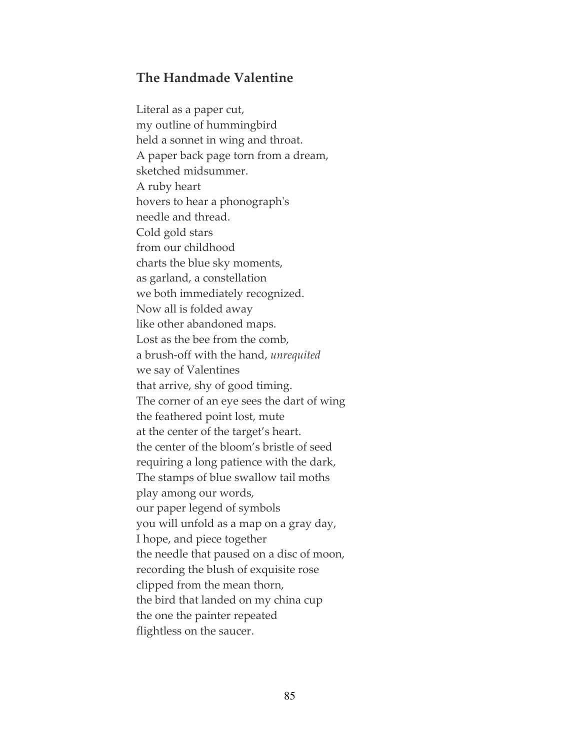## The Handmade Valentine

Literal as a paper cut,  
my outline of hummingbird  
held a sonnet in wing and throat.  
A paper back page torn from a dream,  
sketched midsummer.  
A ruby heart  
hovers to hear a phonograph's  
needle and thread.  
Cold gold stars  
from our childhood  
charts the blue sky moments,  
as garland, a constellation  
we both immediately recognized.  
Now all is folded away  
like other abandoned maps.  
Lost as the bee from the comb,  
a brush-off with the hand, *unrequited*  
we say of Valentines  
that arrive, shy of good timing.  
The corner of an eye sees the dart of wing  
the feathered point lost, mute  
at the center of the target's heart.  
the center of the bloom's bristle of seed  
requiring a long patience with the dark,  
The stamps of blue swallow tail moths  
play among our words,  
our paper legend of symbols  
you will unfold as a map on a gray day,  
I hope, and piece together  
the needle that paused on a disc of moon,  
recording the blush of exquisite rose  
clipped from the mean thorn,  
the bird that landed on my china cup  
the one the painter repeated  
flightless on the saucer.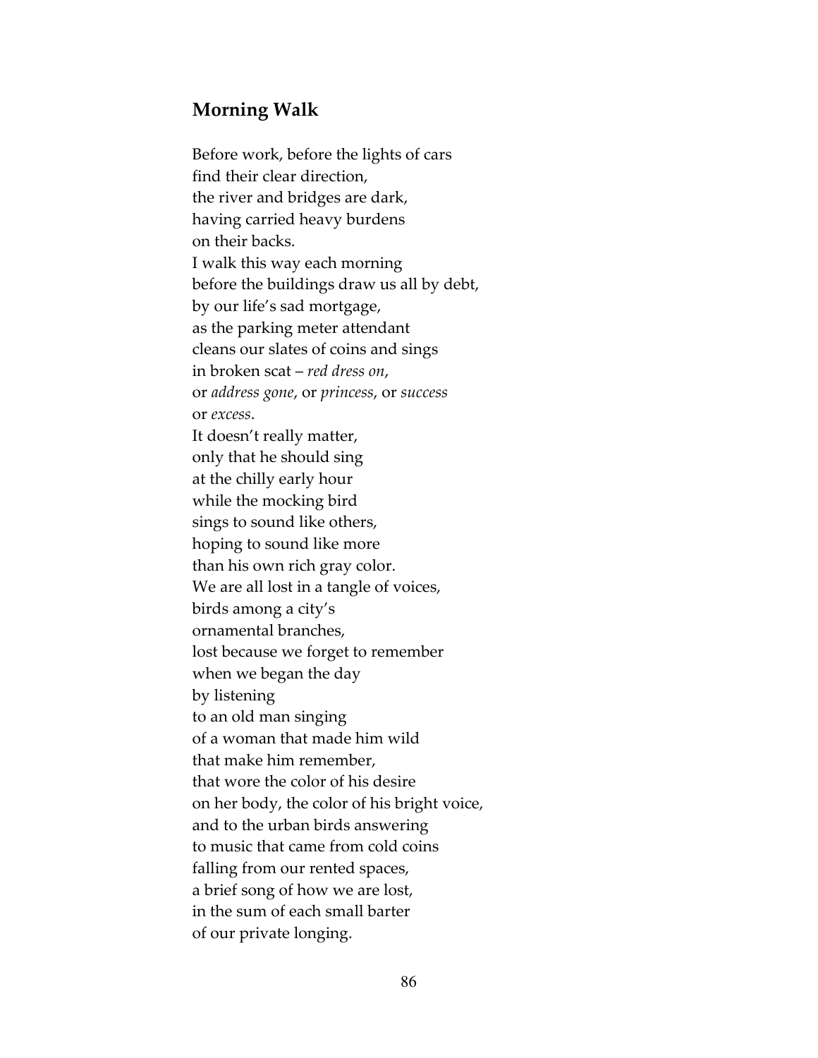## Morning Walk

Before work, before the lights of cars  
find their clear direction,  
the river and bridges are dark,  
having carried heavy burdens  
on their backs.  
I walk this way each morning  
before the buildings draw us all by debt,  
by our life's sad mortgage,  
as the parking meter attendant  
cleans our slates of coins and sings  
in broken scat – *red dress on*,  
or *address gone*, or *princess*, or *success*  
or *excess*.  
It doesn't really matter,  
only that he should sing  
at the chilly early hour  
while the mocking bird  
sings to sound like others,  
hoping to sound like more  
than his own rich gray color.  
We are all lost in a tangle of voices,  
birds among a city's  
ornamental branches,  
lost because we forget to remember  
when we began the day  
by listening  
to an old man singing  
of a woman that made him wild  
that make him remember,  
that wore the color of his desire  
on her body, the color of his bright voice,  
and to the urban birds answering  
to music that came from cold coins  
falling from our rented spaces,  
a brief song of how we are lost,  
in the sum of each small barter  
of our private longing.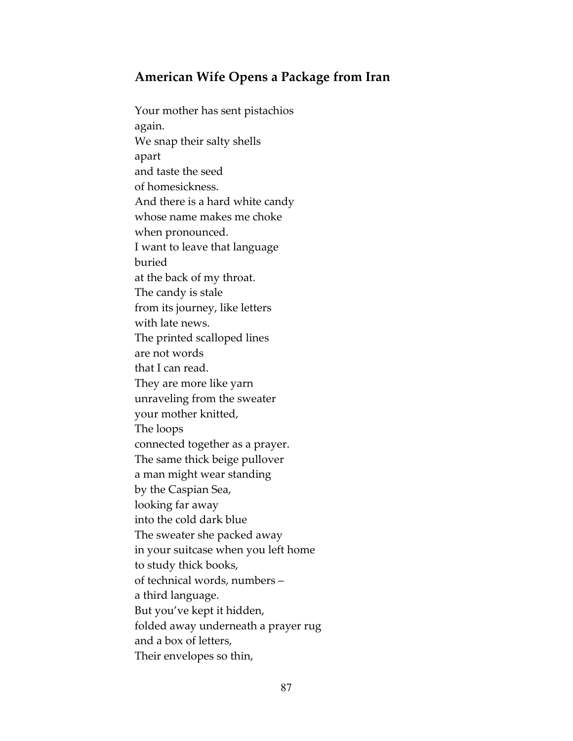## American Wife Opens a Package from Iran

Your mother has sent pistachios  
again.  
We snap their salty shells  
apart  
and taste the seed  
of homesickness.  
And there is a hard white candy  
whose name makes me choke  
when pronounced.  
I want to leave that language  
buried  
at the back of my throat.  
The candy is stale  
from its journey, like letters  
with late news.  
The printed scalloped lines  
are not words  
that I can read.  
They are more like yarn  
unraveling from the sweater  
your mother knitted,  
The loops  
connected together as a prayer.  
The same thick beige pullover  
a man might wear standing  
by the Caspian Sea,  
looking far away  
into the cold dark blue  
The sweater she packed away  
in your suitcase when you left home  
to study thick books,  
of technical words, numbers –  
a third language.  
But you've kept it hidden,  
folded away underneath a prayer rug  
and a box of letters,  
Their envelopes so thin,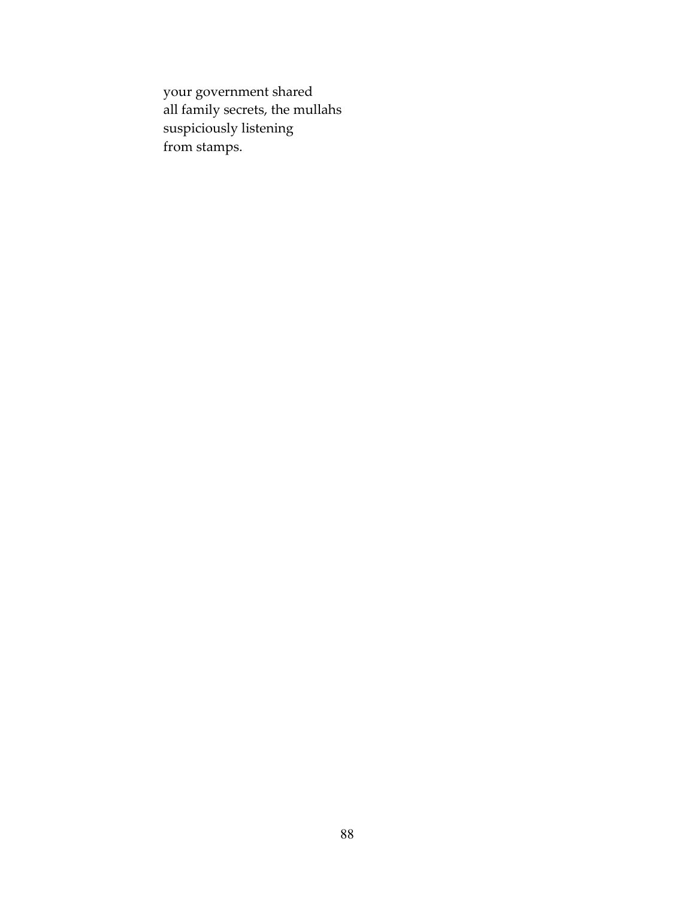your government shared  
all family secrets, the mullahs  
suspiciously listening  
from stamps.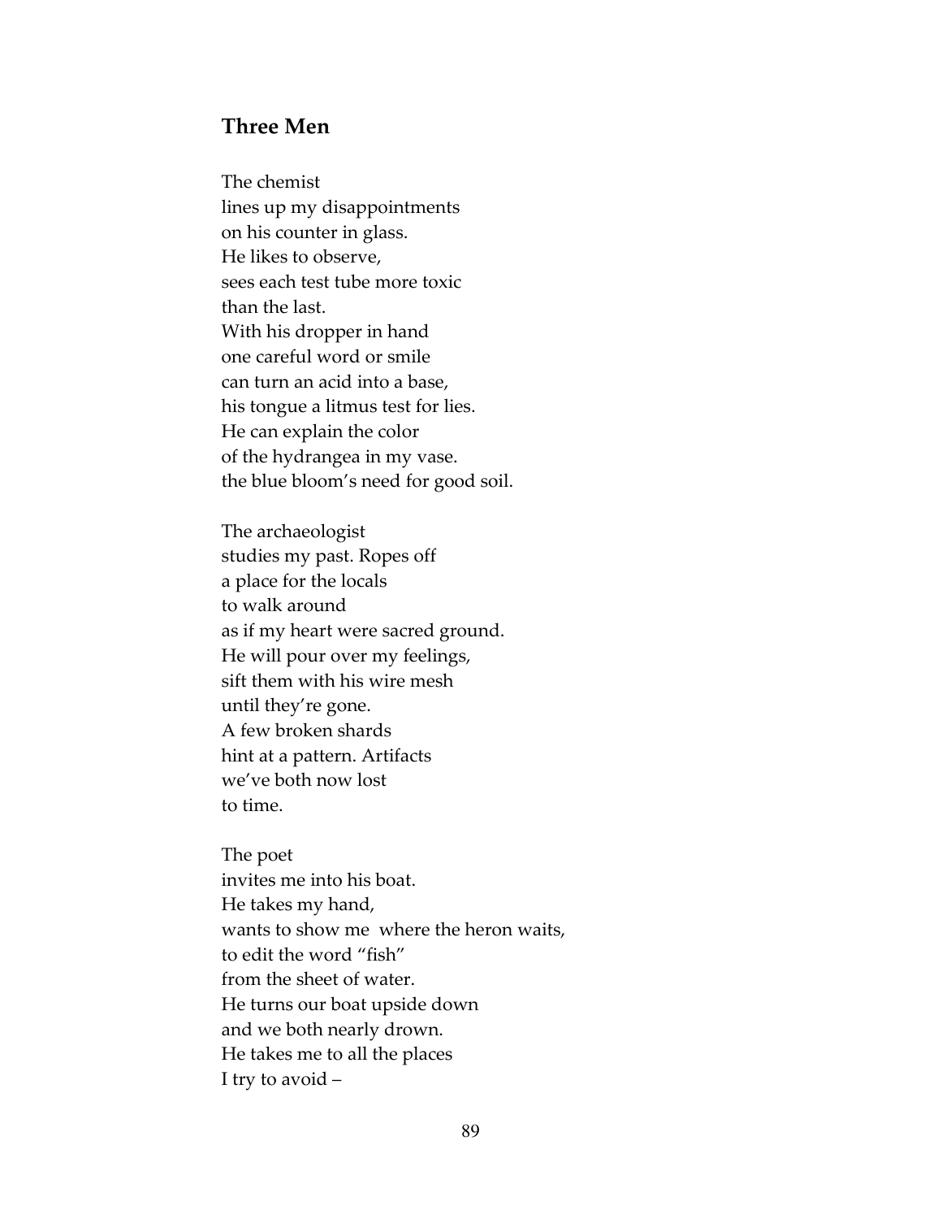## Three Men

The chemist  
lines up my disappointments  
on his counter in glass.  
He likes to observe,  
sees each test tube more toxic  
than the last.  
With his dropper in hand  
one careful word or smile  
can turn an acid into a base,  
his tongue a litmus test for lies.  
He can explain the color  
of the hydrangea in my vase.  
the blue bloom's need for good soil.

The archaeologist  
studies my past. Ropes off  
a place for the locals  
to walk around  
as if my heart were sacred ground.  
He will pour over my feelings,  
sift them with his wire mesh  
until they're gone.  
A few broken shards  
hint at a pattern. Artifacts  
we've both now lost  
to time.

The poet  
invites me into his boat.  
He takes my hand,  
wants to show me where the heron waits,  
to edit the word "fish"  
from the sheet of water.  
He turns our boat upside down  
and we both nearly drown.  
He takes me to all the places  
I try to avoid –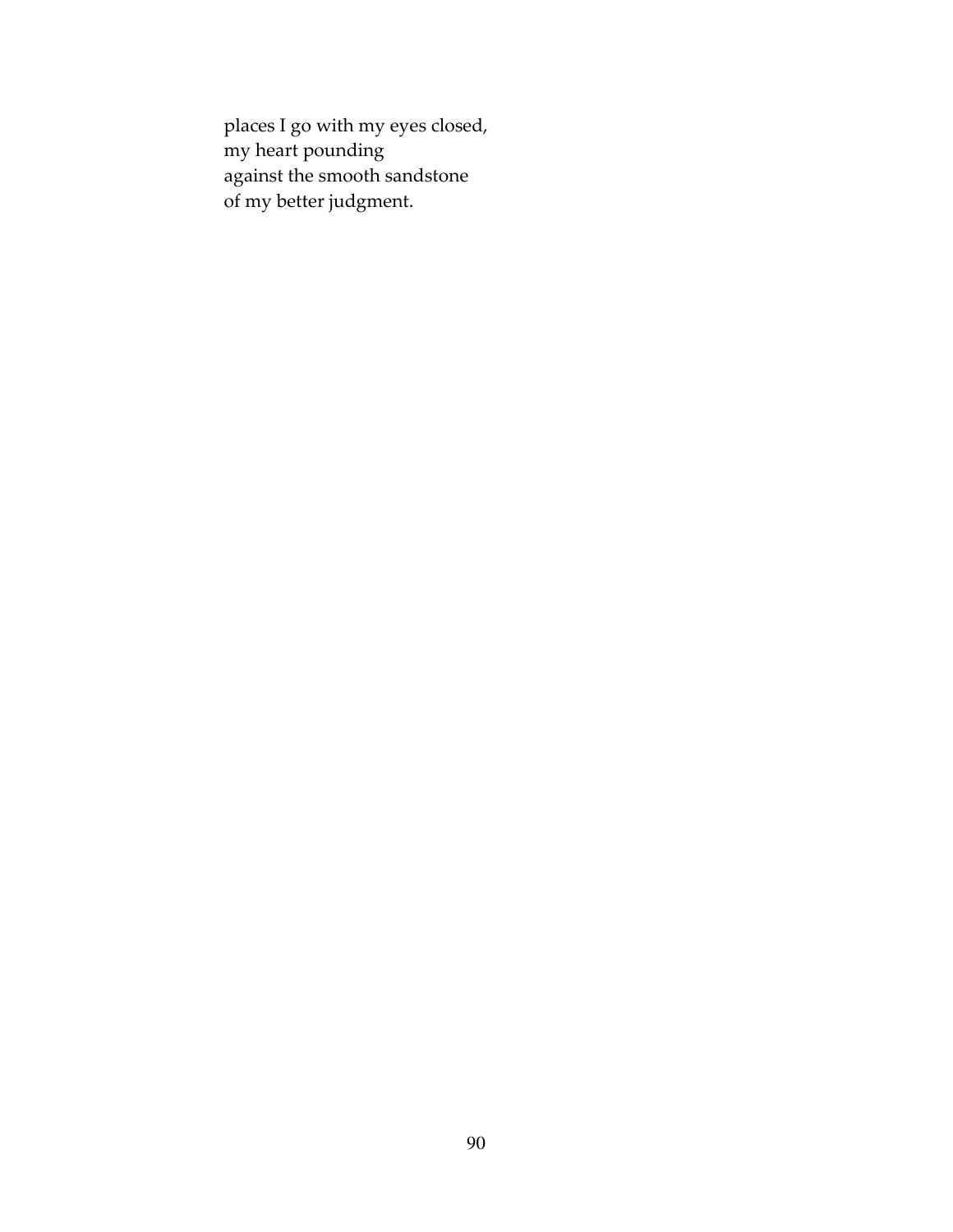places I go with my eyes closed,
my heart pounding
against the smooth sandstone
of my better judgment.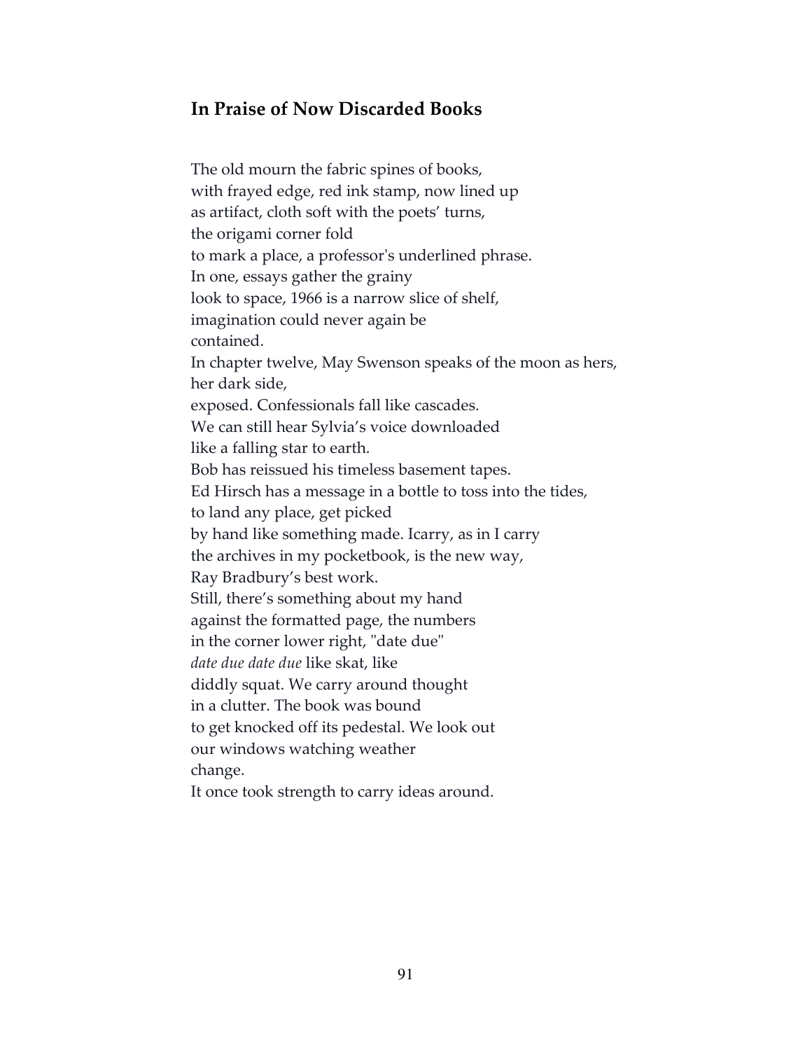## In Praise of Now Discarded Books

The old mourn the fabric spines of books,  
with frayed edge, red ink stamp, now lined up  
as artifact, cloth soft with the poets' turns,  
the origami corner fold  
to mark a place, a professor's underlined phrase.  
In one, essays gather the grainy  
look to space, 1966 is a narrow slice of shelf,  
imagination could never again be  
contained.  
In chapter twelve, May Swenson speaks of the moon as hers,  
her dark side,  
exposed. Confessionals fall like cascades.  
We can still hear Sylvia's voice downloaded  
like a falling star to earth.  
Bob has reissued his timeless basement tapes.  
Ed Hirsch has a message in a bottle to toss into the tides,  
to land any place, get picked  
by hand like something made. Icarry, as in I carry  
the archives in my pocketbook, is the new way,  
Ray Bradbury's best work.  
Still, there's something about my hand  
against the formatted page, the numbers  
in the corner lower right, "date due"  
*date due date due* like skat, like  
diddly squat. We carry around thought  
in a clutter. The book was bound  
to get knocked off its pedestal. We look out  
our windows watching weather  
change.  
It once took strength to carry ideas around.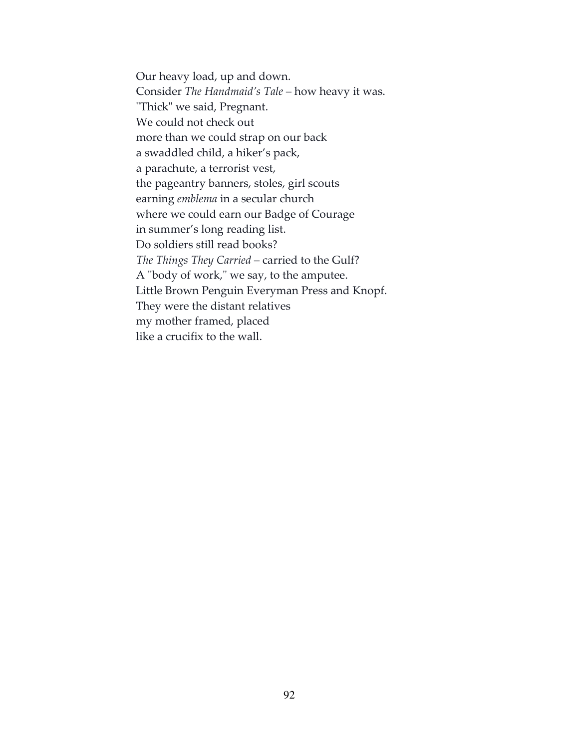Our heavy load, up and down.  
Consider *The Handmaid's Tale* – how heavy it was.  
"Thick" we said, Pregnant.  
We could not check out  
more than we could strap on our back  
a swaddled child, a hiker's pack,  
a parachute, a terrorist vest,  
the pageantry banners, stoles, girl scouts  
earning *emblema* in a secular church  
where we could earn our Badge of Courage  
in summer's long reading list.  
Do soldiers still read books?  
*The Things They Carried* – carried to the Gulf?  
A "body of work," we say, to the amputee.  
Little Brown Penguin Everyman Press and Knopf.  
They were the distant relatives  
my mother framed, placed  
like a crucifix to the wall.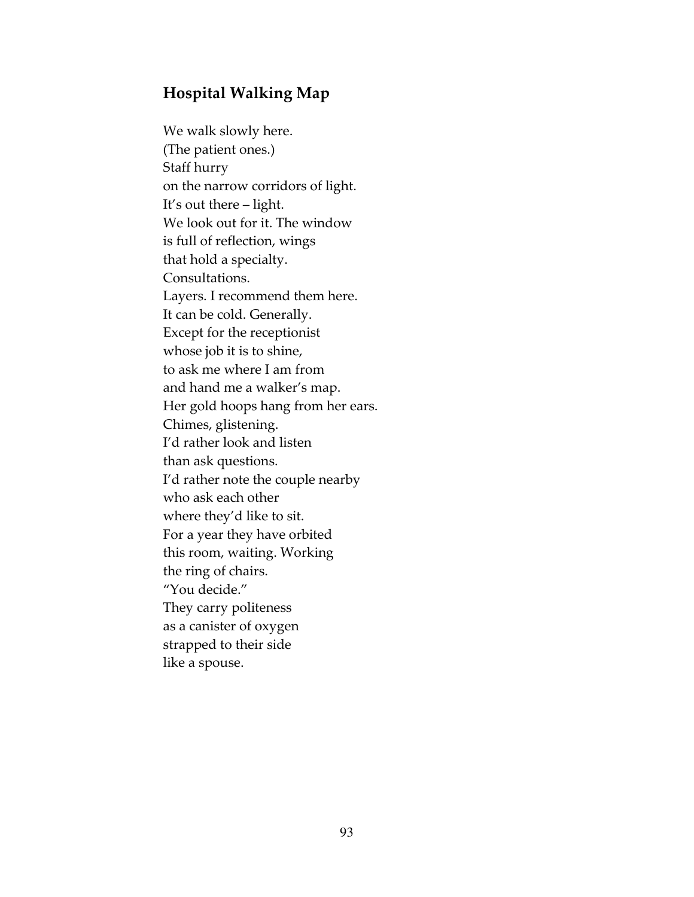## Hospital Walking Map

We walk slowly here.  
(The patient ones.)  
Staff hurry  
on the narrow corridors of light.  
It's out there – light.  
We look out for it. The window  
is full of reflection, wings  
that hold a specialty.  
Consultations.  
Layers. I recommend them here.  
It can be cold. Generally.  
Except for the receptionist  
whose job it is to shine,  
to ask me where I am from  
and hand me a walker's map.  
Her gold hoops hang from her ears.  
Chimes, glistening.  
I'd rather look and listen  
than ask questions.  
I'd rather note the couple nearby  
who ask each other  
where they'd like to sit.  
For a year they have orbited  
this room, waiting. Working  
the ring of chairs.  
"You decide."  
They carry politeness  
as a canister of oxygen  
strapped to their side  
like a spouse.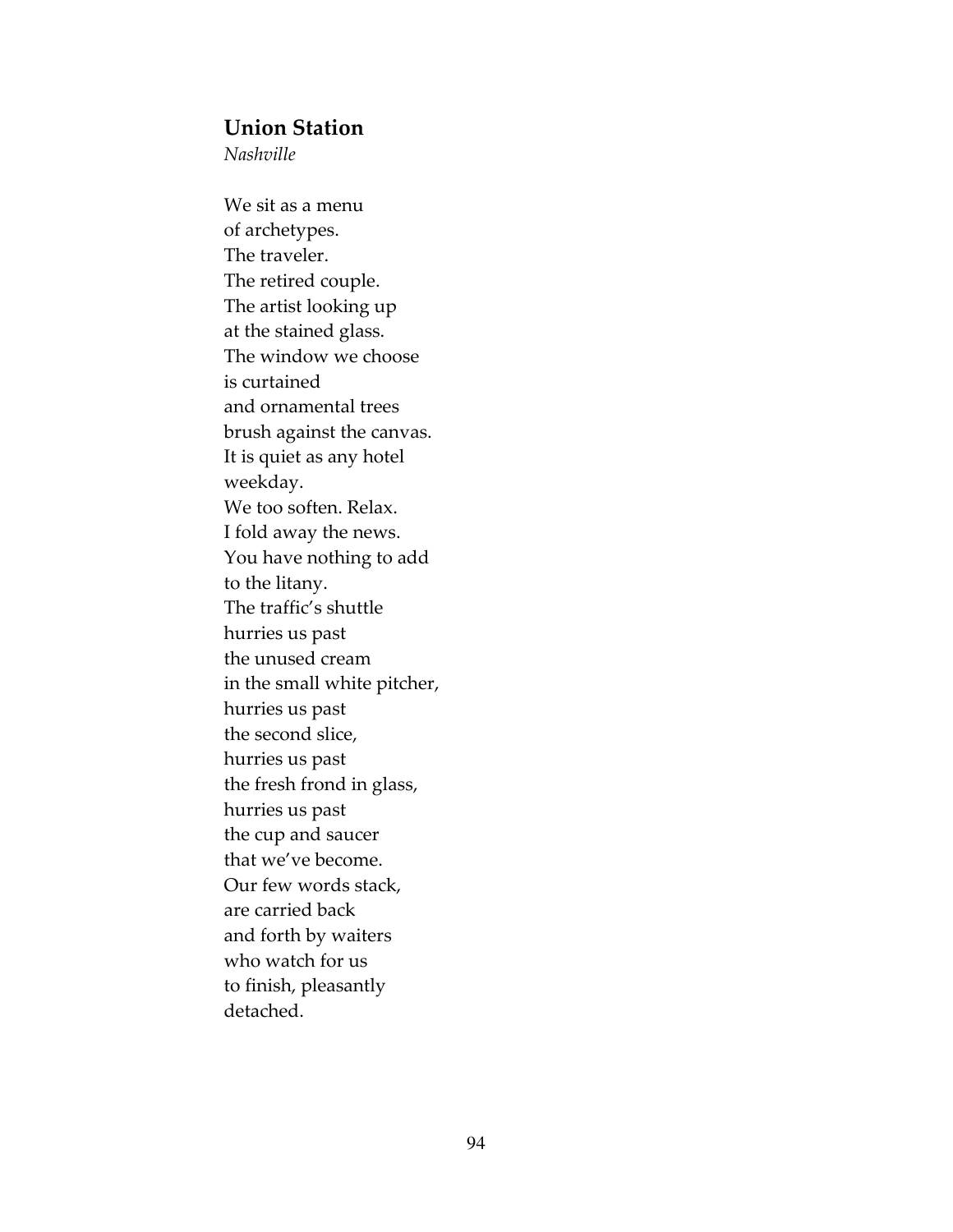## Union Station

*Nashville*

We sit as a menu  
of archetypes.  
The traveler.  
The retired couple.  
The artist looking up  
at the stained glass.  
The window we choose  
is curtained  
and ornamental trees  
brush against the canvas.  
It is quiet as any hotel  
weekday.  
We too soften. Relax.  
I fold away the news.  
You have nothing to add  
to the litany.  
The traffic's shuttle  
hurries us past  
the unused cream  
in the small white pitcher,  
hurries us past  
the second slice,  
hurries us past  
the fresh frond in glass,  
hurries us past  
the cup and saucer  
that we've become.  
Our few words stack,  
are carried back  
and forth by waiters  
who watch for us  
to finish, pleasantly  
detached.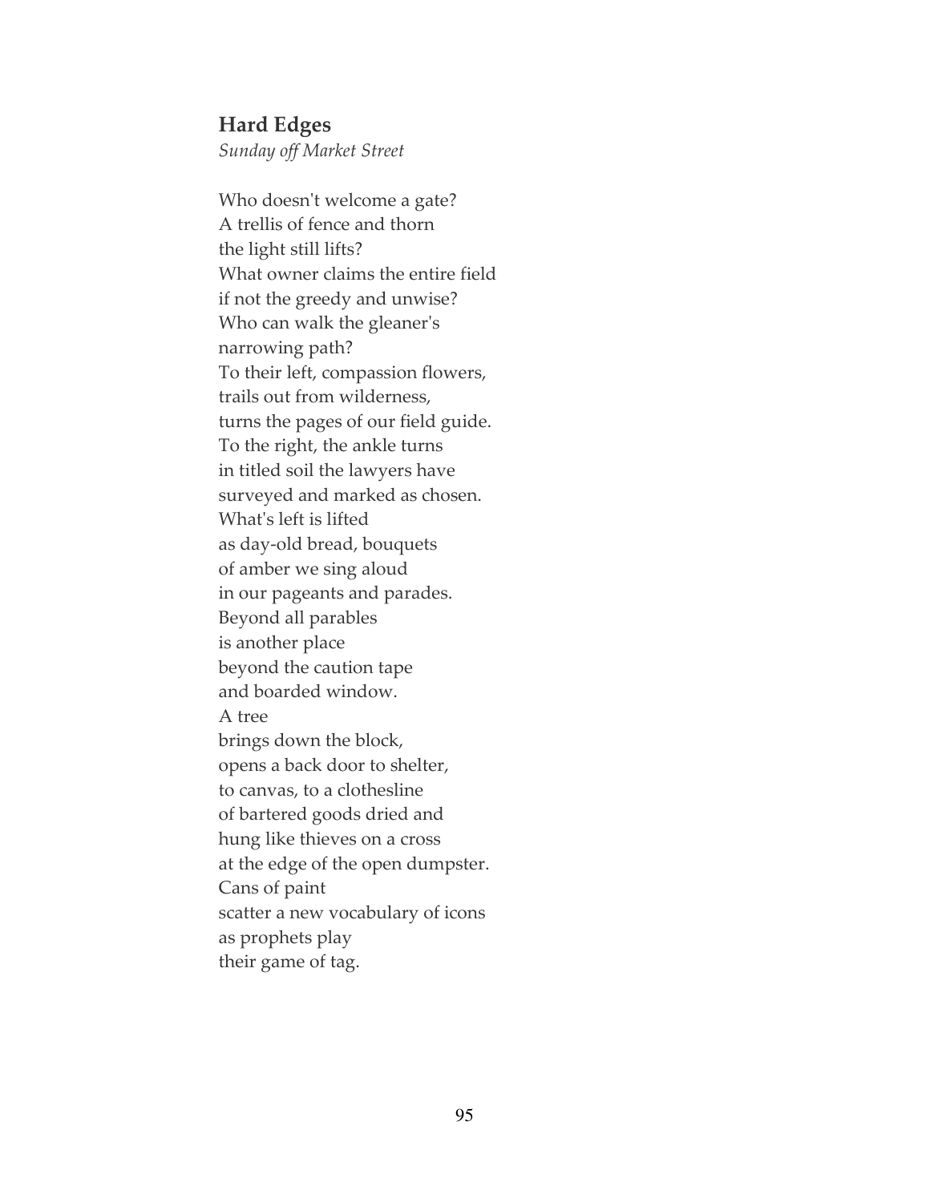## **Hard Edges**

*Sunday off Market Street*

Who doesn't welcome a gate?  
A trellis of fence and thorn  
the light still lifts?  
What owner claims the entire field  
if not the greedy and unwise?  
Who can walk the gleaner's  
narrowing path?  
To their left, compassion flowers,  
trails out from wilderness,  
turns the pages of our field guide.  
To the right, the ankle turns  
in titled soil the lawyers have  
surveyed and marked as chosen.  
What's left is lifted  
as day-old bread, bouquets  
of amber we sing aloud  
in our pageants and parades.  
Beyond all parables  
is another place  
beyond the caution tape  
and boarded window.  
A tree  
brings down the block,  
opens a back door to shelter,  
to canvas, to a clothesline  
of bartered goods dried and  
hung like thieves on a cross  
at the edge of the open dumpster.  
Cans of paint  
scatter a new vocabulary of icons  
as prophets play  
their game of tag.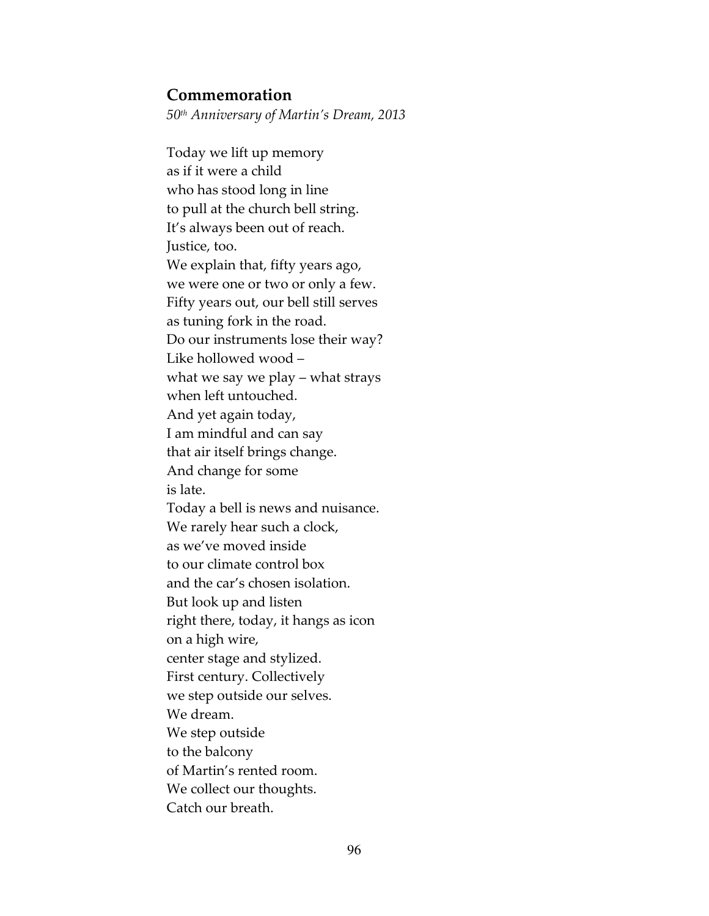## Commemoration

*50th Anniversary of Martin's Dream, 2013*

Today we lift up memory  
as if it were a child  
who has stood long in line  
to pull at the church bell string.  
It's always been out of reach.  
Justice, too.  
We explain that, fifty years ago,  
we were one or two or only a few.  
Fifty years out, our bell still serves  
as tuning fork in the road.  
Do our instruments lose their way?  
Like hollowed wood –  
what we say we play – what strays  
when left untouched.  
And yet again today,  
I am mindful and can say  
that air itself brings change.  
And change for some  
is late.  
Today a bell is news and nuisance.  
We rarely hear such a clock,  
as we've moved inside  
to our climate control box  
and the car's chosen isolation.  
But look up and listen  
right there, today, it hangs as icon  
on a high wire,  
center stage and stylized.  
First century. Collectively  
we step outside our selves.  
We dream.  
We step outside  
to the balcony  
of Martin's rented room.  
We collect our thoughts.  
Catch our breath.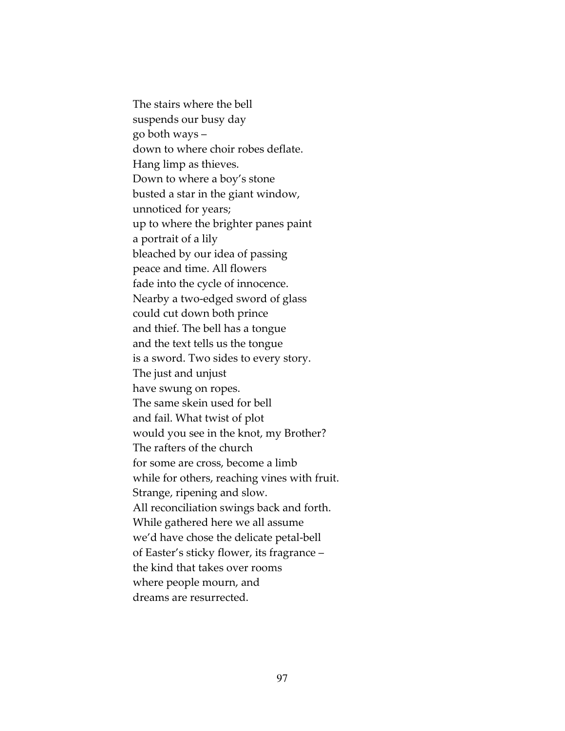The stairs where the bell
suspends our busy day
go both ways –
down to where choir robes deflate.
Hang limp as thieves.
Down to where a boy's stone
busted a star in the giant window,
unnoticed for years;
up to where the brighter panes paint
a portrait of a lily
bleached by our idea of passing
peace and time. All flowers
fade into the cycle of innocence.
Nearby a two-edged sword of glass
could cut down both prince
and thief. The bell has a tongue
and the text tells us the tongue
is a sword. Two sides to every story.
The just and unjust
have swung on ropes.
The same skein used for bell
and fail. What twist of plot
would you see in the knot, my Brother?
The rafters of the church
for some are cross, become a limb
while for others, reaching vines with fruit.
Strange, ripening and slow.
All reconciliation swings back and forth.
While gathered here we all assume
we'd have chose the delicate petal-bell
of Easter's sticky flower, its fragrance –
the kind that takes over rooms
where people mourn, and
dreams are resurrected.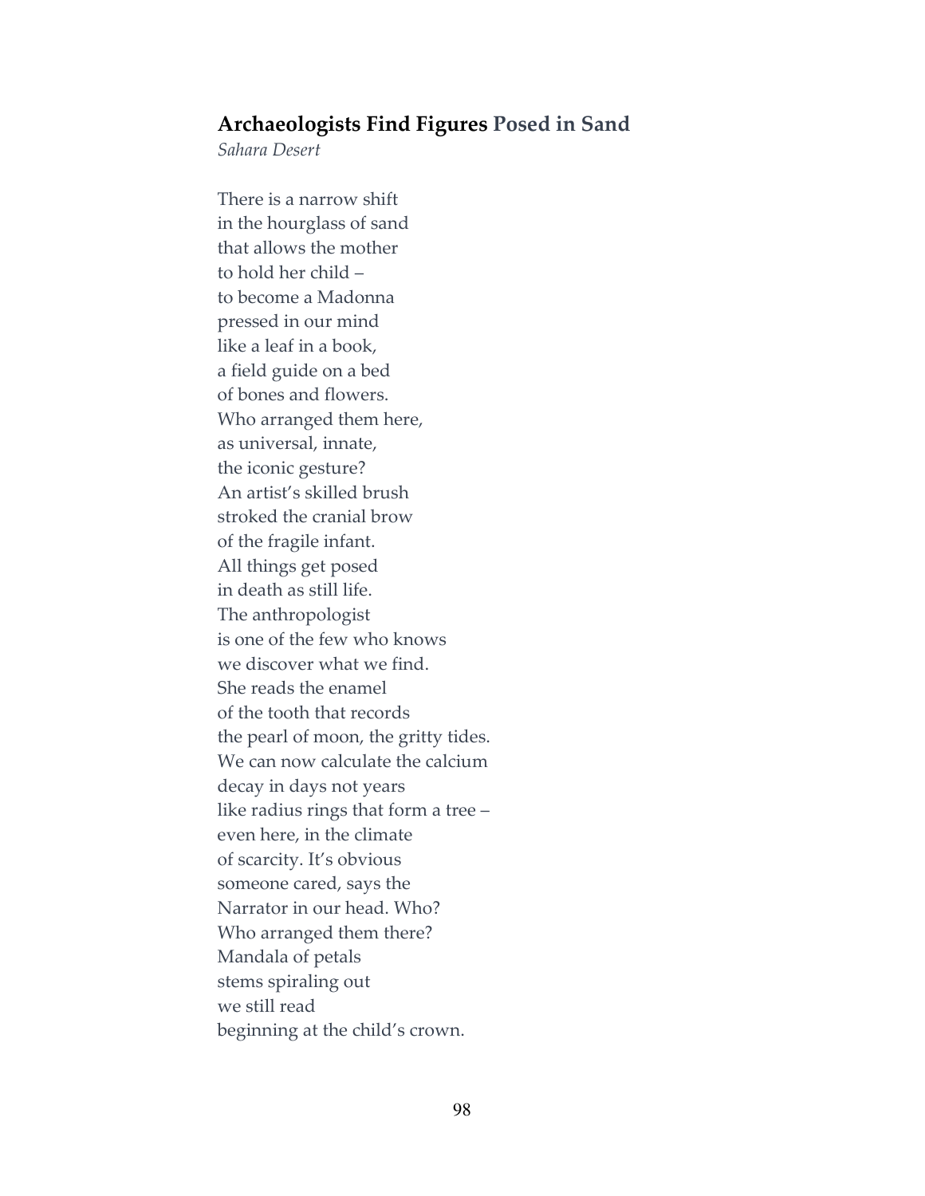## Archaeologists Find Figures Posed in Sand

*Sahara Desert*

There is a narrow shift  
in the hourglass of sand  
that allows the mother  
to hold her child –  
to become a Madonna  
pressed in our mind  
like a leaf in a book,  
a field guide on a bed  
of bones and flowers.  
Who arranged them here,  
as universal, innate,  
the iconic gesture?  
An artist's skilled brush  
stroked the cranial brow  
of the fragile infant.  
All things get posed  
in death as still life.  
The anthropologist  
is one of the few who knows  
we discover what we find.  
She reads the enamel  
of the tooth that records  
the pearl of moon, the gritty tides.  
We can now calculate the calcium  
decay in days not years  
like radius rings that form a tree –  
even here, in the climate  
of scarcity. It's obvious  
someone cared, says the  
Narrator in our head. Who?  
Who arranged them there?  
Mandala of petals  
stems spiraling out  
we still read  
beginning at the child's crown.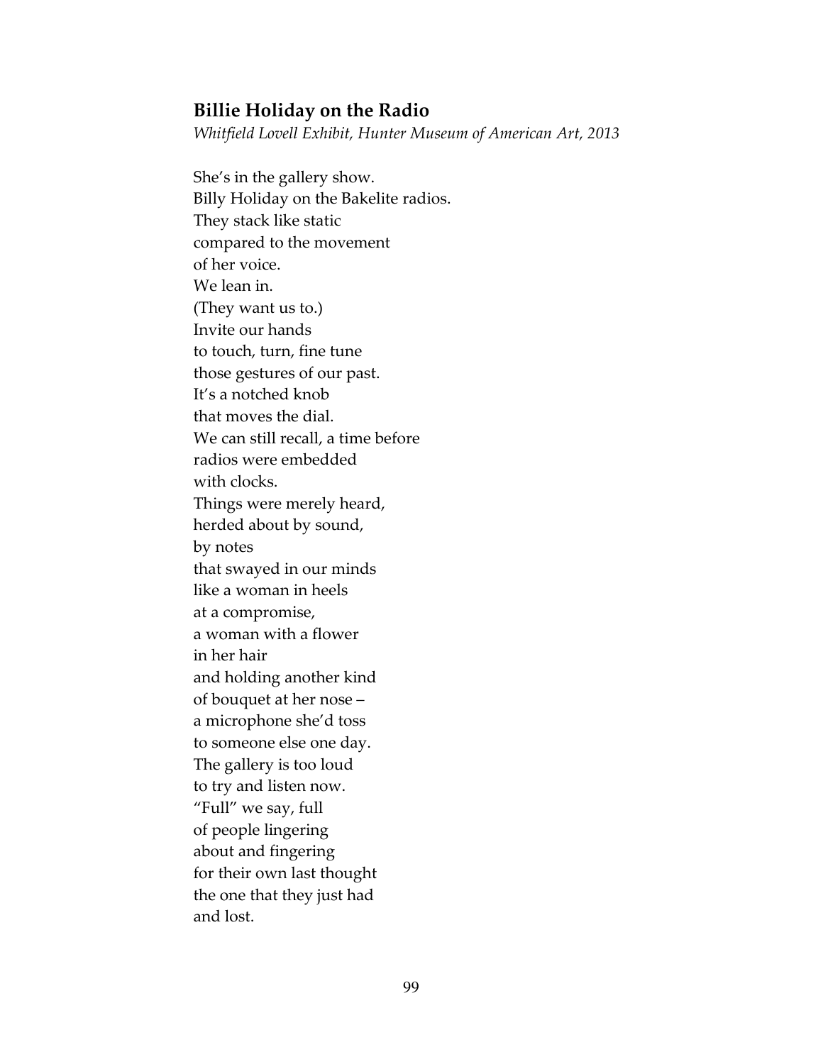### Billie Holiday on the Radio

*Whitfield Lovell Exhibit, Hunter Museum of American Art, 2013*

She's in the gallery show.  
Billy Holiday on the Bakelite radios.  
They stack like static  
compared to the movement  
of her voice.  
We lean in.  
(They want us to.)  
Invite our hands  
to touch, turn, fine tune  
those gestures of our past.  
It's a notched knob  
that moves the dial.  
We can still recall, a time before  
radios were embedded  
with clocks.  
Things were merely heard,  
herded about by sound,  
by notes  
that swayed in our minds  
like a woman in heels  
at a compromise,  
a woman with a flower  
in her hair  
and holding another kind  
of bouquet at her nose –  
a microphone she'd toss  
to someone else one day.  
The gallery is too loud  
to try and listen now.  
"Full" we say, full  
of people lingering  
about and fingering  
for their own last thought  
the one that they just had  
and lost.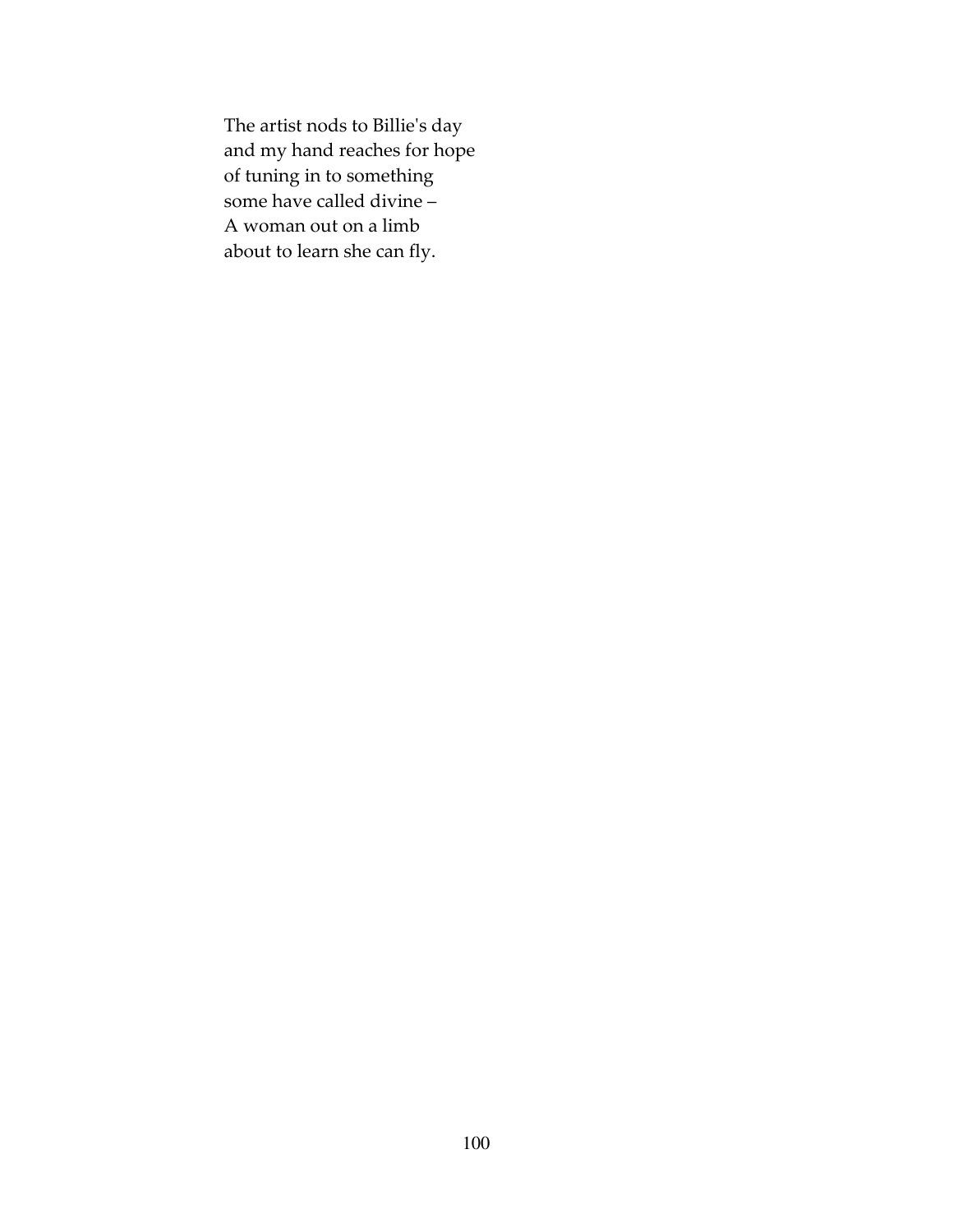The artist nods to Billie's day  
and my hand reaches for hope  
of tuning in to something  
some have called divine –  
A woman out on a limb  
about to learn she can fly.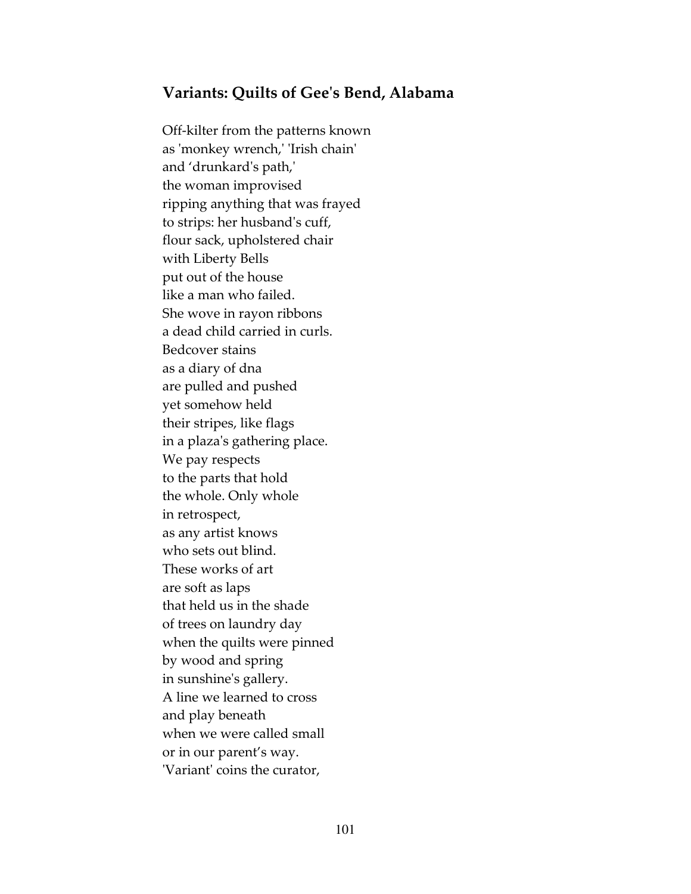### Variants: Quilts of Gee's Bend, Alabama

Off-kilter from the patterns known  
as 'monkey wrench,' 'Irish chain'  
and ‘drunkard's path,'  
the woman improvised  
ripping anything that was frayed  
to strips: her husband's cuff,  
flour sack, upholstered chair  
with Liberty Bells  
put out of the house  
like a man who failed.  
She wove in rayon ribbons  
a dead child carried in curls.  
Bedcover stains  
as a diary of dna  
are pulled and pushed  
yet somehow held  
their stripes, like flags  
in a plaza's gathering place.  
We pay respects  
to the parts that hold  
the whole. Only whole  
in retrospect,  
as any artist knows  
who sets out blind.  
These works of art  
are soft as laps  
that held us in the shade  
of trees on laundry day  
when the quilts were pinned  
by wood and spring  
in sunshine's gallery.  
A line we learned to cross  
and play beneath  
when we were called small  
or in our parent’s way.  
'Variant' coins the curator,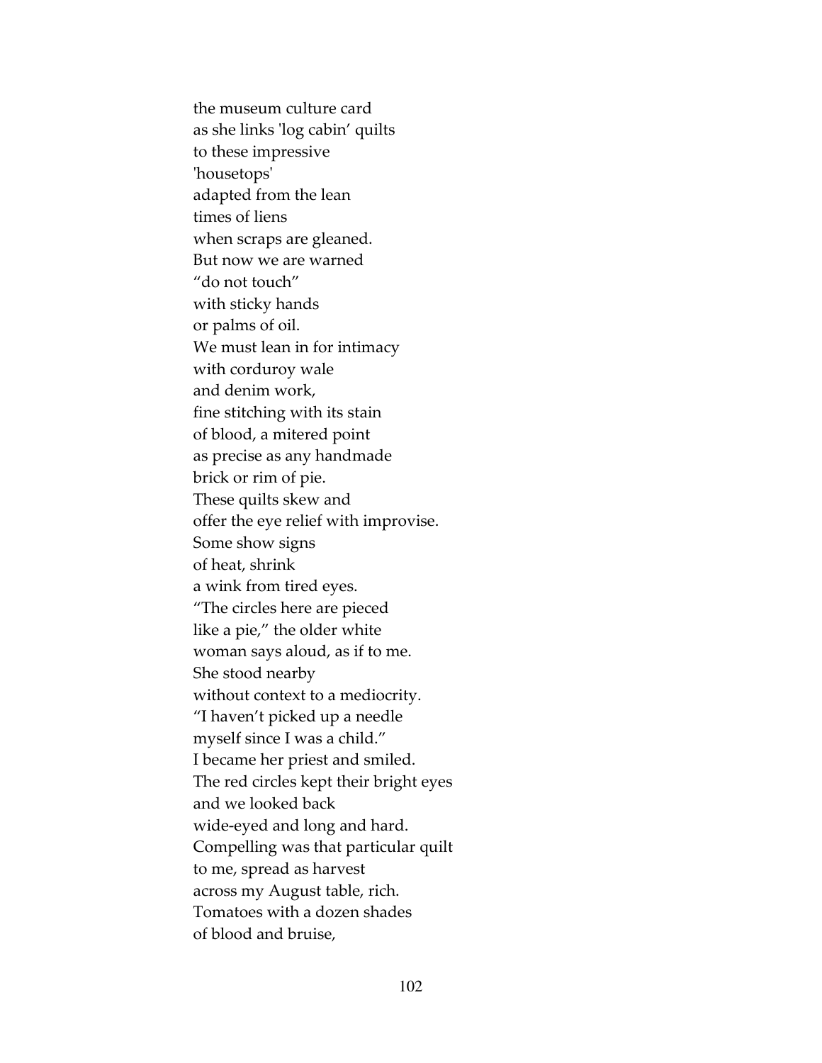the museum culture card  
as she links 'log cabin' quilts  
to these impressive  
'housetops'  
adapted from the lean  
times of liens  
when scraps are gleaned.  
But now we are warned  
"do not touch"  
with sticky hands  
or palms of oil.  
We must lean in for intimacy  
with corduroy wale  
and denim work,  
fine stitching with its stain  
of blood, a mitered point  
as precise as any handmade  
brick or rim of pie.  
These quilts skew and  
offer the eye relief with improvise.  
Some show signs  
of heat, shrink  
a wink from tired eyes.  
"The circles here are pieced  
like a pie," the older white  
woman says aloud, as if to me.  
She stood nearby  
without context to a mediocrity.  
"I haven't picked up a needle  
myself since I was a child."  
I became her priest and smiled.  
The red circles kept their bright eyes  
and we looked back  
wide-eyed and long and hard.  
Compelling was that particular quilt  
to me, spread as harvest  
across my August table, rich.  
Tomatoes with a dozen shades  
of blood and bruise,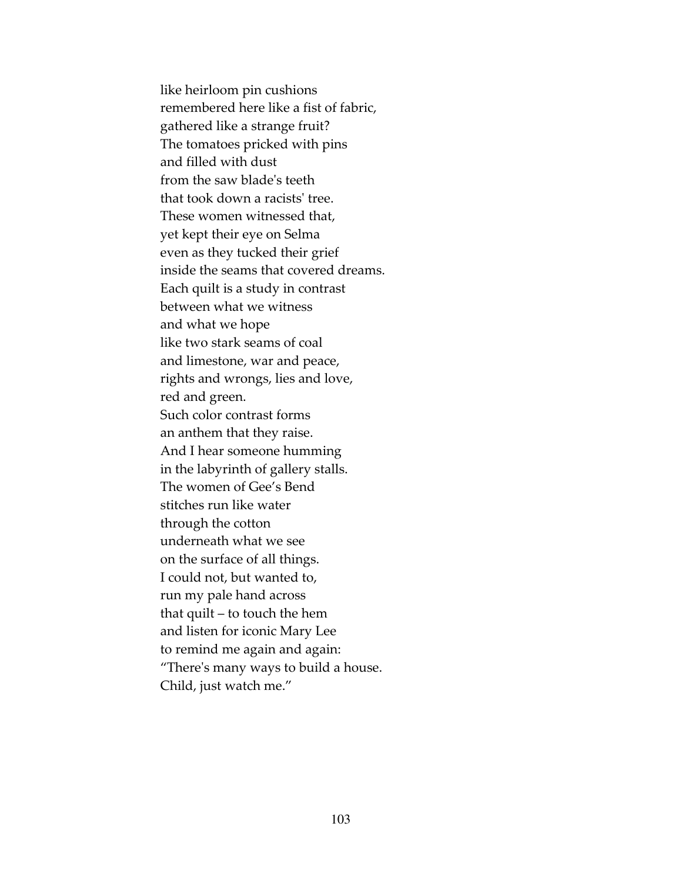like heirloom pin cushions
remembered here like a fist of fabric,
gathered like a strange fruit?
The tomatoes pricked with pins
and filled with dust
from the saw blade's teeth
that took down a racists' tree.
These women witnessed that,
yet kept their eye on Selma
even as they tucked their grief
inside the seams that covered dreams.
Each quilt is a study in contrast
between what we witness
and what we hope
like two stark seams of coal
and limestone, war and peace,
rights and wrongs, lies and love,
red and green.
Such color contrast forms
an anthem that they raise.
And I hear someone humming
in the labyrinth of gallery stalls.
The women of Gee's Bend
stitches run like water
through the cotton
underneath what we see
on the surface of all things.
I could not, but wanted to,
run my pale hand across
that quilt – to touch the hem
and listen for iconic Mary Lee
to remind me again and again:
"There's many ways to build a house.
Child, just watch me."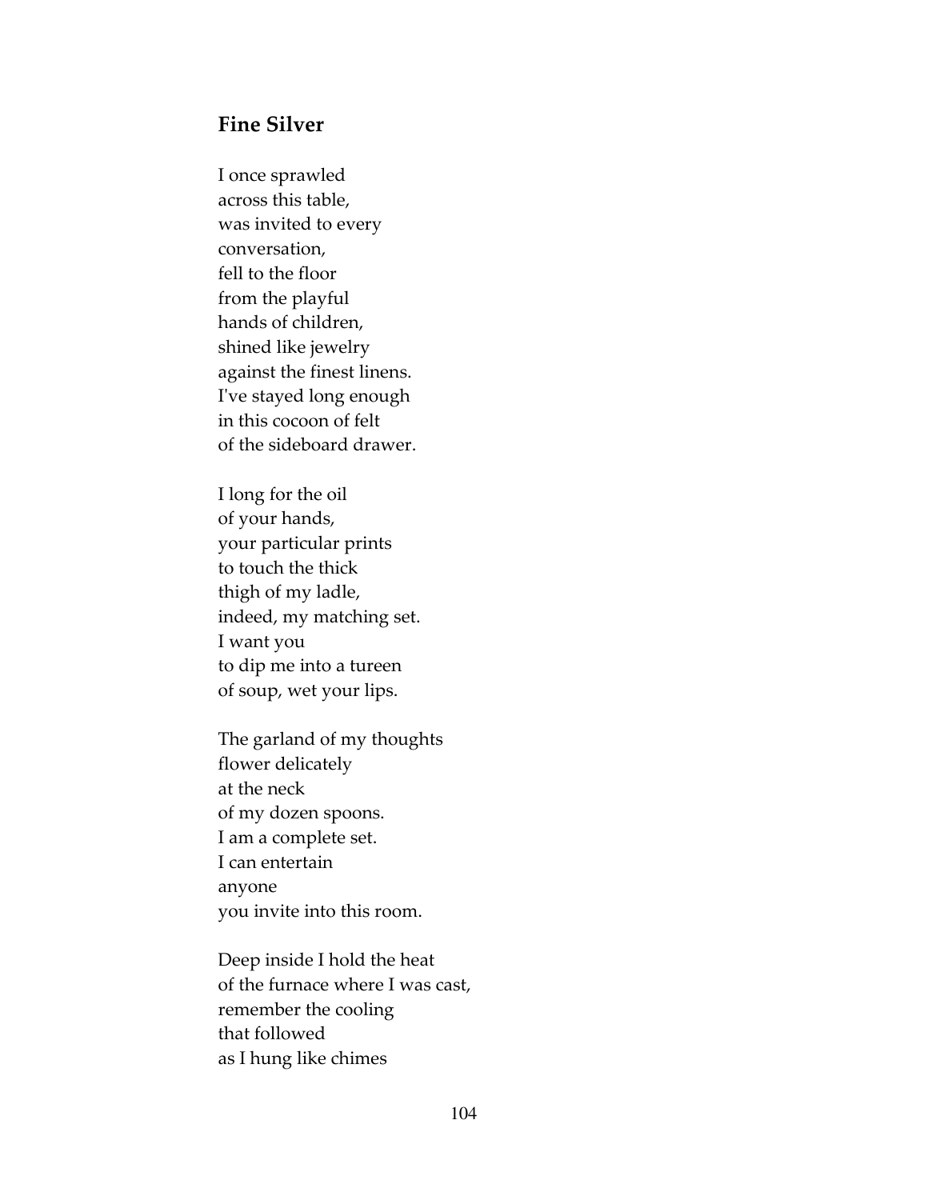## Fine Silver

I once sprawled  
across this table,  
was invited to every  
conversation,  
fell to the floor  
from the playful  
hands of children,  
shined like jewelry  
against the finest linens.  
I've stayed long enough  
in this cocoon of felt  
of the sideboard drawer.

I long for the oil  
of your hands,  
your particular prints  
to touch the thick  
thigh of my ladle,  
indeed, my matching set.  
I want you  
to dip me into a tureen  
of soup, wet your lips.

The garland of my thoughts  
flower delicately  
at the neck  
of my dozen spoons.  
I am a complete set.  
I can entertain  
anyone  
you invite into this room.

Deep inside I hold the heat  
of the furnace where I was cast,  
remember the cooling  
that followed  
as I hung like chimes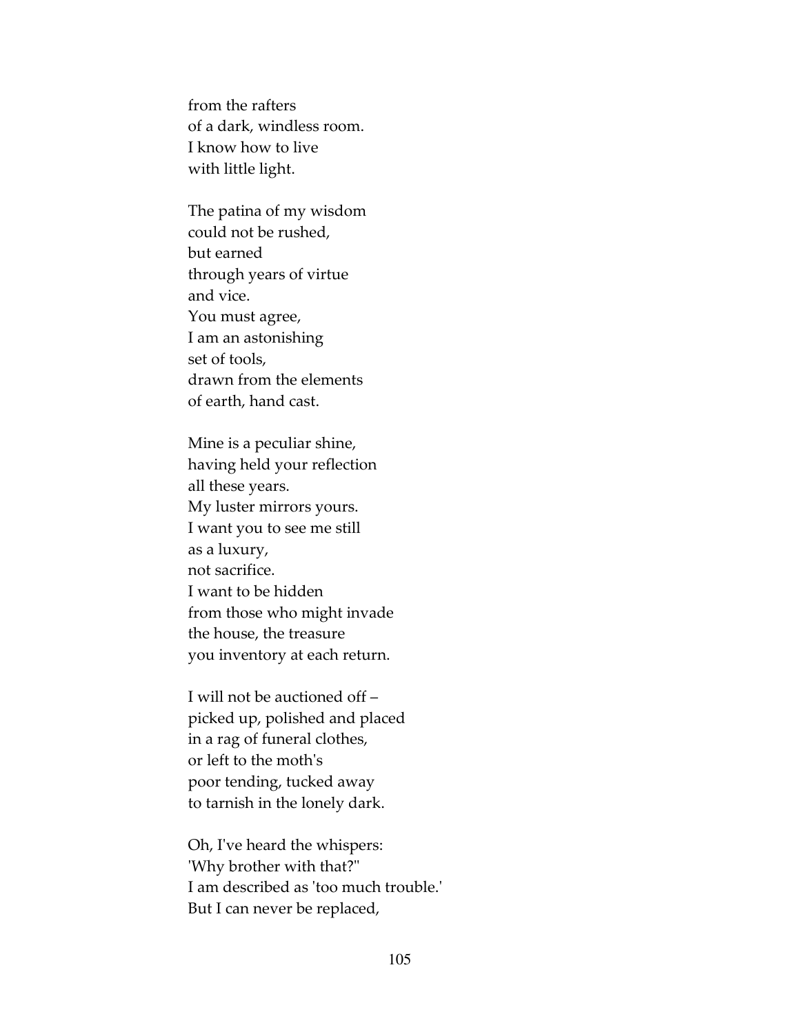from the rafters  
of a dark, windless room.  
I know how to live  
with little light.

The patina of my wisdom  
could not be rushed,  
but earned  
through years of virtue  
and vice.  
You must agree,  
I am an astonishing  
set of tools,  
drawn from the elements  
of earth, hand cast.

Mine is a peculiar shine,  
having held your reflection  
all these years.  
My luster mirrors yours.  
I want you to see me still  
as a luxury,  
not sacrifice.  
I want to be hidden  
from those who might invade  
the house, the treasure  
you inventory at each return.

I will not be auctioned off –  
picked up, polished and placed  
in a rag of funeral clothes,  
or left to the moth's  
poor tending, tucked away  
to tarnish in the lonely dark.

Oh, I've heard the whispers:  
'Why brother with that?"  
I am described as 'too much trouble.'  
But I can never be replaced,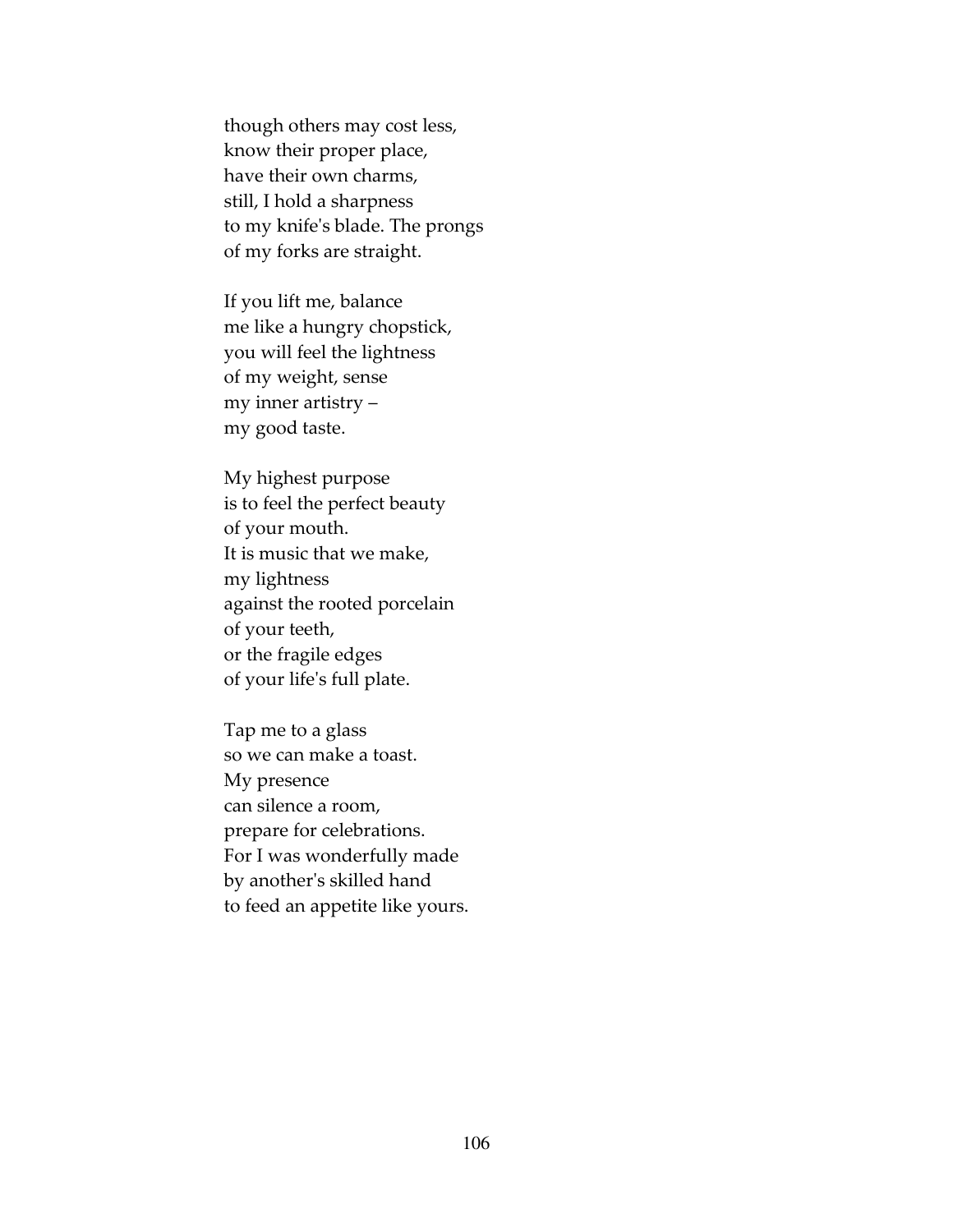though others may cost less,  
know their proper place,  
have their own charms,  
still, I hold a sharpness  
to my knife's blade. The prongs  
of my forks are straight.

If you lift me, balance  
me like a hungry chopstick,  
you will feel the lightness  
of my weight, sense  
my inner artistry –  
my good taste.

My highest purpose  
is to feel the perfect beauty  
of your mouth.  
It is music that we make,  
my lightness  
against the rooted porcelain  
of your teeth,  
or the fragile edges  
of your life's full plate.

Tap me to a glass  
so we can make a toast.  
My presence  
can silence a room,  
prepare for celebrations.  
For I was wonderfully made  
by another's skilled hand  
to feed an appetite like yours.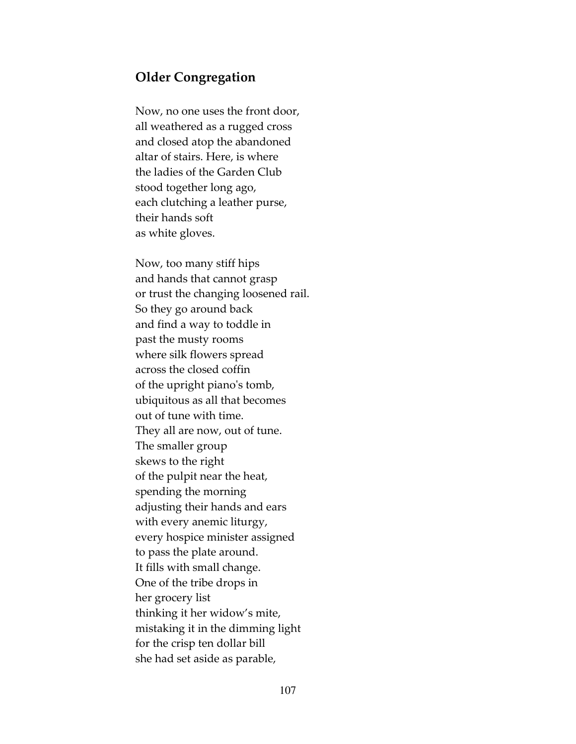## Older Congregation

Now, no one uses the front door,
all weathered as a rugged cross
and closed atop the abandoned
altar of stairs. Here, is where
the ladies of the Garden Club
stood together long ago,
each clutching a leather purse,
their hands soft
as white gloves.

Now, too many stiff hips
and hands that cannot grasp
or trust the changing loosened rail.
So they go around back
and find a way to toddle in
past the musty rooms
where silk flowers spread
across the closed coffin
of the upright piano's tomb,
ubiquitous as all that becomes
out of tune with time.
They all are now, out of tune.
The smaller group
skews to the right
of the pulpit near the heat,
spending the morning
adjusting their hands and ears
with every anemic liturgy,
every hospice minister assigned
to pass the plate around.
It fills with small change.
One of the tribe drops in
her grocery list
thinking it her widow's mite,
mistaking it in the dimming light
for the crisp ten dollar bill
she had set aside as parable,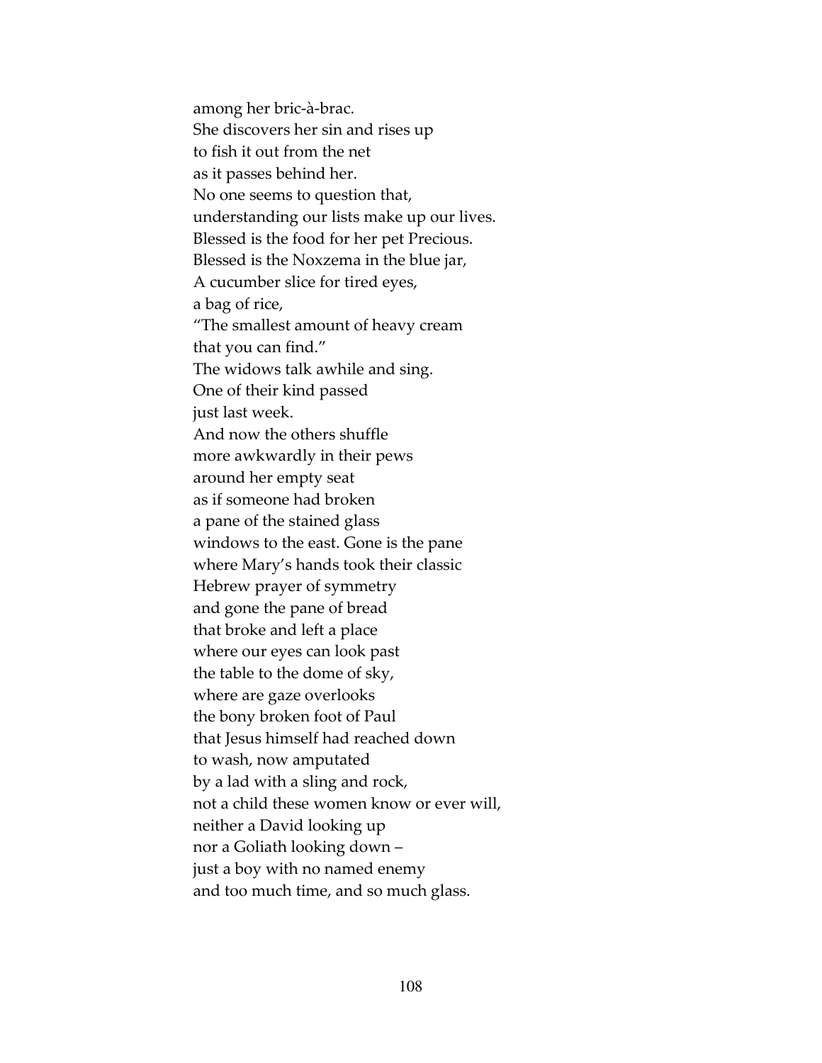among her bric-à-brac.
She discovers her sin and rises up
to fish it out from the net
as it passes behind her.
No one seems to question that,
understanding our lists make up our lives.
Blessed is the food for her pet Precious.
Blessed is the Noxzema in the blue jar,
A cucumber slice for tired eyes,
a bag of rice,
“The smallest amount of heavy cream
that you can find.”
The widows talk awhile and sing.
One of their kind passed
just last week.
And now the others shuffle
more awkwardly in their pews
around her empty seat
as if someone had broken
a pane of the stained glass
windows to the east. Gone is the pane
where Mary’s hands took their classic
Hebrew prayer of symmetry
and gone the pane of bread
that broke and left a place
where our eyes can look past
the table to the dome of sky,
where are gaze overlooks
the bony broken foot of Paul
that Jesus himself had reached down
to wash, now amputated
by a lad with a sling and rock,
not a child these women know or ever will,
neither a David looking up
nor a Goliath looking down –
just a boy with no named enemy
and too much time, and so much glass.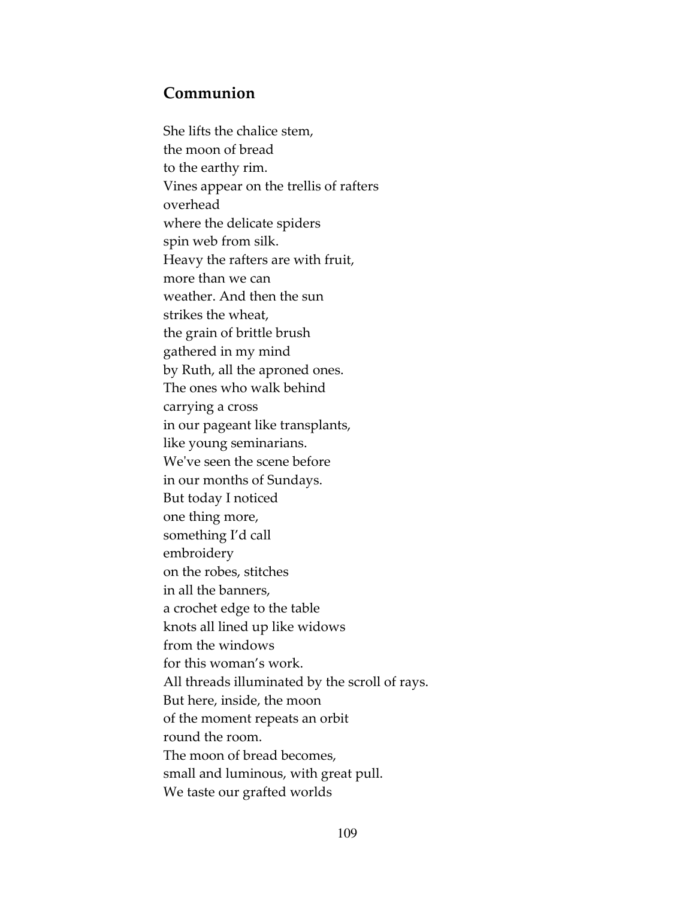## Communion

She lifts the chalice stem,  
the moon of bread  
to the earthy rim.  
Vines appear on the trellis of rafters  
overhead  
where the delicate spiders  
spin web from silk.  
Heavy the rafters are with fruit,  
more than we can  
weather. And then the sun  
strikes the wheat,  
the grain of brittle brush  
gathered in my mind  
by Ruth, all the aproned ones.  
The ones who walk behind  
carrying a cross  
in our pageant like transplants,  
like young seminarians.  
We've seen the scene before  
in our months of Sundays.  
But today I noticed  
one thing more,  
something I'd call  
embroidery  
on the robes, stitches  
in all the banners,  
a crochet edge to the table  
knots all lined up like widows  
from the windows  
for this woman's work.  
All threads illuminated by the scroll of rays.  
But here, inside, the moon  
of the moment repeats an orbit  
round the room.  
The moon of bread becomes,  
small and luminous, with great pull.  
We taste our grafted worlds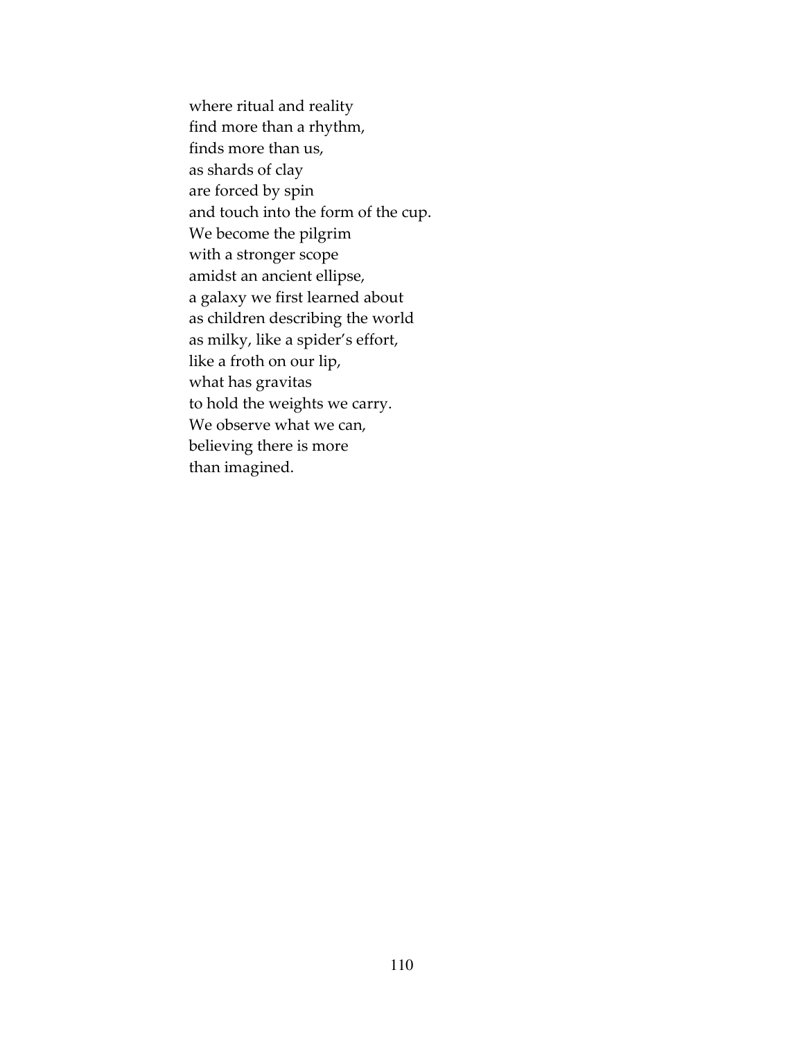where ritual and reality
find more than a rhythm,
finds more than us,
as shards of clay
are forced by spin
and touch into the form of the cup.
We become the pilgrim
with a stronger scope
amidst an ancient ellipse,
a galaxy we first learned about
as children describing the world
as milky, like a spider's effort,
like a froth on our lip,
what has gravitas
to hold the weights we carry.
We observe what we can,
believing there is more
than imagined.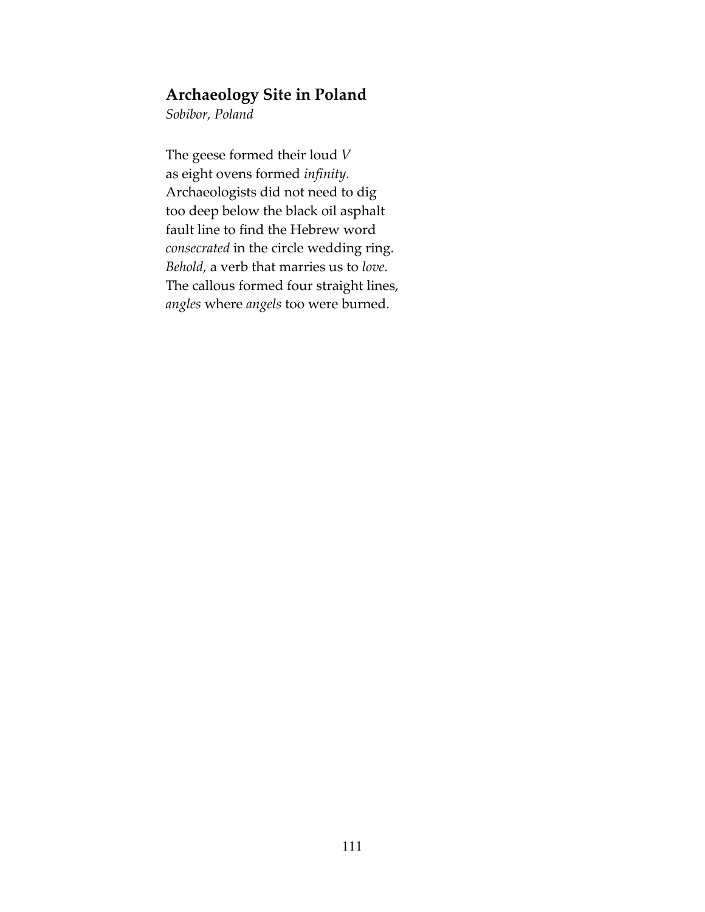## Archaeology Site in Poland

*Sobibor, Poland*

The geese formed their loud *V*  
as eight ovens formed *infinity.*  
Archaeologists did not need to dig  
too deep below the black oil asphalt  
fault line to find the Hebrew word  
*consecrated* in the circle wedding ring.  
*Behold,* a verb that marries us to *love.*  
The callous formed four straight lines,  
*angles* where *angels* too were burned.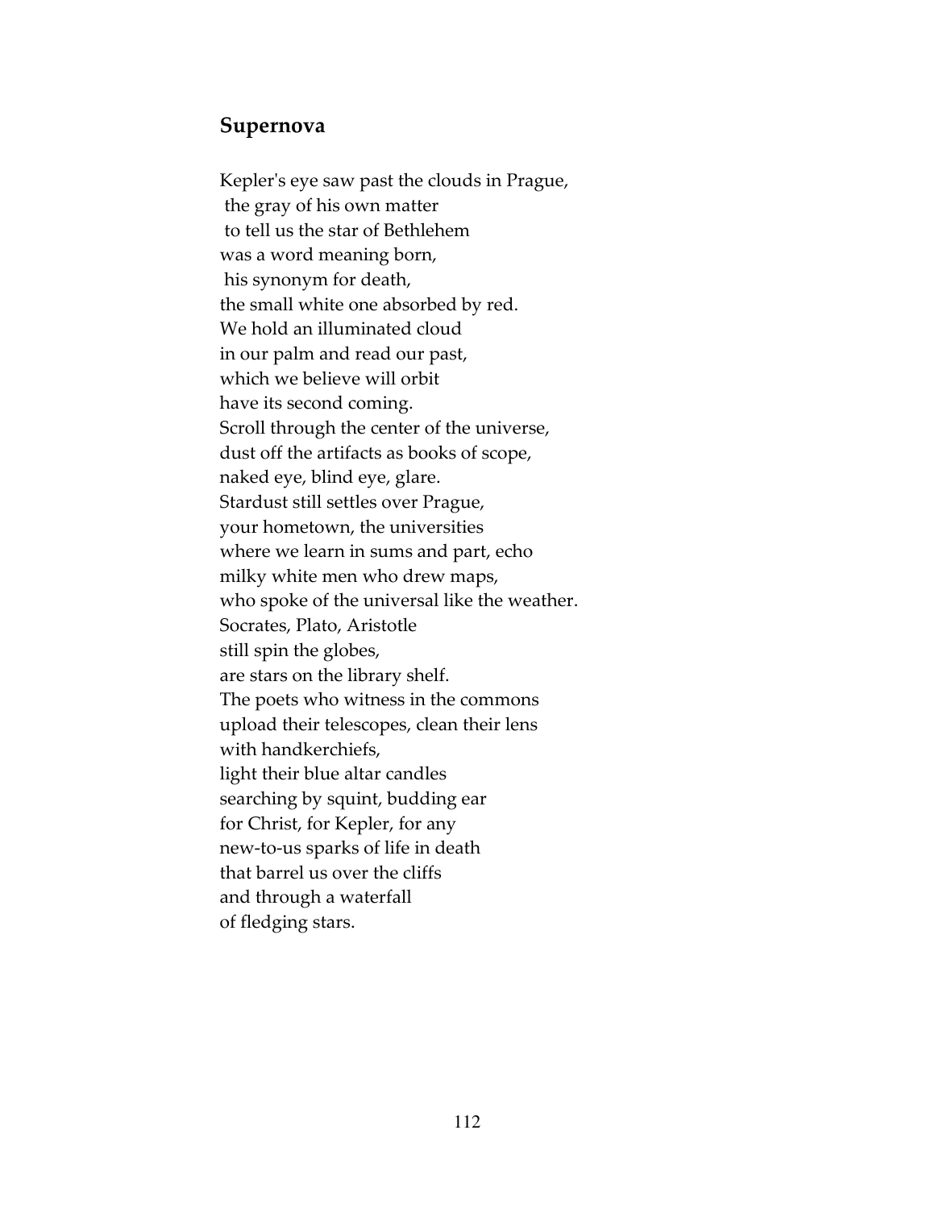## Supernova

Kepler's eye saw past the clouds in Prague,  
the gray of his own matter  
to tell us the star of Bethlehem  
was a word meaning born,  
his synonym for death,  
the small white one absorbed by red.  
We hold an illuminated cloud  
in our palm and read our past,  
which we believe will orbit  
have its second coming.  
Scroll through the center of the universe,  
dust off the artifacts as books of scope,  
naked eye, blind eye, glare.  
Stardust still settles over Prague,  
your hometown, the universities  
where we learn in sums and part, echo  
milky white men who drew maps,  
who spoke of the universal like the weather.  
Socrates, Plato, Aristotle  
still spin the globes,  
are stars on the library shelf.  
The poets who witness in the commons  
upload their telescopes, clean their lens  
with handkerchiefs,  
light their blue altar candles  
searching by squint, budding ear  
for Christ, for Kepler, for any  
new-to-us sparks of life in death  
that barrel us over the cliffs  
and through a waterfall  
of fledging stars.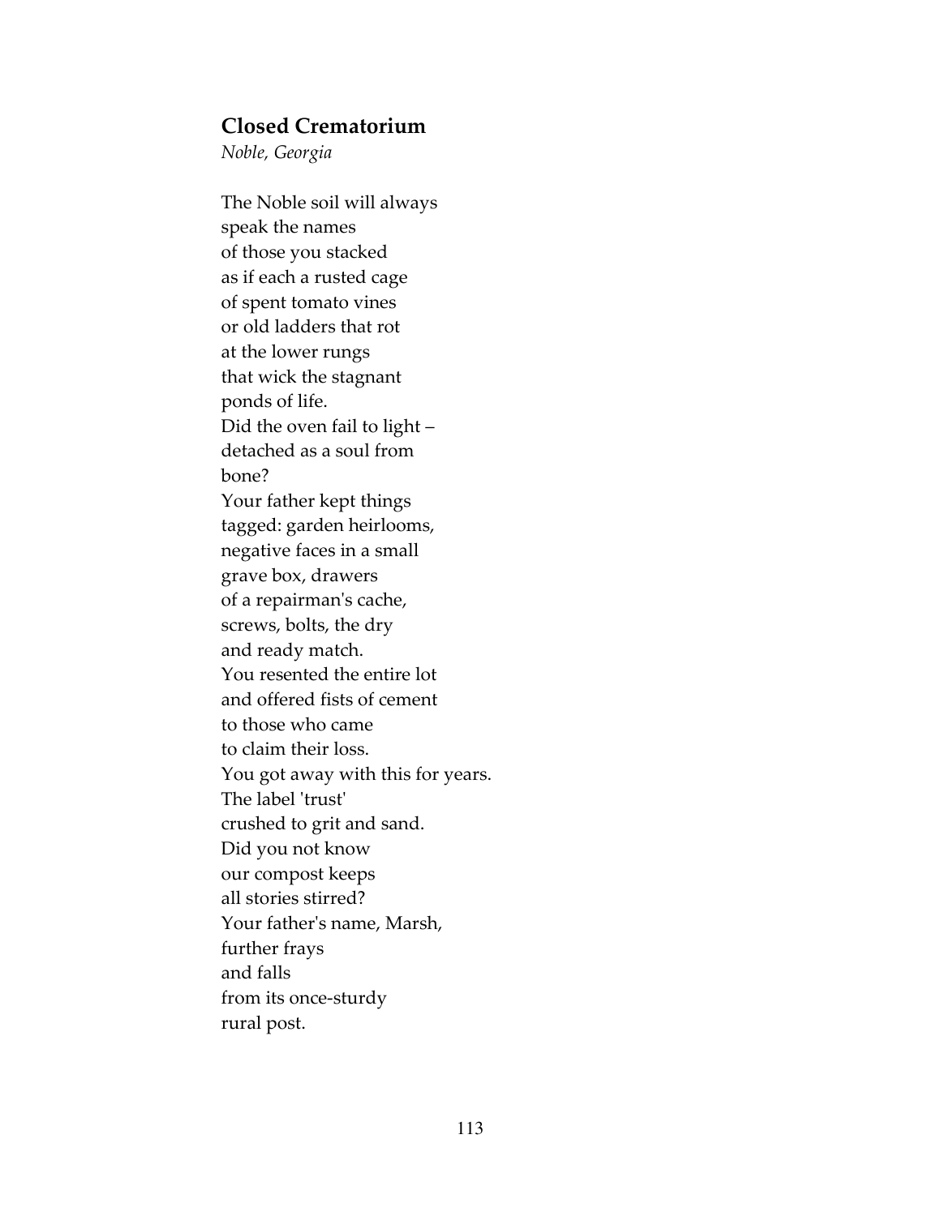### Closed Crematorium

*Noble, Georgia*

The Noble soil will always  
speak the names  
of those you stacked  
as if each a rusted cage  
of spent tomato vines  
or old ladders that rot  
at the lower rungs  
that wick the stagnant  
ponds of life.  
Did the oven fail to light –  
detached as a soul from  
bone?  
Your father kept things  
tagged: garden heirlooms,  
negative faces in a small  
grave box, drawers  
of a repairman's cache,  
screws, bolts, the dry  
and ready match.  
You resented the entire lot  
and offered fists of cement  
to those who came  
to claim their loss.  
You got away with this for years.  
The label 'trust'  
crushed to grit and sand.  
Did you not know  
our compost keeps  
all stories stirred?  
Your father's name, Marsh,  
further frays  
and falls  
from its once-sturdy  
rural post.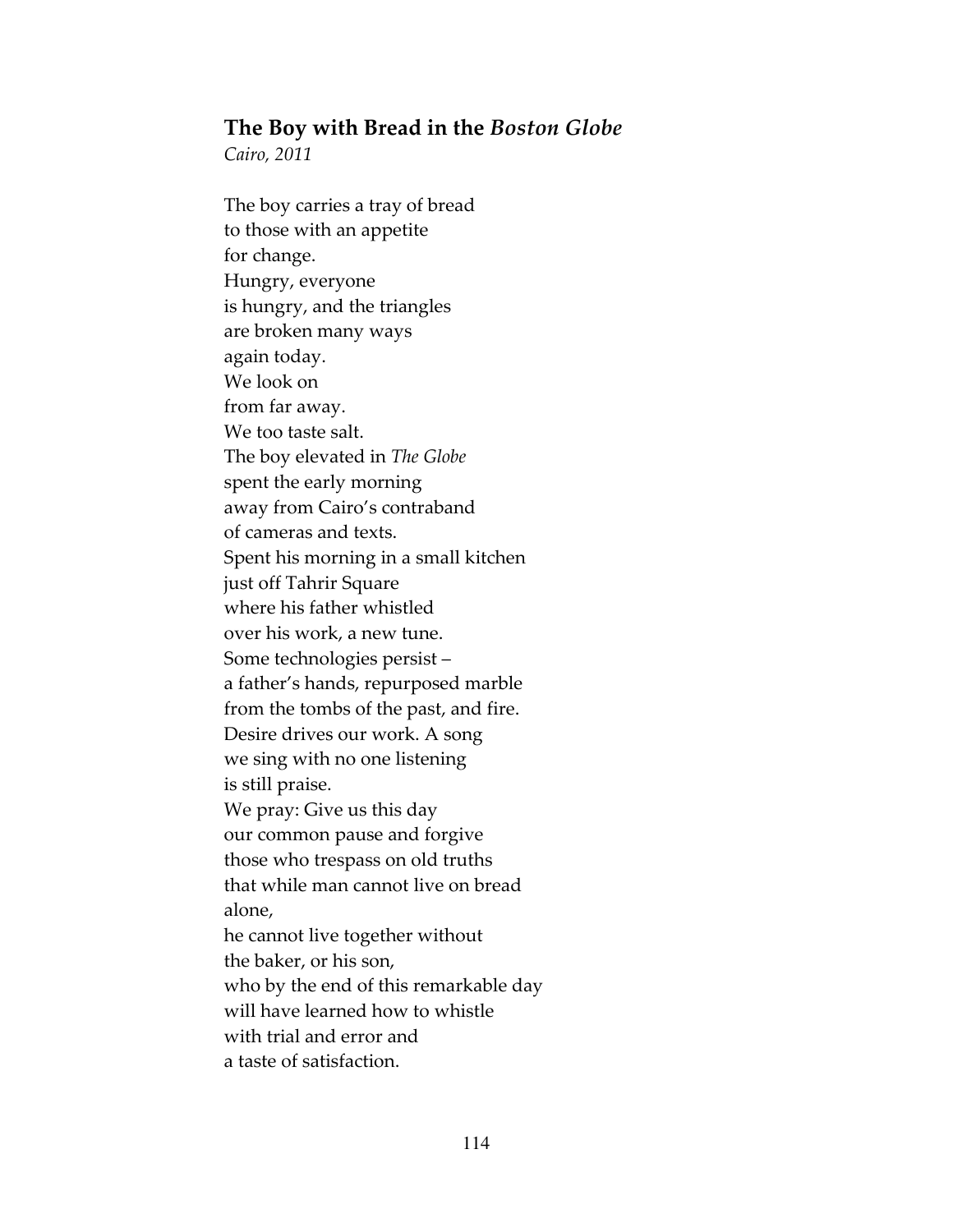## **The Boy with Bread in the *Boston Globe***

*Cairo, 2011*

The boy carries a tray of bread  
to those with an appetite  
for change.  
Hungry, everyone  
is hungry, and the triangles  
are broken many ways  
again today.  
We look on  
from far away.  
We too taste salt.  
The boy elevated in *The Globe*  
spent the early morning  
away from Cairo's contraband  
of cameras and texts.  
Spent his morning in a small kitchen  
just off Tahrir Square  
where his father whistled  
over his work, a new tune.  
Some technologies persist –  
a father's hands, repurposed marble  
from the tombs of the past, and fire.  
Desire drives our work. A song  
we sing with no one listening  
is still praise.  
We pray: Give us this day  
our common pause and forgive  
those who trespass on old truths  
that while man cannot live on bread  
alone,  
he cannot live together without  
the baker, or his son,  
who by the end of this remarkable day  
will have learned how to whistle  
with trial and error and  
a taste of satisfaction.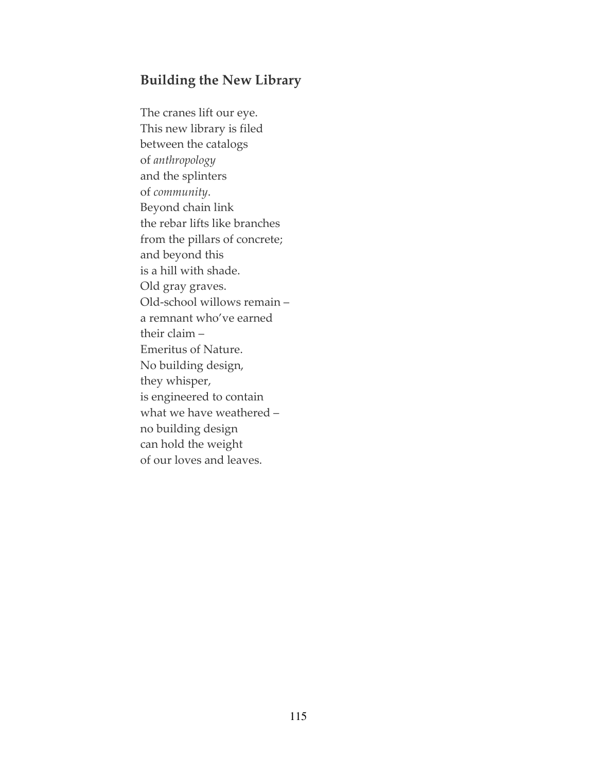## Building the New Library

The cranes lift our eye.  
This new library is filed  
between the catalogs  
of *anthropology*  
and the splinters  
of *community*.  
Beyond chain link  
the rebar lifts like branches  
from the pillars of concrete;  
and beyond this  
is a hill with shade.  
Old gray graves.  
Old-school willows remain –  
a remnant who've earned  
their claim –  
Emeritus of Nature.  
No building design,  
they whisper,  
is engineered to contain  
what we have weathered –  
no building design  
can hold the weight  
of our loves and leaves.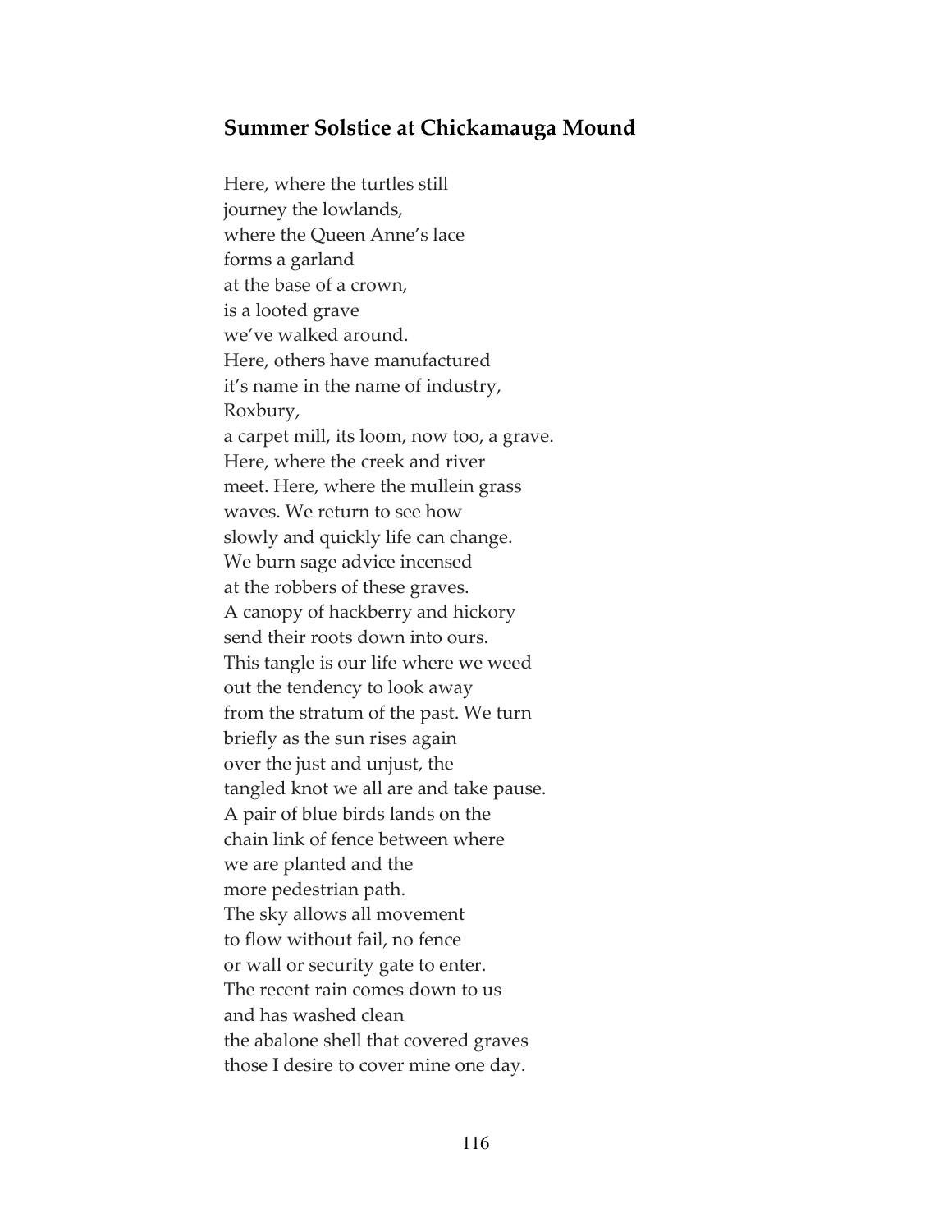## Summer Solstice at Chickamauga Mound

Here, where the turtles still  
journey the lowlands,  
where the Queen Anne's lace  
forms a garland  
at the base of a crown,  
is a looted grave  
we've walked around.  
Here, others have manufactured  
it's name in the name of industry,  
Roxbury,  
a carpet mill, its loom, now too, a grave.  
Here, where the creek and river  
meet. Here, where the mullein grass  
waves. We return to see how  
slowly and quickly life can change.  
We burn sage advice incensed  
at the robbers of these graves.  
A canopy of hackberry and hickory  
send their roots down into ours.  
This tangle is our life where we weed  
out the tendency to look away  
from the stratum of the past. We turn  
briefly as the sun rises again  
over the just and unjust, the  
tangled knot we all are and take pause.  
A pair of blue birds lands on the  
chain link of fence between where  
we are planted and the  
more pedestrian path.  
The sky allows all movement  
to flow without fail, no fence  
or wall or security gate to enter.  
The recent rain comes down to us  
and has washed clean  
the abalone shell that covered graves  
those I desire to cover mine one day.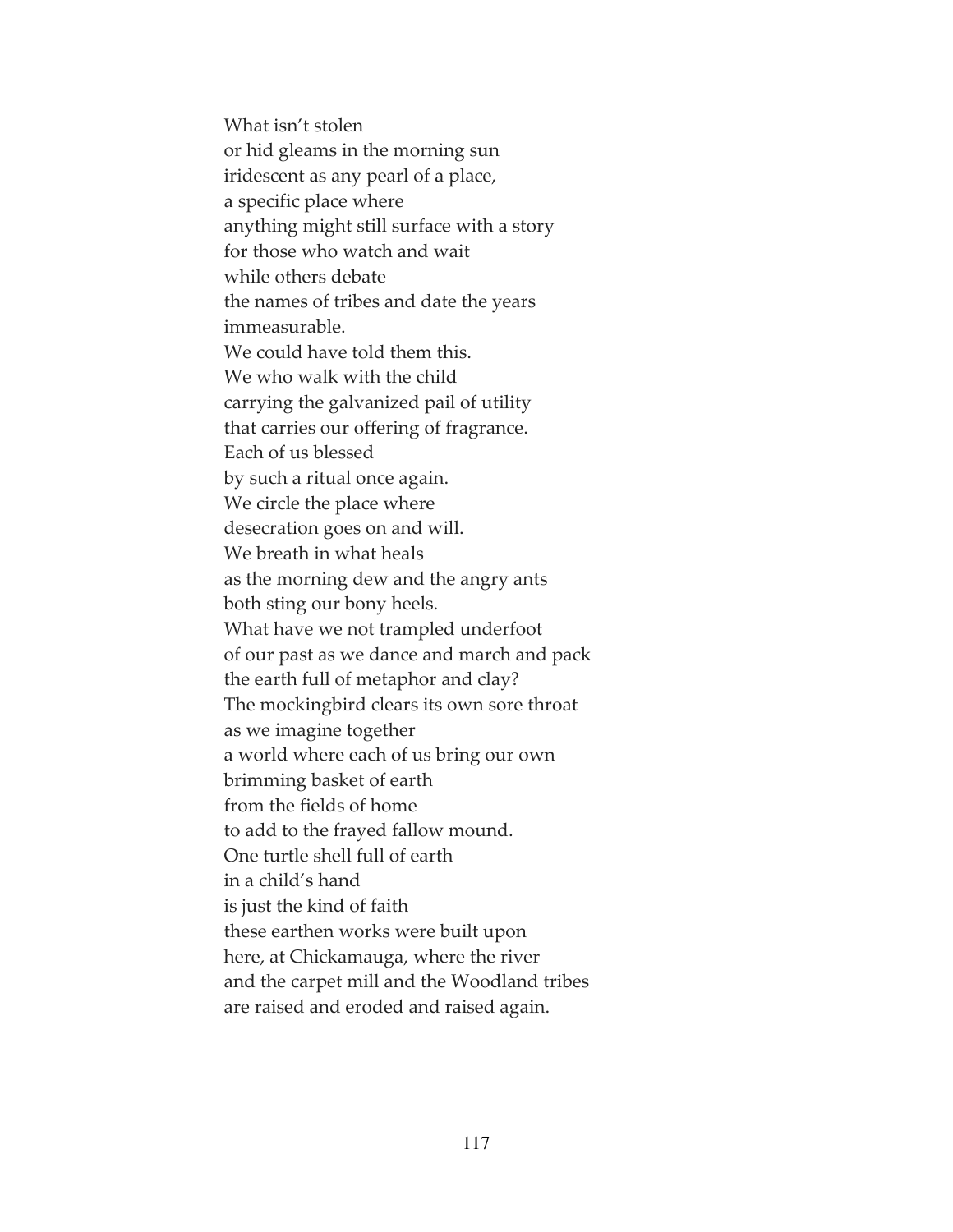What isn't stolen  
or hid gleams in the morning sun  
iridescent as any pearl of a place,  
a specific place where  
anything might still surface with a story  
for those who watch and wait  
while others debate  
the names of tribes and date the years  
immeasurable.  
We could have told them this.  
We who walk with the child  
carrying the galvanized pail of utility  
that carries our offering of fragrance.  
Each of us blessed  
by such a ritual once again.  
We circle the place where  
desecration goes on and will.  
We breath in what heals  
as the morning dew and the angry ants  
both sting our bony heels.  
What have we not trampled underfoot  
of our past as we dance and march and pack  
the earth full of metaphor and clay?  
The mockingbird clears its own sore throat  
as we imagine together  
a world where each of us bring our own  
brimming basket of earth  
from the fields of home  
to add to the frayed fallow mound.  
One turtle shell full of earth  
in a child's hand  
is just the kind of faith  
these earthen works were built upon  
here, at Chickamauga, where the river  
and the carpet mill and the Woodland tribes  
are raised and eroded and raised again.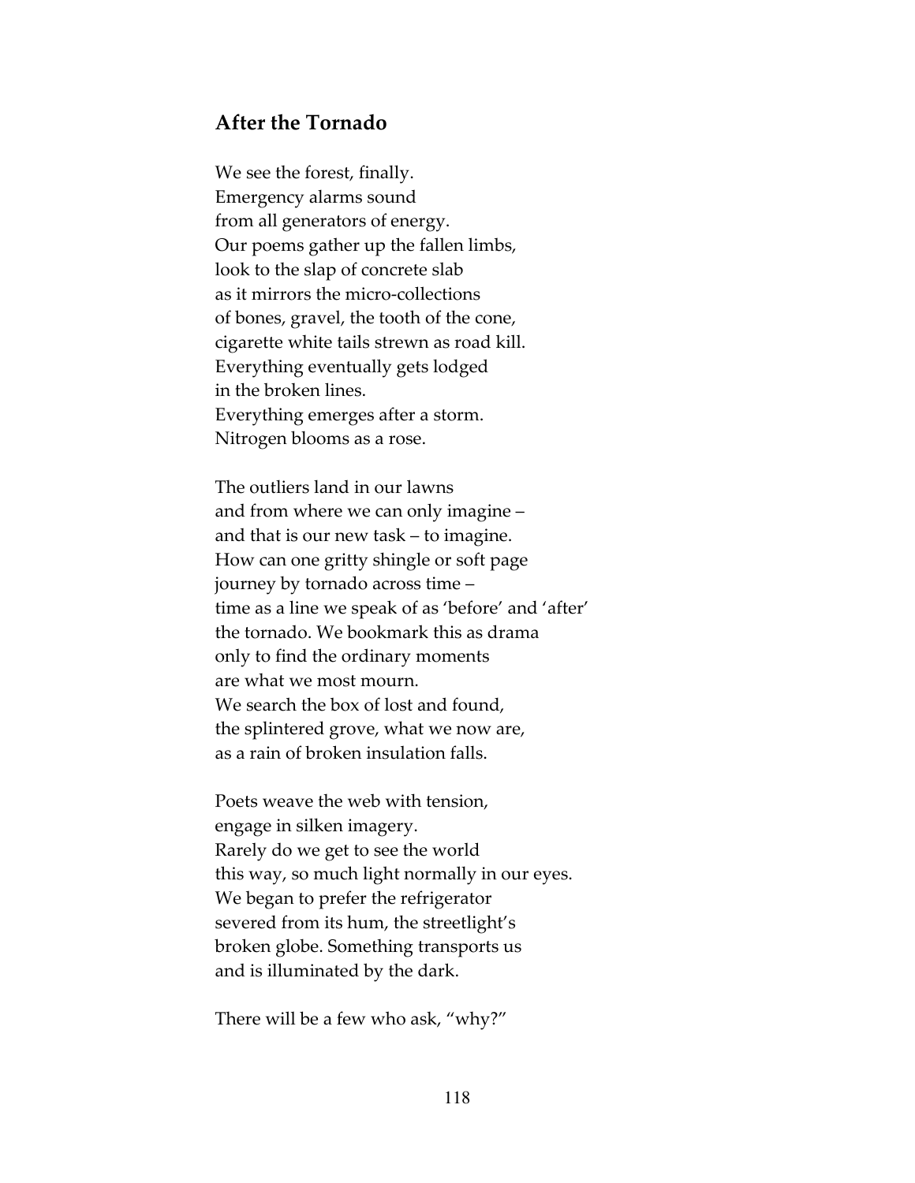## After the Tornado

We see the forest, finally.  
Emergency alarms sound  
from all generators of energy.  
Our poems gather up the fallen limbs,  
look to the slap of concrete slab  
as it mirrors the micro-collections  
of bones, gravel, the tooth of the cone,  
cigarette white tails strewn as road kill.  
Everything eventually gets lodged  
in the broken lines.  
Everything emerges after a storm.  
Nitrogen blooms as a rose.

The outliers land in our lawns  
and from where we can only imagine –  
and that is our new task – to imagine.  
How can one gritty shingle or soft page  
journey by tornado across time –  
time as a line we speak of as 'before' and 'after'  
the tornado. We bookmark this as drama  
only to find the ordinary moments  
are what we most mourn.  
We search the box of lost and found,  
the splintered grove, what we now are,  
as a rain of broken insulation falls.

Poets weave the web with tension,  
engage in silken imagery.  
Rarely do we get to see the world  
this way, so much light normally in our eyes.  
We began to prefer the refrigerator  
severed from its hum, the streetlight's  
broken globe. Something transports us  
and is illuminated by the dark.

There will be a few who ask, "why?"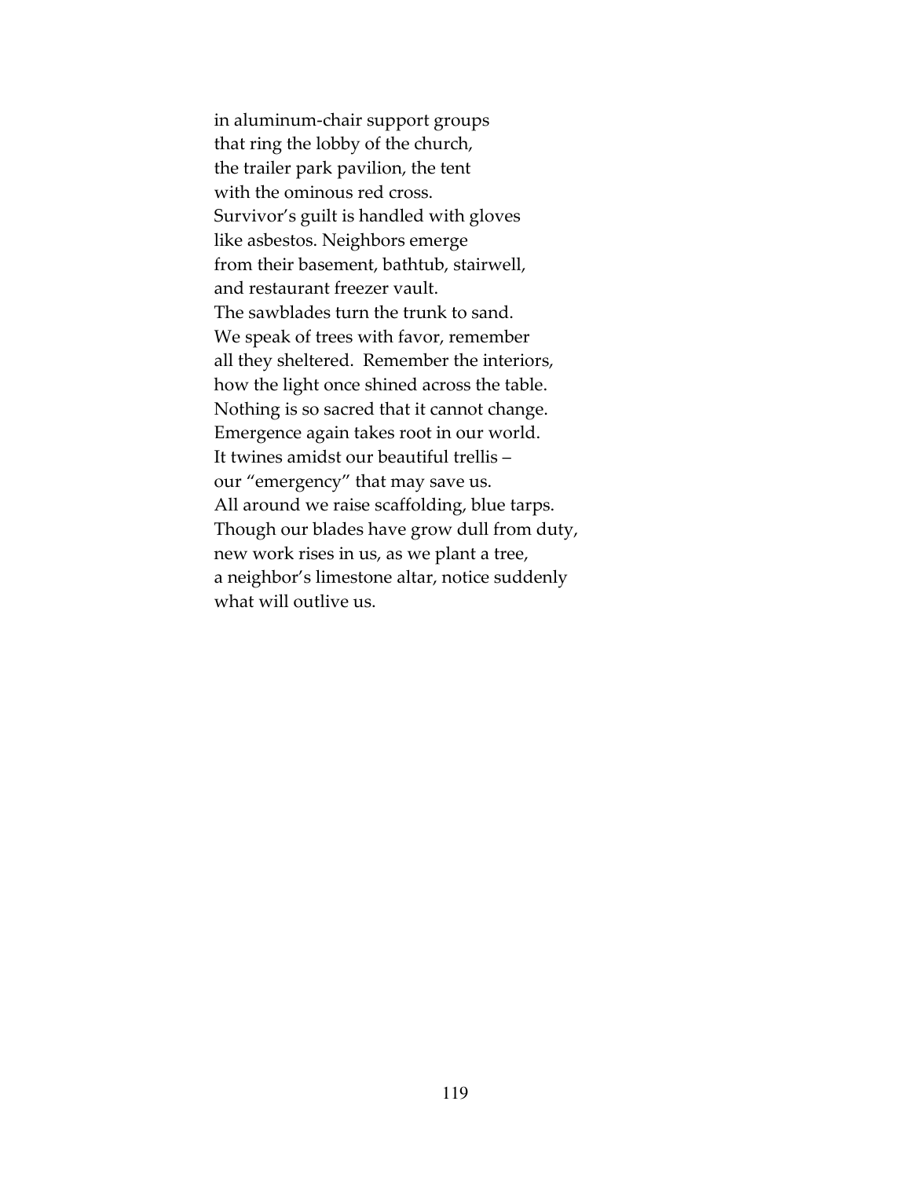in aluminum-chair support groups  
that ring the lobby of the church,  
the trailer park pavilion, the tent  
with the ominous red cross.  
Survivor's guilt is handled with gloves  
like asbestos. Neighbors emerge  
from their basement, bathtub, stairwell,  
and restaurant freezer vault.  
The sawblades turn the trunk to sand.  
We speak of trees with favor, remember  
all they sheltered.  Remember the interiors,  
how the light once shined across the table.  
Nothing is so sacred that it cannot change.  
Emergence again takes root in our world.  
It twines amidst our beautiful trellis –  
our "emergency" that may save us.  
All around we raise scaffolding, blue tarps.  
Though our blades have grow dull from duty,  
new work rises in us, as we plant a tree,  
a neighbor's limestone altar, notice suddenly  
what will outlive us.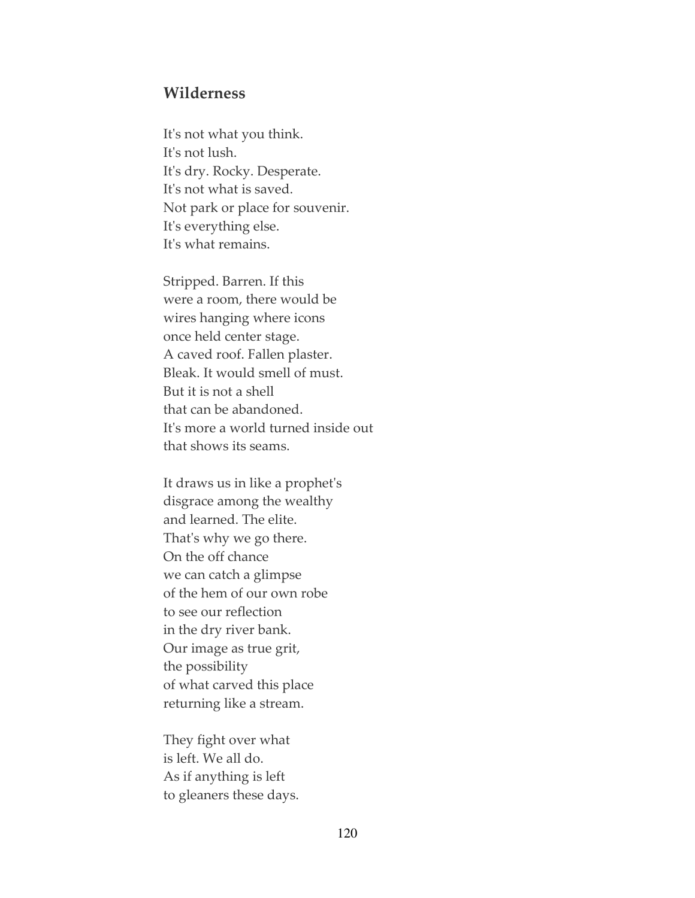## Wilderness

It's not what you think.
It's not lush.
It's dry. Rocky. Desperate.
It's not what is saved.
Not park or place for souvenir.
It's everything else.
It's what remains.

Stripped. Barren. If this
were a room, there would be
wires hanging where icons
once held center stage.
A caved roof. Fallen plaster.
Bleak. It would smell of must.
But it is not a shell
that can be abandoned.
It's more a world turned inside out
that shows its seams.

It draws us in like a prophet's
disgrace among the wealthy
and learned. The elite.
That's why we go there.
On the off chance
we can catch a glimpse
of the hem of our own robe
to see our reflection
in the dry river bank.
Our image as true grit,
the possibility
of what carved this place
returning like a stream.

They fight over what
is left. We all do.
As if anything is left
to gleaners these days.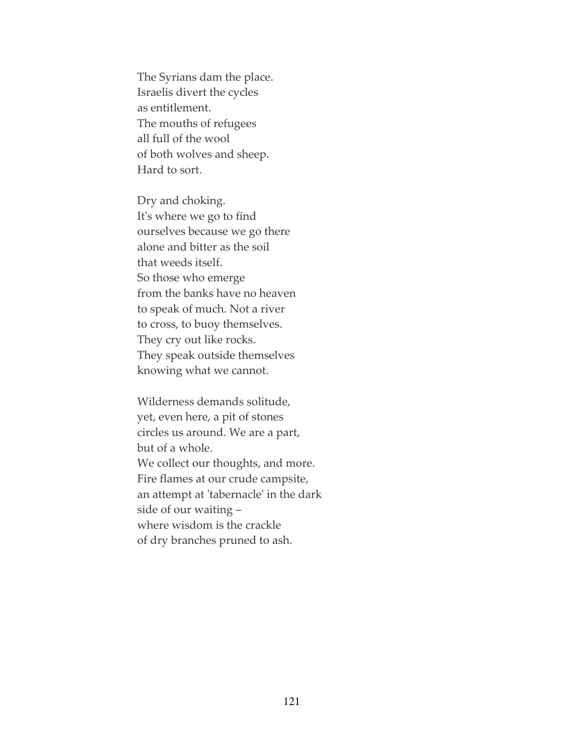The Syrians dam the place.
Israelis divert the cycles
as entitlement.
The mouths of refugees
all full of the wool
of both wolves and sheep.
Hard to sort.

Dry and choking.
It's where we go to find
ourselves because we go there
alone and bitter as the soil
that weeds itself.
So those who emerge
from the banks have no heaven
to speak of much. Not a river
to cross, to buoy themselves.
They cry out like rocks.
They speak outside themselves
knowing what we cannot.

Wilderness demands solitude,
yet, even here, a pit of stones
circles us around. We are a part,
but of a whole.
We collect our thoughts, and more.
Fire flames at our crude campsite,
an attempt at 'tabernacle' in the dark
side of our waiting –
where wisdom is the crackle
of dry branches pruned to ash.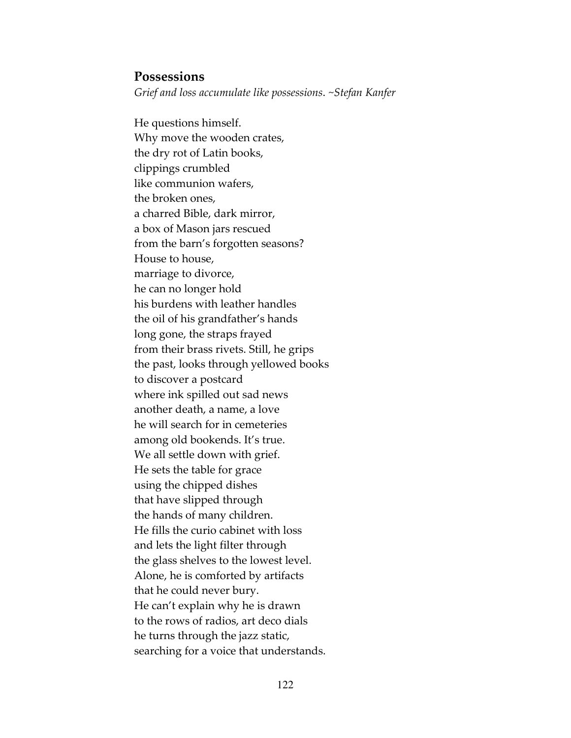## Possessions

*Grief and loss accumulate like possessions. ~Stefan Kanfer*

He questions himself.  
Why move the wooden crates,  
the dry rot of Latin books,  
clippings crumbled  
like communion wafers,  
the broken ones,  
a charred Bible, dark mirror,  
a box of Mason jars rescued  
from the barn's forgotten seasons?  
House to house,  
marriage to divorce,  
he can no longer hold  
his burdens with leather handles  
the oil of his grandfather's hands  
long gone, the straps frayed  
from their brass rivets. Still, he grips  
the past, looks through yellowed books  
to discover a postcard  
where ink spilled out sad news  
another death, a name, a love  
he will search for in cemeteries  
among old bookends. It's true.  
We all settle down with grief.  
He sets the table for grace  
using the chipped dishes  
that have slipped through  
the hands of many children.  
He fills the curio cabinet with loss  
and lets the light filter through  
the glass shelves to the lowest level.  
Alone, he is comforted by artifacts  
that he could never bury.  
He can't explain why he is drawn  
to the rows of radios, art deco dials  
he turns through the jazz static,  
searching for a voice that understands.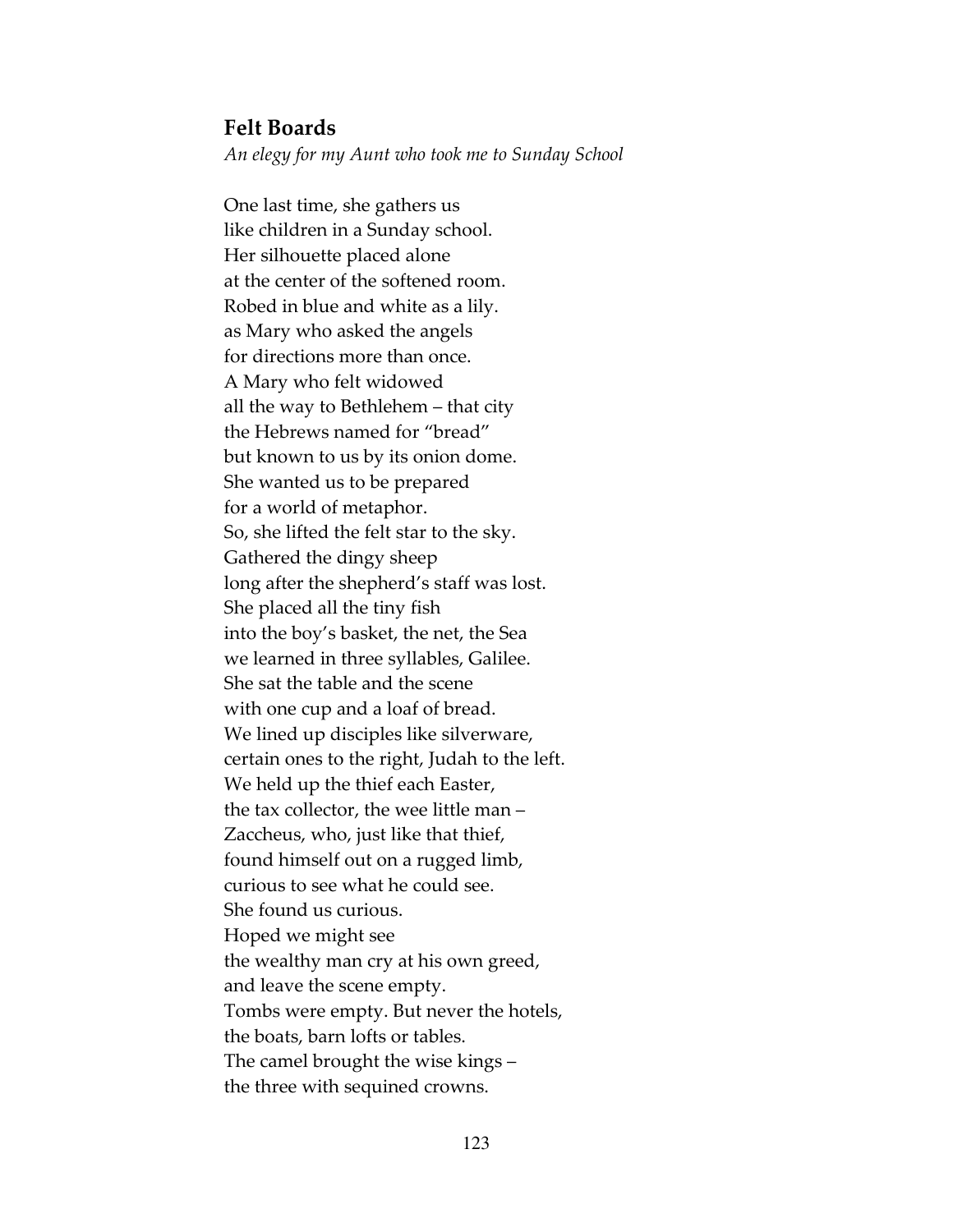## Felt Boards

*An elegy for my Aunt who took me to Sunday School*

One last time, she gathers us  
like children in a Sunday school.  
Her silhouette placed alone  
at the center of the softened room.  
Robed in blue and white as a lily.  
as Mary who asked the angels  
for directions more than once.  
A Mary who felt widowed  
all the way to Bethlehem – that city  
the Hebrews named for "bread"  
but known to us by its onion dome.  
She wanted us to be prepared  
for a world of metaphor.  
So, she lifted the felt star to the sky.  
Gathered the dingy sheep  
long after the shepherd's staff was lost.  
She placed all the tiny fish  
into the boy's basket, the net, the Sea  
we learned in three syllables, Galilee.  
She sat the table and the scene  
with one cup and a loaf of bread.  
We lined up disciples like silverware,  
certain ones to the right, Judah to the left.  
We held up the thief each Easter,  
the tax collector, the wee little man –  
Zaccheus, who, just like that thief,  
found himself out on a rugged limb,  
curious to see what he could see.  
She found us curious.  
Hoped we might see  
the wealthy man cry at his own greed,  
and leave the scene empty.  
Tombs were empty. But never the hotels,  
the boats, barn lofts or tables.  
The camel brought the wise kings –  
the three with sequined crowns.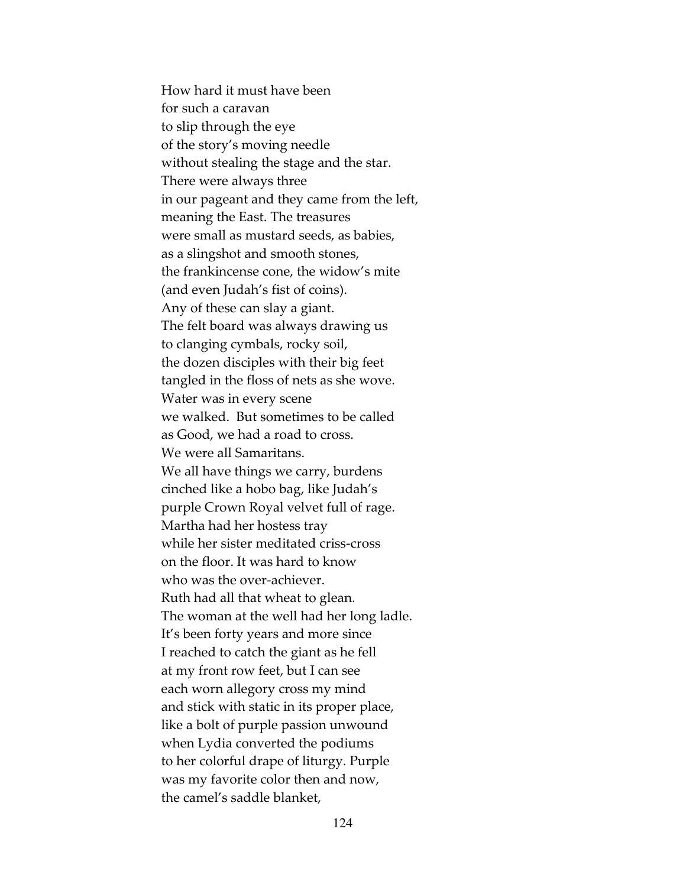How hard it must have been  
for such a caravan  
to slip through the eye  
of the story's moving needle  
without stealing the stage and the star.  
There were always three  
in our pageant and they came from the left,  
meaning the East. The treasures  
were small as mustard seeds, as babies,  
as a slingshot and smooth stones,  
the frankincense cone, the widow's mite  
(and even Judah's fist of coins).  
Any of these can slay a giant.  
The felt board was always drawing us  
to clanging cymbals, rocky soil,  
the dozen disciples with their big feet  
tangled in the floss of nets as she wove.  
Water was in every scene  
we walked.  But sometimes to be called  
as Good, we had a road to cross.  
We were all Samaritans.  
We all have things we carry, burdens  
cinched like a hobo bag, like Judah's  
purple Crown Royal velvet full of rage.  
Martha had her hostess tray  
while her sister meditated criss-cross  
on the floor. It was hard to know  
who was the over-achiever.  
Ruth had all that wheat to glean.  
The woman at the well had her long ladle.  
It's been forty years and more since  
I reached to catch the giant as he fell  
at my front row feet, but I can see  
each worn allegory cross my mind  
and stick with static in its proper place,  
like a bolt of purple passion unwound  
when Lydia converted the podiums  
to her colorful drape of liturgy. Purple  
was my favorite color then and now,  
the camel's saddle blanket,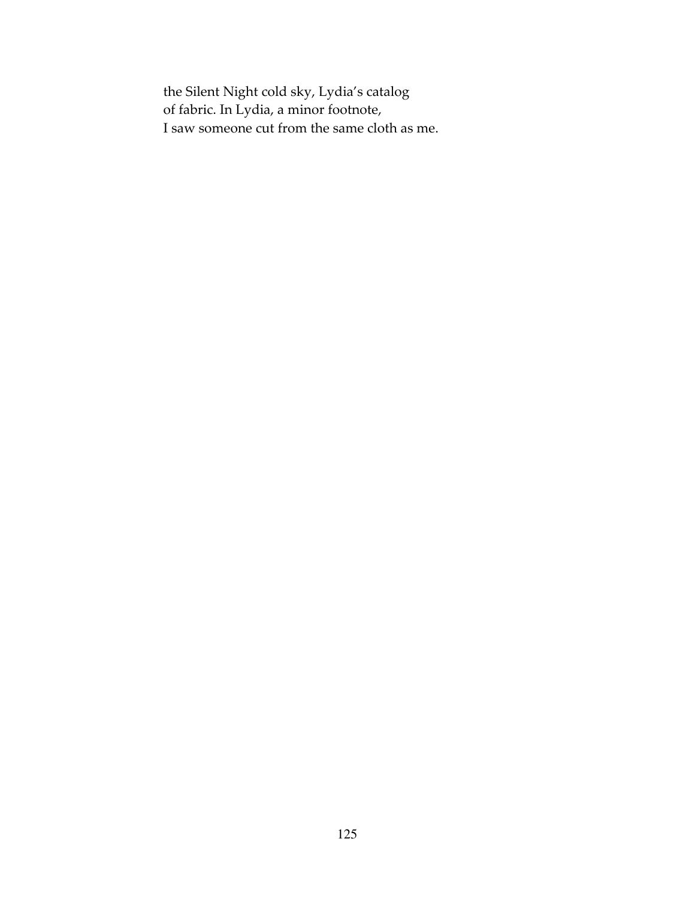the Silent Night cold sky, Lydia's catalog  
of fabric. In Lydia, a minor footnote,  
I saw someone cut from the same cloth as me.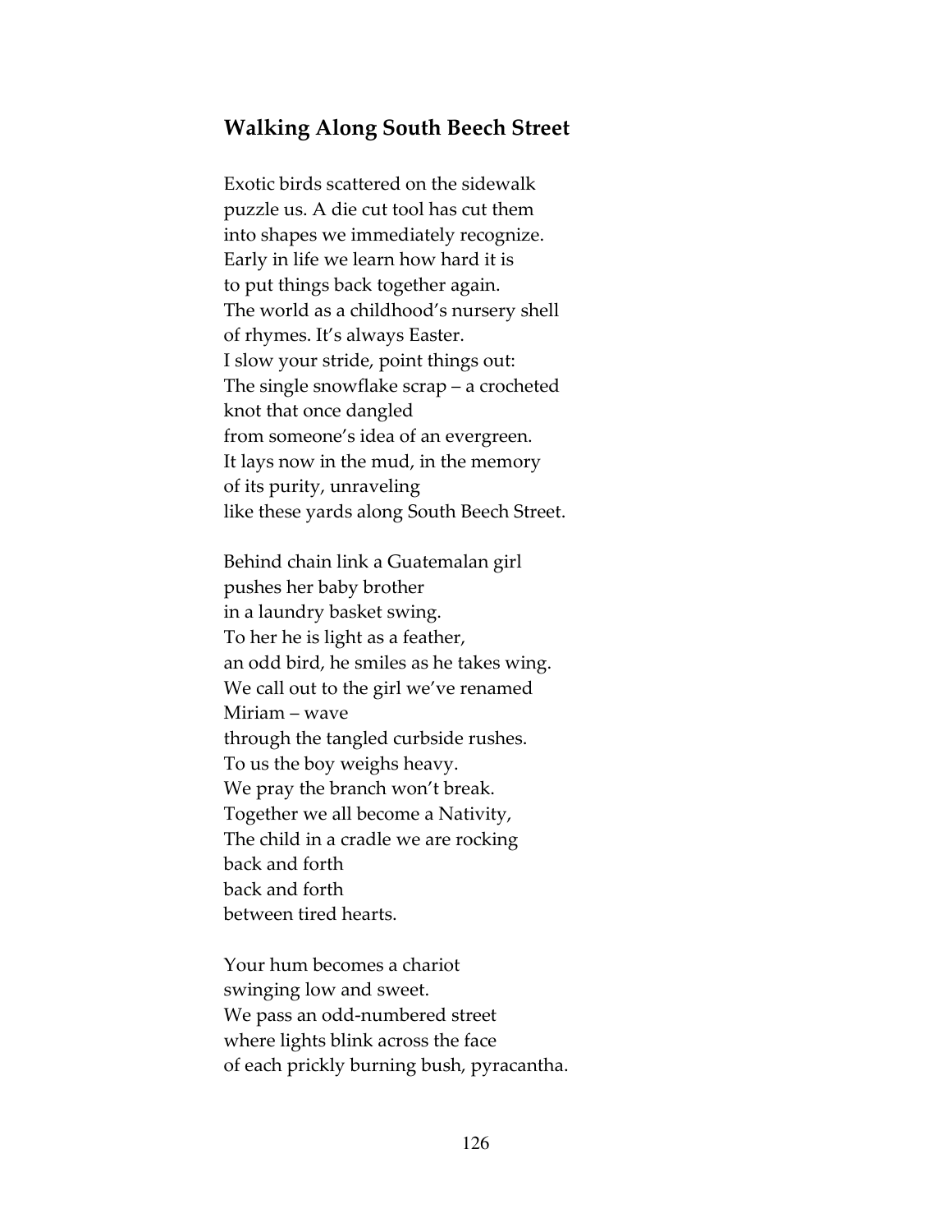## Walking Along South Beech Street

Exotic birds scattered on the sidewalk  
puzzle us. A die cut tool has cut them  
into shapes we immediately recognize.  
Early in life we learn how hard it is  
to put things back together again.  
The world as a childhood's nursery shell  
of rhymes. It's always Easter.  
I slow your stride, point things out:  
The single snowflake scrap – a crocheted  
knot that once dangled  
from someone's idea of an evergreen.  
It lays now in the mud, in the memory  
of its purity, unraveling  
like these yards along South Beech Street.

Behind chain link a Guatemalan girl  
pushes her baby brother  
in a laundry basket swing.  
To her he is light as a feather,  
an odd bird, he smiles as he takes wing.  
We call out to the girl we've renamed  
Miriam – wave  
through the tangled curbside rushes.  
To us the boy weighs heavy.  
We pray the branch won't break.  
Together we all become a Nativity,  
The child in a cradle we are rocking  
back and forth  
back and forth  
between tired hearts.

Your hum becomes a chariot  
swinging low and sweet.  
We pass an odd-numbered street  
where lights blink across the face  
of each prickly burning bush, pyracantha.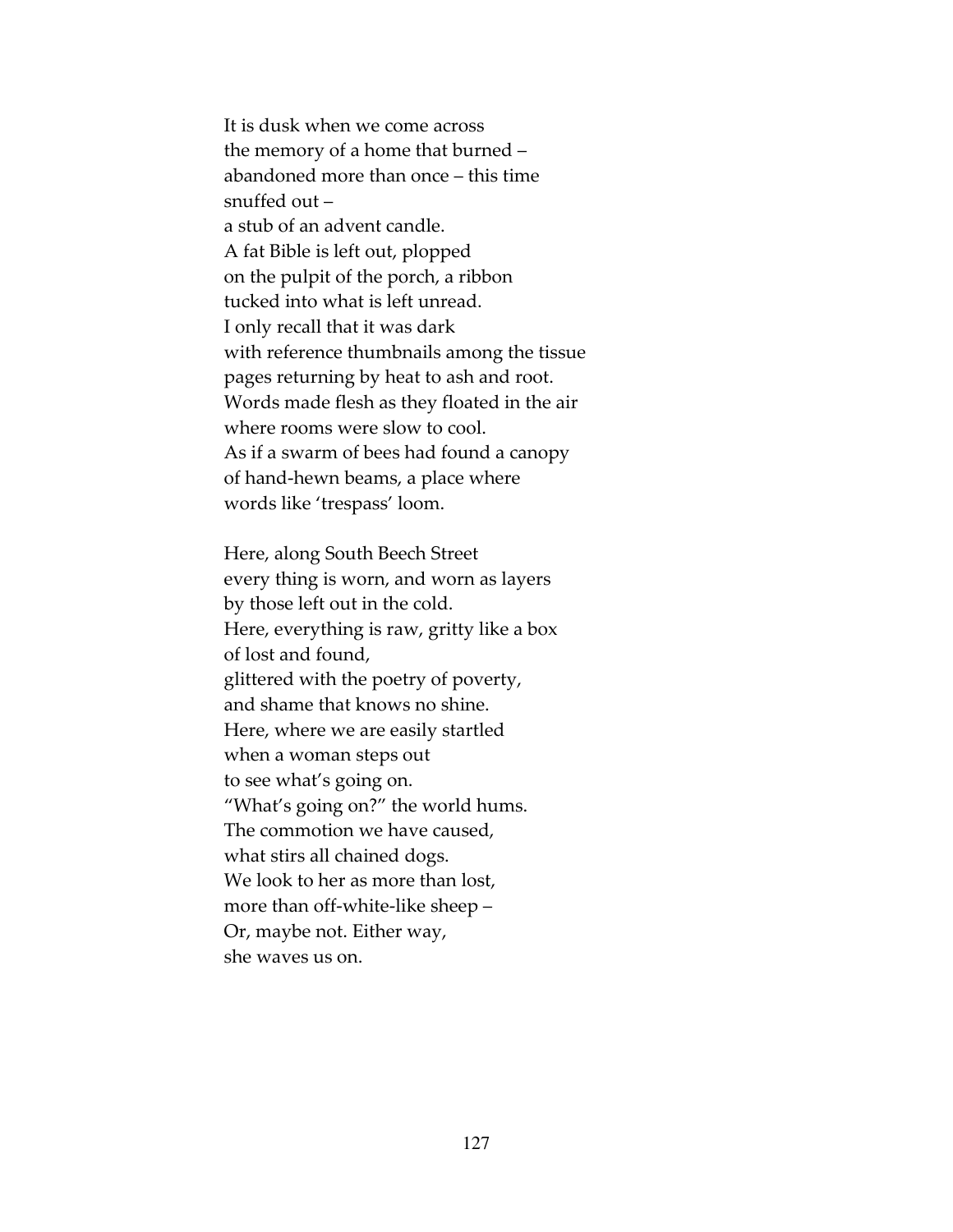It is dusk when we come across  
the memory of a home that burned –  
abandoned more than once – this time  
snuffed out –  
a stub of an advent candle.  
A fat Bible is left out, plopped  
on the pulpit of the porch, a ribbon  
tucked into what is left unread.  
I only recall that it was dark  
with reference thumbnails among the tissue  
pages returning by heat to ash and root.  
Words made flesh as they floated in the air  
where rooms were slow to cool.  
As if a swarm of bees had found a canopy  
of hand-hewn beams, a place where  
words like 'trespass' loom.

Here, along South Beech Street  
every thing is worn, and worn as layers  
by those left out in the cold.  
Here, everything is raw, gritty like a box  
of lost and found,  
glittered with the poetry of poverty,  
and shame that knows no shine.  
Here, where we are easily startled  
when a woman steps out  
to see what's going on.  
"What's going on?" the world hums.  
The commotion we have caused,  
what stirs all chained dogs.  
We look to her as more than lost,  
more than off-white-like sheep –  
Or, maybe not. Either way,  
she waves us on.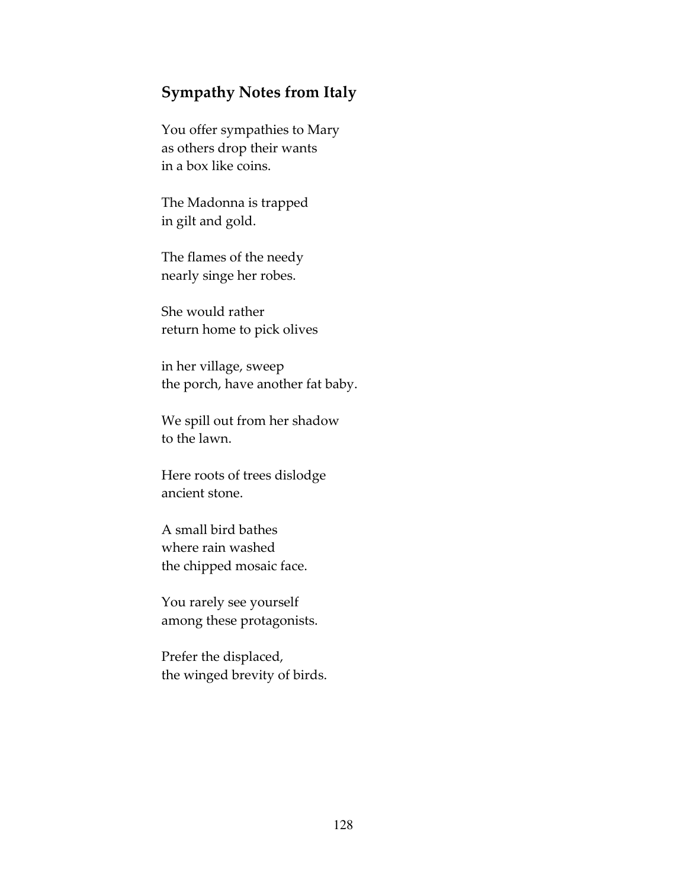## Sympathy Notes from Italy

You offer sympathies to Mary  
as others drop their wants  
in a box like coins.

The Madonna is trapped  
in gilt and gold.

The flames of the needy  
nearly singe her robes.

She would rather  
return home to pick olives

in her village, sweep  
the porch, have another fat baby.

We spill out from her shadow  
to the lawn.

Here roots of trees dislodge  
ancient stone.

A small bird bathes  
where rain washed  
the chipped mosaic face.

You rarely see yourself  
among these protagonists.

Prefer the displaced,  
the winged brevity of birds.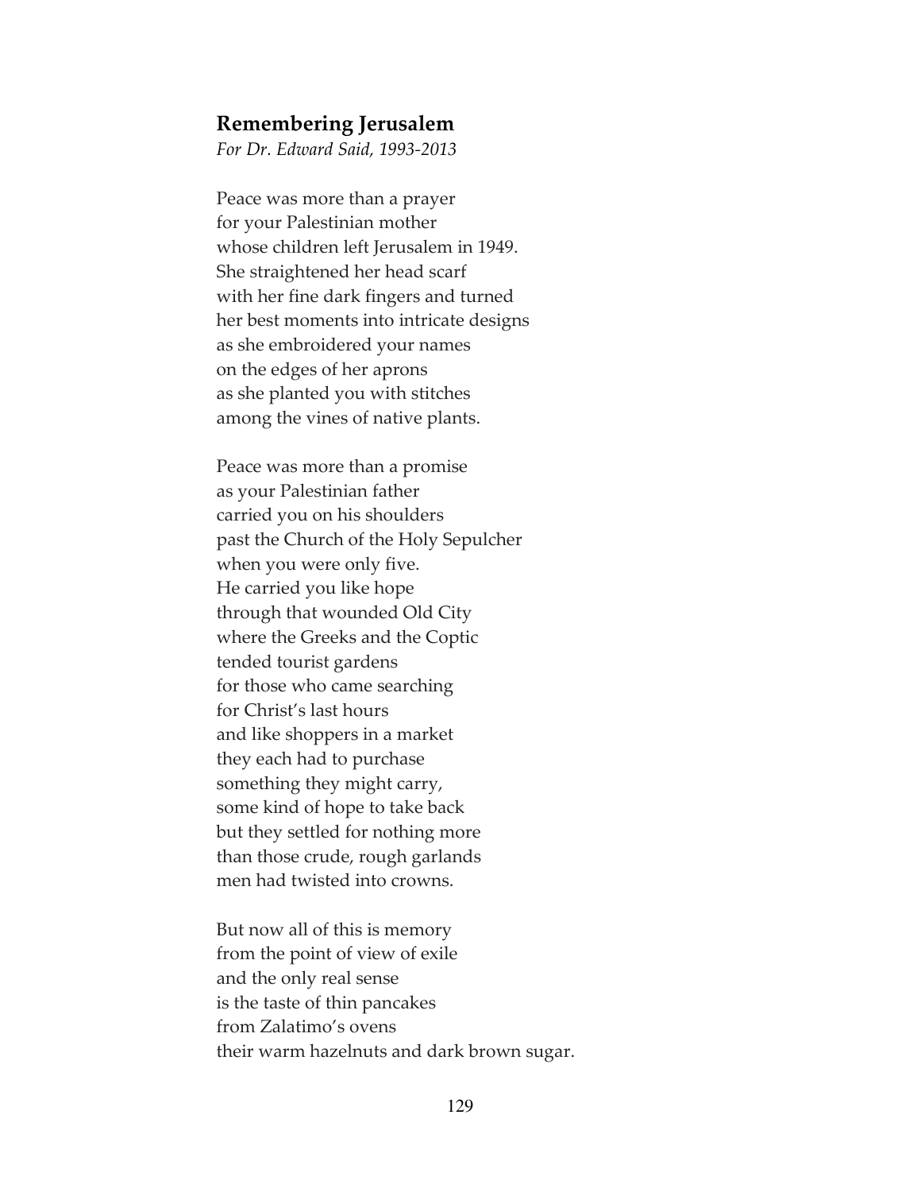## Remembering Jerusalem

*For Dr. Edward Said, 1993-2013*

Peace was more than a prayer  
for your Palestinian mother  
whose children left Jerusalem in 1949.  
She straightened her head scarf  
with her fine dark fingers and turned  
her best moments into intricate designs  
as she embroidered your names  
on the edges of her aprons  
as she planted you with stitches  
among the vines of native plants.

Peace was more than a promise  
as your Palestinian father  
carried you on his shoulders  
past the Church of the Holy Sepulcher  
when you were only five.  
He carried you like hope  
through that wounded Old City  
where the Greeks and the Coptic  
tended tourist gardens  
for those who came searching  
for Christ's last hours  
and like shoppers in a market  
they each had to purchase  
something they might carry,  
some kind of hope to take back  
but they settled for nothing more  
than those crude, rough garlands  
men had twisted into crowns.

But now all of this is memory  
from the point of view of exile  
and the only real sense  
is the taste of thin pancakes  
from Zalatimo's ovens  
their warm hazelnuts and dark brown sugar.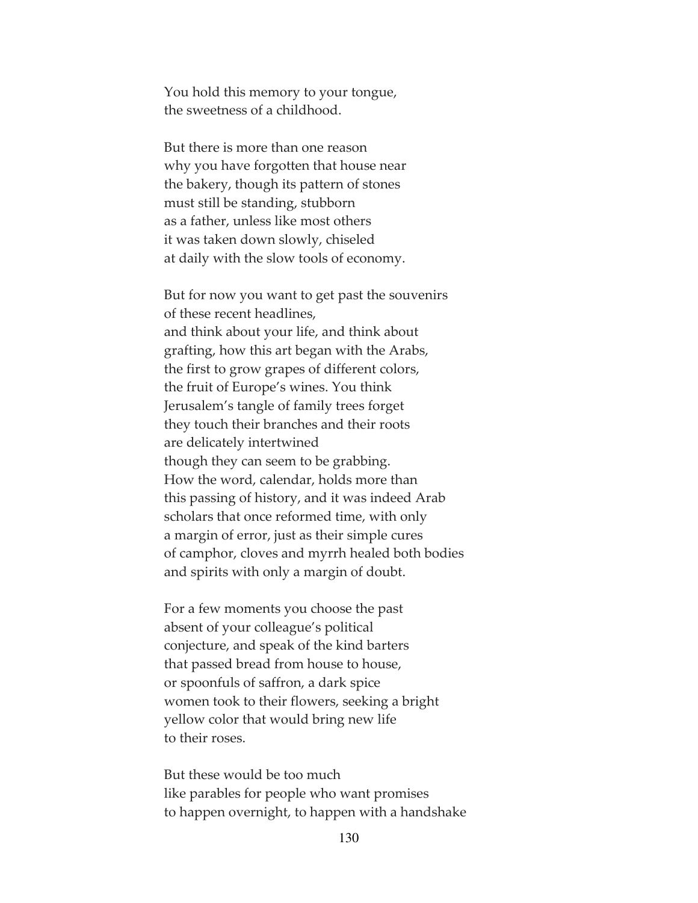You hold this memory to your tongue,  
the sweetness of a childhood.

But there is more than one reason  
why you have forgotten that house near  
the bakery, though its pattern of stones  
must still be standing, stubborn  
as a father, unless like most others  
it was taken down slowly, chiseled  
at daily with the slow tools of economy.

But for now you want to get past the souvenirs  
of these recent headlines,  
and think about your life, and think about  
grafting, how this art began with the Arabs,  
the first to grow grapes of different colors,  
the fruit of Europe's wines. You think  
Jerusalem's tangle of family trees forget  
they touch their branches and their roots  
are delicately intertwined  
though they can seem to be grabbing.  
How the word, calendar, holds more than  
this passing of history, and it was indeed Arab  
scholars that once reformed time, with only  
a margin of error, just as their simple cures  
of camphor, cloves and myrrh healed both bodies  
and spirits with only a margin of doubt.

For a few moments you choose the past  
absent of your colleague's political  
conjecture, and speak of the kind barters  
that passed bread from house to house,  
or spoonfuls of saffron, a dark spice  
women took to their flowers, seeking a bright  
yellow color that would bring new life  
to their roses.

But these would be too much  
like parables for people who want promises  
to happen overnight, to happen with a handshake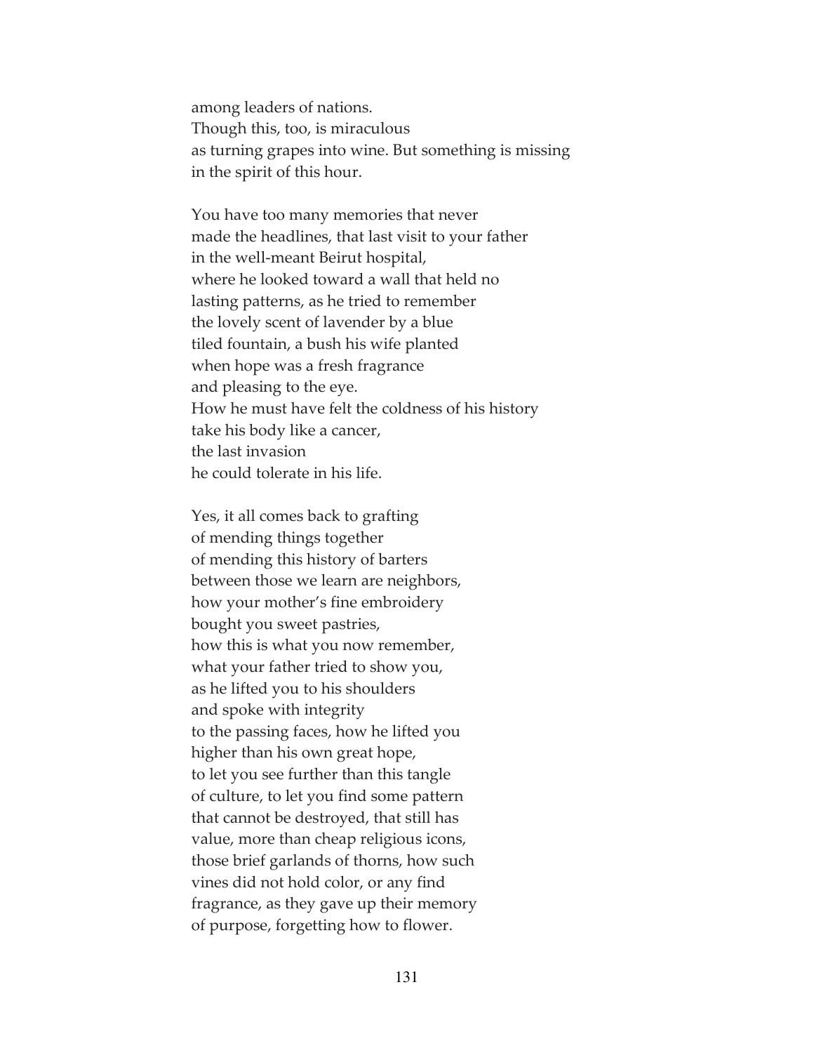among leaders of nations.  
Though this, too, is miraculous  
as turning grapes into wine. But something is missing  
in the spirit of this hour.

You have too many memories that never  
made the headlines, that last visit to your father  
in the well-meant Beirut hospital,  
where he looked toward a wall that held no  
lasting patterns, as he tried to remember  
the lovely scent of lavender by a blue  
tiled fountain, a bush his wife planted  
when hope was a fresh fragrance  
and pleasing to the eye.  
How he must have felt the coldness of his history  
take his body like a cancer,  
the last invasion  
he could tolerate in his life.

Yes, it all comes back to grafting  
of mending things together  
of mending this history of barters  
between those we learn are neighbors,  
how your mother's fine embroidery  
bought you sweet pastries,  
how this is what you now remember,  
what your father tried to show you,  
as he lifted you to his shoulders  
and spoke with integrity  
to the passing faces, how he lifted you  
higher than his own great hope,  
to let you see further than this tangle  
of culture, to let you find some pattern  
that cannot be destroyed, that still has  
value, more than cheap religious icons,  
those brief garlands of thorns, how such  
vines did not hold color, or any find  
fragrance, as they gave up their memory  
of purpose, forgetting how to flower.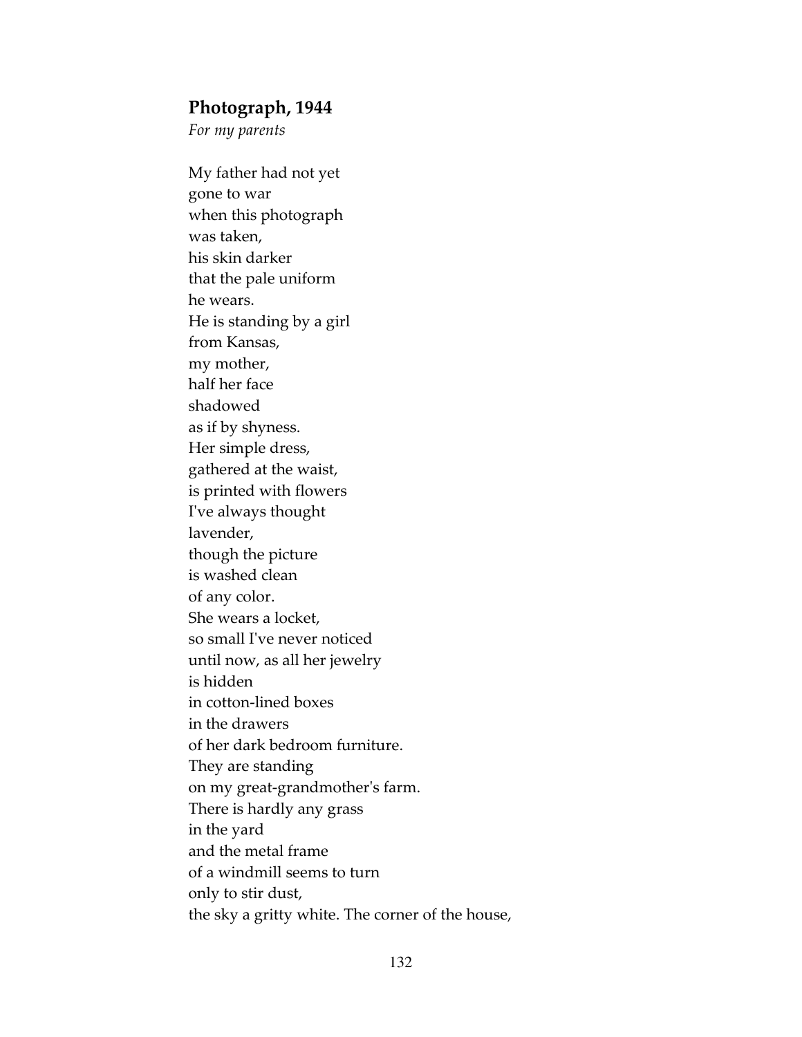## Photograph, 1944

*For my parents*

My father had not yet  
gone to war  
when this photograph  
was taken,  
his skin darker  
that the pale uniform  
he wears.  
He is standing by a girl  
from Kansas,  
my mother,  
half her face  
shadowed  
as if by shyness.  
Her simple dress,  
gathered at the waist,  
is printed with flowers  
I've always thought  
lavender,  
though the picture  
is washed clean  
of any color.  
She wears a locket,  
so small I've never noticed  
until now, as all her jewelry  
is hidden  
in cotton-lined boxes  
in the drawers  
of her dark bedroom furniture.  
They are standing  
on my great-grandmother's farm.  
There is hardly any grass  
in the yard  
and the metal frame  
of a windmill seems to turn  
only to stir dust,  
the sky a gritty white. The corner of the house,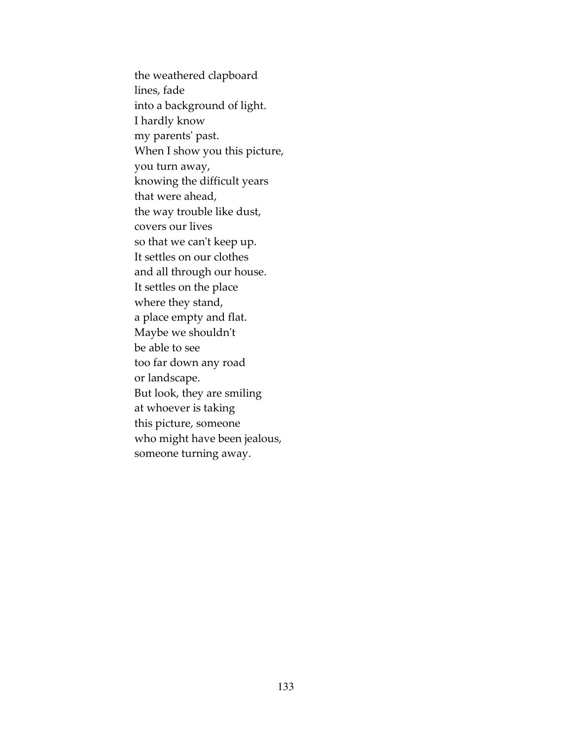the weathered clapboard  
lines, fade  
into a background of light.  
I hardly know  
my parents' past.  
When I show you this picture,  
you turn away,  
knowing the difficult years  
that were ahead,  
the way trouble like dust,  
covers our lives  
so that we can't keep up.  
It settles on our clothes  
and all through our house.  
It settles on the place  
where they stand,  
a place empty and flat.  
Maybe we shouldn't  
be able to see  
too far down any road  
or landscape.  
But look, they are smiling  
at whoever is taking  
this picture, someone  
who might have been jealous,  
someone turning away.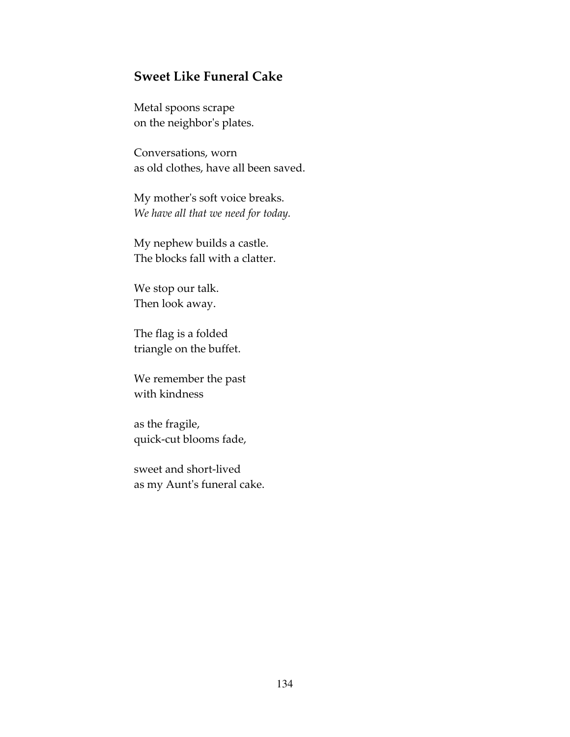## Sweet Like Funeral Cake

Metal spoons scrape
on the neighbor's plates.

Conversations, worn
as old clothes, have all been saved.

My mother's soft voice breaks.
*We have all that we need for today.*

My nephew builds a castle.
The blocks fall with a clatter.

We stop our talk.
Then look away.

The flag is a folded
triangle on the buffet.

We remember the past
with kindness

as the fragile,
quick-cut blooms fade,

sweet and short-lived
as my Aunt's funeral cake.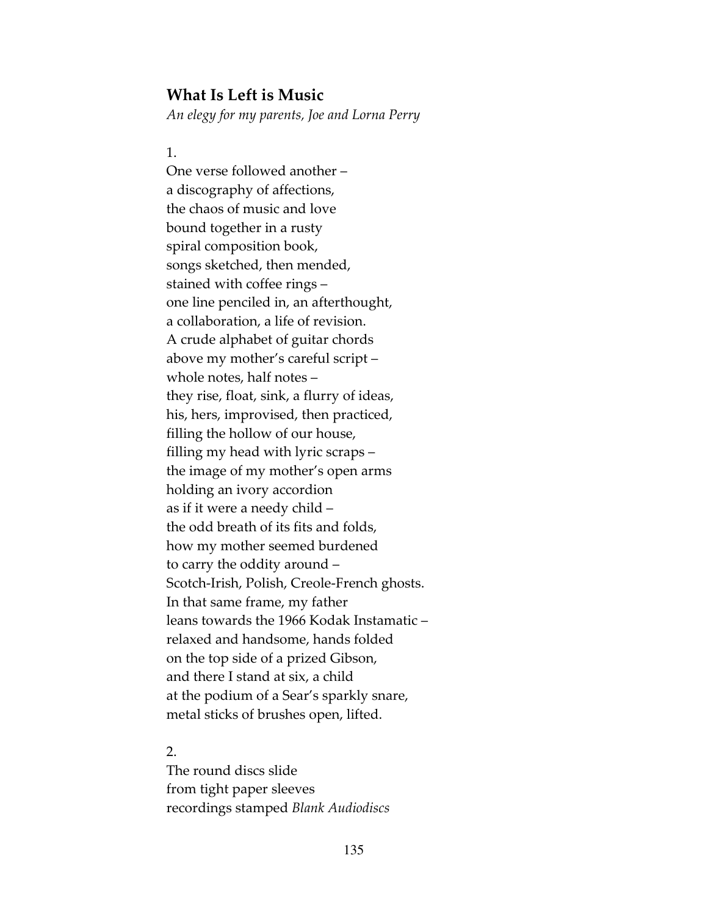### What Is Left is Music

*An elegy for my parents, Joe and Lorna Perry*

1.

One verse followed another –  
a discography of affections,  
the chaos of music and love  
bound together in a rusty  
spiral composition book,  
songs sketched, then mended,  
stained with coffee rings –  
one line penciled in, an afterthought,  
a collaboration, a life of revision.  
A crude alphabet of guitar chords  
above my mother's careful script –  
whole notes, half notes –  
they rise, float, sink, a flurry of ideas,  
his, hers, improvised, then practiced,  
filling the hollow of our house,  
filling my head with lyric scraps –  
the image of my mother's open arms  
holding an ivory accordion  
as if it were a needy child –  
the odd breath of its fits and folds,  
how my mother seemed burdened  
to carry the oddity around –  
Scotch-Irish, Polish, Creole-French ghosts.  
In that same frame, my father  
leans towards the 1966 Kodak Instamatic –  
relaxed and handsome, hands folded  
on the top side of a prized Gibson,  
and there I stand at six, a child  
at the podium of a Sear's sparkly snare,  
metal sticks of brushes open, lifted.

2.

The round discs slide  
from tight paper sleeves  
recordings stamped *Blank Audiodiscs*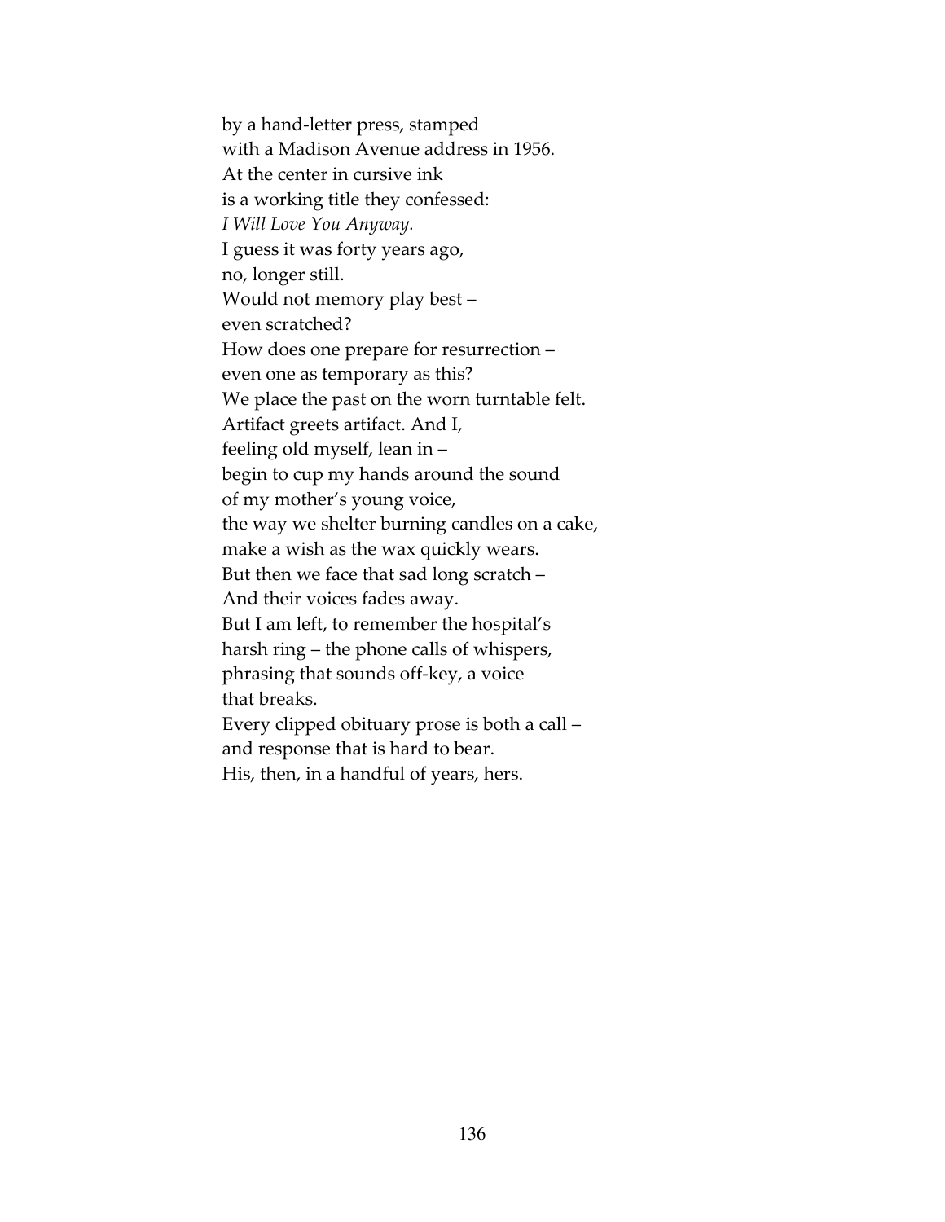by a hand-letter press, stamped
with a Madison Avenue address in 1956.
At the center in cursive ink
is a working title they confessed:
*I Will Love You Anyway.*
I guess it was forty years ago,
no, longer still.
Would not memory play best –
even scratched?
How does one prepare for resurrection –
even one as temporary as this?
We place the past on the worn turntable felt.
Artifact greets artifact. And I,
feeling old myself, lean in –
begin to cup my hands around the sound
of my mother's young voice,
the way we shelter burning candles on a cake,
make a wish as the wax quickly wears.
But then we face that sad long scratch –
And their voices fades away.
But I am left, to remember the hospital's
harsh ring – the phone calls of whispers,
phrasing that sounds off-key, a voice
that breaks.
Every clipped obituary prose is both a call –
and response that is hard to bear.
His, then, in a handful of years, hers.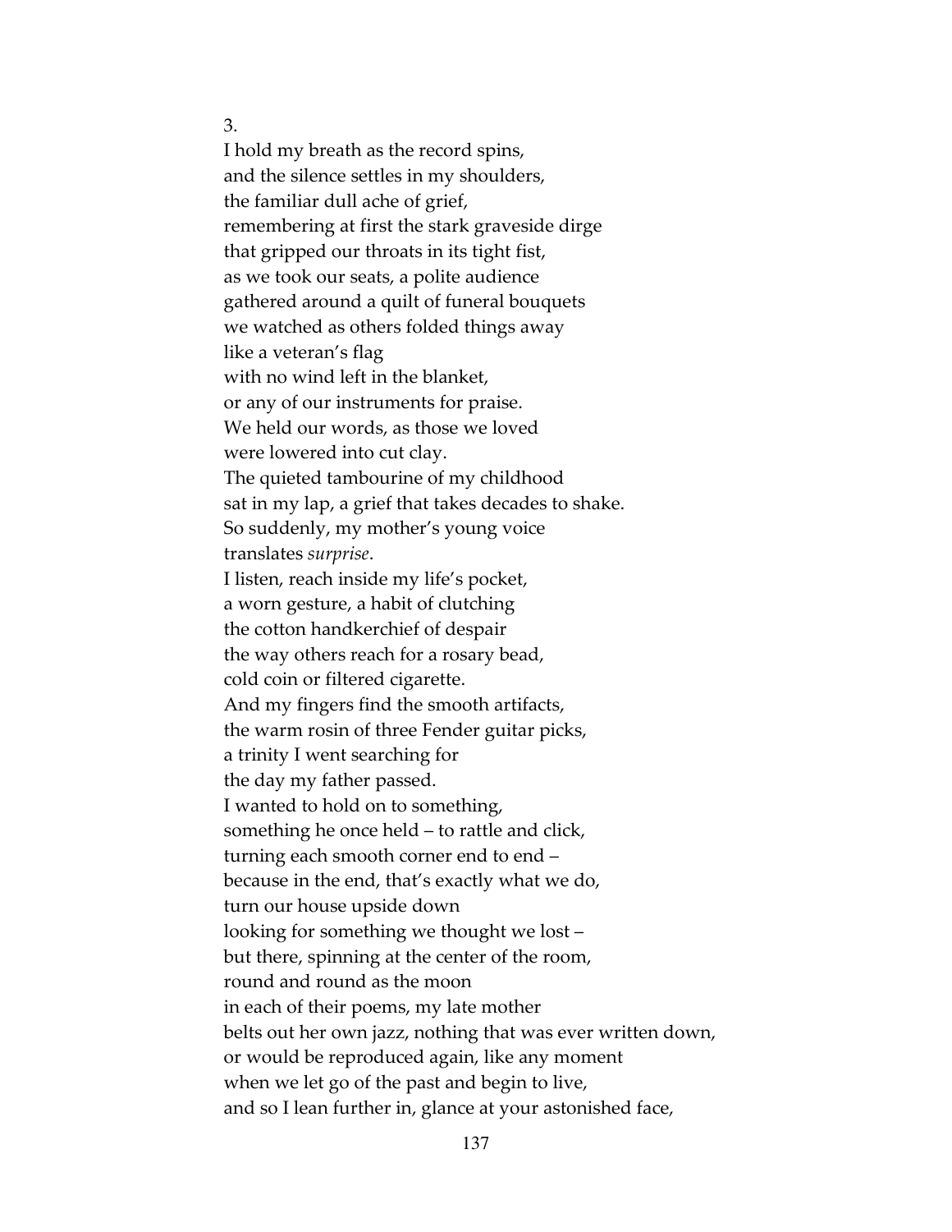3.

I hold my breath as the record spins,  
and the silence settles in my shoulders,  
the familiar dull ache of grief,  
remembering at first the stark graveside dirge  
that gripped our throats in its tight fist,  
as we took our seats, a polite audience  
gathered around a quilt of funeral bouquets  
we watched as others folded things away  
like a veteran's flag  
with no wind left in the blanket,  
or any of our instruments for praise.  
We held our words, as those we loved  
were lowered into cut clay.  
The quieted tambourine of my childhood  
sat in my lap, a grief that takes decades to shake.  
So suddenly, my mother's young voice  
translates *surprise*.  
I listen, reach inside my life's pocket,  
a worn gesture, a habit of clutching  
the cotton handkerchief of despair  
the way others reach for a rosary bead,  
cold coin or filtered cigarette.  
And my fingers find the smooth artifacts,  
the warm rosin of three Fender guitar picks,  
a trinity I went searching for  
the day my father passed.  
I wanted to hold on to something,  
something he once held – to rattle and click,  
turning each smooth corner end to end –  
because in the end, that's exactly what we do,  
turn our house upside down  
looking for something we thought we lost –  
but there, spinning at the center of the room,  
round and round as the moon  
in each of their poems, my late mother  
belts out her own jazz, nothing that was ever written down,  
or would be reproduced again, like any moment  
when we let go of the past and begin to live,  
and so I lean further in, glance at your astonished face,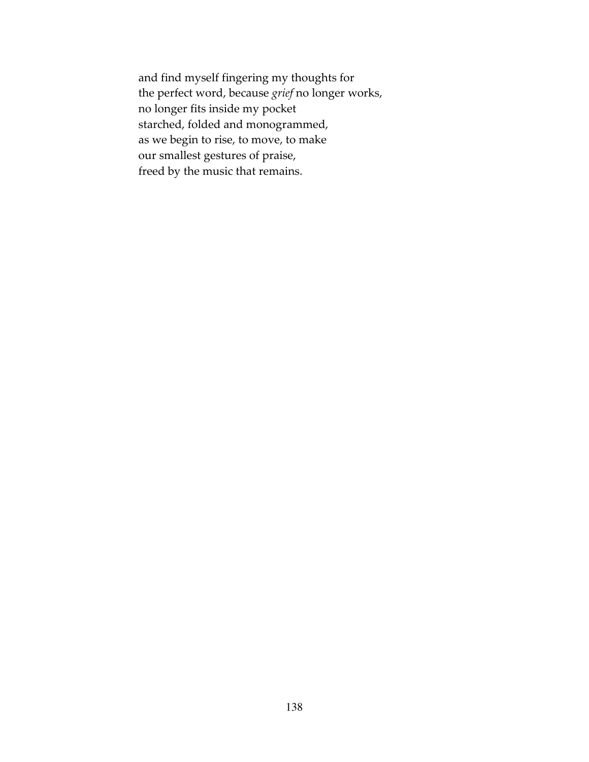and find myself fingering my thoughts for  
the perfect word, because *grief* no longer works,  
no longer fits inside my pocket  
starched, folded and monogrammed,  
as we begin to rise, to move, to make  
our smallest gestures of praise,  
freed by the music that remains.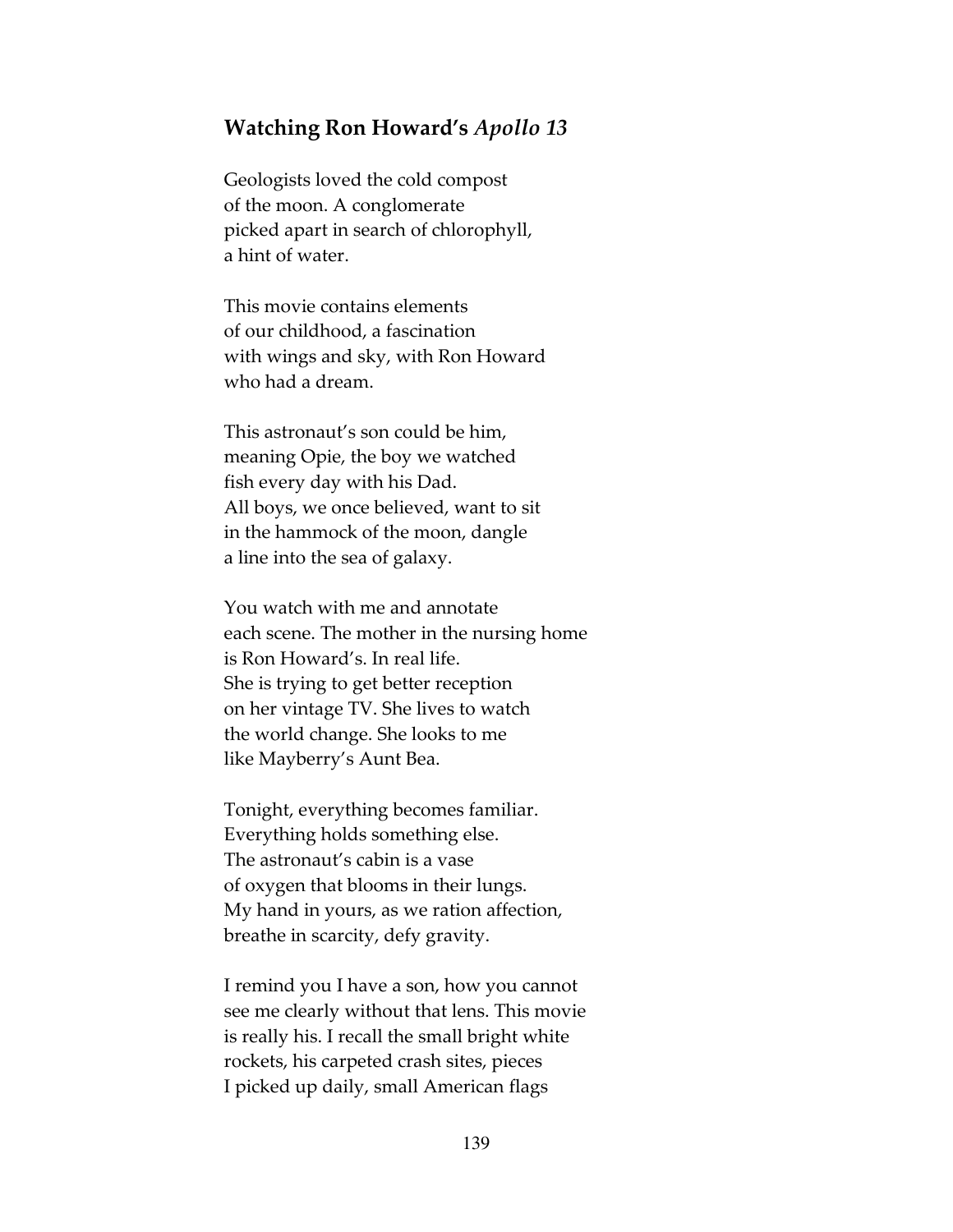## Watching Ron Howard's *Apollo 13*

Geologists loved the cold compost
of the moon. A conglomerate
picked apart in search of chlorophyll,
a hint of water.

This movie contains elements
of our childhood, a fascination
with wings and sky, with Ron Howard
who had a dream.

This astronaut's son could be him,
meaning Opie, the boy we watched
fish every day with his Dad.
All boys, we once believed, want to sit
in the hammock of the moon, dangle
a line into the sea of galaxy.

You watch with me and annotate
each scene. The mother in the nursing home
is Ron Howard's. In real life.
She is trying to get better reception
on her vintage TV. She lives to watch
the world change. She looks to me
like Mayberry's Aunt Bea.

Tonight, everything becomes familiar.
Everything holds something else.
The astronaut's cabin is a vase
of oxygen that blooms in their lungs.
My hand in yours, as we ration affection,
breathe in scarcity, defy gravity.

I remind you I have a son, how you cannot
see me clearly without that lens. This movie
is really his. I recall the small bright white
rockets, his carpeted crash sites, pieces
I picked up daily, small American flags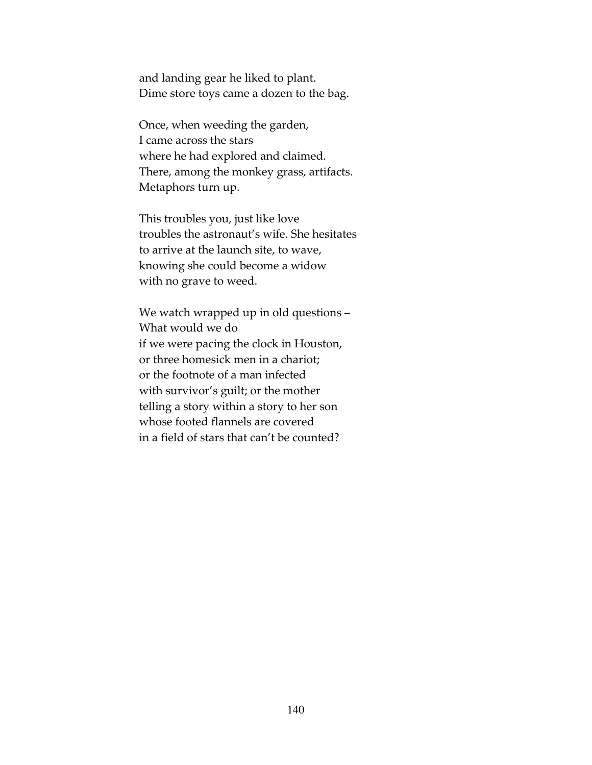and landing gear he liked to plant.  
Dime store toys came a dozen to the bag.

Once, when weeding the garden,  
I came across the stars  
where he had explored and claimed.  
There, among the monkey grass, artifacts.  
Metaphors turn up.

This troubles you, just like love  
troubles the astronaut's wife. She hesitates  
to arrive at the launch site, to wave,  
knowing she could become a widow  
with no grave to weed.

We watch wrapped up in old questions –  
What would we do  
if we were pacing the clock in Houston,  
or three homesick men in a chariot;  
or the footnote of a man infected  
with survivor's guilt; or the mother  
telling a story within a story to her son  
whose footed flannels are covered  
in a field of stars that can't be counted?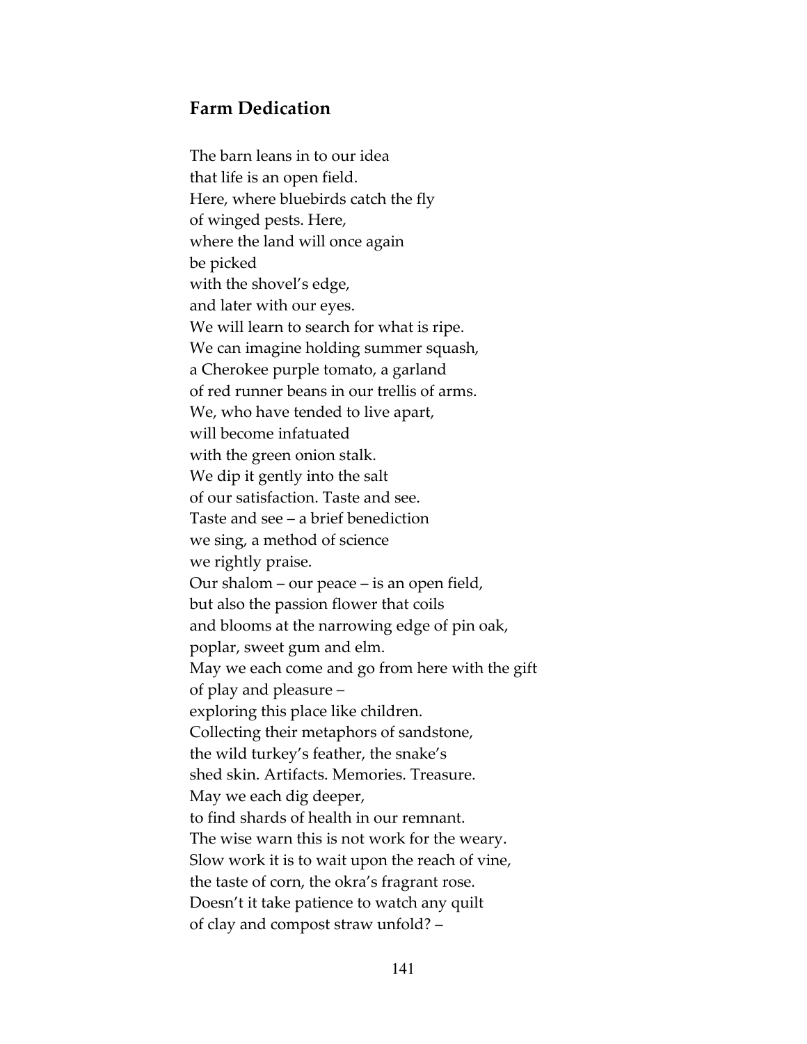## Farm Dedication

The barn leans in to our idea  
that life is an open field.  
Here, where bluebirds catch the fly  
of winged pests. Here,  
where the land will once again  
be picked  
with the shovel's edge,  
and later with our eyes.  
We will learn to search for what is ripe.  
We can imagine holding summer squash,  
a Cherokee purple tomato, a garland  
of red runner beans in our trellis of arms.  
We, who have tended to live apart,  
will become infatuated  
with the green onion stalk.  
We dip it gently into the salt  
of our satisfaction. Taste and see.  
Taste and see – a brief benediction  
we sing, a method of science  
we rightly praise.  
Our shalom – our peace – is an open field,  
but also the passion flower that coils  
and blooms at the narrowing edge of pin oak,  
poplar, sweet gum and elm.  
May we each come and go from here with the gift  
of play and pleasure –  
exploring this place like children.  
Collecting their metaphors of sandstone,  
the wild turkey's feather, the snake's  
shed skin. Artifacts. Memories. Treasure.  
May we each dig deeper,  
to find shards of health in our remnant.  
The wise warn this is not work for the weary.  
Slow work it is to wait upon the reach of vine,  
the taste of corn, the okra's fragrant rose.  
Doesn't it take patience to watch any quilt  
of clay and compost straw unfold? –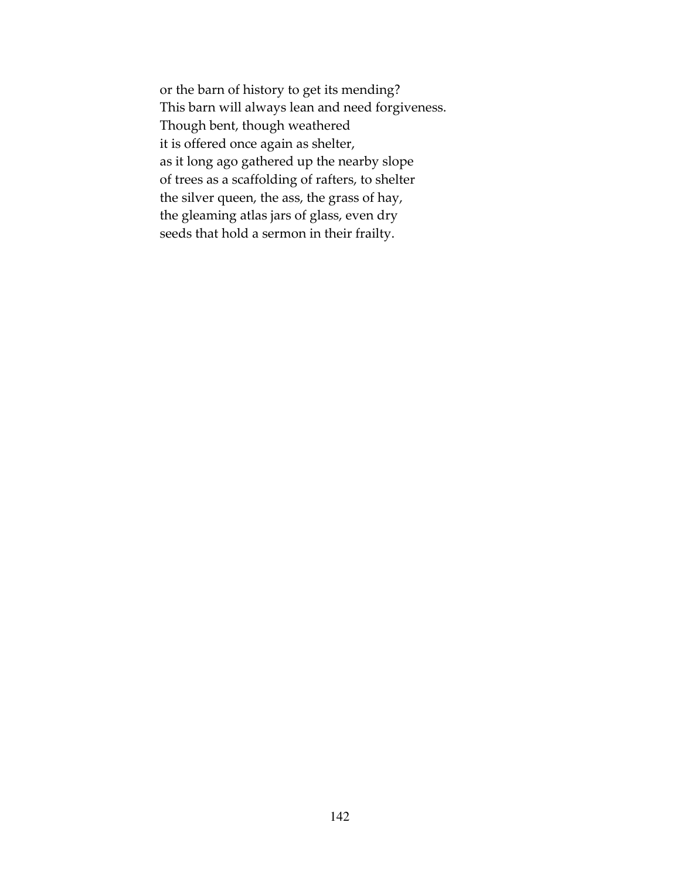or the barn of history to get its mending?  
This barn will always lean and need forgiveness.  
Though bent, though weathered  
it is offered once again as shelter,  
as it long ago gathered up the nearby slope  
of trees as a scaffolding of rafters, to shelter  
the silver queen, the ass, the grass of hay,  
the gleaming atlas jars of glass, even dry  
seeds that hold a sermon in their frailty.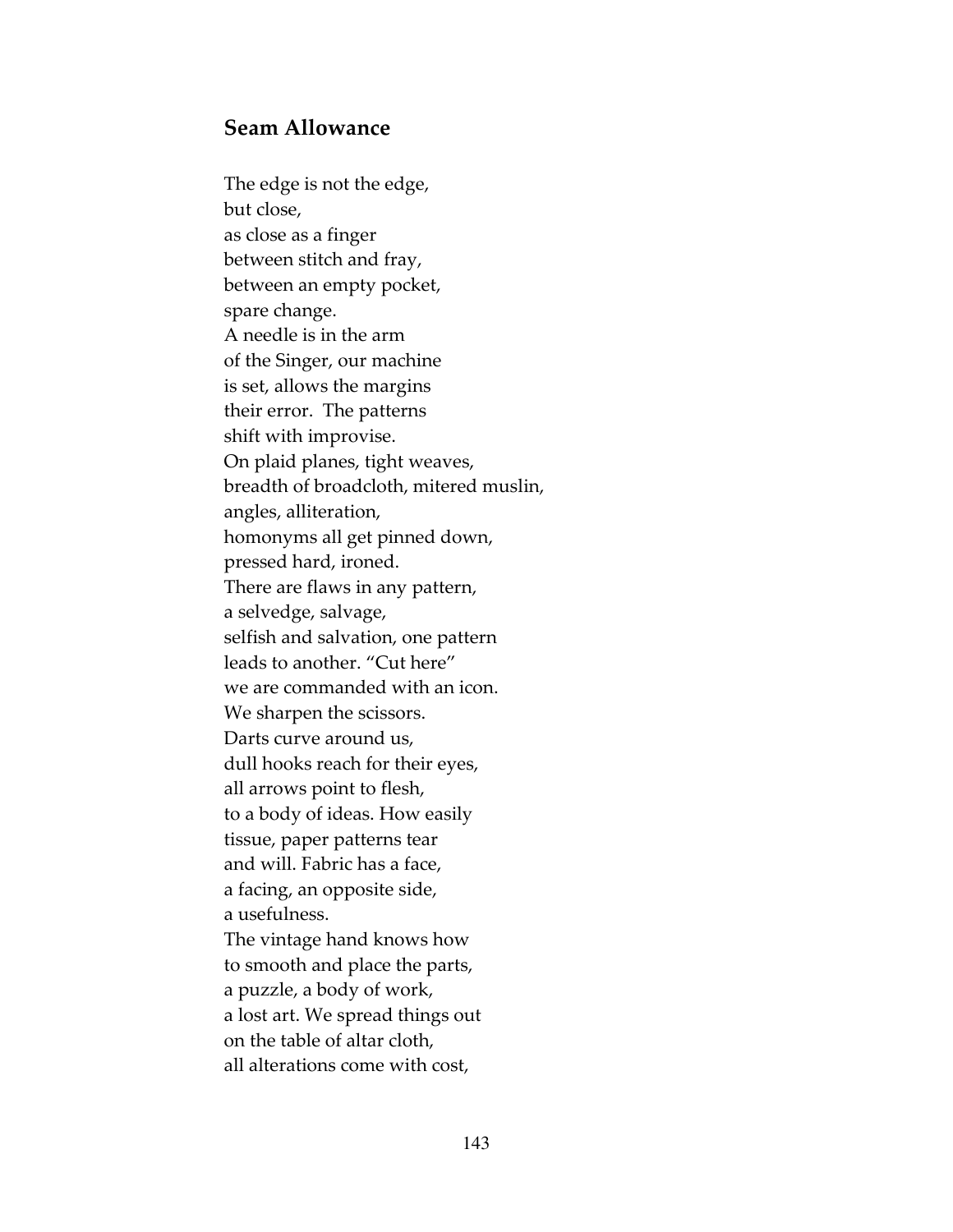## Seam Allowance

The edge is not the edge,  
but close,  
as close as a finger  
between stitch and fray,  
between an empty pocket,  
spare change.  
A needle is in the arm  
of the Singer, our machine  
is set, allows the margins  
their error.  The patterns  
shift with improvise.  
On plaid planes, tight weaves,  
breadth of broadcloth, mitered muslin,  
angles, alliteration,  
homonyms all get pinned down,  
pressed hard, ironed.  
There are flaws in any pattern,  
a selvedge, salvage,  
selfish and salvation, one pattern  
leads to another. "Cut here"  
we are commanded with an icon.  
We sharpen the scissors.  
Darts curve around us,  
dull hooks reach for their eyes,  
all arrows point to flesh,  
to a body of ideas. How easily  
tissue, paper patterns tear  
and will. Fabric has a face,  
a facing, an opposite side,  
a usefulness.  
The vintage hand knows how  
to smooth and place the parts,  
a puzzle, a body of work,  
a lost art. We spread things out  
on the table of altar cloth,  
all alterations come with cost,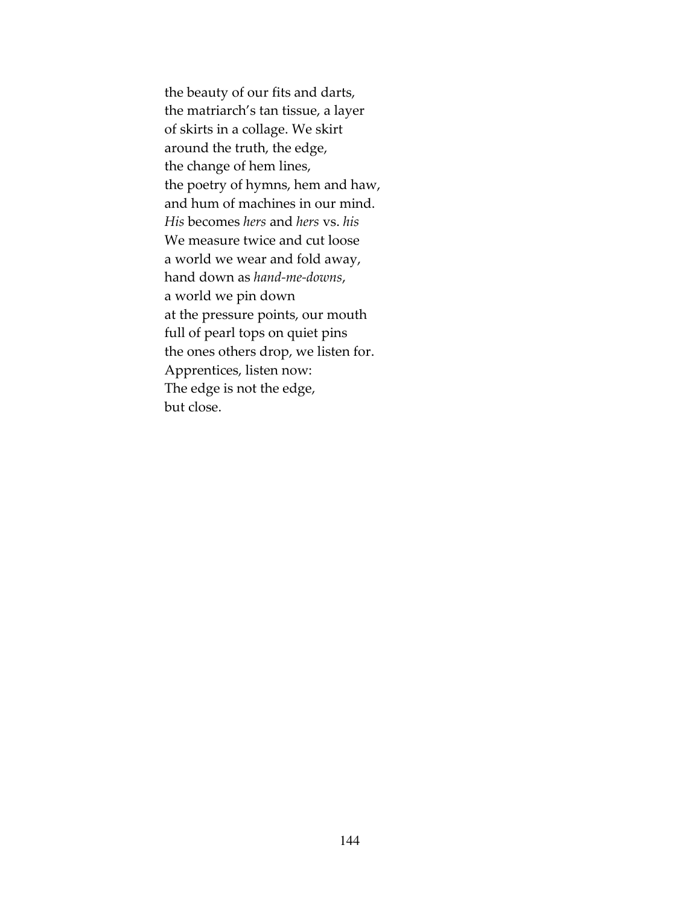the beauty of our fits and darts,  
the matriarch's tan tissue, a layer  
of skirts in a collage. We skirt  
around the truth, the edge,  
the change of hem lines,  
the poetry of hymns, hem and haw,  
and hum of machines in our mind.  
*His* becomes *hers* and *hers* vs. *his*  
We measure twice and cut loose  
a world we wear and fold away,  
hand down as *hand-me-downs*,  
a world we pin down  
at the pressure points, our mouth  
full of pearl tops on quiet pins  
the ones others drop, we listen for.  
Apprentices, listen now:  
The edge is not the edge,  
but close.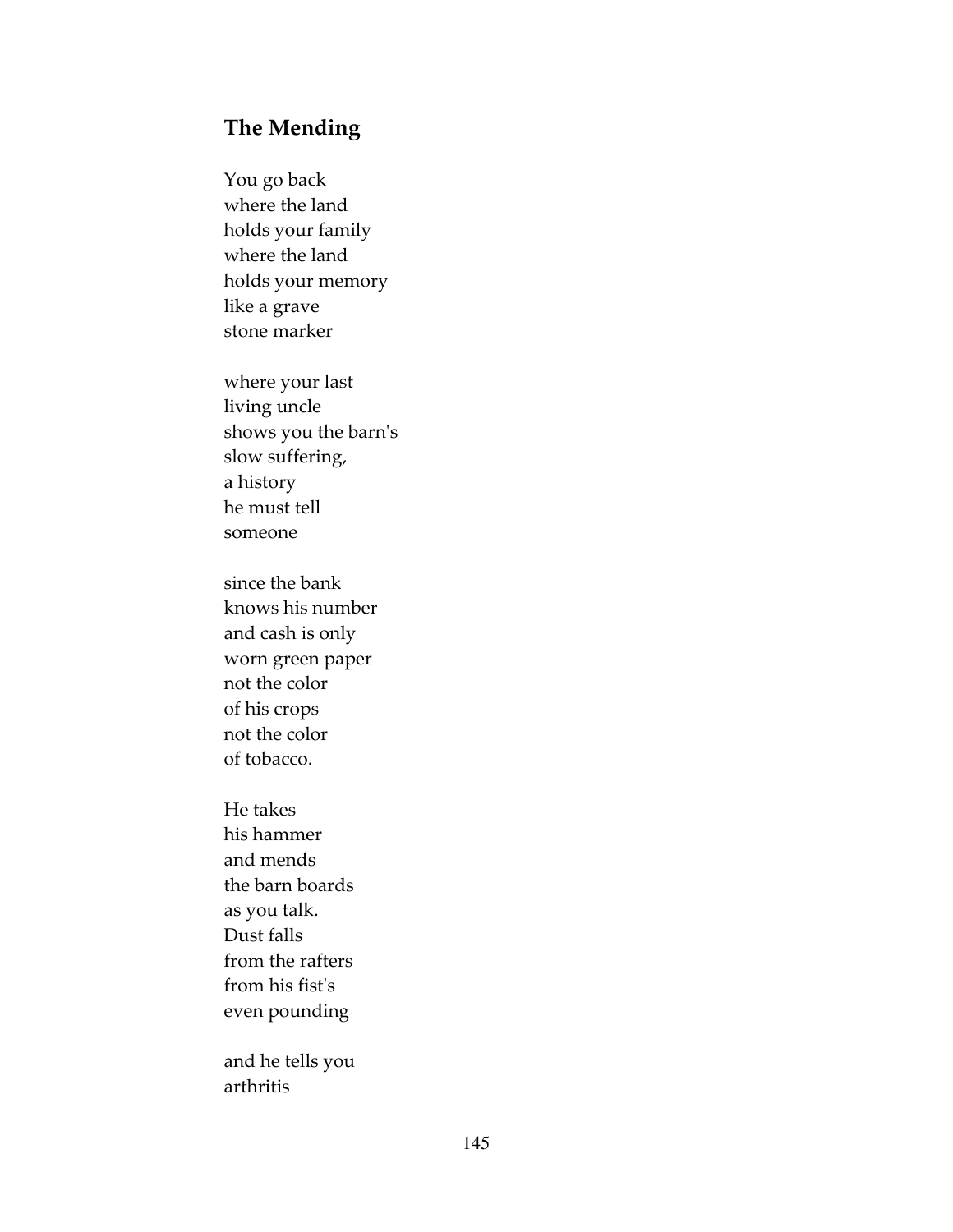## The Mending

You go back  
where the land  
holds your family  
where the land  
holds your memory  
like a grave  
stone marker

where your last  
living uncle  
shows you the barn's  
slow suffering,  
a history  
he must tell  
someone

since the bank  
knows his number  
and cash is only  
worn green paper  
not the color  
of his crops  
not the color  
of tobacco.

He takes  
his hammer  
and mends  
the barn boards  
as you talk.  
Dust falls  
from the rafters  
from his fist's  
even pounding

and he tells you  
arthritis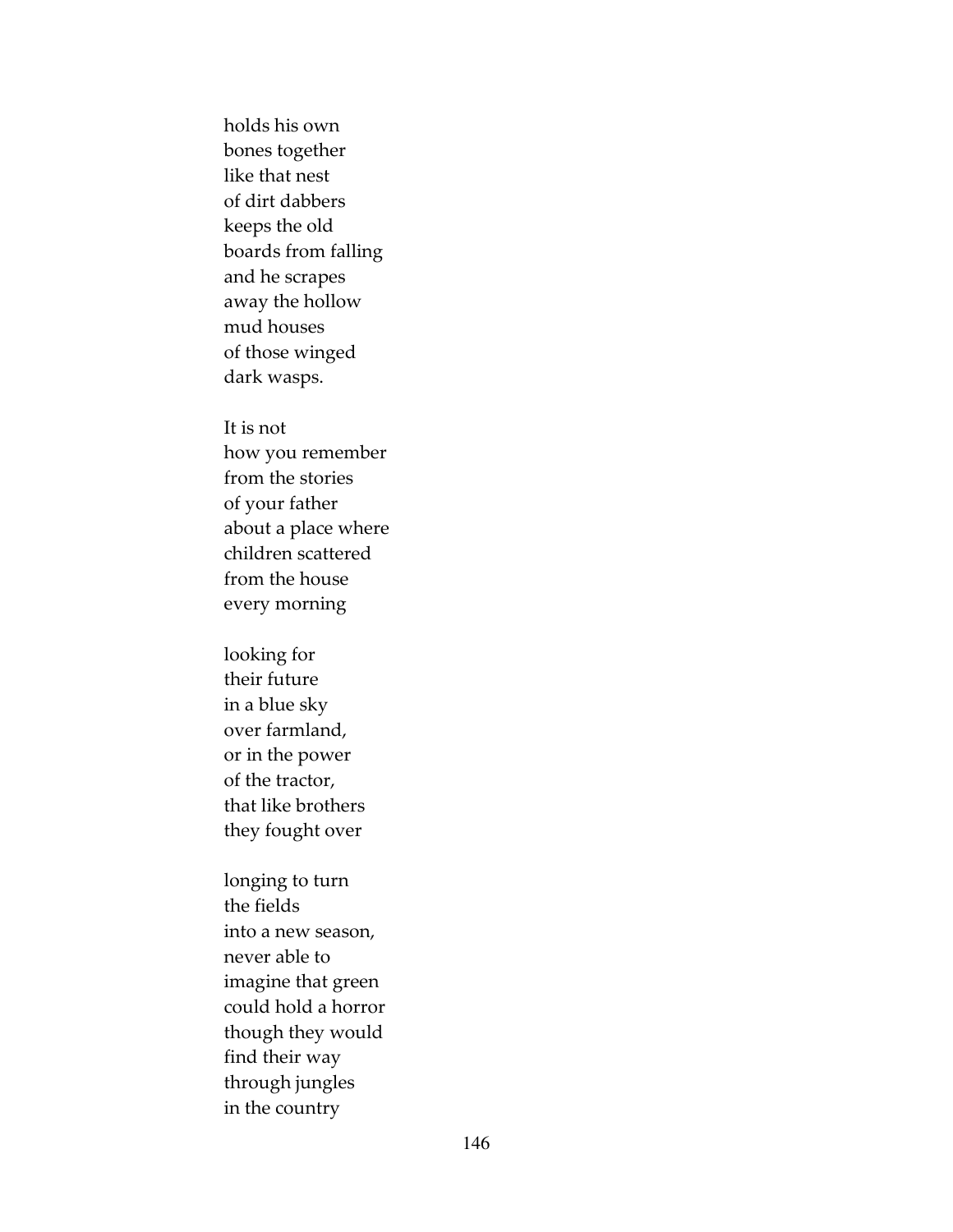holds his own  
bones together  
like that nest  
of dirt dabbers  
keeps the old  
boards from falling  
and he scrapes  
away the hollow  
mud houses  
of those winged  
dark wasps.

It is not  
how you remember  
from the stories  
of your father  
about a place where  
children scattered  
from the house  
every morning

looking for  
their future  
in a blue sky  
over farmland,  
or in the power  
of the tractor,  
that like brothers  
they fought over

longing to turn  
the fields  
into a new season,  
never able to  
imagine that green  
could hold a horror  
though they would  
find their way  
through jungles  
in the country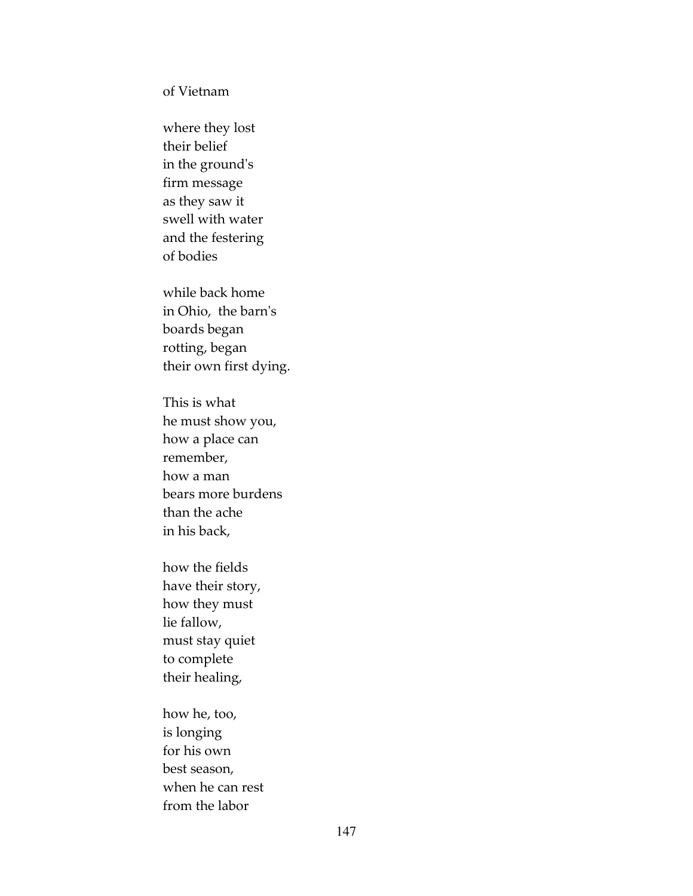of Vietnam

where they lost  
their belief  
in the ground's  
firm message  
as they saw it  
swell with water  
and the festering  
of bodies

while back home  
in Ohio, the barn's  
boards began  
rotting, began  
their own first dying.

This is what  
he must show you,  
how a place can  
remember,  
how a man  
bears more burdens  
than the ache  
in his back,

how the fields  
have their story,  
how they must  
lie fallow,  
must stay quiet  
to complete  
their healing,

how he, too,  
is longing  
for his own  
best season,  
when he can rest  
from the labor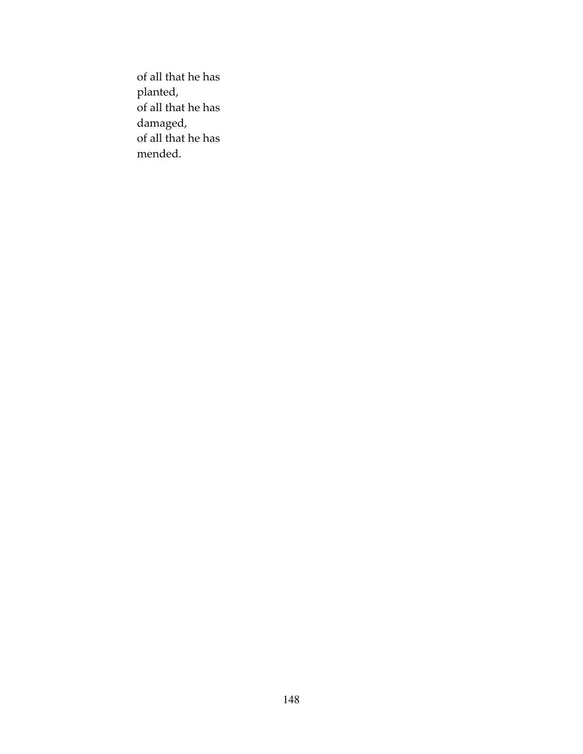of all that he has  
planted,  
of all that he has  
damaged,  
of all that he has  
mended.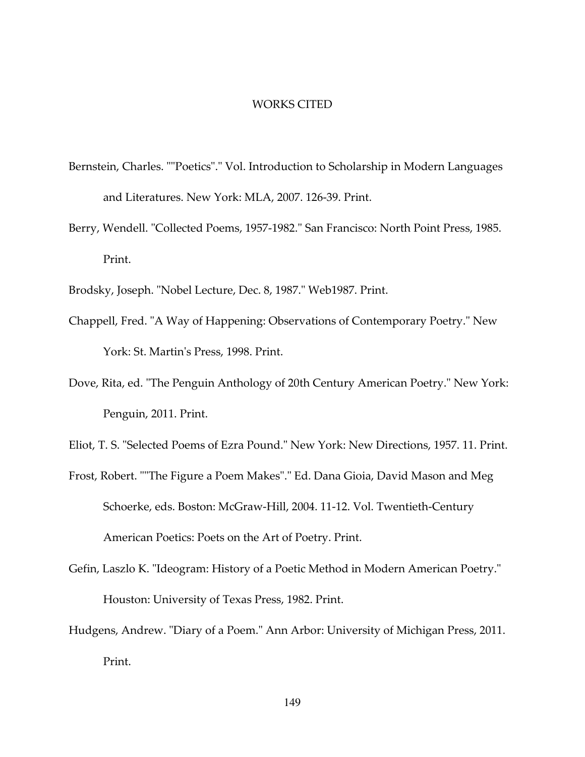# WORKS CITED

Bernstein, Charles. ""Poetics"." Vol. Introduction to Scholarship in Modern Languages and Literatures. New York: MLA, 2007. 126-39. Print.

Berry, Wendell. "Collected Poems, 1957-1982." San Francisco: North Point Press, 1985. Print.

Brodsky, Joseph. "Nobel Lecture, Dec. 8, 1987." Web1987. Print.

Chappell, Fred. "A Way of Happening: Observations of Contemporary Poetry." New York: St. Martin's Press, 1998. Print.

Dove, Rita, ed. "The Penguin Anthology of 20th Century American Poetry." New York: Penguin, 2011. Print.

Eliot, T. S. "Selected Poems of Ezra Pound." New York: New Directions, 1957. 11. Print.

Frost, Robert. ""The Figure a Poem Makes"." Ed. Dana Gioia, David Mason and Meg Schoerke, eds. Boston: McGraw-Hill, 2004. 11-12. Vol. Twentieth-Century American Poetics: Poets on the Art of Poetry. Print.

Gefin, Laszlo K. "Ideogram: History of a Poetic Method in Modern American Poetry." Houston: University of Texas Press, 1982. Print.

Hudgens, Andrew. "Diary of a Poem." Ann Arbor: University of Michigan Press, 2011. Print.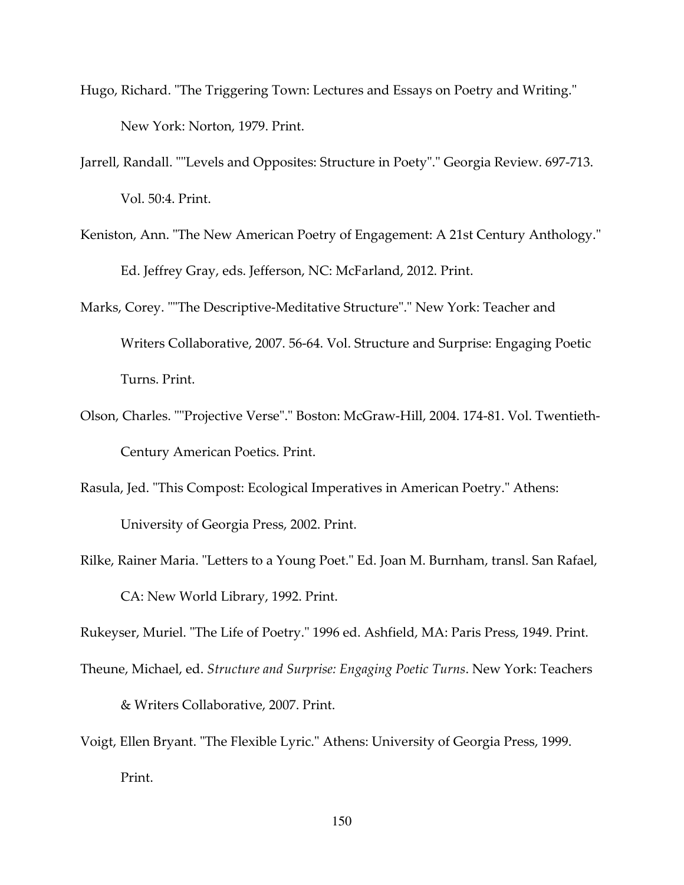Hugo, Richard. "The Triggering Town: Lectures and Essays on Poetry and Writing." New York: Norton, 1979. Print.

Jarrell, Randall. ""Levels and Opposites: Structure in Poety"." Georgia Review. 697-713. Vol. 50:4. Print.

Keniston, Ann. "The New American Poetry of Engagement: A 21st Century Anthology." Ed. Jeffrey Gray, eds. Jefferson, NC: McFarland, 2012. Print.

Marks, Corey. ""The Descriptive-Meditative Structure"." New York: Teacher and Writers Collaborative, 2007. 56-64. Vol. Structure and Surprise: Engaging Poetic Turns. Print.

Olson, Charles. ""Projective Verse"." Boston: McGraw-Hill, 2004. 174-81. Vol. Twentieth-Century American Poetics. Print.

Rasula, Jed. "This Compost: Ecological Imperatives in American Poetry." Athens: University of Georgia Press, 2002. Print.

Rilke, Rainer Maria. "Letters to a Young Poet." Ed. Joan M. Burnham, transl. San Rafael, CA: New World Library, 1992. Print.

Rukeyser, Muriel. "The Life of Poetry." 1996 ed. Ashfield, MA: Paris Press, 1949. Print.

Theune, Michael, ed. *Structure and Surprise: Engaging Poetic Turns*. New York: Teachers & Writers Collaborative, 2007. Print.

Voigt, Ellen Bryant. "The Flexible Lyric." Athens: University of Georgia Press, 1999. Print.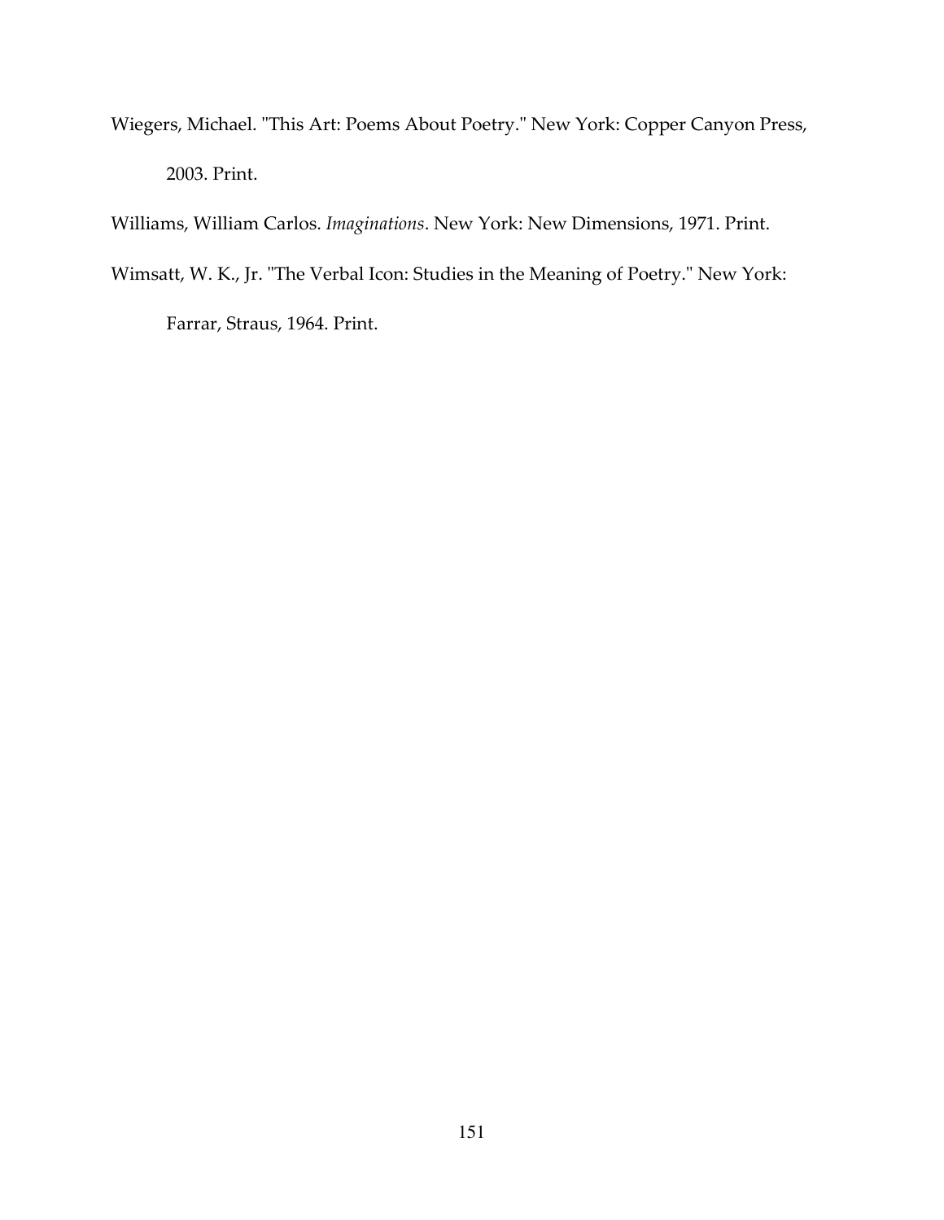Wiegers, Michael. "This Art: Poems About Poetry." New York: Copper Canyon Press, 2003. Print.

Williams, William Carlos. *Imaginations*. New York: New Dimensions, 1971. Print.

Wimsatt, W. K., Jr. "The Verbal Icon: Studies in the Meaning of Poetry." New York: Farrar, Straus, 1964. Print.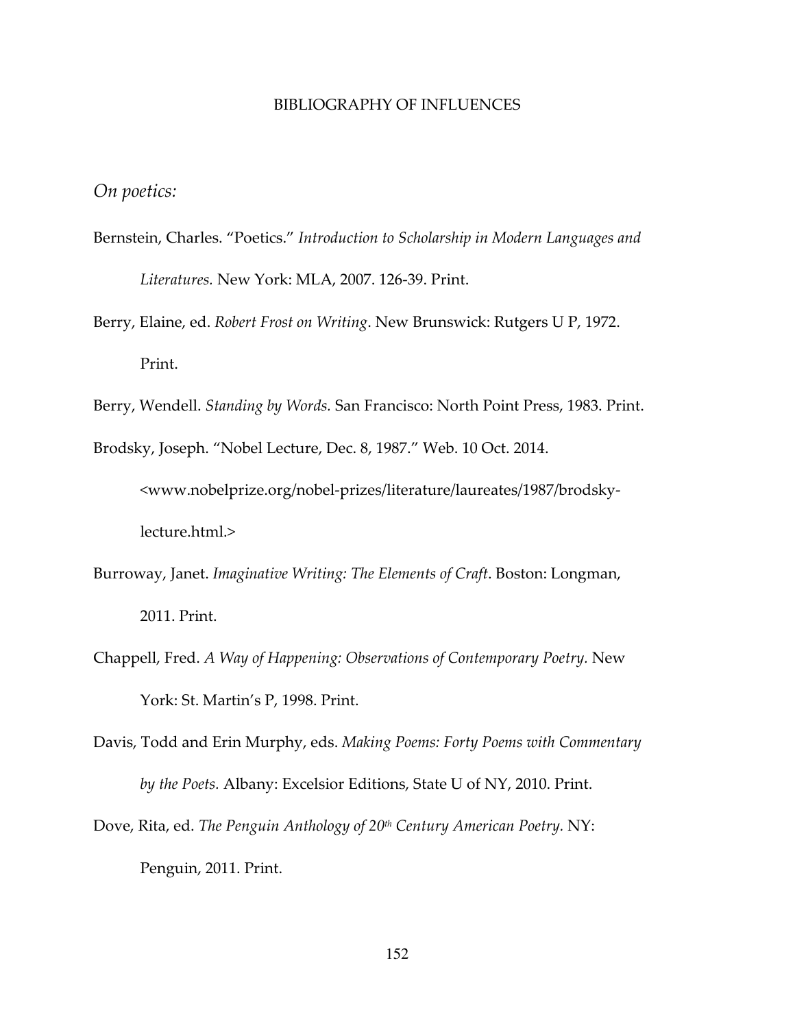# BIBLIOGRAPHY OF INFLUENCES

*On poetics:*

Bernstein, Charles. "Poetics." *Introduction to Scholarship in Modern Languages and Literatures.* New York: MLA, 2007. 126-39. Print.

Berry, Elaine, ed. *Robert Frost on Writing*. New Brunswick: Rutgers U P, 1972. Print.

Berry, Wendell. *Standing by Words.* San Francisco: North Point Press, 1983. Print.

Brodsky, Joseph. "Nobel Lecture, Dec. 8, 1987." Web. 10 Oct. 2014. <www.nobelprize.org/nobel-prizes/literature/laureates/1987/brodsky-lecture.html.>

Burroway, Janet. *Imaginative Writing: The Elements of Craft*. Boston: Longman, 2011. Print.

Chappell, Fred. *A Way of Happening: Observations of Contemporary Poetry.* New York: St. Martin's P, 1998. Print.

Davis, Todd and Erin Murphy, eds. *Making Poems: Forty Poems with Commentary by the Poets.* Albany: Excelsior Editions, State U of NY, 2010. Print.

Dove, Rita, ed. *The Penguin Anthology of 20th Century American Poetry.* NY: Penguin, 2011. Print.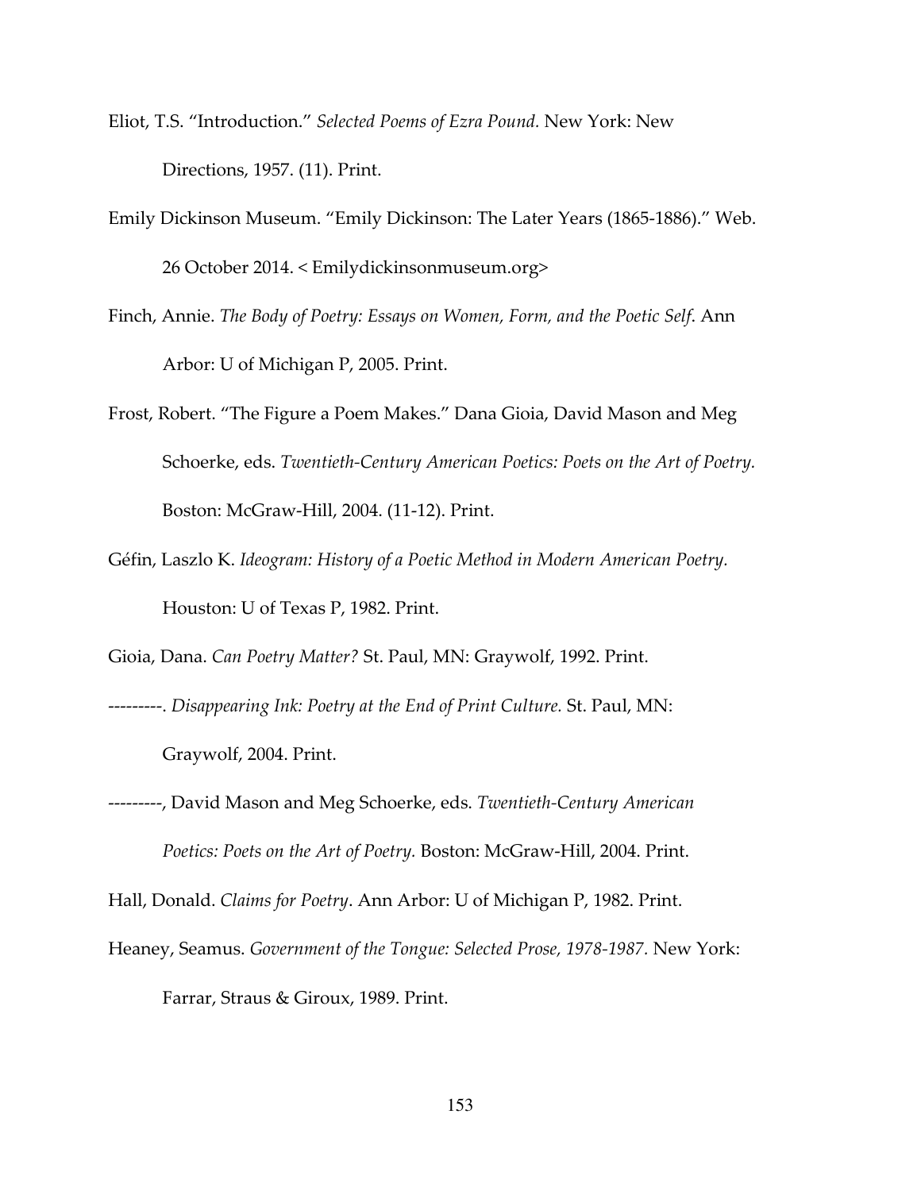Eliot, T.S. "Introduction." *Selected Poems of Ezra Pound.* New York: New Directions, 1957. (11). Print.

Emily Dickinson Museum. "Emily Dickinson: The Later Years (1865-1886)." Web. 26 October 2014. < Emilydickinsonmuseum.org>

Finch, Annie. *The Body of Poetry: Essays on Women, Form, and the Poetic Self.* Ann Arbor: U of Michigan P, 2005. Print.

Frost, Robert. "The Figure a Poem Makes." Dana Gioia, David Mason and Meg Schoerke, eds. *Twentieth-Century American Poetics: Poets on the Art of Poetry.* Boston: McGraw-Hill, 2004. (11-12). Print.

Géfin, Laszlo K. *Ideogram: History of a Poetic Method in Modern American Poetry.* Houston: U of Texas P, 1982. Print.

Gioia, Dana. *Can Poetry Matter?* St. Paul, MN: Graywolf, 1992. Print.

---------. *Disappearing Ink: Poetry at the End of Print Culture.* St. Paul, MN: Graywolf, 2004. Print.

---------, David Mason and Meg Schoerke, eds. *Twentieth-Century American Poetics: Poets on the Art of Poetry.* Boston: McGraw-Hill, 2004. Print.

Hall, Donald. *Claims for Poetry*. Ann Arbor: U of Michigan P, 1982. Print.

Heaney, Seamus. *Government of the Tongue: Selected Prose, 1978-1987.* New York: Farrar, Straus & Giroux, 1989. Print.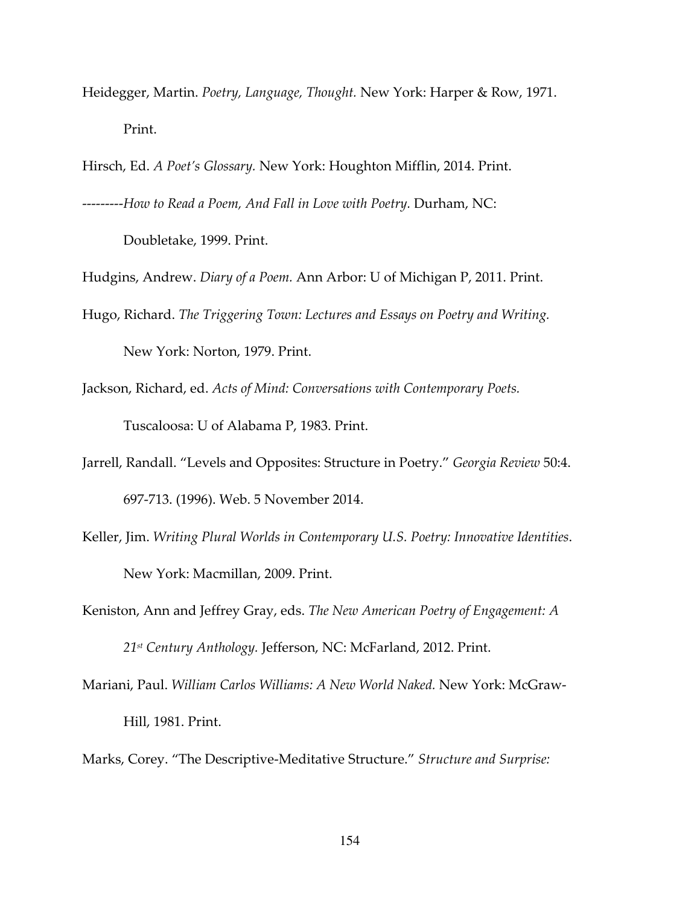Heidegger, Martin. *Poetry, Language, Thought.* New York: Harper & Row, 1971. Print.

Hirsch, Ed. *A Poet's Glossary.* New York: Houghton Mifflin, 2014. Print.

---------*How to Read a Poem, And Fall in Love with Poetry.* Durham, NC: Doubletake, 1999. Print.

Hudgins, Andrew. *Diary of a Poem.* Ann Arbor: U of Michigan P, 2011. Print.

Hugo, Richard. *The Triggering Town: Lectures and Essays on Poetry and Writing.* New York: Norton, 1979. Print.

Jackson, Richard, ed. *Acts of Mind: Conversations with Contemporary Poets.* Tuscaloosa: U of Alabama P, 1983. Print.

Jarrell, Randall. "Levels and Opposites: Structure in Poetry." *Georgia Review* 50:4. 697-713. (1996). Web. 5 November 2014.

Keller, Jim. *Writing Plural Worlds in Contemporary U.S. Poetry: Innovative Identities*. New York: Macmillan, 2009. Print.

Keniston, Ann and Jeffrey Gray, eds. *The New American Poetry of Engagement: A 21st Century Anthology.* Jefferson, NC: McFarland, 2012. Print.

Mariani, Paul. *William Carlos Williams: A New World Naked.* New York: McGraw-Hill, 1981. Print.

Marks, Corey. "The Descriptive-Meditative Structure." *Structure and Surprise:*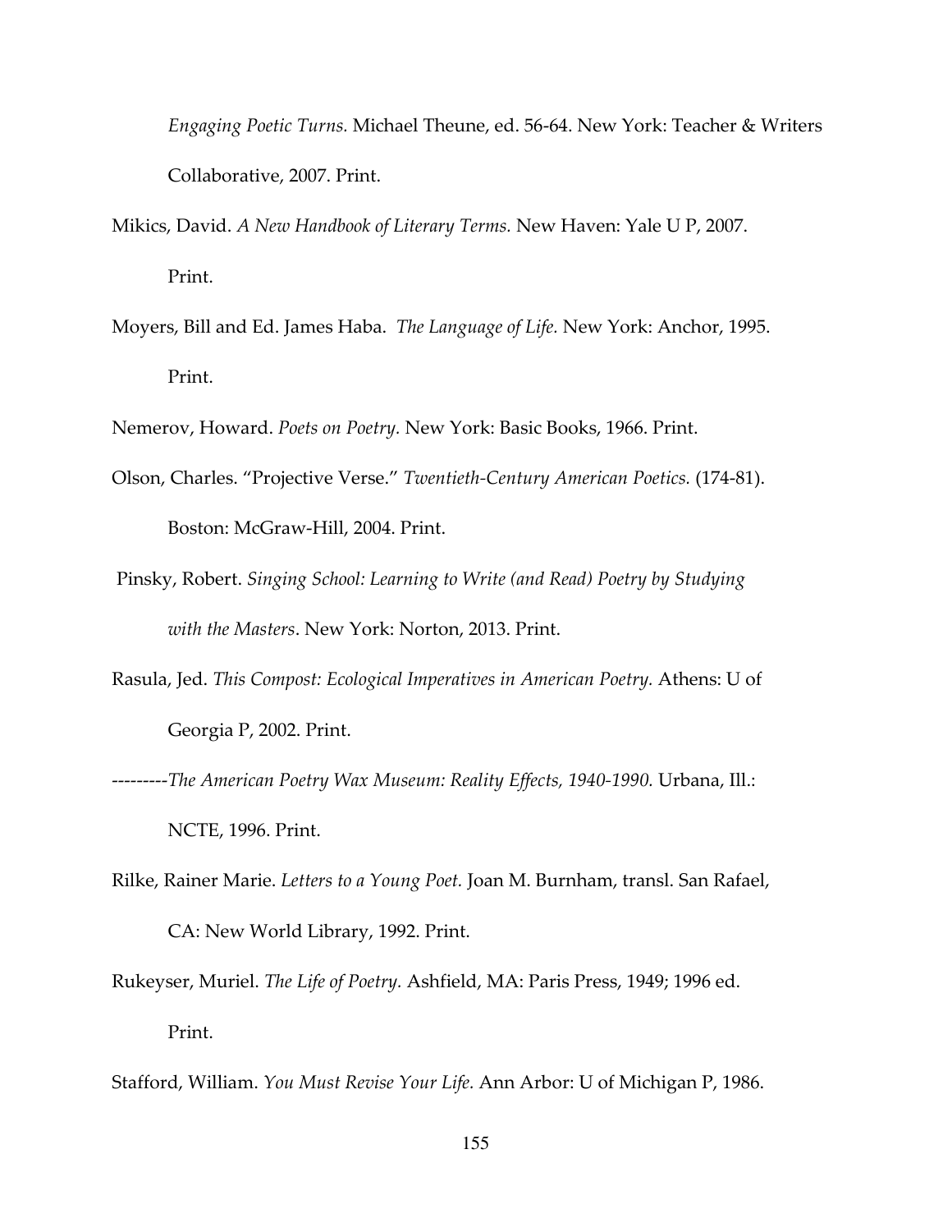*Engaging Poetic Turns.* Michael Theune, ed. 56-64. New York: Teacher & Writers Collaborative, 2007. Print.

Mikics, David. *A New Handbook of Literary Terms.* New Haven: Yale U P, 2007. Print.

Moyers, Bill and Ed. James Haba. *The Language of Life.* New York: Anchor, 1995. Print.

Nemerov, Howard. *Poets on Poetry.* New York: Basic Books, 1966. Print.

Olson, Charles. "Projective Verse." *Twentieth-Century American Poetics.* (174-81). Boston: McGraw-Hill, 2004. Print.

Pinsky, Robert. *Singing School: Learning to Write (and Read) Poetry by Studying with the Masters*. New York: Norton, 2013. Print.

Rasula, Jed. *This Compost: Ecological Imperatives in American Poetry.* Athens: U of Georgia P, 2002. Print.

---------*The American Poetry Wax Museum: Reality Effects, 1940-1990.* Urbana, Ill.: NCTE, 1996. Print.

Rilke, Rainer Marie. *Letters to a Young Poet.* Joan M. Burnham, transl. San Rafael, CA: New World Library, 1992. Print.

Rukeyser, Muriel. *The Life of Poetry.* Ashfield, MA: Paris Press, 1949; 1996 ed. Print.

Stafford, William. *You Must Revise Your Life.* Ann Arbor: U of Michigan P, 1986.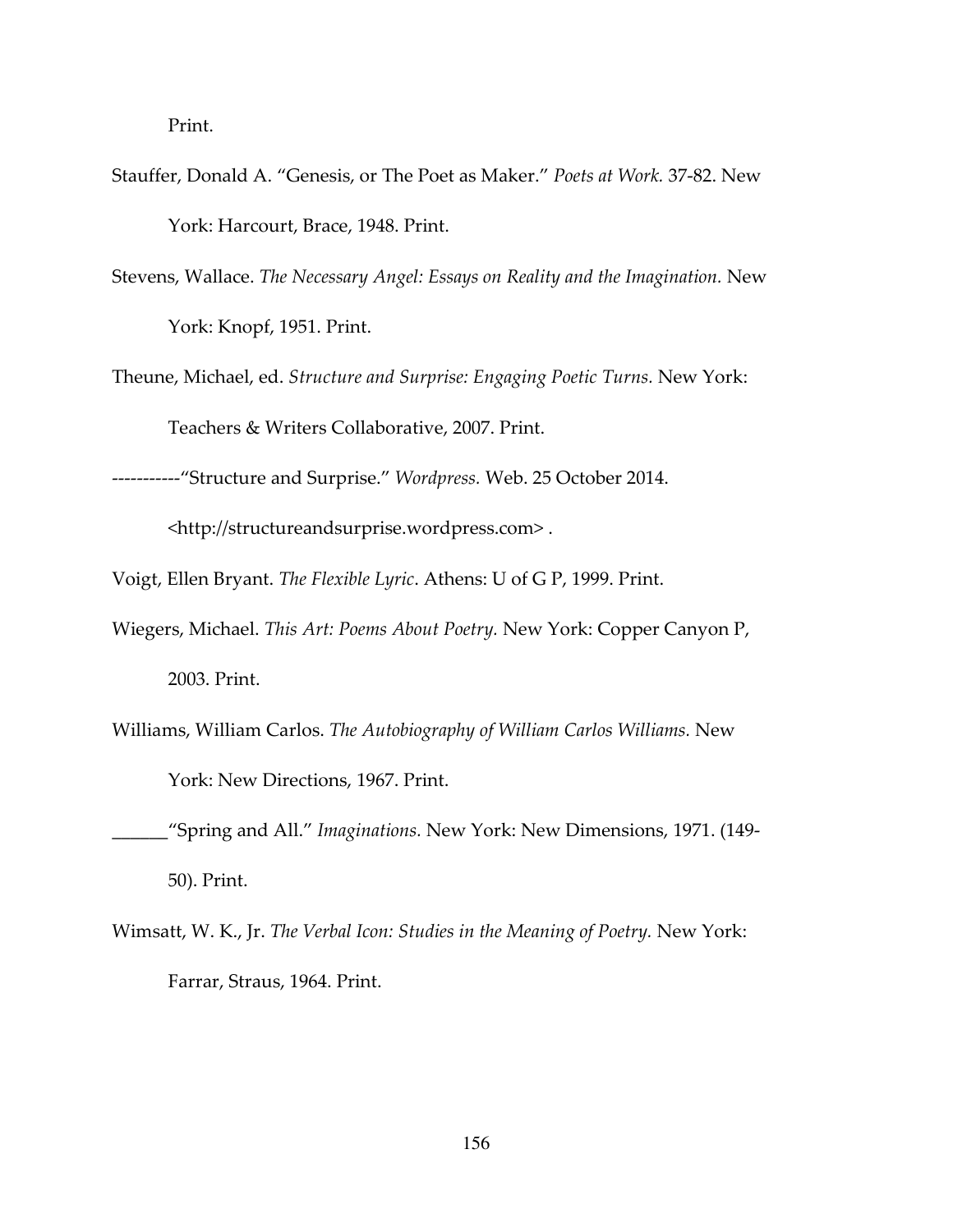Print.

Stauffer, Donald A. "Genesis, or The Poet as Maker." *Poets at Work.* 37-82. New York: Harcourt, Brace, 1948. Print.

Stevens, Wallace. *The Necessary Angel: Essays on Reality and the Imagination.* New York: Knopf, 1951. Print.

Theune, Michael, ed. *Structure and Surprise: Engaging Poetic Turns.* New York: Teachers & Writers Collaborative, 2007. Print.

-----------"Structure and Surprise." *Wordpress.* Web. 25 October 2014. <http://structureandsurprise.wordpress.com> .

Voigt, Ellen Bryant. *The Flexible Lyric*. Athens: U of G P, 1999. Print.

Wiegers, Michael. *This Art: Poems About Poetry.* New York: Copper Canyon P, 2003. Print.

Williams, William Carlos. *The Autobiography of William Carlos Williams.* New York: New Directions, 1967. Print.

______"Spring and All." *Imaginations.* New York: New Dimensions, 1971. (149-50). Print.

Wimsatt, W. K., Jr. *The Verbal Icon: Studies in the Meaning of Poetry.* New York: Farrar, Straus, 1964. Print.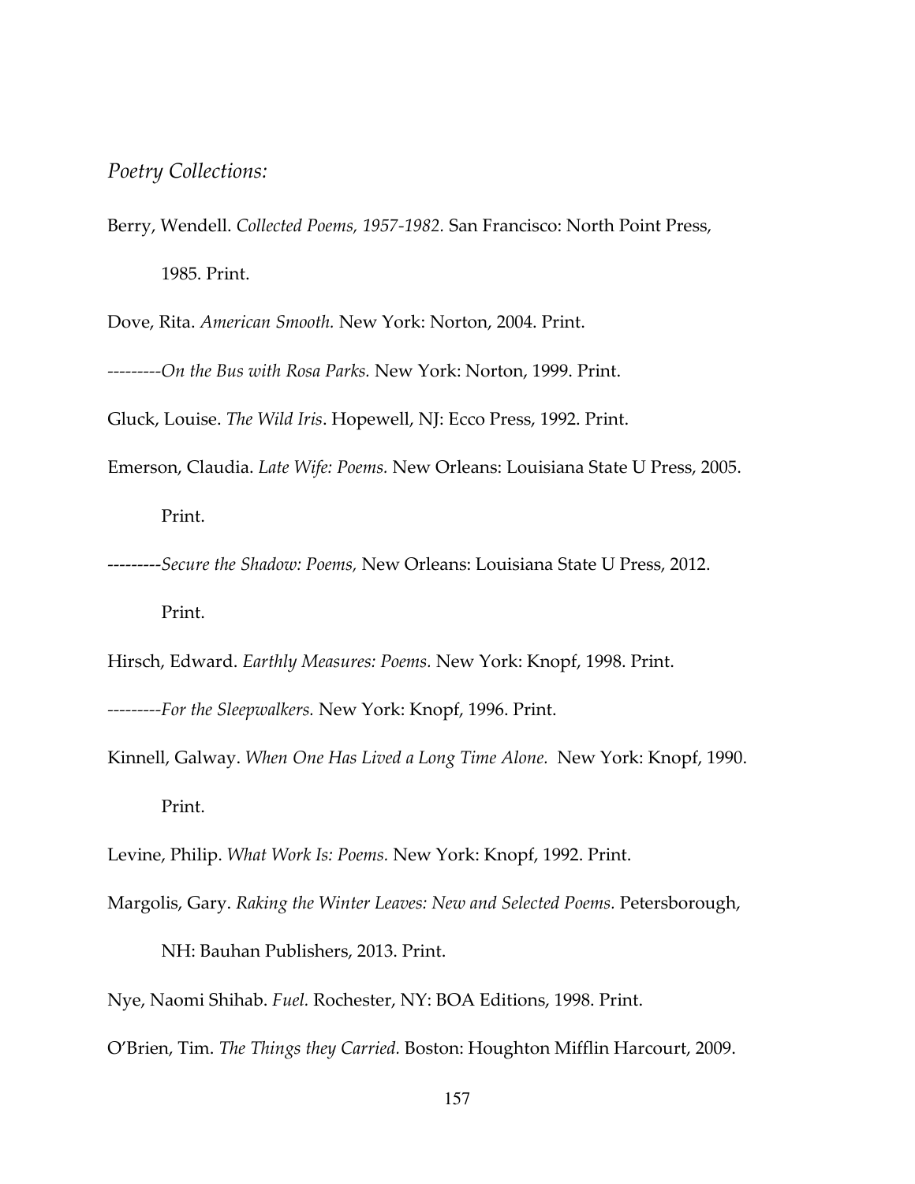*Poetry Collections:*

Berry, Wendell. *Collected Poems, 1957-1982.* San Francisco: North Point Press, 1985. Print.

Dove, Rita. *American Smooth.* New York: Norton, 2004. Print.

---------*On the Bus with Rosa Parks.* New York: Norton, 1999. Print.

Gluck, Louise. *The Wild Iris*. Hopewell, NJ: Ecco Press, 1992. Print.

Emerson, Claudia. *Late Wife: Poems.* New Orleans: Louisiana State U Press, 2005. Print.

---------*Secure the Shadow: Poems,* New Orleans: Louisiana State U Press, 2012. Print.

Hirsch, Edward. *Earthly Measures: Poems.* New York: Knopf, 1998. Print.

---------*For the Sleepwalkers.* New York: Knopf, 1996. Print.

Kinnell, Galway. *When One Has Lived a Long Time Alone.* New York: Knopf, 1990. Print.

Levine, Philip. *What Work Is: Poems.* New York: Knopf, 1992. Print.

Margolis, Gary. *Raking the Winter Leaves: New and Selected Poems.* Petersborough, NH: Bauhan Publishers, 2013. Print.

Nye, Naomi Shihab. *Fuel.* Rochester, NY: BOA Editions, 1998. Print.

O'Brien, Tim. *The Things they Carried.* Boston: Houghton Mifflin Harcourt, 2009.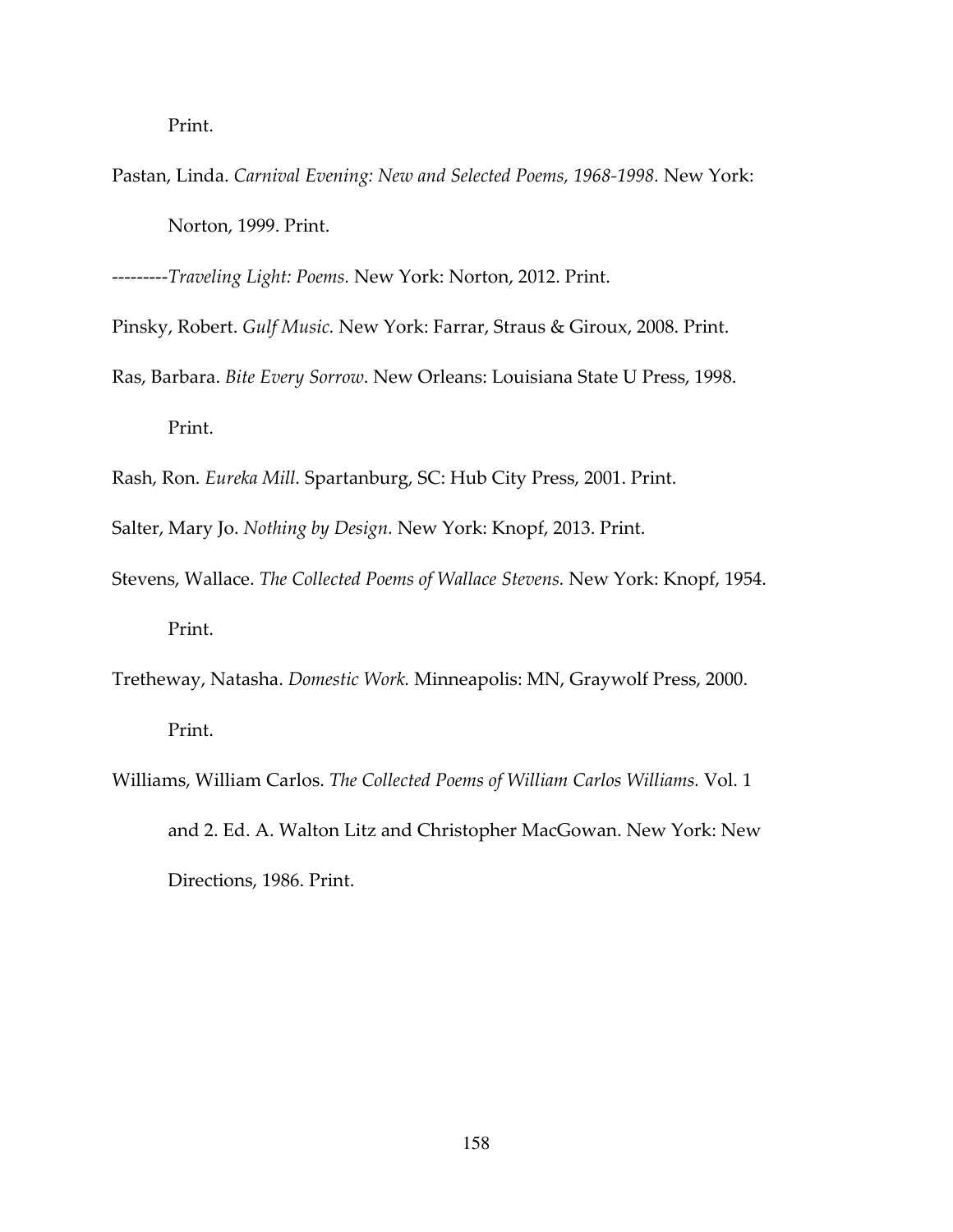Print.

Pastan, Linda. *Carnival Evening: New and Selected Poems, 1968-1998.* New York: Norton, 1999. Print.

---------*Traveling Light: Poems.* New York: Norton, 2012. Print.

Pinsky, Robert. *Gulf Music.* New York: Farrar, Straus & Giroux, 2008. Print.

Ras, Barbara. *Bite Every Sorrow*. New Orleans: Louisiana State U Press, 1998. Print.

Rash, Ron. *Eureka Mill.* Spartanburg, SC: Hub City Press, 2001. Print.

Salter, Mary Jo. *Nothing by Design.* New York: Knopf, 2013. Print.

Stevens, Wallace. *The Collected Poems of Wallace Stevens.* New York: Knopf, 1954. Print.

Tretheway, Natasha. *Domestic Work.* Minneapolis: MN, Graywolf Press, 2000. Print.

Williams, William Carlos. *The Collected Poems of William Carlos Williams.* Vol. 1 and 2. Ed. A. Walton Litz and Christopher MacGowan. New York: New Directions, 1986. Print.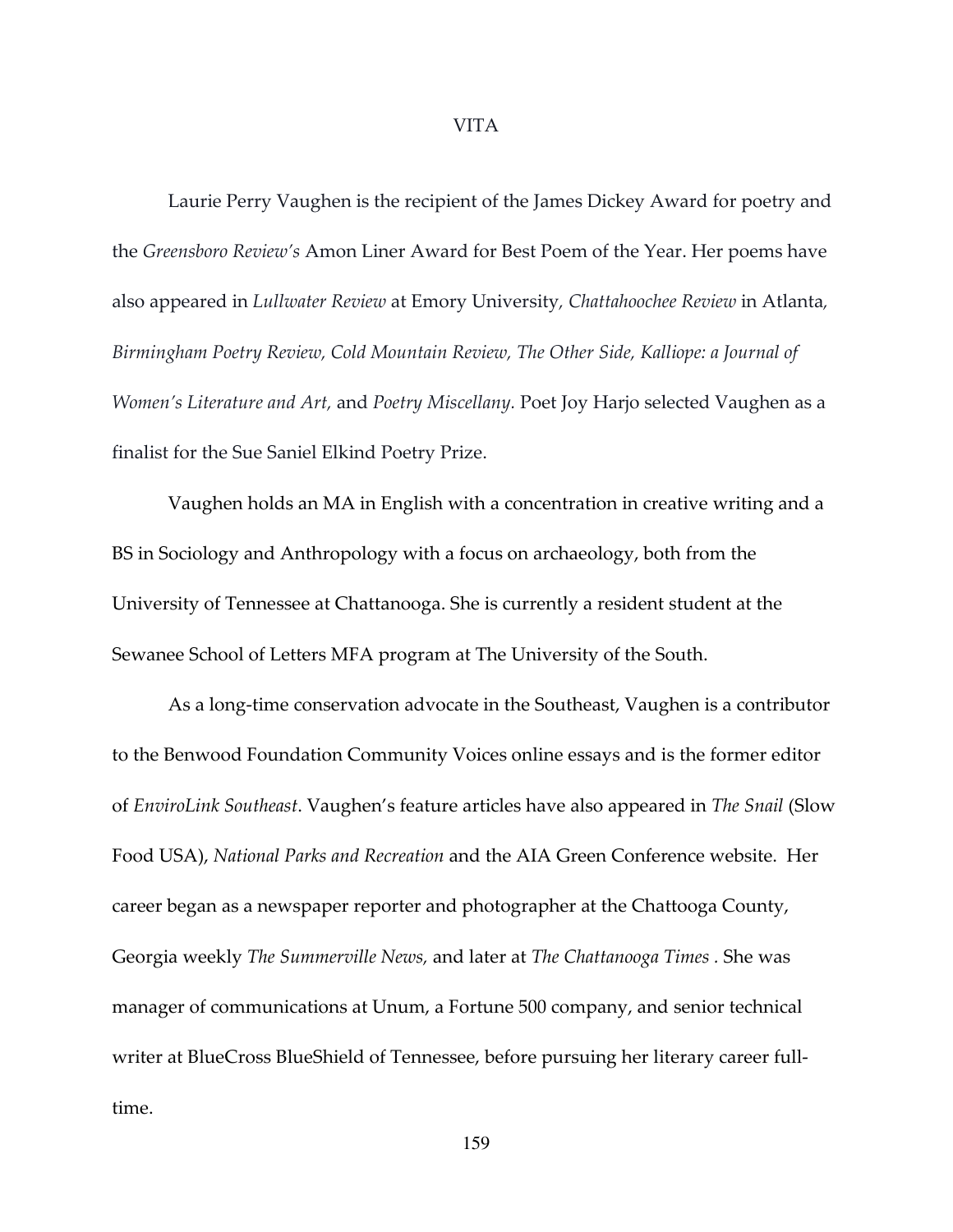# VITA

Laurie Perry Vaughen is the recipient of the James Dickey Award for poetry and the *Greensboro Review's* Amon Liner Award for Best Poem of the Year. Her poems have also appeared in *Lullwater Review* at Emory University*, Chattahoochee Review* in Atlanta*, Birmingham Poetry Review, Cold Mountain Review, The Other Side, Kalliope: a Journal of Women's Literature and Art,* and *Poetry Miscellany.* Poet Joy Harjo selected Vaughen as a finalist for the Sue Saniel Elkind Poetry Prize.

Vaughen holds an MA in English with a concentration in creative writing and a BS in Sociology and Anthropology with a focus on archaeology, both from the University of Tennessee at Chattanooga. She is currently a resident student at the Sewanee School of Letters MFA program at The University of the South.

As a long-time conservation advocate in the Southeast, Vaughen is a contributor to the Benwood Foundation Community Voices online essays and is the former editor of *EnviroLink Southeast*. Vaughen's feature articles have also appeared in *The Snail* (Slow Food USA), *National Parks and Recreation* and the AIA Green Conference website. Her career began as a newspaper reporter and photographer at the Chattooga County, Georgia weekly *The Summerville News,* and later at *The Chattanooga Times* . She was manager of communications at Unum, a Fortune 500 company, and senior technical writer at BlueCross BlueShield of Tennessee, before pursuing her literary career full-time.